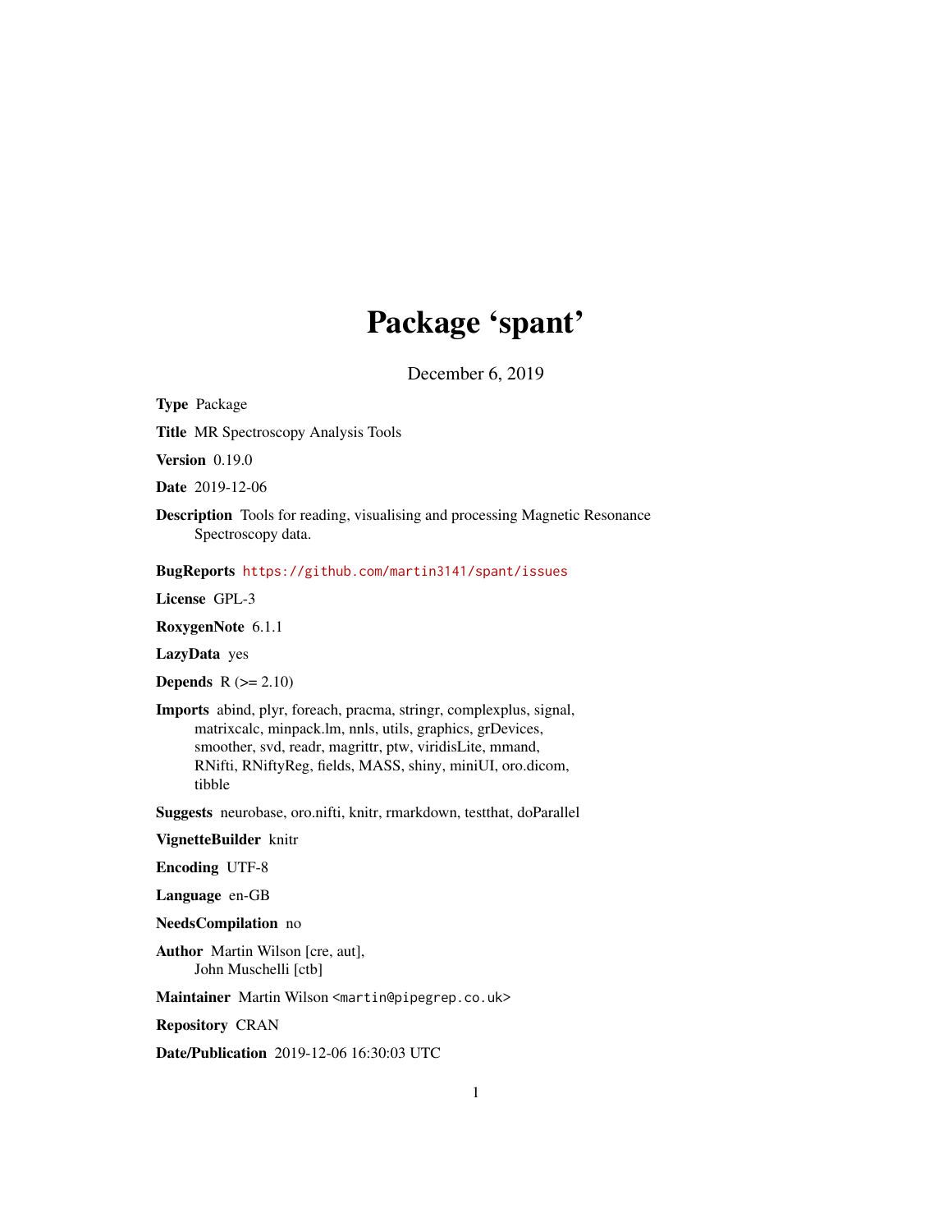# Package 'spant'

December 6, 2019

**Type** Package

**Title** MR Spectroscopy Analysis Tools

**Version** 0.19.0

**Date** 2019-12-06

**Description** Tools for reading, visualising and processing Magnetic Resonance Spectroscopy data.

**BugReports** https://github.com/martin3141/spant/issues

**License** GPL-3

**RoxygenNote** 6.1.1

**LazyData** yes

**Depends** R (>= 2.10)

**Imports** abind, plyr, foreach, pracma, stringr, complexplus, signal, matrixcalc, minpack.lm, nnls, utils, graphics, grDevices, smoother, svd, readr, magrittr, ptw, viridisLite, mmand, RNifti, RNiftyReg, fields, MASS, shiny, miniUI, oro.dicom, tibble

**Suggests** neurobase, oro.nifti, knitr, rmarkdown, testthat, doParallel

**VignetteBuilder** knitr

**Encoding** UTF-8

**Language** en-GB

**NeedsCompilation** no

**Author** Martin Wilson [cre, aut], John Muschelli [ctb]

**Maintainer** Martin Wilson <martin@pipegrep.co.uk>

**Repository** CRAN

**Date/Publication** 2019-12-06 16:30:03 UTC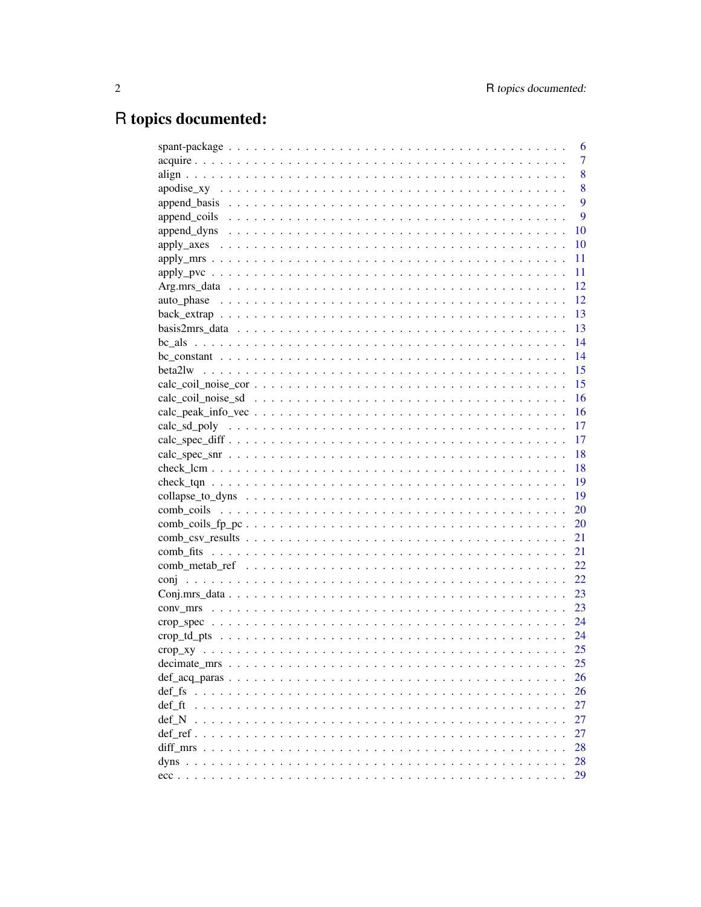# R topics documented:

spant-package . . . . . . . . . . . . . . . . . . . . . . . . . . . . . . . . . . . . . 6
acquire . . . . . . . . . . . . . . . . . . . . . . . . . . . . . . . . . . . . . . . . 7
align . . . . . . . . . . . . . . . . . . . . . . . . . . . . . . . . . . . . . . . . . 8
apodise_xy . . . . . . . . . . . . . . . . . . . . . . . . . . . . . . . . . . . . . . 8
append_basis . . . . . . . . . . . . . . . . . . . . . . . . . . . . . . . . . . . . . 9
append_coils . . . . . . . . . . . . . . . . . . . . . . . . . . . . . . . . . . . . . 9
append_dyns . . . . . . . . . . . . . . . . . . . . . . . . . . . . . . . . . . . . . 10
apply_axes . . . . . . . . . . . . . . . . . . . . . . . . . . . . . . . . . . . . . . 10
apply_mrs . . . . . . . . . . . . . . . . . . . . . . . . . . . . . . . . . . . . . . 11
apply_pvc . . . . . . . . . . . . . . . . . . . . . . . . . . . . . . . . . . . . . . 11
Arg.mrs_data . . . . . . . . . . . . . . . . . . . . . . . . . . . . . . . . . . . . 12
auto_phase . . . . . . . . . . . . . . . . . . . . . . . . . . . . . . . . . . . . . . 12
back_extrap . . . . . . . . . . . . . . . . . . . . . . . . . . . . . . . . . . . . . 13
basis2mrs_data . . . . . . . . . . . . . . . . . . . . . . . . . . . . . . . . . . . 13
bc_als . . . . . . . . . . . . . . . . . . . . . . . . . . . . . . . . . . . . . . . . 14
bc_constant . . . . . . . . . . . . . . . . . . . . . . . . . . . . . . . . . . . . . 14
beta2lw . . . . . . . . . . . . . . . . . . . . . . . . . . . . . . . . . . . . . . . 15
calc_coil_noise_cor . . . . . . . . . . . . . . . . . . . . . . . . . . . . . . . . . 15
calc_coil_noise_sd . . . . . . . . . . . . . . . . . . . . . . . . . . . . . . . . . 16
calc_peak_info_vec . . . . . . . . . . . . . . . . . . . . . . . . . . . . . . . . . 16
calc_sd_poly . . . . . . . . . . . . . . . . . . . . . . . . . . . . . . . . . . . . 17
calc_spec_diff . . . . . . . . . . . . . . . . . . . . . . . . . . . . . . . . . . . 17
calc_spec_snr . . . . . . . . . . . . . . . . . . . . . . . . . . . . . . . . . . . . 18
check_lcm . . . . . . . . . . . . . . . . . . . . . . . . . . . . . . . . . . . . . . 18
check_tqn . . . . . . . . . . . . . . . . . . . . . . . . . . . . . . . . . . . . . . 19
collapse_to_dyns . . . . . . . . . . . . . . . . . . . . . . . . . . . . . . . . . . 19
comb_coils . . . . . . . . . . . . . . . . . . . . . . . . . . . . . . . . . . . . . . 20
comb_coils_fp_pc . . . . . . . . . . . . . . . . . . . . . . . . . . . . . . . . . . 20
comb_csv_results . . . . . . . . . . . . . . . . . . . . . . . . . . . . . . . . . . 21
comb_fits . . . . . . . . . . . . . . . . . . . . . . . . . . . . . . . . . . . . . . 21
comb_metab_ref . . . . . . . . . . . . . . . . . . . . . . . . . . . . . . . . . . . 22
conj . . . . . . . . . . . . . . . . . . . . . . . . . . . . . . . . . . . . . . . . . 22
Conj.mrs_data . . . . . . . . . . . . . . . . . . . . . . . . . . . . . . . . . . . . 23
conv_mrs . . . . . . . . . . . . . . . . . . . . . . . . . . . . . . . . . . . . . . . 23
crop_spec . . . . . . . . . . . . . . . . . . . . . . . . . . . . . . . . . . . . . . 24
crop_td_pts . . . . . . . . . . . . . . . . . . . . . . . . . . . . . . . . . . . . . 24
crop_xy . . . . . . . . . . . . . . . . . . . . . . . . . . . . . . . . . . . . . . . 25
decimate_mrs . . . . . . . . . . . . . . . . . . . . . . . . . . . . . . . . . . . . 25
def_acq_paras . . . . . . . . . . . . . . . . . . . . . . . . . . . . . . . . . . . . 26
def_fs . . . . . . . . . . . . . . . . . . . . . . . . . . . . . . . . . . . . . . . . 26
def_ft . . . . . . . . . . . . . . . . . . . . . . . . . . . . . . . . . . . . . . . . 27
def_N . . . . . . . . . . . . . . . . . . . . . . . . . . . . . . . . . . . . . . . . 27
def_ref . . . . . . . . . . . . . . . . . . . . . . . . . . . . . . . . . . . . . . . 27
diff_mrs . . . . . . . . . . . . . . . . . . . . . . . . . . . . . . . . . . . . . . . 28
dyns . . . . . . . . . . . . . . . . . . . . . . . . . . . . . . . . . . . . . . . . . 28
ecc . . . . . . . . . . . . . . . . . . . . . . . . . . . . . . . . . . . . . . . . . 29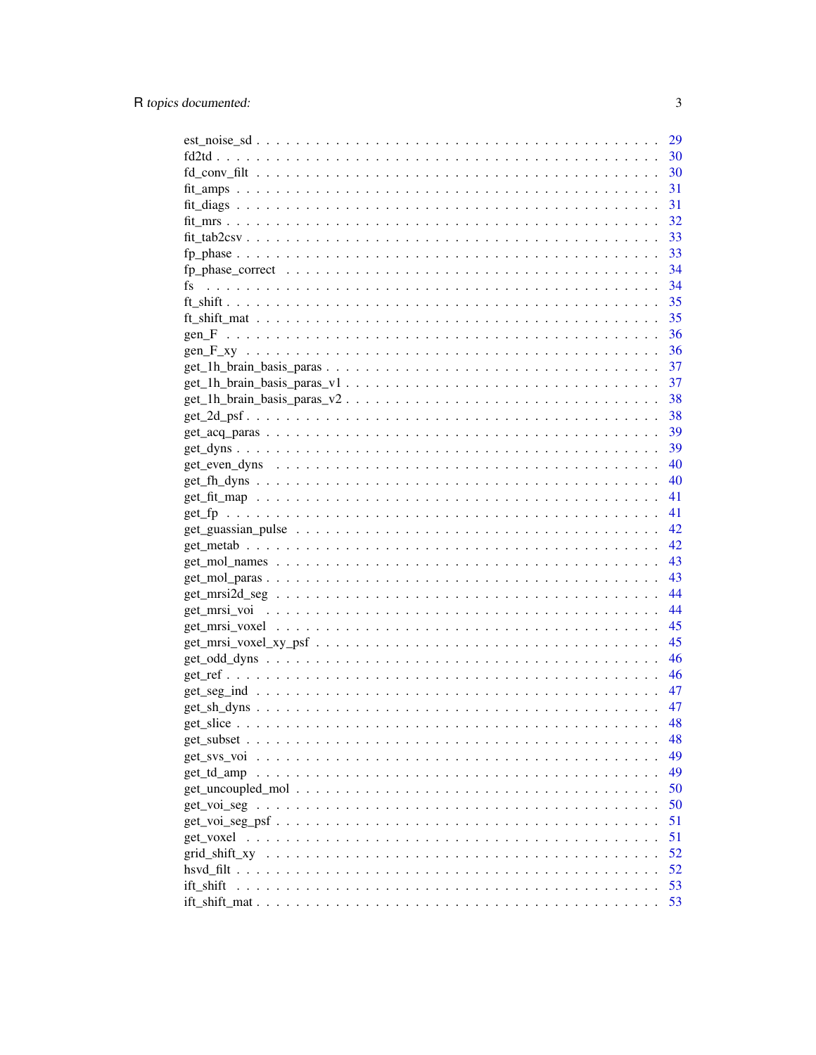| | |
|---|---|
| est_noise_sd | 29 |
| fd2td | 30 |
| fd_conv_filt | 30 |
| fit_amps | 31 |
| fit_diags | 31 |
| fit_mrs | 32 |
| fit_tab2csv | 33 |
| fp_phase | 33 |
| fp_phase_correct | 34 |
| fs | 34 |
| ft_shift | 35 |
| ft_shift_mat | 35 |
| gen_F | 36 |
| gen_F_xy | 36 |
| get_1h_brain_basis_paras | 37 |
| get_1h_brain_basis_paras_v1 | 37 |
| get_1h_brain_basis_paras_v2 | 38 |
| get_2d_psf | 38 |
| get_acq_paras | 39 |
| get_dyns | 39 |
| get_even_dyns | 40 |
| get_fh_dyns | 40 |
| get_fit_map | 41 |
| get_fp | 41 |
| get_guassian_pulse | 42 |
| get_metab | 42 |
| get_mol_names | 43 |
| get_mol_paras | 43 |
| get_mrsi2d_seg | 44 |
| get_mrsi_voi | 44 |
| get_mrsi_voxel | 45 |
| get_mrsi_voxel_xy_psf | 45 |
| get_odd_dyns | 46 |
| get_ref | 46 |
| get_seg_ind | 47 |
| get_sh_dyns | 47 |
| get_slice | 48 |
| get_subset | 48 |
| get_svs_voi | 49 |
| get_td_amp | 49 |
| get_uncoupled_mol | 50 |
| get_voi_seg | 50 |
| get_voi_seg_psf | 51 |
| get_voxel | 51 |
| grid_shift_xy | 52 |
| hsvd_filt | 52 |
| ift_shift | 53 |
| ift_shift_mat | 53 |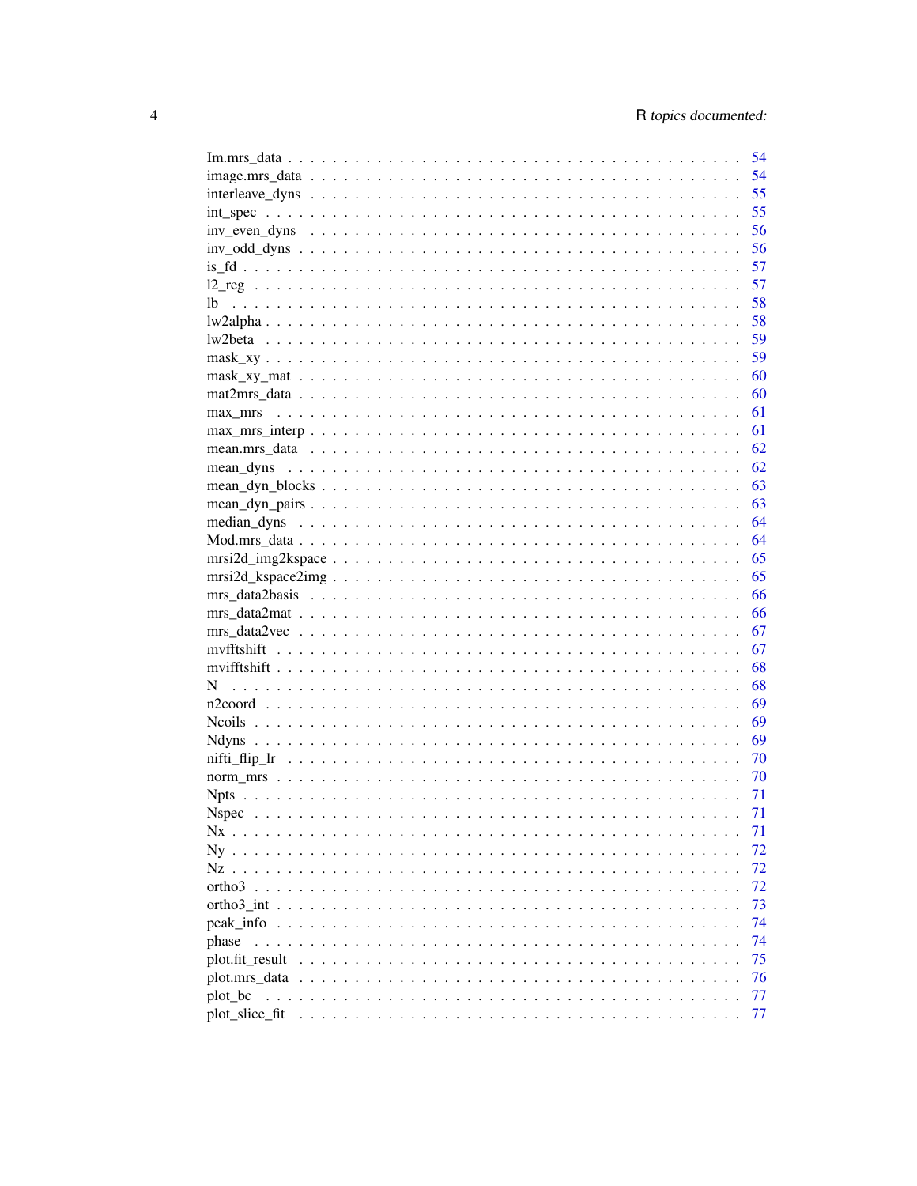Im.mrs_data . . . . . . . . . . . . . . . . . . . . . . . . . . . . . . . . . . . . . . . 54
image.mrs_data . . . . . . . . . . . . . . . . . . . . . . . . . . . . . . . . . . . . . 54
interleave_dyns . . . . . . . . . . . . . . . . . . . . . . . . . . . . . . . . . . . . . 55
int_spec . . . . . . . . . . . . . . . . . . . . . . . . . . . . . . . . . . . . . . . . 55
inv_even_dyns . . . . . . . . . . . . . . . . . . . . . . . . . . . . . . . . . . . . . 56
inv_odd_dyns . . . . . . . . . . . . . . . . . . . . . . . . . . . . . . . . . . . . . . 56
is_fd . . . . . . . . . . . . . . . . . . . . . . . . . . . . . . . . . . . . . . . . . . 57
l2_reg . . . . . . . . . . . . . . . . . . . . . . . . . . . . . . . . . . . . . . . . . 57
lb . . . . . . . . . . . . . . . . . . . . . . . . . . . . . . . . . . . . . . . . . . . 58
lw2alpha . . . . . . . . . . . . . . . . . . . . . . . . . . . . . . . . . . . . . . . . 58
lw2beta . . . . . . . . . . . . . . . . . . . . . . . . . . . . . . . . . . . . . . . . . 59
mask_xy . . . . . . . . . . . . . . . . . . . . . . . . . . . . . . . . . . . . . . . . . 59
mask_xy_mat . . . . . . . . . . . . . . . . . . . . . . . . . . . . . . . . . . . . . . . 60
mat2mrs_data . . . . . . . . . . . . . . . . . . . . . . . . . . . . . . . . . . . . . . 60
max_mrs . . . . . . . . . . . . . . . . . . . . . . . . . . . . . . . . . . . . . . . . . 61
max_mrs_interp . . . . . . . . . . . . . . . . . . . . . . . . . . . . . . . . . . . . . 61
mean.mrs_data . . . . . . . . . . . . . . . . . . . . . . . . . . . . . . . . . . . . . . 62
mean_dyns . . . . . . . . . . . . . . . . . . . . . . . . . . . . . . . . . . . . . . . . 62
mean_dyn_blocks . . . . . . . . . . . . . . . . . . . . . . . . . . . . . . . . . . . . . 63
mean_dyn_pairs . . . . . . . . . . . . . . . . . . . . . . . . . . . . . . . . . . . . . . 63
median_dyns . . . . . . . . . . . . . . . . . . . . . . . . . . . . . . . . . . . . . . . 64
Mod.mrs_data . . . . . . . . . . . . . . . . . . . . . . . . . . . . . . . . . . . . . . 64
mrsi2d_img2kspace . . . . . . . . . . . . . . . . . . . . . . . . . . . . . . . . . . . . 65
mrsi2d_kspace2img . . . . . . . . . . . . . . . . . . . . . . . . . . . . . . . . . . . . 65
mrs_data2basis . . . . . . . . . . . . . . . . . . . . . . . . . . . . . . . . . . . . . . 66
mrs_data2mat . . . . . . . . . . . . . . . . . . . . . . . . . . . . . . . . . . . . . . . 66
mrs_data2vec . . . . . . . . . . . . . . . . . . . . . . . . . . . . . . . . . . . . . . . 67
mvfftshift . . . . . . . . . . . . . . . . . . . . . . . . . . . . . . . . . . . . . . . . 67
mvifftshift . . . . . . . . . . . . . . . . . . . . . . . . . . . . . . . . . . . . . . . . 68
N . . . . . . . . . . . . . . . . . . . . . . . . . . . . . . . . . . . . . . . . . . . . 68
n2coord . . . . . . . . . . . . . . . . . . . . . . . . . . . . . . . . . . . . . . . . . 69
Ncoils . . . . . . . . . . . . . . . . . . . . . . . . . . . . . . . . . . . . . . . . . . 69
Ndyns . . . . . . . . . . . . . . . . . . . . . . . . . . . . . . . . . . . . . . . . . . 69
nifti_flip_lr . . . . . . . . . . . . . . . . . . . . . . . . . . . . . . . . . . . . . . . 70
norm_mrs . . . . . . . . . . . . . . . . . . . . . . . . . . . . . . . . . . . . . . . . . 70
Npts . . . . . . . . . . . . . . . . . . . . . . . . . . . . . . . . . . . . . . . . . . . 71
Nspec . . . . . . . . . . . . . . . . . . . . . . . . . . . . . . . . . . . . . . . . . . 71
Nx . . . . . . . . . . . . . . . . . . . . . . . . . . . . . . . . . . . . . . . . . . . . 71
Ny . . . . . . . . . . . . . . . . . . . . . . . . . . . . . . . . . . . . . . . . . . . . 72
Nz . . . . . . . . . . . . . . . . . . . . . . . . . . . . . . . . . . . . . . . . . . . . 72
ortho3 . . . . . . . . . . . . . . . . . . . . . . . . . . . . . . . . . . . . . . . . . . 72
ortho3_int . . . . . . . . . . . . . . . . . . . . . . . . . . . . . . . . . . . . . . . . 73
peak_info . . . . . . . . . . . . . . . . . . . . . . . . . . . . . . . . . . . . . . . . . 74
phase . . . . . . . . . . . . . . . . . . . . . . . . . . . . . . . . . . . . . . . . . . . 74
plot.fit_result . . . . . . . . . . . . . . . . . . . . . . . . . . . . . . . . . . . . . . 75
plot.mrs_data . . . . . . . . . . . . . . . . . . . . . . . . . . . . . . . . . . . . . . 76
plot_bc . . . . . . . . . . . . . . . . . . . . . . . . . . . . . . . . . . . . . . . . . . 77
plot_slice_fit . . . . . . . . . . . . . . . . . . . . . . . . . . . . . . . . . . . . . . 77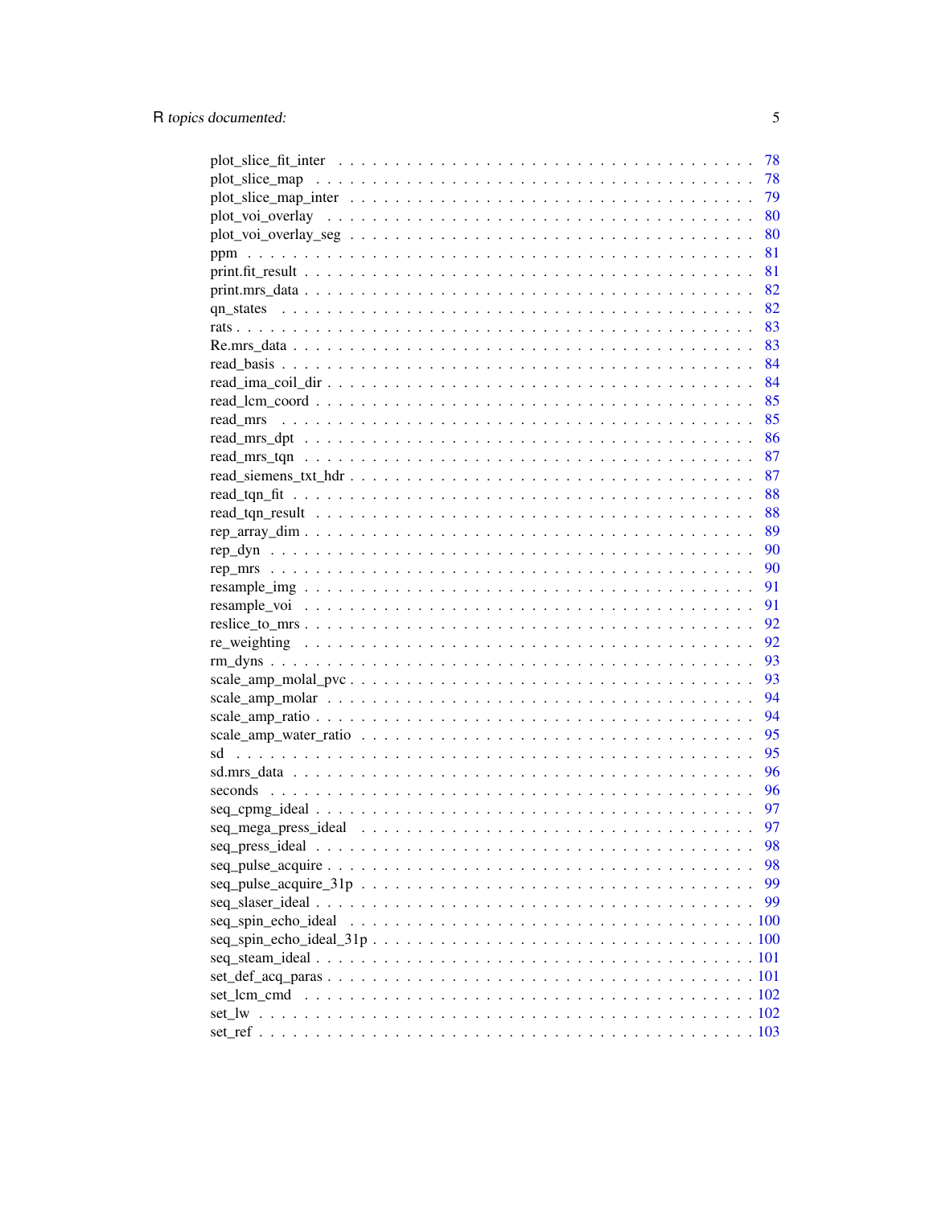plot_slice_fit_inter . . . . . . . . . . . . . . . . . . . . . . . . . . . . . . . . . . 78
plot_slice_map . . . . . . . . . . . . . . . . . . . . . . . . . . . . . . . . . . . . . 78
plot_slice_map_inter . . . . . . . . . . . . . . . . . . . . . . . . . . . . . . . . . . 79
plot_voi_overlay . . . . . . . . . . . . . . . . . . . . . . . . . . . . . . . . . . . . 80
plot_voi_overlay_seg . . . . . . . . . . . . . . . . . . . . . . . . . . . . . . . . . . 80
ppm . . . . . . . . . . . . . . . . . . . . . . . . . . . . . . . . . . . . . . . . . . 81
print.fit_result . . . . . . . . . . . . . . . . . . . . . . . . . . . . . . . . . . . . . 81
print.mrs_data . . . . . . . . . . . . . . . . . . . . . . . . . . . . . . . . . . . . . 82
qn_states . . . . . . . . . . . . . . . . . . . . . . . . . . . . . . . . . . . . . . . 82
rats . . . . . . . . . . . . . . . . . . . . . . . . . . . . . . . . . . . . . . . . . . 83
Re.mrs_data . . . . . . . . . . . . . . . . . . . . . . . . . . . . . . . . . . . . . . 83
read_basis . . . . . . . . . . . . . . . . . . . . . . . . . . . . . . . . . . . . . . . 84
read_ima_coil_dir . . . . . . . . . . . . . . . . . . . . . . . . . . . . . . . . . . . 84
read_lcm_coord . . . . . . . . . . . . . . . . . . . . . . . . . . . . . . . . . . . . . 85
read_mrs . . . . . . . . . . . . . . . . . . . . . . . . . . . . . . . . . . . . . . . . 85
read_mrs_dpt . . . . . . . . . . . . . . . . . . . . . . . . . . . . . . . . . . . . . . 86
read_mrs_tqn . . . . . . . . . . . . . . . . . . . . . . . . . . . . . . . . . . . . . . 87
read_siemens_txt_hdr . . . . . . . . . . . . . . . . . . . . . . . . . . . . . . . . . . 87
read_tqn_fit . . . . . . . . . . . . . . . . . . . . . . . . . . . . . . . . . . . . . . . 88
read_tqn_result . . . . . . . . . . . . . . . . . . . . . . . . . . . . . . . . . . . . . 88
rep_array_dim . . . . . . . . . . . . . . . . . . . . . . . . . . . . . . . . . . . . . . 89
rep_dyn . . . . . . . . . . . . . . . . . . . . . . . . . . . . . . . . . . . . . . . . . 90
rep_mrs . . . . . . . . . . . . . . . . . . . . . . . . . . . . . . . . . . . . . . . . . 90
resample_img . . . . . . . . . . . . . . . . . . . . . . . . . . . . . . . . . . . . . . 91
resample_voi . . . . . . . . . . . . . . . . . . . . . . . . . . . . . . . . . . . . . . 91
reslice_to_mrs . . . . . . . . . . . . . . . . . . . . . . . . . . . . . . . . . . . . . . 92
re_weighting . . . . . . . . . . . . . . . . . . . . . . . . . . . . . . . . . . . . . . . 92
rm_dyns . . . . . . . . . . . . . . . . . . . . . . . . . . . . . . . . . . . . . . . . . 93
scale_amp_molal_pvc . . . . . . . . . . . . . . . . . . . . . . . . . . . . . . . . . . 93
scale_amp_molar . . . . . . . . . . . . . . . . . . . . . . . . . . . . . . . . . . . . . 94
scale_amp_ratio . . . . . . . . . . . . . . . . . . . . . . . . . . . . . . . . . . . . . 94
scale_amp_water_ratio . . . . . . . . . . . . . . . . . . . . . . . . . . . . . . . . . . 95
sd . . . . . . . . . . . . . . . . . . . . . . . . . . . . . . . . . . . . . . . . . . . 95
sd.mrs_data . . . . . . . . . . . . . . . . . . . . . . . . . . . . . . . . . . . . . . . 96
seconds . . . . . . . . . . . . . . . . . . . . . . . . . . . . . . . . . . . . . . . . . 96
seq_cpmg_ideal . . . . . . . . . . . . . . . . . . . . . . . . . . . . . . . . . . . . . 97
seq_mega_press_ideal . . . . . . . . . . . . . . . . . . . . . . . . . . . . . . . . . . 97
seq_press_ideal . . . . . . . . . . . . . . . . . . . . . . . . . . . . . . . . . . . . . 98
seq_pulse_acquire . . . . . . . . . . . . . . . . . . . . . . . . . . . . . . . . . . . . 98
seq_pulse_acquire_31p . . . . . . . . . . . . . . . . . . . . . . . . . . . . . . . . . . 99
seq_slaser_ideal . . . . . . . . . . . . . . . . . . . . . . . . . . . . . . . . . . . . . 99
seq_spin_echo_ideal . . . . . . . . . . . . . . . . . . . . . . . . . . . . . . . . . . . 100
seq_spin_echo_ideal_31p . . . . . . . . . . . . . . . . . . . . . . . . . . . . . . . . . 100
seq_steam_ideal . . . . . . . . . . . . . . . . . . . . . . . . . . . . . . . . . . . . . 101
set_def_acq_paras . . . . . . . . . . . . . . . . . . . . . . . . . . . . . . . . . . . . 101
set_lcm_cmd . . . . . . . . . . . . . . . . . . . . . . . . . . . . . . . . . . . . . . . 102
set_lw . . . . . . . . . . . . . . . . . . . . . . . . . . . . . . . . . . . . . . . . . . 102
set_ref . . . . . . . . . . . . . . . . . . . . . . . . . . . . . . . . . . . . . . . . . . 103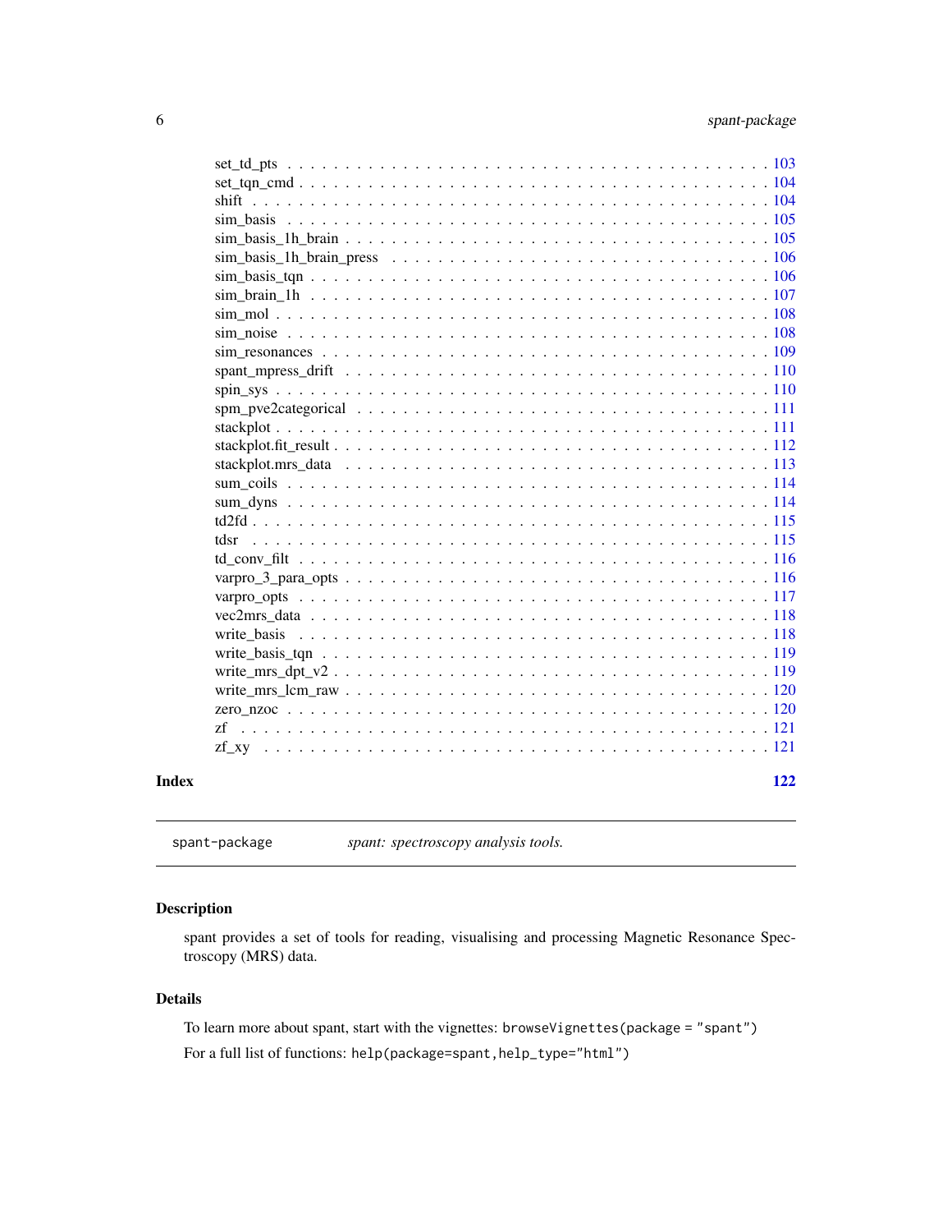set_td_pts . . . . . . . . . . . . . . . . . . . . . . . . . . . . . . . . . . . . . . . . 103
set_tqn_cmd . . . . . . . . . . . . . . . . . . . . . . . . . . . . . . . . . . . . . . . 104
shift . . . . . . . . . . . . . . . . . . . . . . . . . . . . . . . . . . . . . . . . . . . 104
sim_basis . . . . . . . . . . . . . . . . . . . . . . . . . . . . . . . . . . . . . . . . . 105
sim_basis_1h_brain . . . . . . . . . . . . . . . . . . . . . . . . . . . . . . . . . . . . 105
sim_basis_1h_brain_press . . . . . . . . . . . . . . . . . . . . . . . . . . . . . . . . 106
sim_basis_tqn . . . . . . . . . . . . . . . . . . . . . . . . . . . . . . . . . . . . . . 106
sim_brain_1h . . . . . . . . . . . . . . . . . . . . . . . . . . . . . . . . . . . . . . . 107
sim_mol . . . . . . . . . . . . . . . . . . . . . . . . . . . . . . . . . . . . . . . . . . 108
sim_noise . . . . . . . . . . . . . . . . . . . . . . . . . . . . . . . . . . . . . . . . . 108
sim_resonances . . . . . . . . . . . . . . . . . . . . . . . . . . . . . . . . . . . . . . 109
spant_mpress_drift . . . . . . . . . . . . . . . . . . . . . . . . . . . . . . . . . . . . 110
spin_sys . . . . . . . . . . . . . . . . . . . . . . . . . . . . . . . . . . . . . . . . . . 110
spm_pve2categorical . . . . . . . . . . . . . . . . . . . . . . . . . . . . . . . . . . . 111
stackplot . . . . . . . . . . . . . . . . . . . . . . . . . . . . . . . . . . . . . . . . . 111
stackplot.fit_result . . . . . . . . . . . . . . . . . . . . . . . . . . . . . . . . . . . . 112
stackplot.mrs_data . . . . . . . . . . . . . . . . . . . . . . . . . . . . . . . . . . . . 113
sum_coils . . . . . . . . . . . . . . . . . . . . . . . . . . . . . . . . . . . . . . . . . 114
sum_dyns . . . . . . . . . . . . . . . . . . . . . . . . . . . . . . . . . . . . . . . . . 114
td2fd . . . . . . . . . . . . . . . . . . . . . . . . . . . . . . . . . . . . . . . . . . . 115
tdsr . . . . . . . . . . . . . . . . . . . . . . . . . . . . . . . . . . . . . . . . . . . . 115
td_conv_filt . . . . . . . . . . . . . . . . . . . . . . . . . . . . . . . . . . . . . . . . 116
varpro_3_para_opts . . . . . . . . . . . . . . . . . . . . . . . . . . . . . . . . . . . . 116
varpro_opts . . . . . . . . . . . . . . . . . . . . . . . . . . . . . . . . . . . . . . . . 117
vec2mrs_data . . . . . . . . . . . . . . . . . . . . . . . . . . . . . . . . . . . . . . . 118
write_basis . . . . . . . . . . . . . . . . . . . . . . . . . . . . . . . . . . . . . . . . 118
write_basis_tqn . . . . . . . . . . . . . . . . . . . . . . . . . . . . . . . . . . . . . . 119
write_mrs_dpt_v2 . . . . . . . . . . . . . . . . . . . . . . . . . . . . . . . . . . . . . 119
write_mrs_lcm_raw . . . . . . . . . . . . . . . . . . . . . . . . . . . . . . . . . . . . 120
zero_nzoc . . . . . . . . . . . . . . . . . . . . . . . . . . . . . . . . . . . . . . . . . 120
zf . . . . . . . . . . . . . . . . . . . . . . . . . . . . . . . . . . . . . . . . . . . . . 121
zf_xy . . . . . . . . . . . . . . . . . . . . . . . . . . . . . . . . . . . . . . . . . . . . 121

**Index** **122**

---

`spant-package` *spant: spectroscopy analysis tools.*

---

### Description

spant provides a set of tools for reading, visualising and processing Magnetic Resonance Spectroscopy (MRS) data.

### Details

To learn more about spant, start with the vignettes: `browseVignettes(package = "spant")`

For a full list of functions: `help(package=spant,help_type="html")`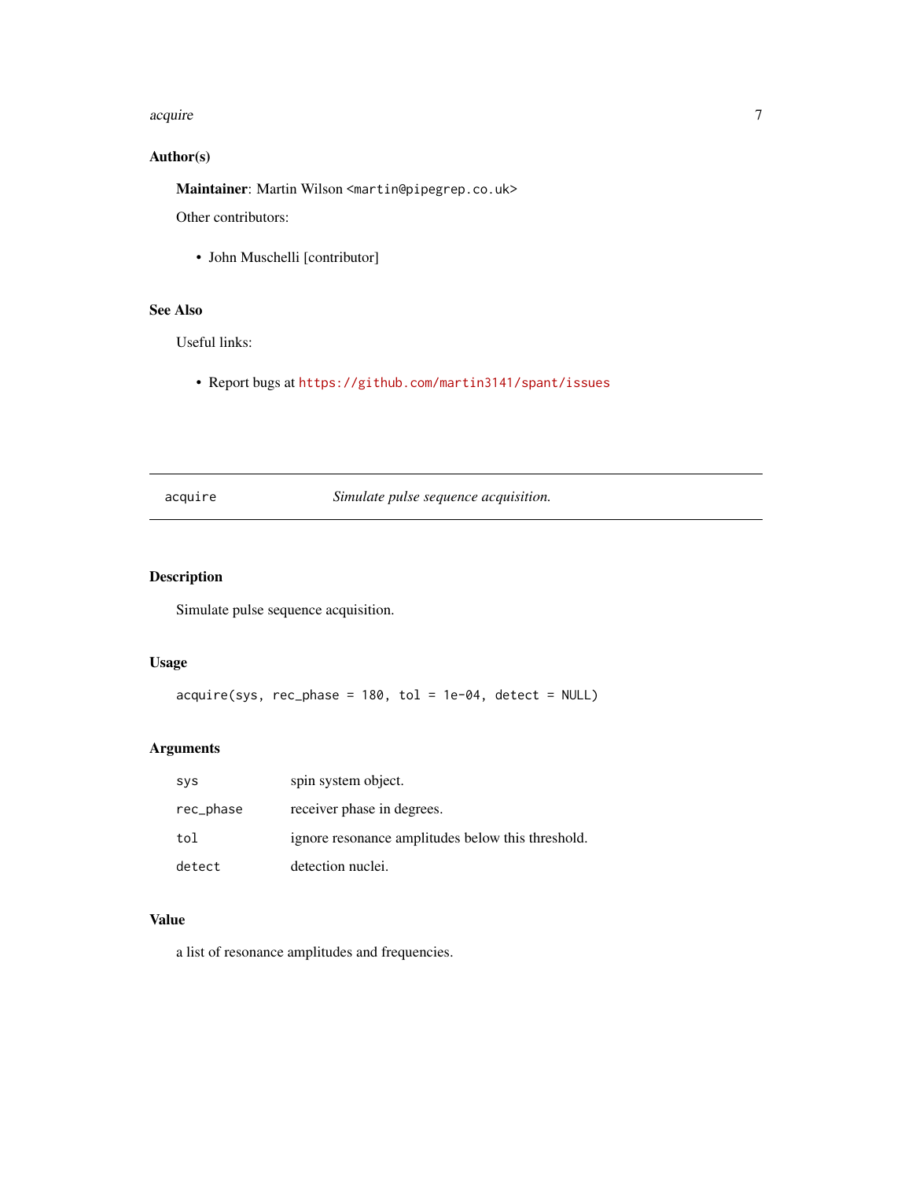### Author(s)

**Maintainer**: Martin Wilson <martin@pipegrep.co.uk>

Other contributors:

- John Muschelli [contributor]

### See Also

Useful links:

- Report bugs at https://github.com/martin3141/spant/issues

---

## acquire — *Simulate pulse sequence acquisition.*

---

### Description

Simulate pulse sequence acquisition.

### Usage

```
acquire(sys, rec_phase = 180, tol = 1e-04, detect = NULL)
```

### Arguments

| | |
|---|---|
| sys | spin system object. |
| rec_phase | receiver phase in degrees. |
| tol | ignore resonance amplitudes below this threshold. |
| detect | detection nuclei. |

### Value

a list of resonance amplitudes and frequencies.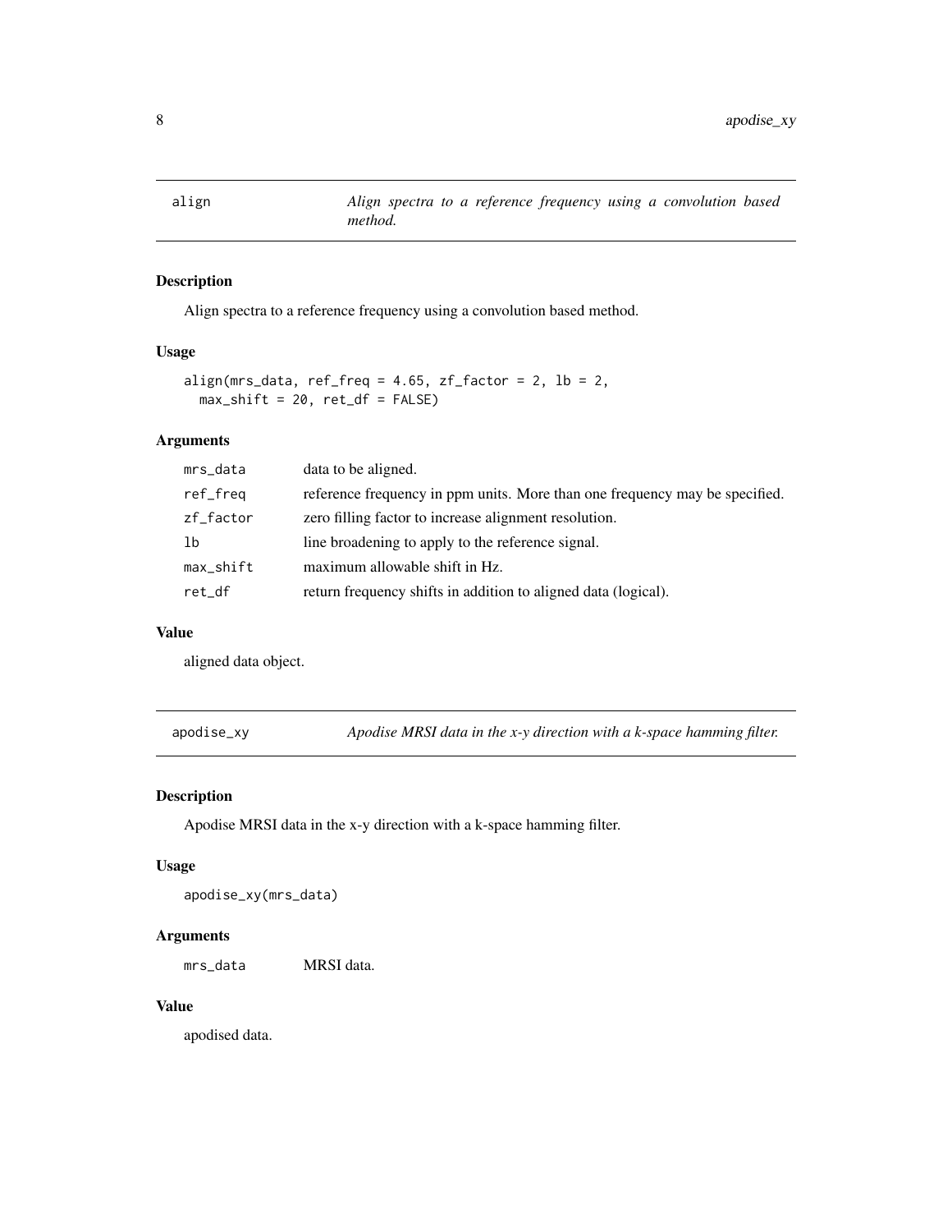## align — *Align spectra to a reference frequency using a convolution based method.*

### Description

Align spectra to a reference frequency using a convolution based method.

### Usage

```
align(mrs_data, ref_freq = 4.65, zf_factor = 2, lb = 2,
  max_shift = 20, ret_df = FALSE)
```

### Arguments

| | |
|---|---|
| mrs_data | data to be aligned. |
| ref_freq | reference frequency in ppm units. More than one frequency may be specified. |
| zf_factor | zero filling factor to increase alignment resolution. |
| lb | line broadening to apply to the reference signal. |
| max_shift | maximum allowable shift in Hz. |
| ret_df | return frequency shifts in addition to aligned data (logical). |

### Value

aligned data object.

## apodise_xy — *Apodise MRSI data in the x-y direction with a k-space hamming filter.*

### Description

Apodise MRSI data in the x-y direction with a k-space hamming filter.

### Usage

```
apodise_xy(mrs_data)
```

### Arguments

| | |
|---|---|
| mrs_data | MRSI data. |

### Value

apodised data.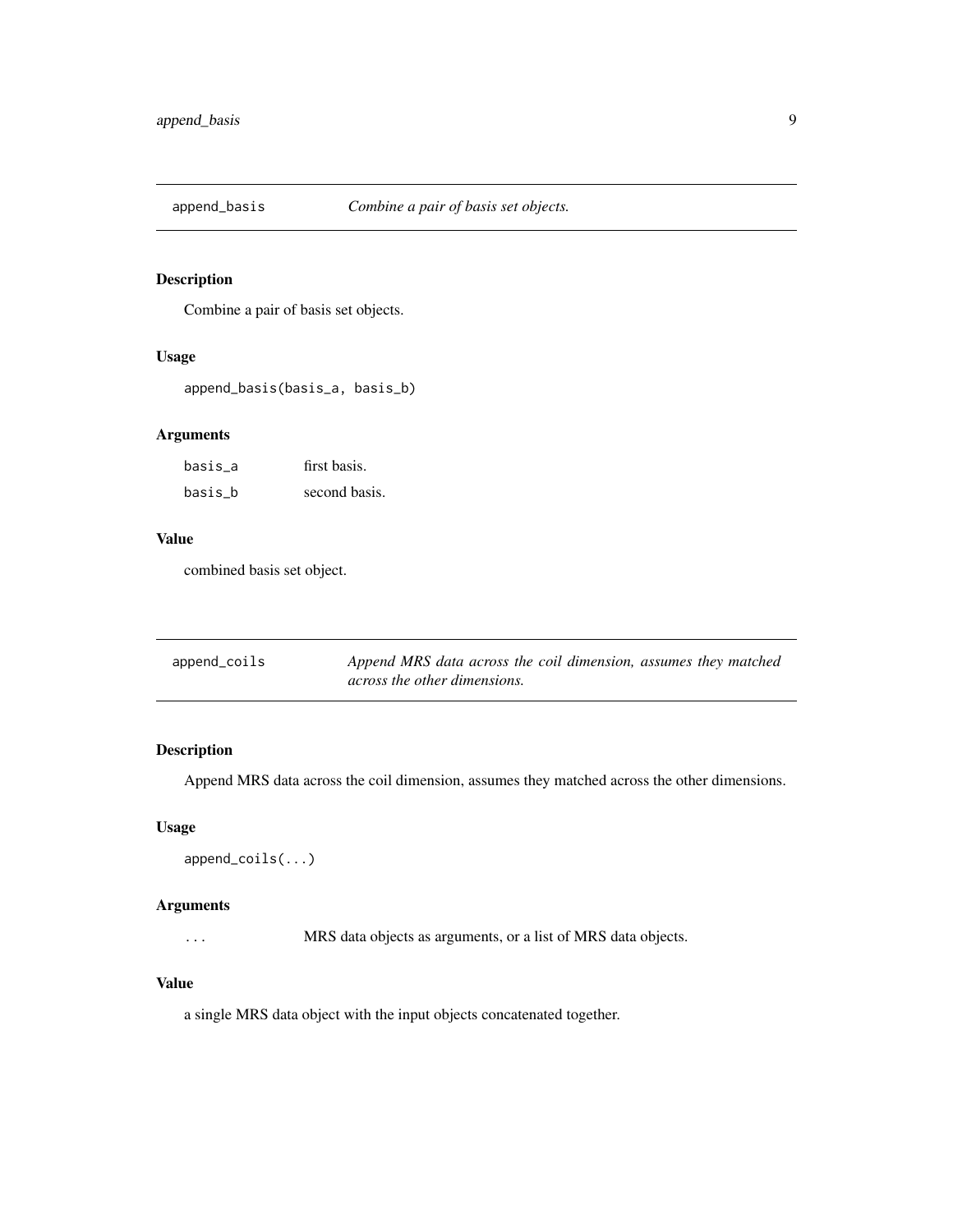## append_basis — *Combine a pair of basis set objects.*

### Description

Combine a pair of basis set objects.

### Usage

```
append_basis(basis_a, basis_b)
```

### Arguments

| | |
|---|---|
| basis_a | first basis. |
| basis_b | second basis. |

### Value

combined basis set object.

## append_coils — *Append MRS data across the coil dimension, assumes they matched across the other dimensions.*

### Description

Append MRS data across the coil dimension, assumes they matched across the other dimensions.

### Usage

```
append_coils(...)
```

### Arguments

| | |
|---|---|
| ... | MRS data objects as arguments, or a list of MRS data objects. |

### Value

a single MRS data object with the input objects concatenated together.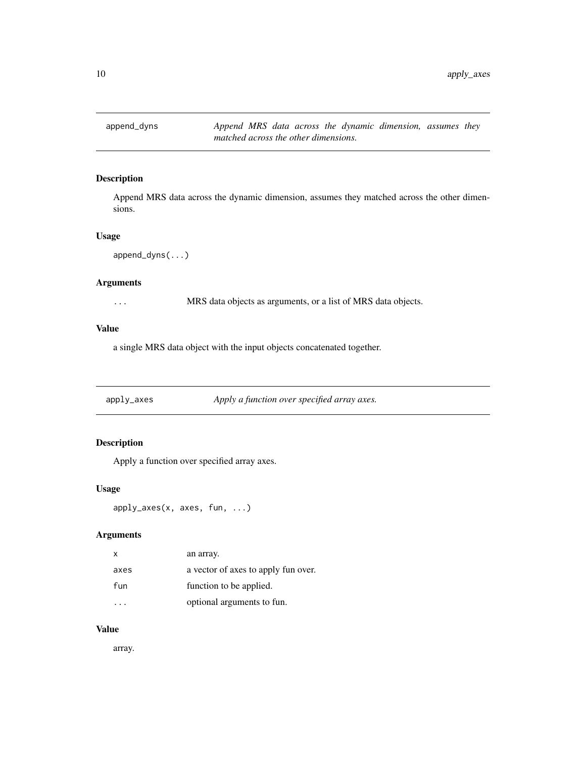## append_dyns — *Append MRS data across the dynamic dimension, assumes they matched across the other dimensions.*

### Description

Append MRS data across the dynamic dimension, assumes they matched across the other dimensions.

### Usage

```
append_dyns(...)
```

### Arguments

| | |
|---|---|
| `...` | MRS data objects as arguments, or a list of MRS data objects. |

### Value

a single MRS data object with the input objects concatenated together.

## apply_axes — *Apply a function over specified array axes.*

### Description

Apply a function over specified array axes.

### Usage

```
apply_axes(x, axes, fun, ...)
```

### Arguments

| | |
|---|---|
| `x` | an array. |
| `axes` | a vector of axes to apply fun over. |
| `fun` | function to be applied. |
| `...` | optional arguments to fun. |

### Value

array.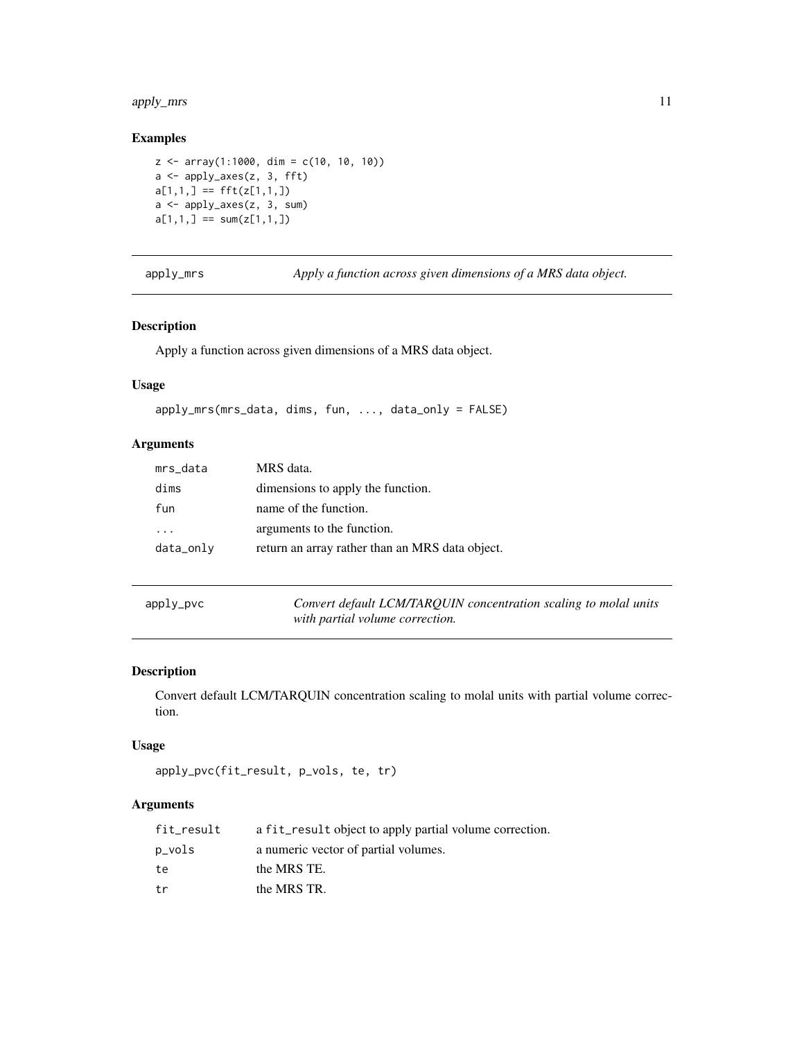### Examples

```
z <- array(1:1000, dim = c(10, 10, 10))
a <- apply_axes(z, 3, fft)
a[1,1,] == fft(z[1,1,])
a <- apply_axes(z, 3, sum)
a[1,1,] == sum(z[1,1,])
```

---

## apply_mrs — *Apply a function across given dimensions of a MRS data object.*

### Description

Apply a function across given dimensions of a MRS data object.

### Usage

```
apply_mrs(mrs_data, dims, fun, ..., data_only = FALSE)
```

### Arguments

| | |
|---|---|
| `mrs_data` | MRS data. |
| `dims` | dimensions to apply the function. |
| `fun` | name of the function. |
| `...` | arguments to the function. |
| `data_only` | return an array rather than an MRS data object. |

---

## apply_pvc — *Convert default LCM/TARQUIN concentration scaling to molal units with partial volume correction.*

### Description

Convert default LCM/TARQUIN concentration scaling to molal units with partial volume correction.

### Usage

```
apply_pvc(fit_result, p_vols, te, tr)
```

### Arguments

| | |
|---|---|
| `fit_result` | a `fit_result` object to apply partial volume correction. |
| `p_vols` | a numeric vector of partial volumes. |
| `te` | the MRS TE. |
| `tr` | the MRS TR. |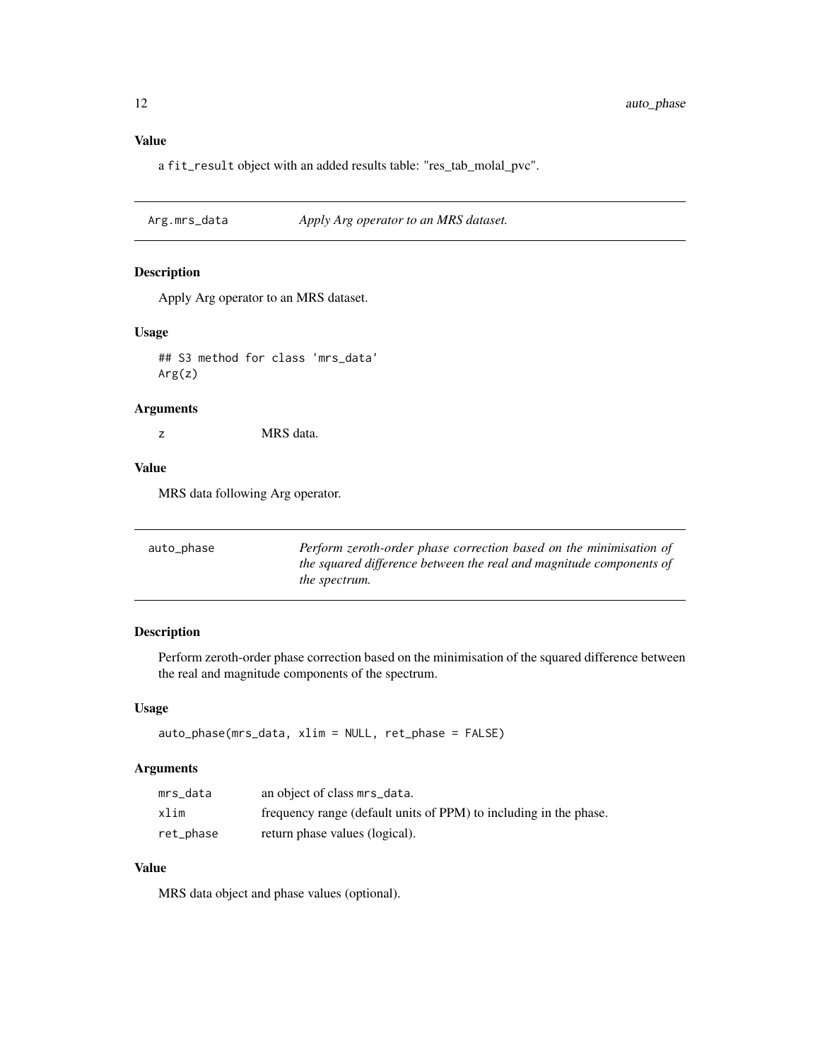### Value

a `fit_result` object with an added results table: "res_tab_molal_pvc".

---

## Arg.mrs_data — *Apply Arg operator to an MRS dataset.*

---

### Description

Apply Arg operator to an MRS dataset.

### Usage

```
## S3 method for class 'mrs_data'
Arg(z)
```

### Arguments

| | |
|---|---|
| `z` | MRS data. |

### Value

MRS data following Arg operator.

---

## auto_phase — *Perform zeroth-order phase correction based on the minimisation of the squared difference between the real and magnitude components of the spectrum.*

---

### Description

Perform zeroth-order phase correction based on the minimisation of the squared difference between the real and magnitude components of the spectrum.

### Usage

```
auto_phase(mrs_data, xlim = NULL, ret_phase = FALSE)
```

### Arguments

| | |
|---|---|
| `mrs_data` | an object of class `mrs_data`. |
| `xlim` | frequency range (default units of PPM) to including in the phase. |
| `ret_phase` | return phase values (logical). |

### Value

MRS data object and phase values (optional).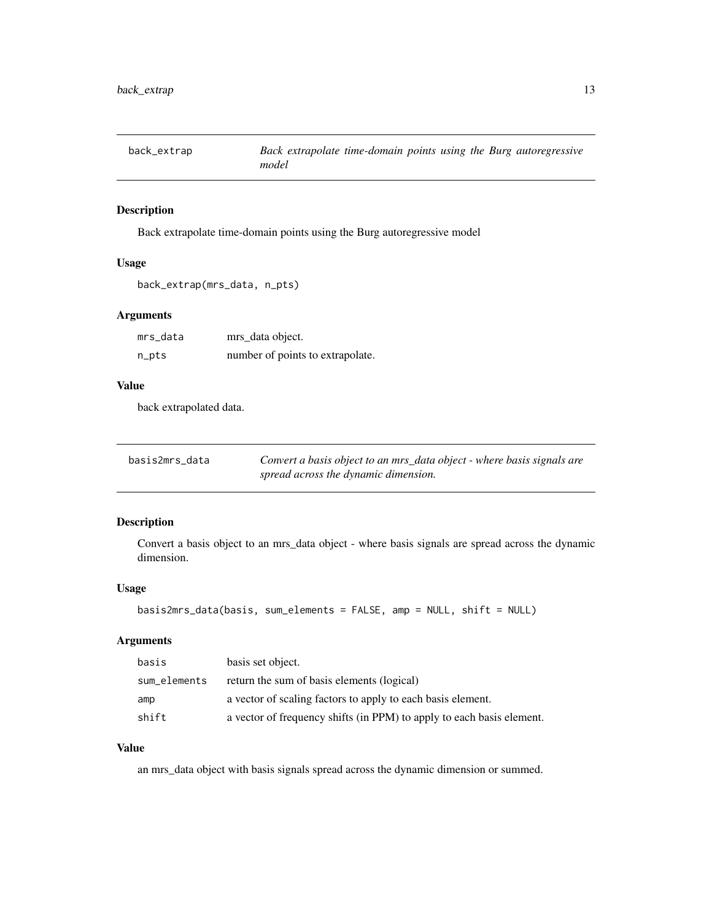## back_extrap — *Back extrapolate time-domain points using the Burg autoregressive model*

### Description

Back extrapolate time-domain points using the Burg autoregressive model

### Usage

```
back_extrap(mrs_data, n_pts)
```

### Arguments

| | |
|---|---|
| mrs_data | mrs_data object. |
| n_pts | number of points to extrapolate. |

### Value

back extrapolated data.

## basis2mrs_data — *Convert a basis object to an mrs_data object - where basis signals are spread across the dynamic dimension.*

### Description

Convert a basis object to an mrs_data object - where basis signals are spread across the dynamic dimension.

### Usage

```
basis2mrs_data(basis, sum_elements = FALSE, amp = NULL, shift = NULL)
```

### Arguments

| | |
|---|---|
| basis | basis set object. |
| sum_elements | return the sum of basis elements (logical) |
| amp | a vector of scaling factors to apply to each basis element. |
| shift | a vector of frequency shifts (in PPM) to apply to each basis element. |

### Value

an mrs_data object with basis signals spread across the dynamic dimension or summed.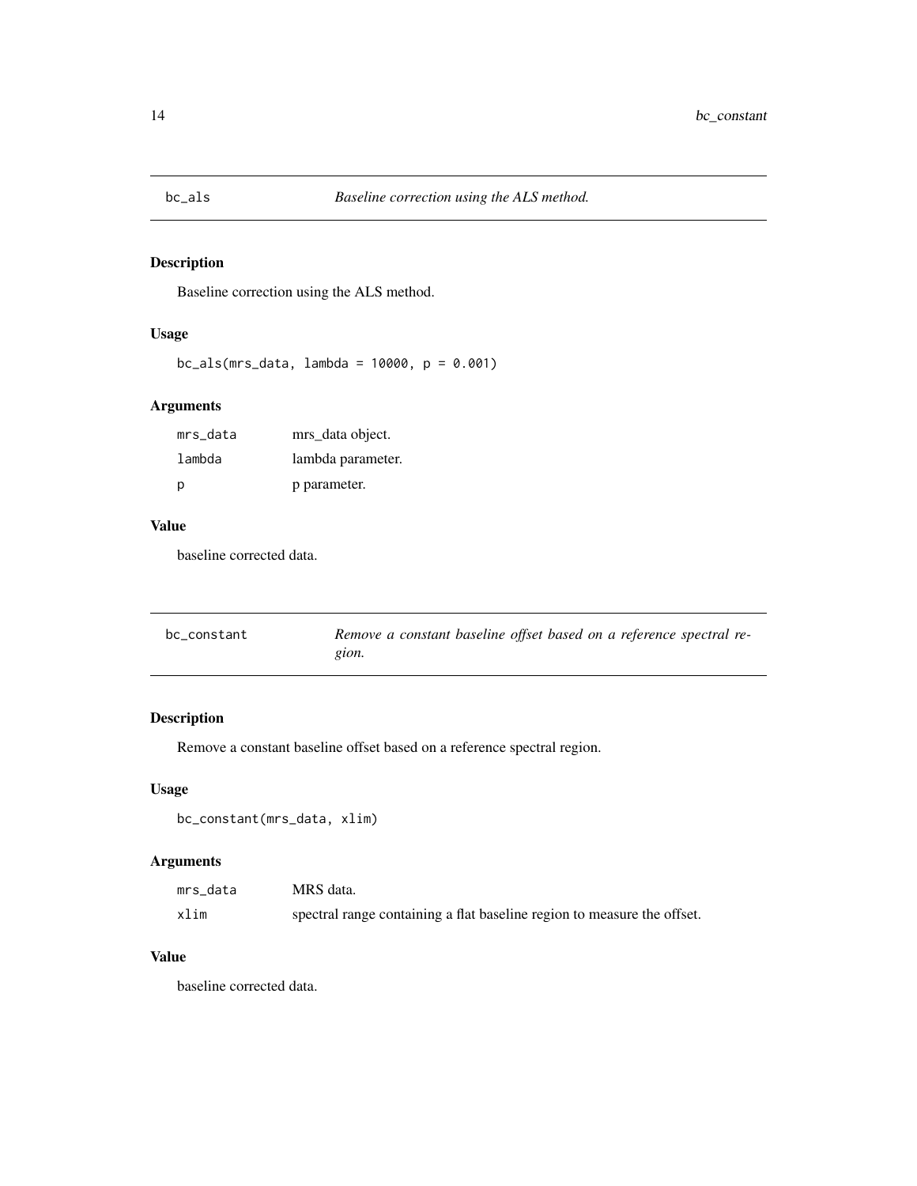## bc_als — *Baseline correction using the ALS method.*

### Description

Baseline correction using the ALS method.

### Usage

```
bc_als(mrs_data, lambda = 10000, p = 0.001)
```

### Arguments

| | |
|---|---|
| `mrs_data` | mrs_data object. |
| `lambda` | lambda parameter. |
| `p` | p parameter. |

### Value

baseline corrected data.

## bc_constant — *Remove a constant baseline offset based on a reference spectral region.*

### Description

Remove a constant baseline offset based on a reference spectral region.

### Usage

```
bc_constant(mrs_data, xlim)
```

### Arguments

| | |
|---|---|
| `mrs_data` | MRS data. |
| `xlim` | spectral range containing a flat baseline region to measure the offset. |

### Value

baseline corrected data.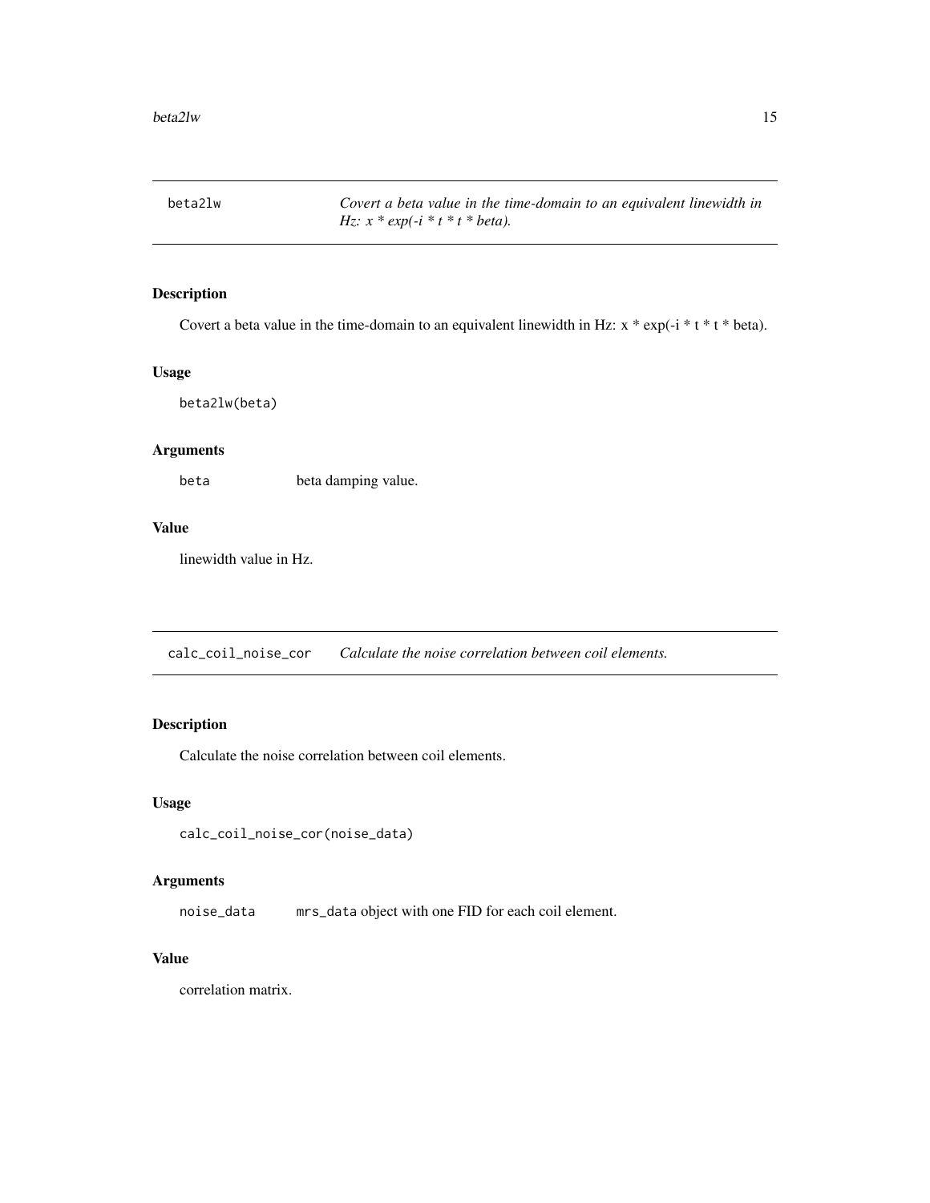## beta2lw — *Covert a beta value in the time-domain to an equivalent linewidth in Hz: x * exp(-i * t * t * beta).*

### Description

Covert a beta value in the time-domain to an equivalent linewidth in Hz: x * exp(-i * t * t * beta).

### Usage

```
beta2lw(beta)
```

### Arguments

| | |
|---|---|
| beta | beta damping value. |

### Value

linewidth value in Hz.

## calc_coil_noise_cor — *Calculate the noise correlation between coil elements.*

### Description

Calculate the noise correlation between coil elements.

### Usage

```
calc_coil_noise_cor(noise_data)
```

### Arguments

| | |
|---|---|
| noise_data | mrs_data object with one FID for each coil element. |

### Value

correlation matrix.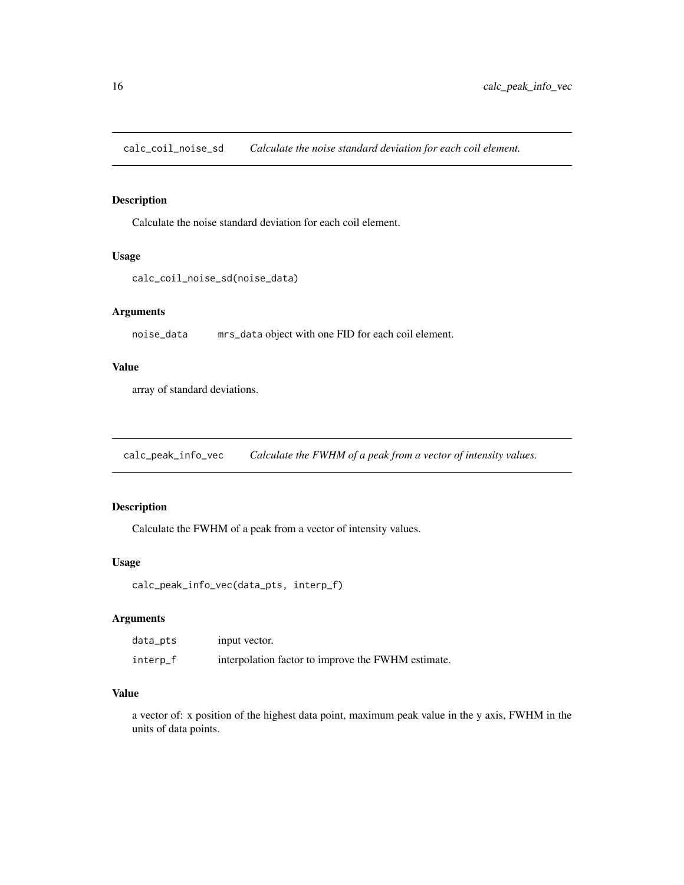## calc_coil_noise_sd    *Calculate the noise standard deviation for each coil element.*

### Description

Calculate the noise standard deviation for each coil element.

### Usage

```
calc_coil_noise_sd(noise_data)
```

### Arguments

| | |
|---|---|
| noise_data | `mrs_data` object with one FID for each coil element. |

### Value

array of standard deviations.

## calc_peak_info_vec    *Calculate the FWHM of a peak from a vector of intensity values.*

### Description

Calculate the FWHM of a peak from a vector of intensity values.

### Usage

```
calc_peak_info_vec(data_pts, interp_f)
```

### Arguments

| | |
|---|---|
| data_pts | input vector. |
| interp_f | interpolation factor to improve the FWHM estimate. |

### Value

a vector of: x position of the highest data point, maximum peak value in the y axis, FWHM in the units of data points.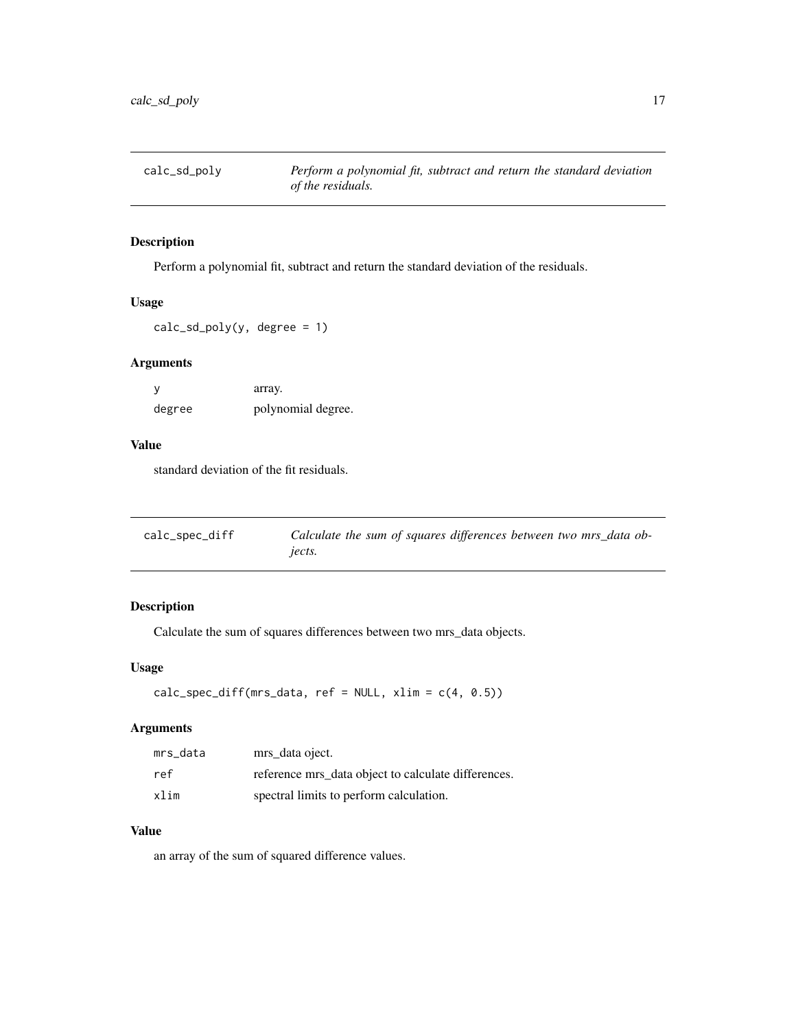## calc_sd_poly — *Perform a polynomial fit, subtract and return the standard deviation of the residuals.*

### Description

Perform a polynomial fit, subtract and return the standard deviation of the residuals.

### Usage

```
calc_sd_poly(y, degree = 1)
```

### Arguments

| | |
|---|---|
| y | array. |
| degree | polynomial degree. |

### Value

standard deviation of the fit residuals.

## calc_spec_diff — *Calculate the sum of squares differences between two mrs_data objects.*

### Description

Calculate the sum of squares differences between two mrs_data objects.

### Usage

```
calc_spec_diff(mrs_data, ref = NULL, xlim = c(4, 0.5))
```

### Arguments

| | |
|---|---|
| mrs_data | mrs_data oject. |
| ref | reference mrs_data object to calculate differences. |
| xlim | spectral limits to perform calculation. |

### Value

an array of the sum of squared difference values.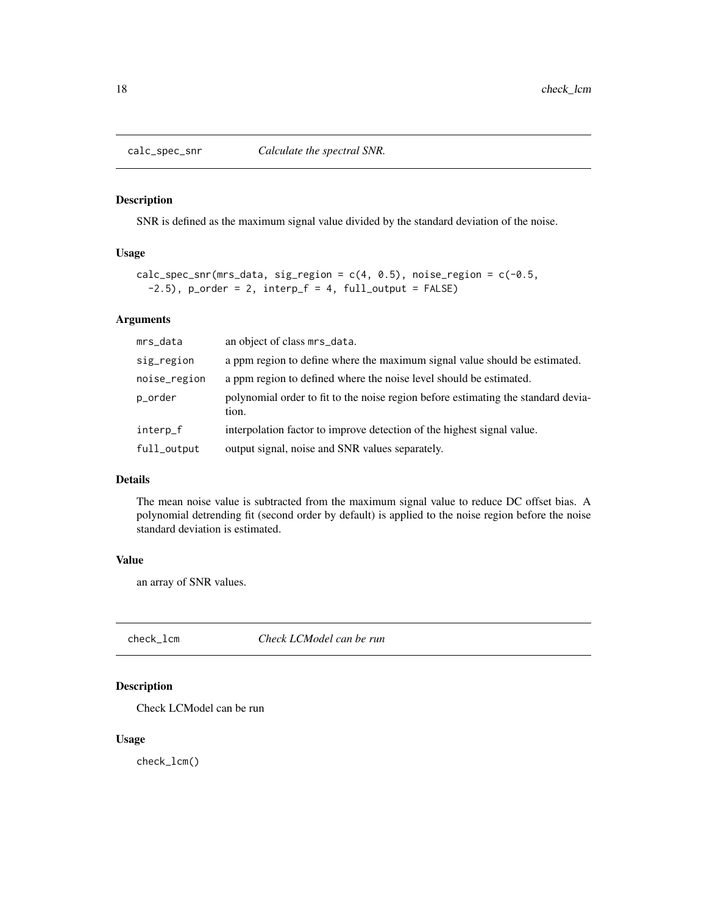## calc_spec_snr — *Calculate the spectral SNR.*

### Description

SNR is defined as the maximum signal value divided by the standard deviation of the noise.

### Usage

```
calc_spec_snr(mrs_data, sig_region = c(4, 0.5), noise_region = c(-0.5,
  -2.5), p_order = 2, interp_f = 4, full_output = FALSE)
```

### Arguments

| | |
|---|---|
| mrs_data | an object of class mrs_data. |
| sig_region | a ppm region to define where the maximum signal value should be estimated. |
| noise_region | a ppm region to defined where the noise level should be estimated. |
| p_order | polynomial order to fit to the noise region before estimating the standard deviation. |
| interp_f | interpolation factor to improve detection of the highest signal value. |
| full_output | output signal, noise and SNR values separately. |

### Details

The mean noise value is subtracted from the maximum signal value to reduce DC offset bias. A polynomial detrending fit (second order by default) is applied to the noise region before the noise standard deviation is estimated.

### Value

an array of SNR values.

## check_lcm — *Check LCModel can be run*

### Description

Check LCModel can be run

### Usage

```
check_lcm()
```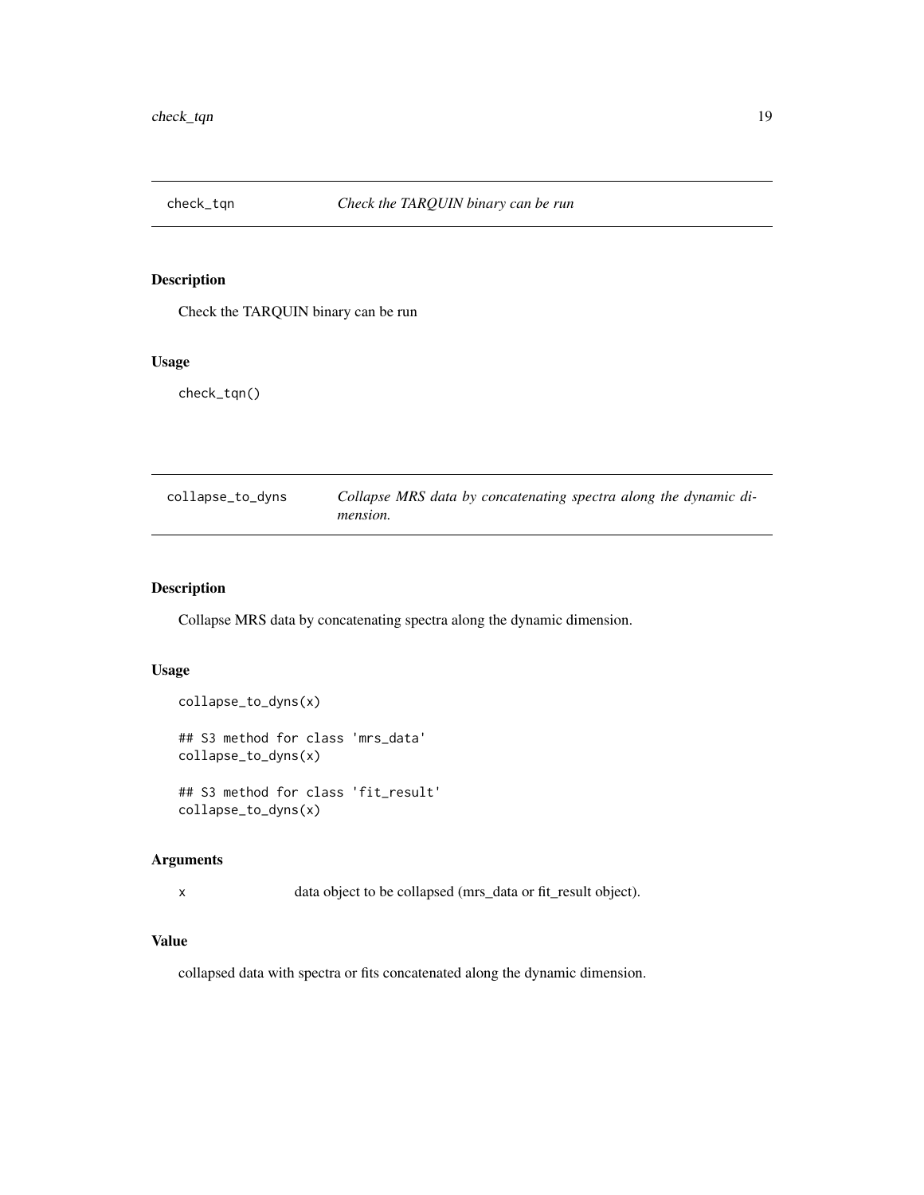## check_tqn — *Check the TARQUIN binary can be run*

### Description

Check the TARQUIN binary can be run

### Usage

```
check_tqn()
```

## collapse_to_dyns — *Collapse MRS data by concatenating spectra along the dynamic dimension.*

### Description

Collapse MRS data by concatenating spectra along the dynamic dimension.

### Usage

```
collapse_to_dyns(x)

## S3 method for class 'mrs_data'
collapse_to_dyns(x)

## S3 method for class 'fit_result'
collapse_to_dyns(x)
```

### Arguments

| | |
|---|---|
| x | data object to be collapsed (mrs_data or fit_result object). |

### Value

collapsed data with spectra or fits concatenated along the dynamic dimension.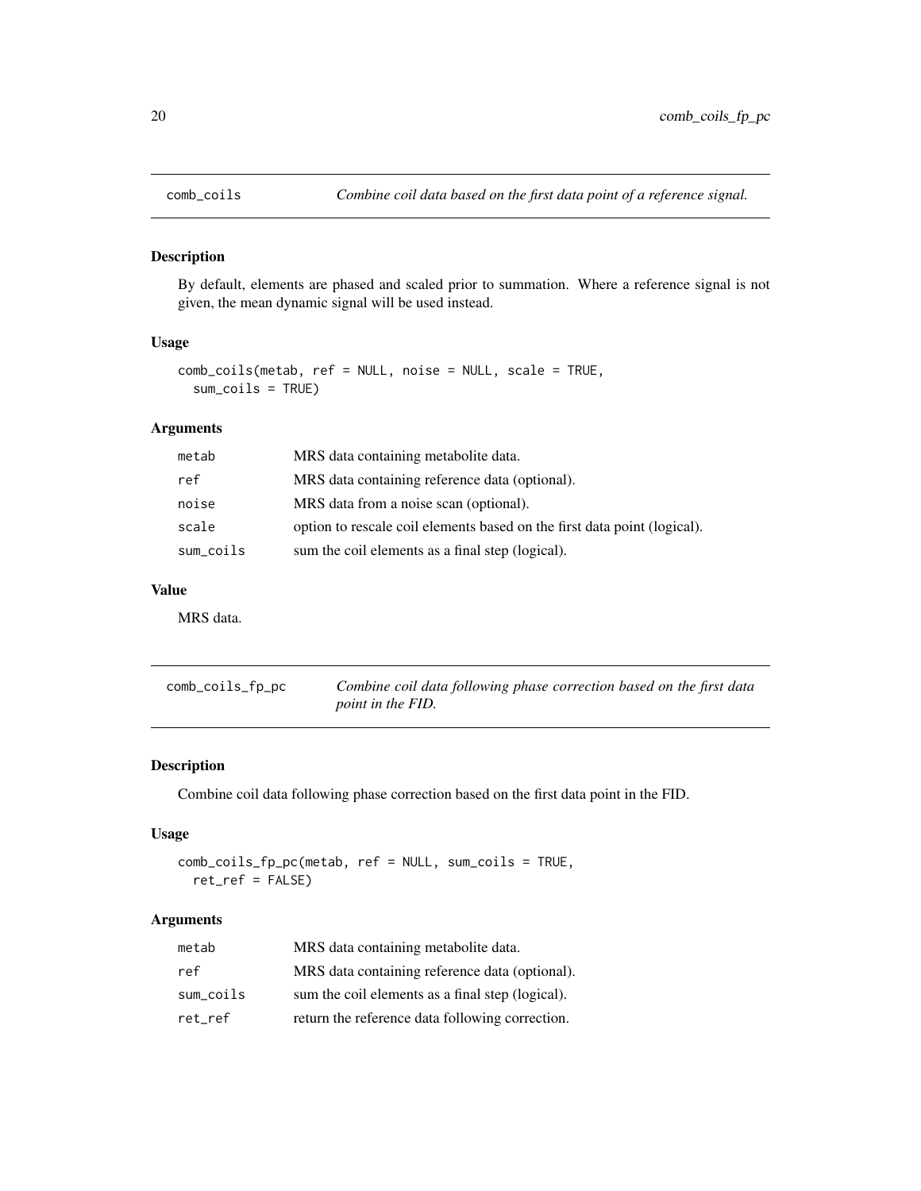## comb_coils

*Combine coil data based on the first data point of a reference signal.*

### Description

By default, elements are phased and scaled prior to summation. Where a reference signal is not given, the mean dynamic signal will be used instead.

### Usage

```
comb_coils(metab, ref = NULL, noise = NULL, scale = TRUE,
  sum_coils = TRUE)
```

### Arguments

| | |
|---|---|
| metab | MRS data containing metabolite data. |
| ref | MRS data containing reference data (optional). |
| noise | MRS data from a noise scan (optional). |
| scale | option to rescale coil elements based on the first data point (logical). |
| sum_coils | sum the coil elements as a final step (logical). |

### Value

MRS data.

## comb_coils_fp_pc

*Combine coil data following phase correction based on the first data point in the FID.*

### Description

Combine coil data following phase correction based on the first data point in the FID.

### Usage

```
comb_coils_fp_pc(metab, ref = NULL, sum_coils = TRUE,
  ret_ref = FALSE)
```

### Arguments

| | |
|---|---|
| metab | MRS data containing metabolite data. |
| ref | MRS data containing reference data (optional). |
| sum_coils | sum the coil elements as a final step (logical). |
| ret_ref | return the reference data following correction. |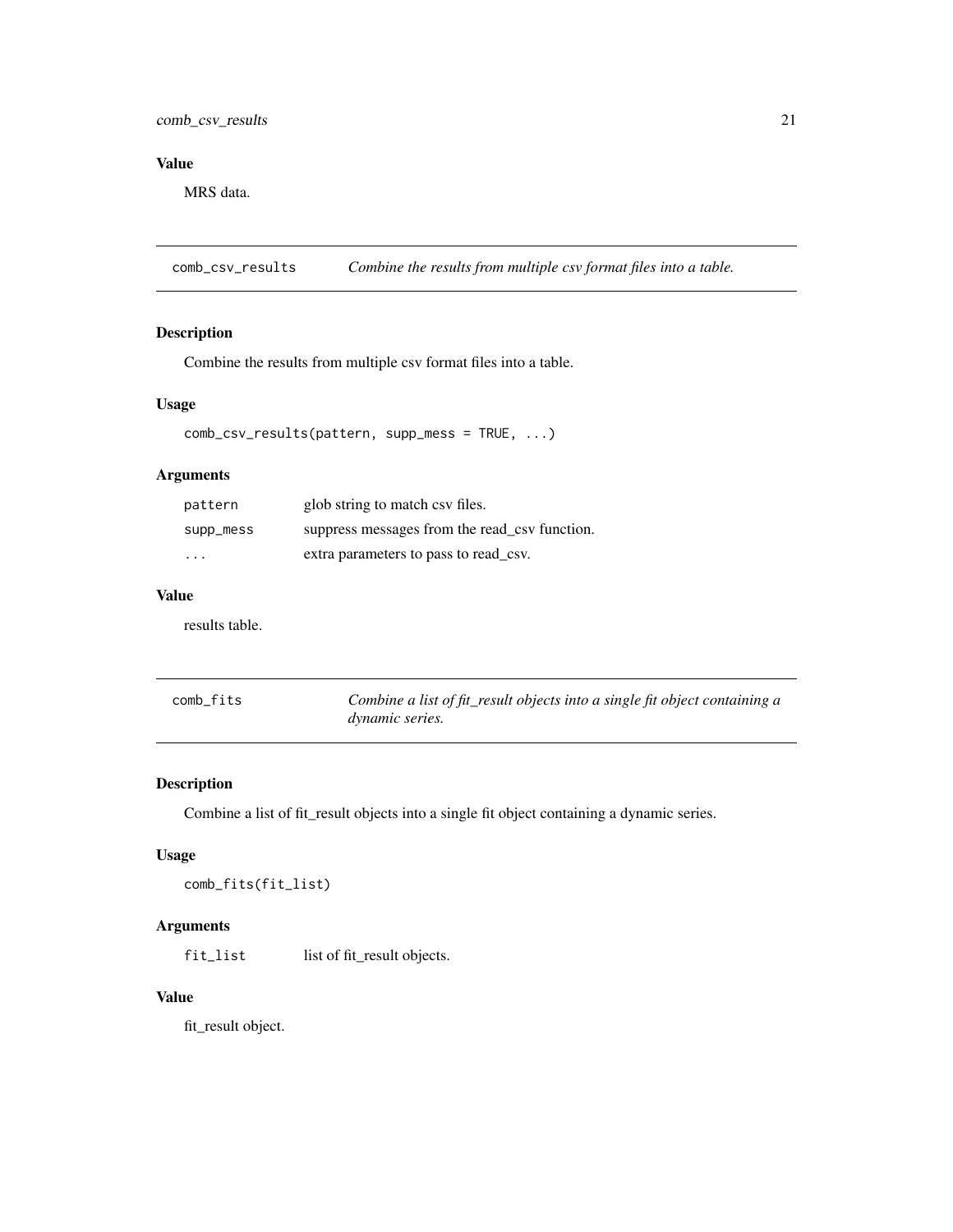### Value

MRS data.

---

## comb_csv_results — *Combine the results from multiple csv format files into a table.*

### Description

Combine the results from multiple csv format files into a table.

### Usage

```
comb_csv_results(pattern, supp_mess = TRUE, ...)
```

### Arguments

| | |
|---|---|
| pattern | glob string to match csv files. |
| supp_mess | suppress messages from the read_csv function. |
| ... | extra parameters to pass to read_csv. |

### Value

results table.

---

## comb_fits — *Combine a list of fit_result objects into a single fit object containing a dynamic series.*

### Description

Combine a list of fit_result objects into a single fit object containing a dynamic series.

### Usage

```
comb_fits(fit_list)
```

### Arguments

| | |
|---|---|
| fit_list | list of fit_result objects. |

### Value

fit_result object.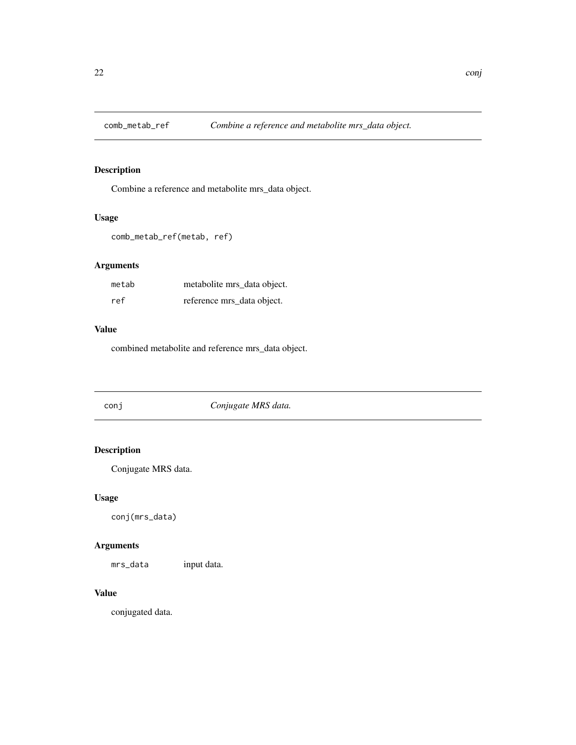## comb_metab_ref — *Combine a reference and metabolite mrs_data object.*

### Description

Combine a reference and metabolite mrs_data object.

### Usage

```
comb_metab_ref(metab, ref)
```

### Arguments

| | |
|---|---|
| metab | metabolite mrs_data object. |
| ref | reference mrs_data object. |

### Value

combined metabolite and reference mrs_data object.

## conj — *Conjugate MRS data.*

### Description

Conjugate MRS data.

### Usage

```
conj(mrs_data)
```

### Arguments

| | |
|---|---|
| mrs_data | input data. |

### Value

conjugated data.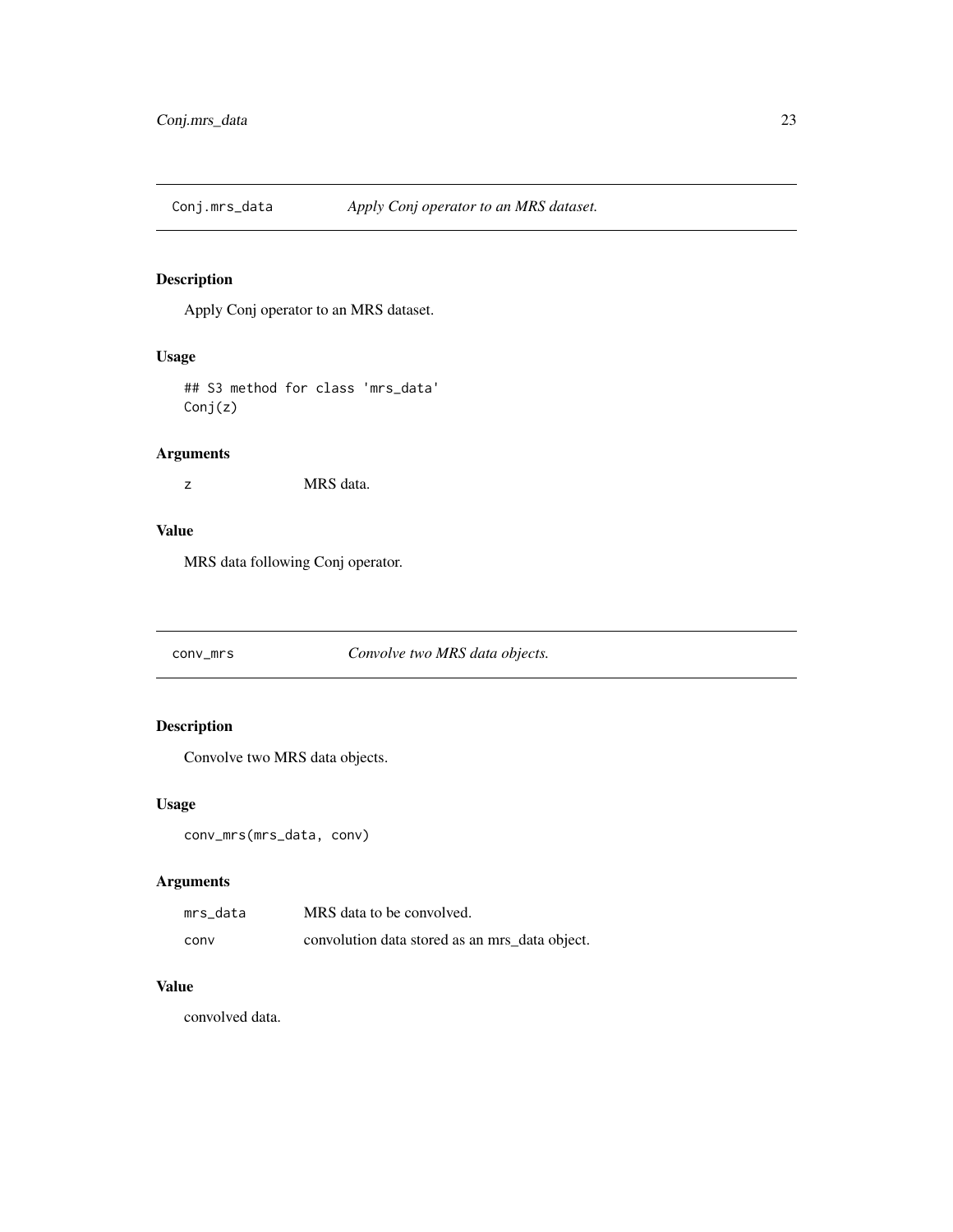## Conj.mrs_data — *Apply Conj operator to an MRS dataset.*

### Description

Apply Conj operator to an MRS dataset.

### Usage

```
## S3 method for class 'mrs_data'
Conj(z)
```

### Arguments

| | |
|---|---|
| z | MRS data. |

### Value

MRS data following Conj operator.

## conv_mrs — *Convolve two MRS data objects.*

### Description

Convolve two MRS data objects.

### Usage

```
conv_mrs(mrs_data, conv)
```

### Arguments

| | |
|---|---|
| mrs_data | MRS data to be convolved. |
| conv | convolution data stored as an mrs_data object. |

### Value

convolved data.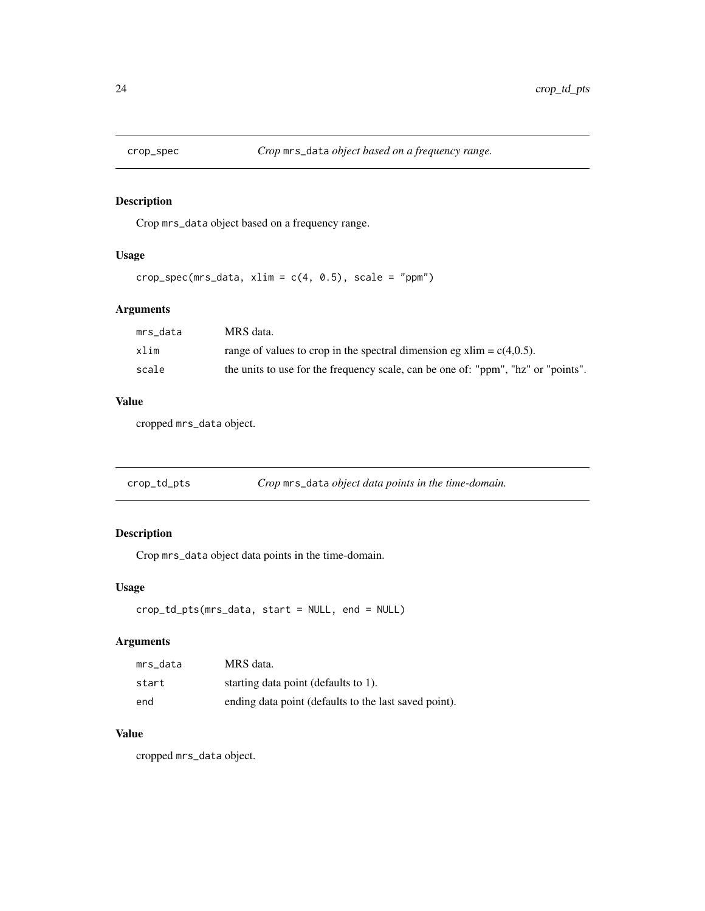## crop_spec — *Crop* `mrs_data` *object based on a frequency range.*

### Description

Crop `mrs_data` object based on a frequency range.

### Usage

```
crop_spec(mrs_data, xlim = c(4, 0.5), scale = "ppm")
```

### Arguments

| | |
|---|---|
| `mrs_data` | MRS data. |
| `xlim` | range of values to crop in the spectral dimension eg xlim = c(4,0.5). |
| `scale` | the units to use for the frequency scale, can be one of: "ppm", "hz" or "points". |

### Value

cropped `mrs_data` object.

## crop_td_pts — *Crop* `mrs_data` *object data points in the time-domain.*

### Description

Crop `mrs_data` object data points in the time-domain.

### Usage

```
crop_td_pts(mrs_data, start = NULL, end = NULL)
```

### Arguments

| | |
|---|---|
| `mrs_data` | MRS data. |
| `start` | starting data point (defaults to 1). |
| `end` | ending data point (defaults to the last saved point). |

### Value

cropped `mrs_data` object.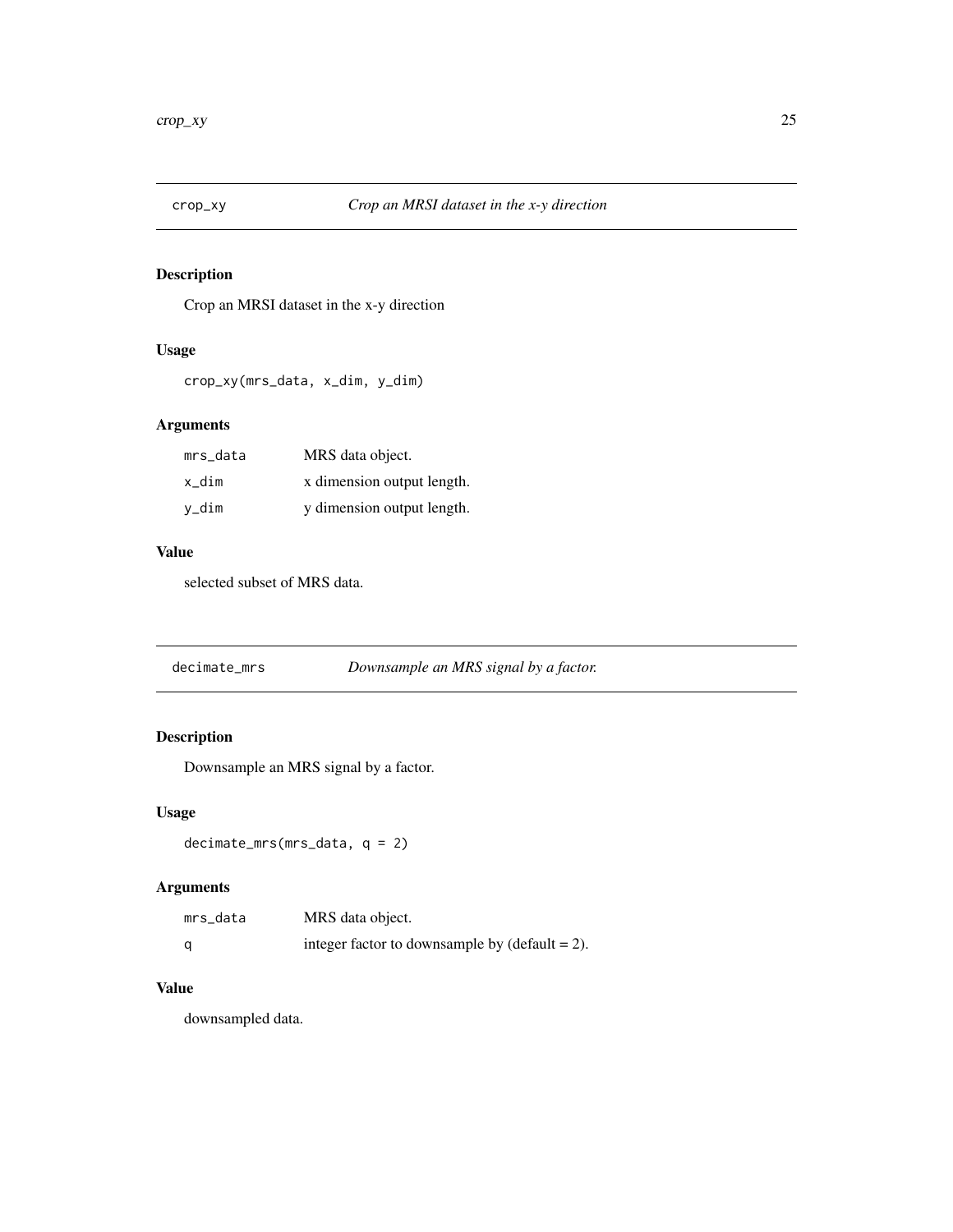## crop_xy *Crop an MRSI dataset in the x-y direction*

### Description

Crop an MRSI dataset in the x-y direction

### Usage

```
crop_xy(mrs_data, x_dim, y_dim)
```

### Arguments

| | |
|---|---|
| mrs_data | MRS data object. |
| x_dim | x dimension output length. |
| y_dim | y dimension output length. |

### Value

selected subset of MRS data.

## decimate_mrs *Downsample an MRS signal by a factor.*

### Description

Downsample an MRS signal by a factor.

### Usage

```
decimate_mrs(mrs_data, q = 2)
```

### Arguments

| | |
|---|---|
| mrs_data | MRS data object. |
| q | integer factor to downsample by (default = 2). |

### Value

downsampled data.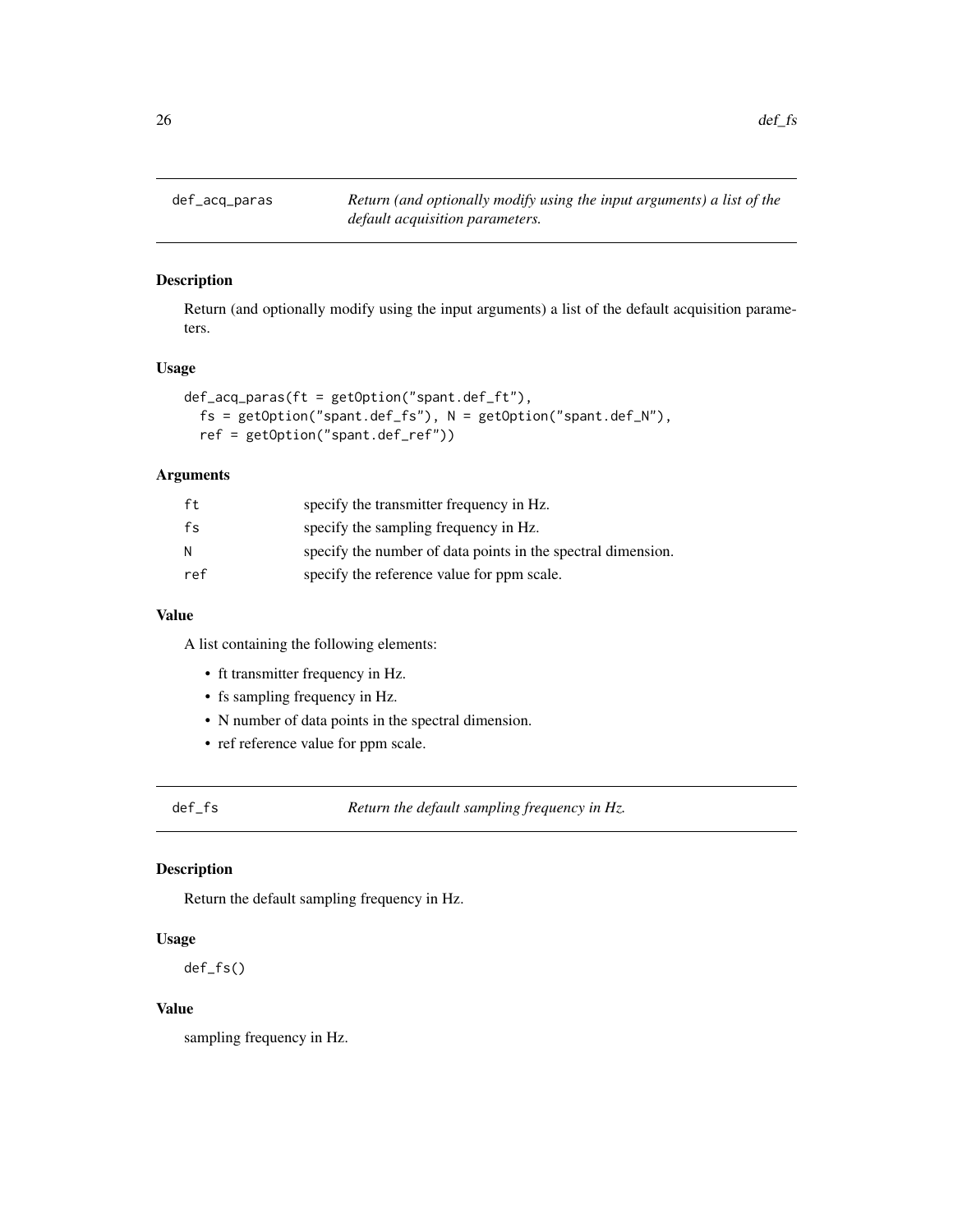## def_acq_paras

*Return (and optionally modify using the input arguments) a list of the default acquisition parameters.*

### Description

Return (and optionally modify using the input arguments) a list of the default acquisition parameters.

### Usage

```
def_acq_paras(ft = getOption("spant.def_ft"),
  fs = getOption("spant.def_fs"), N = getOption("spant.def_N"),
  ref = getOption("spant.def_ref"))
```

### Arguments

| | |
|---|---|
| ft | specify the transmitter frequency in Hz. |
| fs | specify the sampling frequency in Hz. |
| N | specify the number of data points in the spectral dimension. |
| ref | specify the reference value for ppm scale. |

### Value

A list containing the following elements:

- ft transmitter frequency in Hz.
- fs sampling frequency in Hz.
- N number of data points in the spectral dimension.
- ref reference value for ppm scale.

## def_fs

*Return the default sampling frequency in Hz.*

### Description

Return the default sampling frequency in Hz.

### Usage

```
def_fs()
```

### Value

sampling frequency in Hz.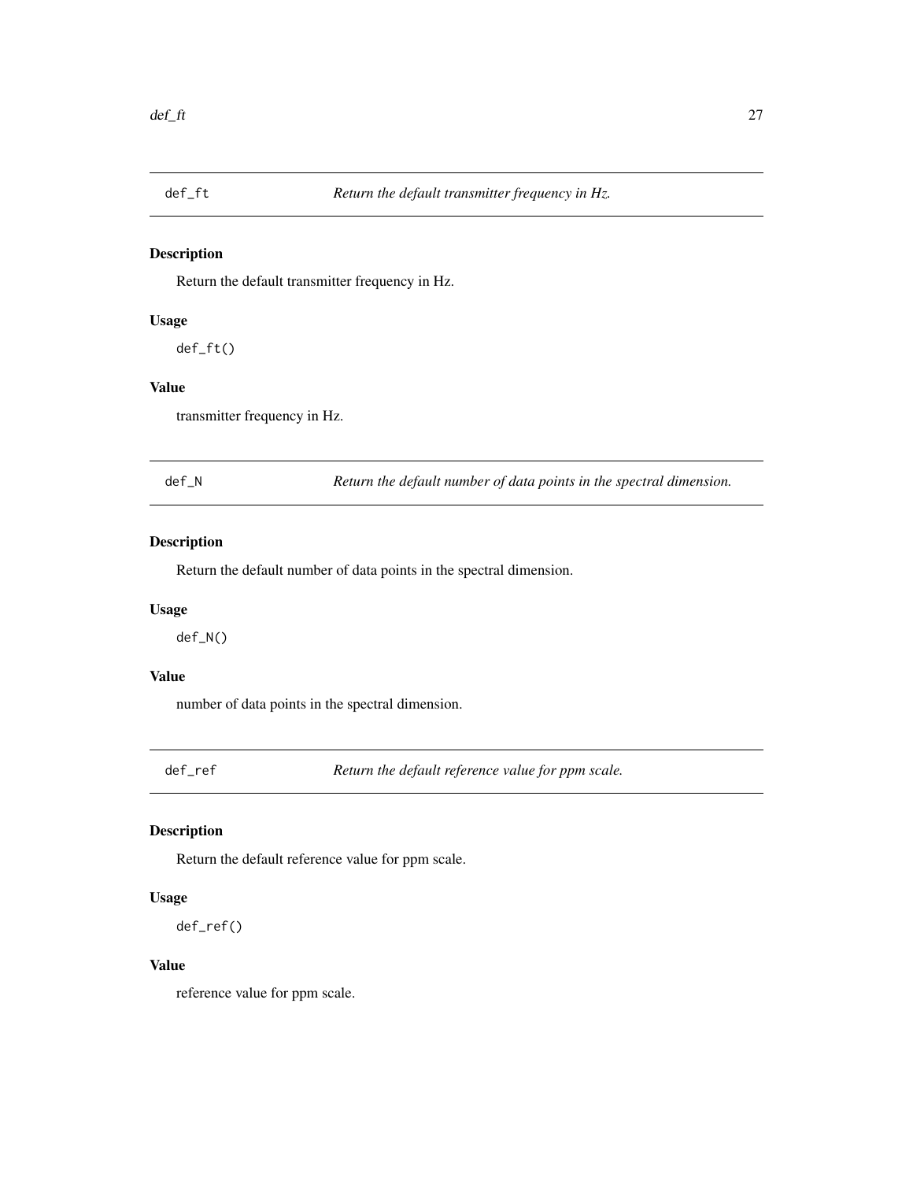## def_ft — *Return the default transmitter frequency in Hz.*

### Description

Return the default transmitter frequency in Hz.

### Usage

```
def_ft()
```

### Value

transmitter frequency in Hz.

## def_N — *Return the default number of data points in the spectral dimension.*

### Description

Return the default number of data points in the spectral dimension.

### Usage

```
def_N()
```

### Value

number of data points in the spectral dimension.

## def_ref — *Return the default reference value for ppm scale.*

### Description

Return the default reference value for ppm scale.

### Usage

```
def_ref()
```

### Value

reference value for ppm scale.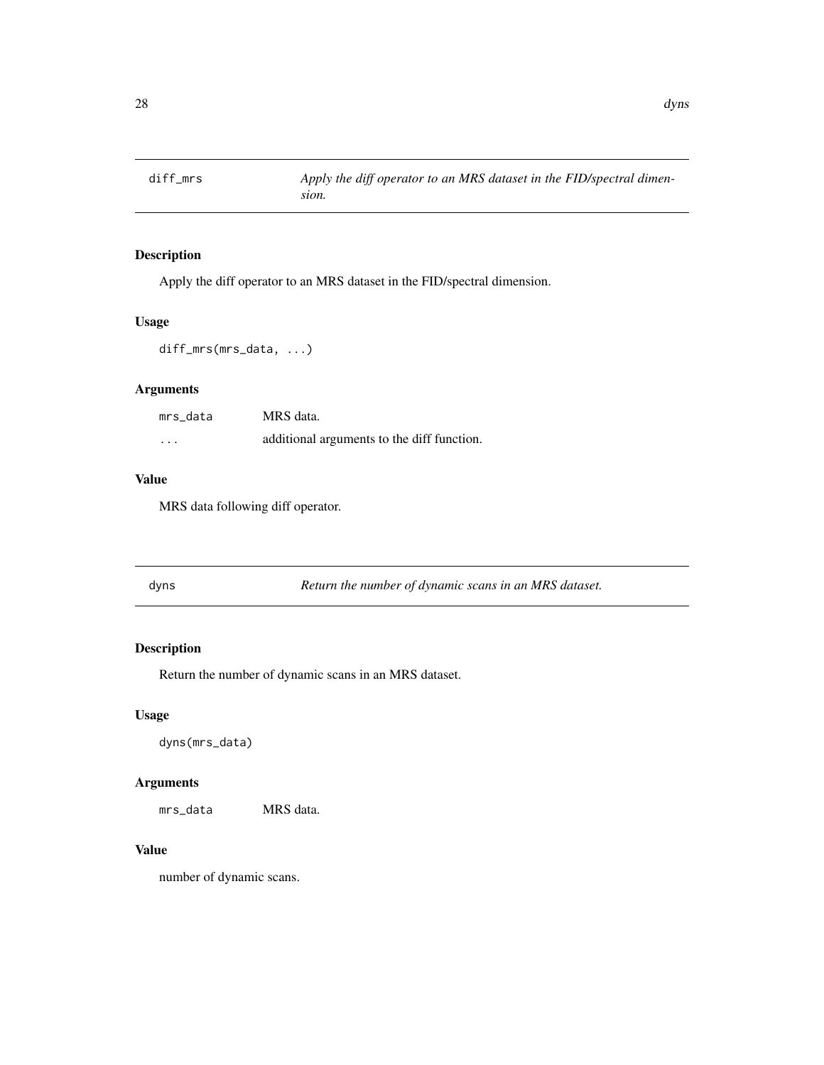## diff_mrs — *Apply the diff operator to an MRS dataset in the FID/spectral dimension.*

### Description

Apply the diff operator to an MRS dataset in the FID/spectral dimension.

### Usage

```
diff_mrs(mrs_data, ...)
```

### Arguments

| | |
|---|---|
| mrs_data | MRS data. |
| ... | additional arguments to the diff function. |

### Value

MRS data following diff operator.

## dyns — *Return the number of dynamic scans in an MRS dataset.*

### Description

Return the number of dynamic scans in an MRS dataset.

### Usage

```
dyns(mrs_data)
```

### Arguments

| | |
|---|---|
| mrs_data | MRS data. |

### Value

number of dynamic scans.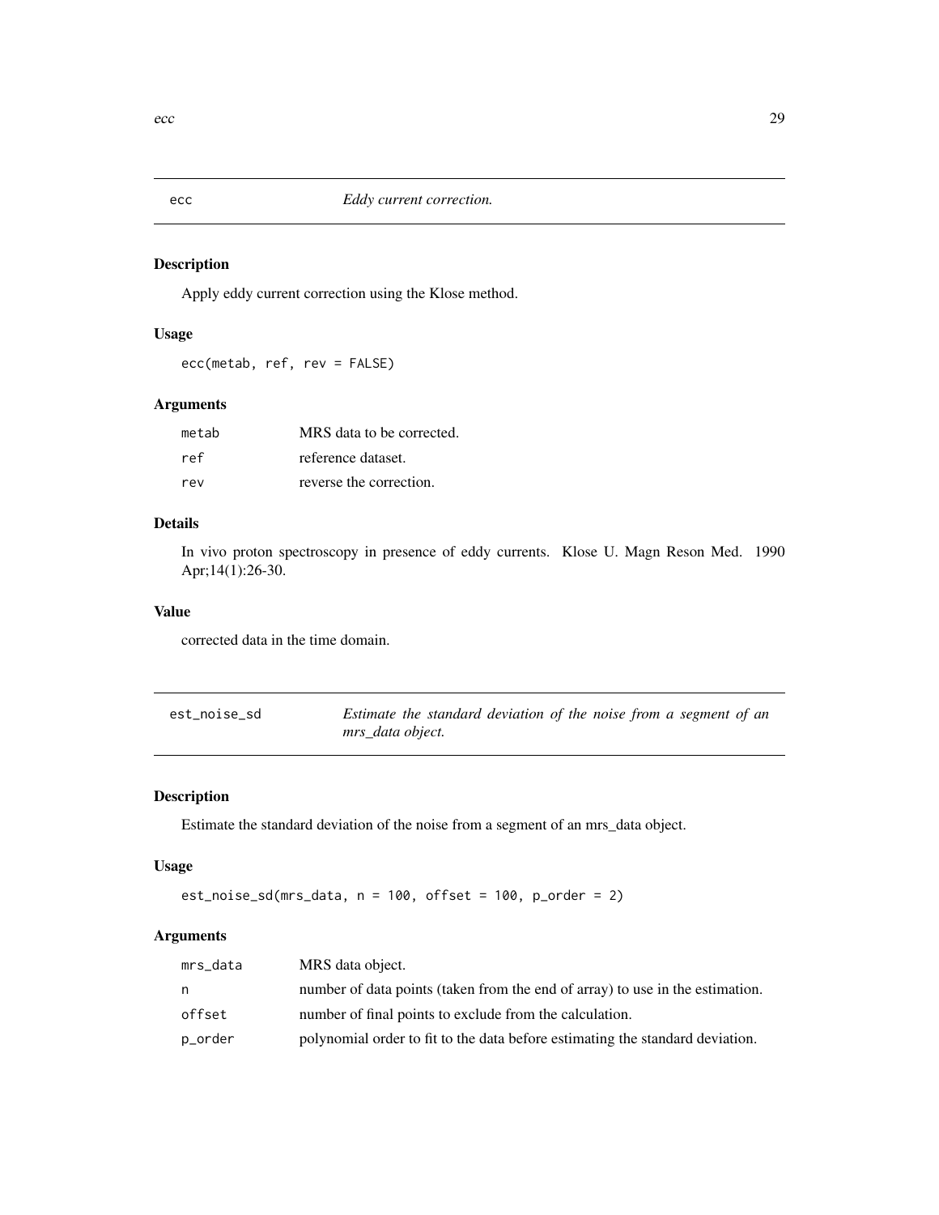## ecc — *Eddy current correction.*

### Description

Apply eddy current correction using the Klose method.

### Usage

```
ecc(metab, ref, rev = FALSE)
```

### Arguments

| | |
|---|---|
| metab | MRS data to be corrected. |
| ref | reference dataset. |
| rev | reverse the correction. |

### Details

In vivo proton spectroscopy in presence of eddy currents. Klose U. Magn Reson Med. 1990 Apr;14(1):26-30.

### Value

corrected data in the time domain.

## est_noise_sd — *Estimate the standard deviation of the noise from a segment of an mrs_data object.*

### Description

Estimate the standard deviation of the noise from a segment of an mrs_data object.

### Usage

```
est_noise_sd(mrs_data, n = 100, offset = 100, p_order = 2)
```

### Arguments

| | |
|---|---|
| mrs_data | MRS data object. |
| n | number of data points (taken from the end of array) to use in the estimation. |
| offset | number of final points to exclude from the calculation. |
| p_order | polynomial order to fit to the data before estimating the standard deviation. |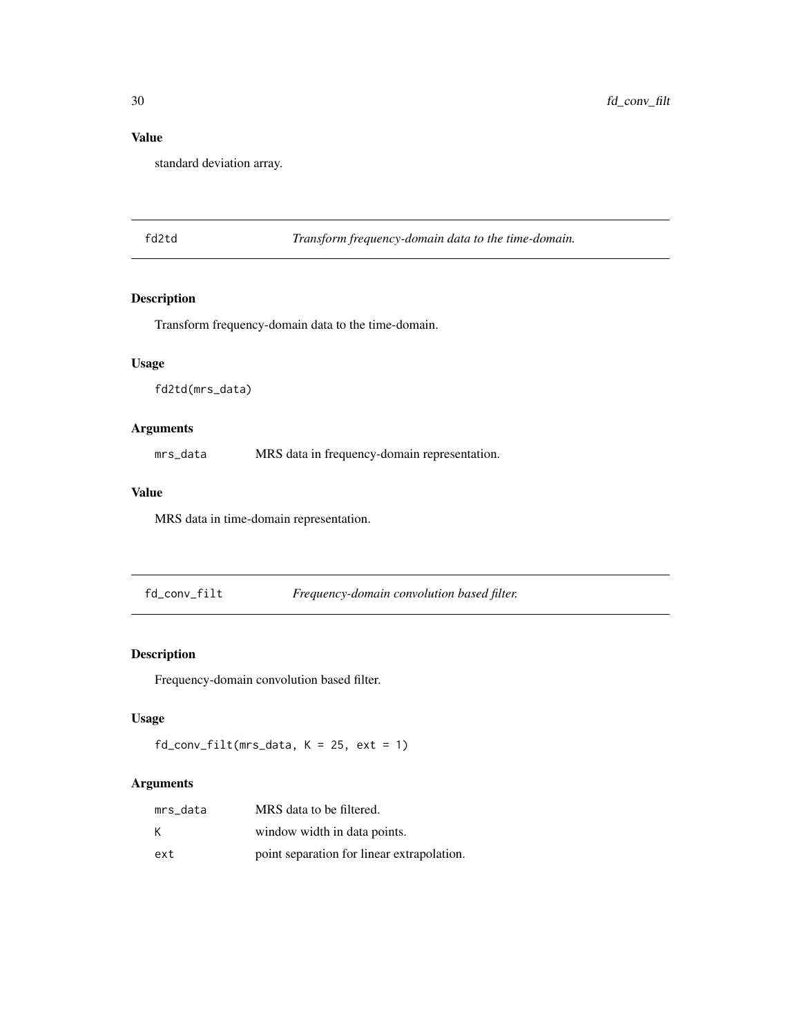### Value

standard deviation array.

---

## fd2td — *Transform frequency-domain data to the time-domain.*

### Description

Transform frequency-domain data to the time-domain.

### Usage

```
fd2td(mrs_data)
```

### Arguments

| | |
|---|---|
| `mrs_data` | MRS data in frequency-domain representation. |

### Value

MRS data in time-domain representation.

---

## fd_conv_filt — *Frequency-domain convolution based filter.*

### Description

Frequency-domain convolution based filter.

### Usage

```
fd_conv_filt(mrs_data, K = 25, ext = 1)
```

### Arguments

| | |
|---|---|
| `mrs_data` | MRS data to be filtered. |
| `K` | window width in data points. |
| `ext` | point separation for linear extrapolation. |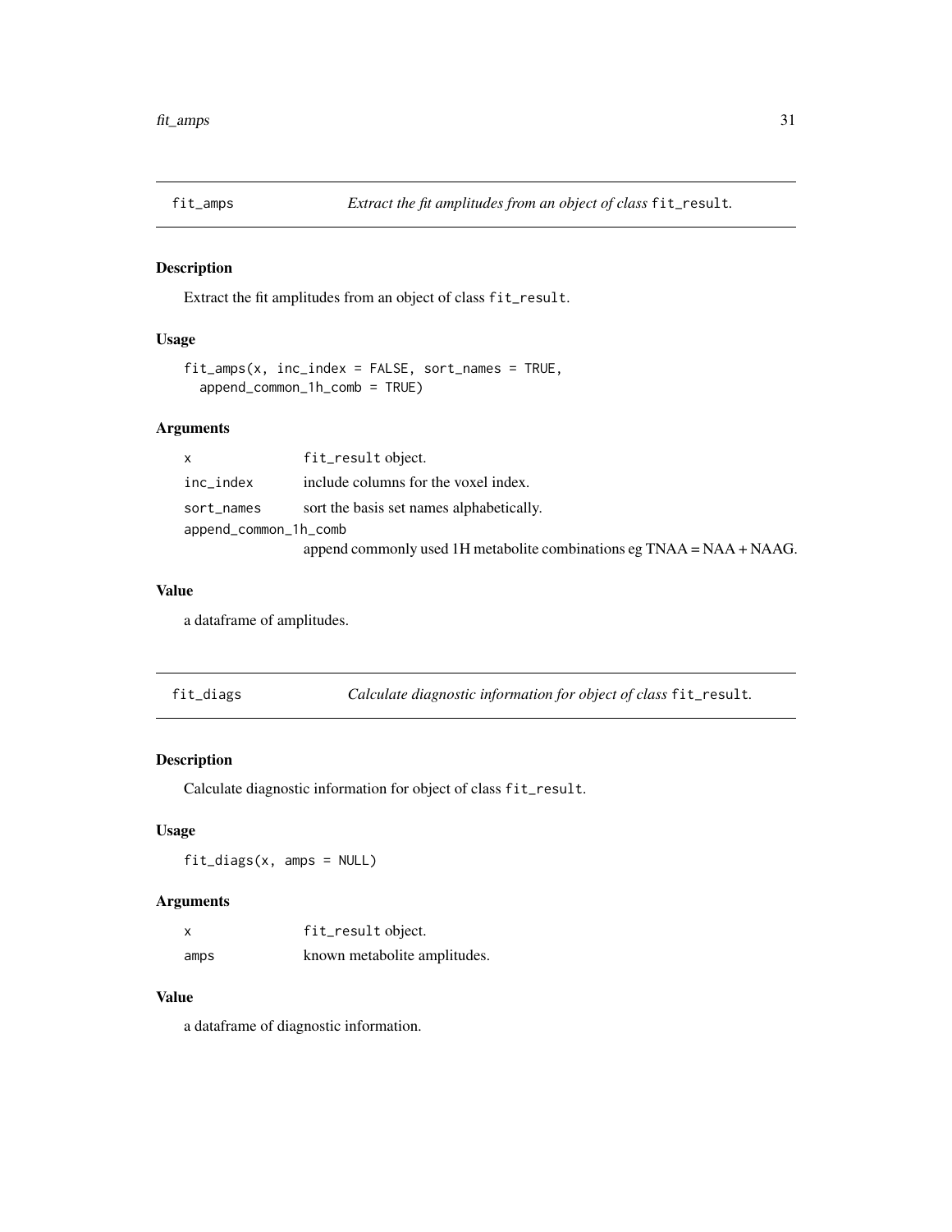## fit_amps — *Extract the fit amplitudes from an object of class* `fit_result`.

### Description

Extract the fit amplitudes from an object of class `fit_result`.

### Usage

```
fit_amps(x, inc_index = FALSE, sort_names = TRUE,
  append_common_1h_comb = TRUE)
```

### Arguments

| | |
|---|---|
| `x` | `fit_result` object. |
| `inc_index` | include columns for the voxel index. |
| `sort_names` | sort the basis set names alphabetically. |
| `append_common_1h_comb` | append commonly used 1H metabolite combinations eg TNAA = NAA + NAAG. |

### Value

a dataframe of amplitudes.

## fit_diags — *Calculate diagnostic information for object of class* `fit_result`.

### Description

Calculate diagnostic information for object of class `fit_result`.

### Usage

```
fit_diags(x, amps = NULL)
```

### Arguments

| | |
|---|---|
| `x` | `fit_result` object. |
| `amps` | known metabolite amplitudes. |

### Value

a dataframe of diagnostic information.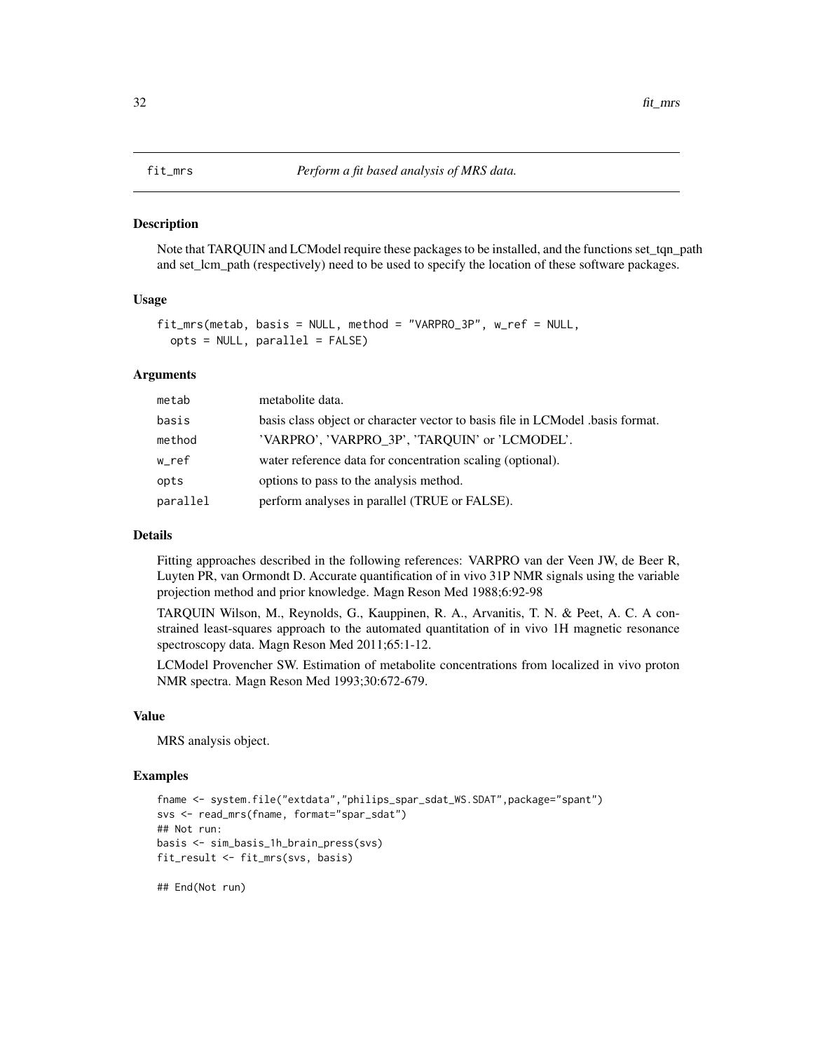# fit_mrs — *Perform a fit based analysis of MRS data.*

## Description

Note that TARQUIN and LCModel require these packages to be installed, and the functions set_tqn_path and set_lcm_path (respectively) need to be used to specify the location of these software packages.

## Usage

```
fit_mrs(metab, basis = NULL, method = "VARPRO_3P", w_ref = NULL,
  opts = NULL, parallel = FALSE)
```

## Arguments

| | |
|---|---|
| metab | metabolite data. |
| basis | basis class object or character vector to basis file in LCModel .basis format. |
| method | 'VARPRO', 'VARPRO_3P', 'TARQUIN' or 'LCMODEL'. |
| w_ref | water reference data for concentration scaling (optional). |
| opts | options to pass to the analysis method. |
| parallel | perform analyses in parallel (TRUE or FALSE). |

## Details

Fitting approaches described in the following references: VARPRO van der Veen JW, de Beer R, Luyten PR, van Ormondt D. Accurate quantification of in vivo 31P NMR signals using the variable projection method and prior knowledge. Magn Reson Med 1988;6:92-98

TARQUIN Wilson, M., Reynolds, G., Kauppinen, R. A., Arvanitis, T. N. & Peet, A. C. A constrained least-squares approach to the automated quantitation of in vivo 1H magnetic resonance spectroscopy data. Magn Reson Med 2011;65:1-12.

LCModel Provencher SW. Estimation of metabolite concentrations from localized in vivo proton NMR spectra. Magn Reson Med 1993;30:672-679.

## Value

MRS analysis object.

## Examples

```
fname <- system.file("extdata","philips_spar_sdat_WS.SDAT",package="spant")
svs <- read_mrs(fname, format="spar_sdat")
## Not run:
basis <- sim_basis_1h_brain_press(svs)
fit_result <- fit_mrs(svs, basis)

## End(Not run)
```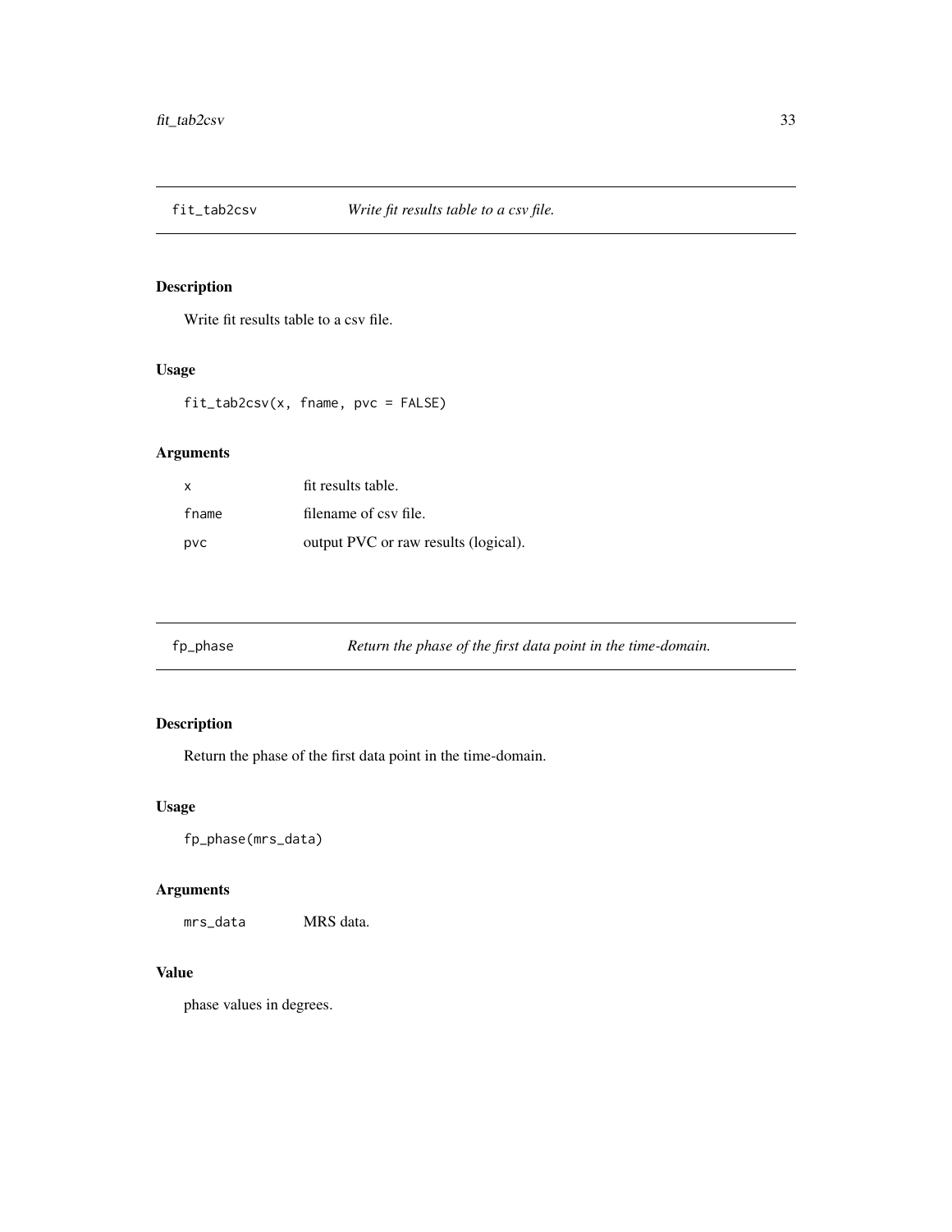## fit_tab2csv — *Write fit results table to a csv file.*

### Description

Write fit results table to a csv file.

### Usage

```
fit_tab2csv(x, fname, pvc = FALSE)
```

### Arguments

| | |
|---|---|
| x | fit results table. |
| fname | filename of csv file. |
| pvc | output PVC or raw results (logical). |

## fp_phase — *Return the phase of the first data point in the time-domain.*

### Description

Return the phase of the first data point in the time-domain.

### Usage

```
fp_phase(mrs_data)
```

### Arguments

| | |
|---|---|
| mrs_data | MRS data. |

### Value

phase values in degrees.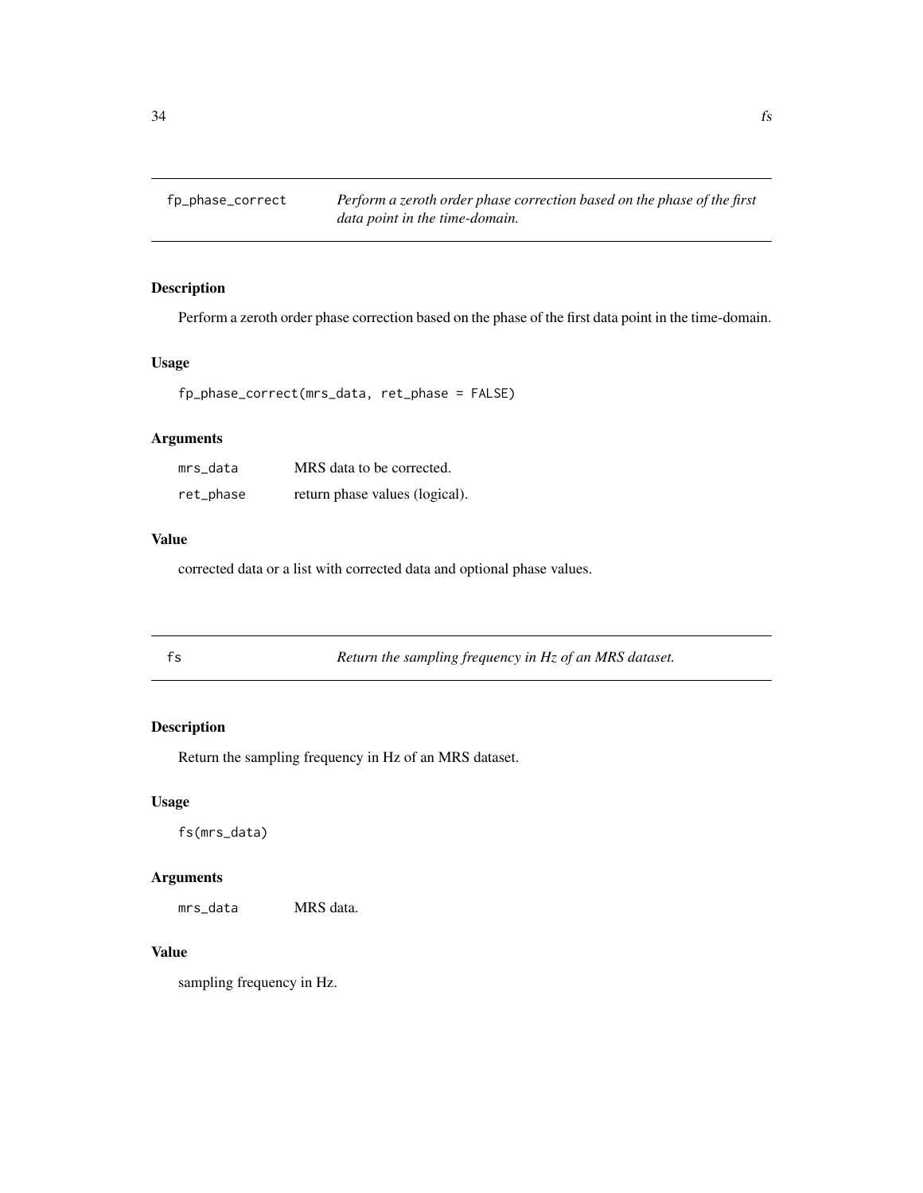## fp_phase_correct

*Perform a zeroth order phase correction based on the phase of the first data point in the time-domain.*

### Description

Perform a zeroth order phase correction based on the phase of the first data point in the time-domain.

### Usage

```
fp_phase_correct(mrs_data, ret_phase = FALSE)
```

### Arguments

| | |
|---|---|
| mrs_data | MRS data to be corrected. |
| ret_phase | return phase values (logical). |

### Value

corrected data or a list with corrected data and optional phase values.

## fs

*Return the sampling frequency in Hz of an MRS dataset.*

### Description

Return the sampling frequency in Hz of an MRS dataset.

### Usage

```
fs(mrs_data)
```

### Arguments

| | |
|---|---|
| mrs_data | MRS data. |

### Value

sampling frequency in Hz.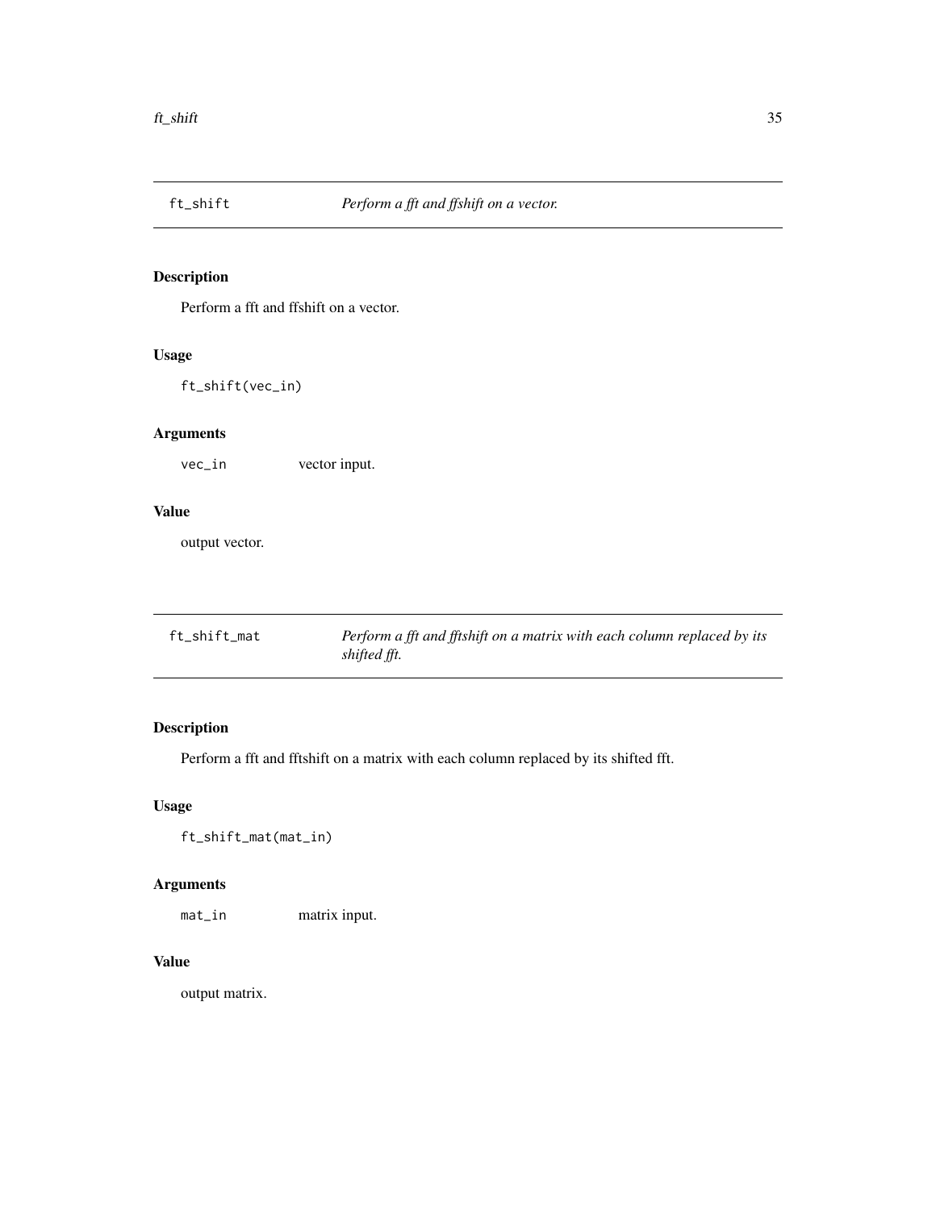## ft_shift — *Perform a fft and ffshift on a vector.*

### Description

Perform a fft and ffshift on a vector.

### Usage

```
ft_shift(vec_in)
```

### Arguments

| | |
|---|---|
| vec_in | vector input. |

### Value

output vector.

## ft_shift_mat — *Perform a fft and fftshift on a matrix with each column replaced by its shifted fft.*

### Description

Perform a fft and fftshift on a matrix with each column replaced by its shifted fft.

### Usage

```
ft_shift_mat(mat_in)
```

### Arguments

| | |
|---|---|
| mat_in | matrix input. |

### Value

output matrix.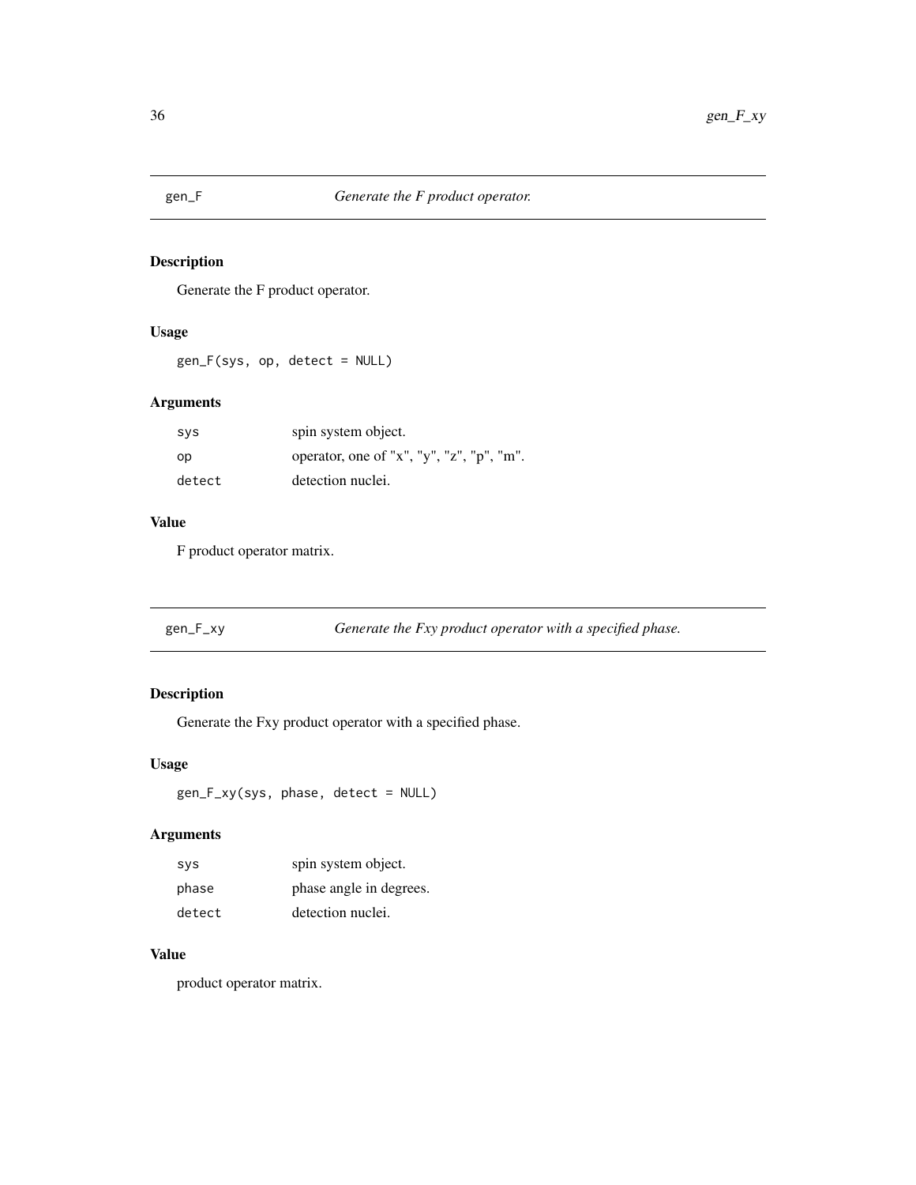## gen_F *Generate the F product operator.*

### Description

Generate the F product operator.

### Usage

```
gen_F(sys, op, detect = NULL)
```

### Arguments

| | |
|---|---|
| sys | spin system object. |
| op | operator, one of "x", "y", "z", "p", "m". |
| detect | detection nuclei. |

### Value

F product operator matrix.

## gen_F_xy *Generate the Fxy product operator with a specified phase.*

### Description

Generate the Fxy product operator with a specified phase.

### Usage

```
gen_F_xy(sys, phase, detect = NULL)
```

### Arguments

| | |
|---|---|
| sys | spin system object. |
| phase | phase angle in degrees. |
| detect | detection nuclei. |

### Value

product operator matrix.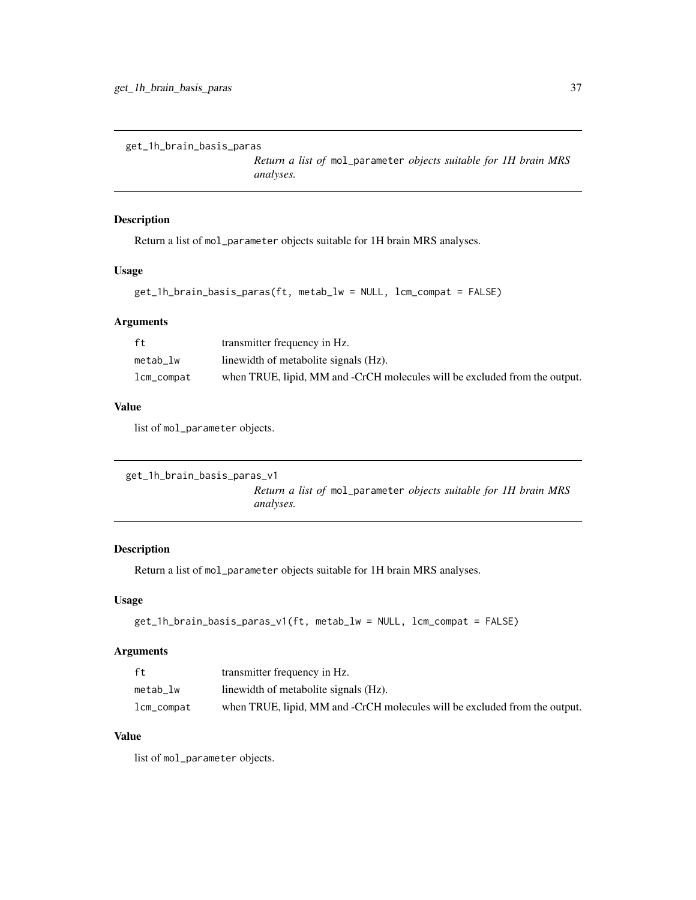## get_1h_brain_basis_paras

*Return a list of* `mol_parameter` *objects suitable for 1H brain MRS analyses.*

### Description

Return a list of `mol_parameter` objects suitable for 1H brain MRS analyses.

### Usage

```
get_1h_brain_basis_paras(ft, metab_lw = NULL, lcm_compat = FALSE)
```

### Arguments

| | |
|---|---|
| `ft` | transmitter frequency in Hz. |
| `metab_lw` | linewidth of metabolite signals (Hz). |
| `lcm_compat` | when TRUE, lipid, MM and -CrCH molecules will be excluded from the output. |

### Value

list of `mol_parameter` objects.

## get_1h_brain_basis_paras_v1

*Return a list of* `mol_parameter` *objects suitable for 1H brain MRS analyses.*

### Description

Return a list of `mol_parameter` objects suitable for 1H brain MRS analyses.

### Usage

```
get_1h_brain_basis_paras_v1(ft, metab_lw = NULL, lcm_compat = FALSE)
```

### Arguments

| | |
|---|---|
| `ft` | transmitter frequency in Hz. |
| `metab_lw` | linewidth of metabolite signals (Hz). |
| `lcm_compat` | when TRUE, lipid, MM and -CrCH molecules will be excluded from the output. |

### Value

list of `mol_parameter` objects.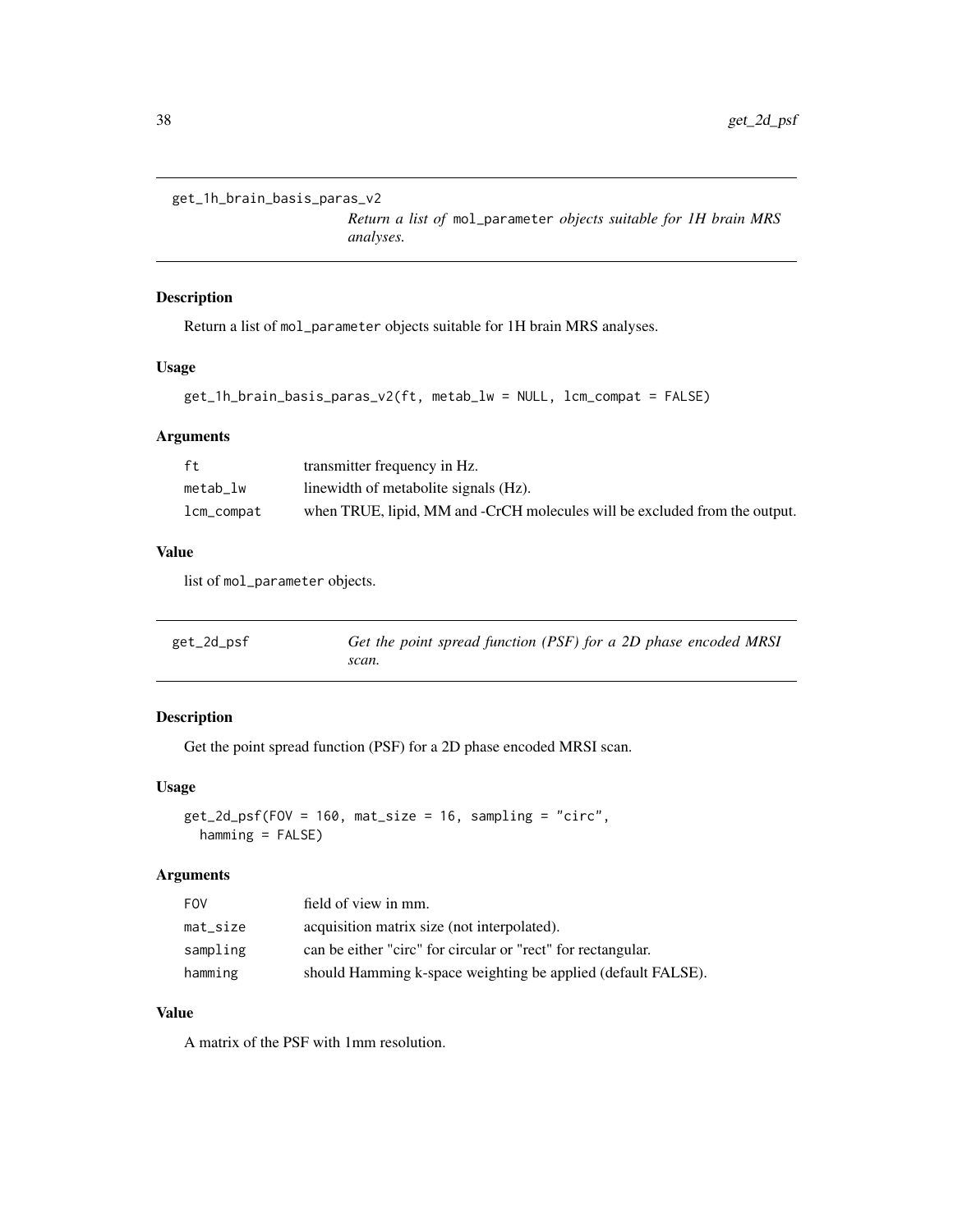## get_1h_brain_basis_paras_v2

*Return a list of* `mol_parameter` *objects suitable for 1H brain MRS analyses.*

### Description

Return a list of mol_parameter objects suitable for 1H brain MRS analyses.

### Usage

```
get_1h_brain_basis_paras_v2(ft, metab_lw = NULL, lcm_compat = FALSE)
```

### Arguments

| | |
|---|---|
| ft | transmitter frequency in Hz. |
| metab_lw | linewidth of metabolite signals (Hz). |
| lcm_compat | when TRUE, lipid, MM and -CrCH molecules will be excluded from the output. |

### Value

list of mol_parameter objects.

## get_2d_psf

*Get the point spread function (PSF) for a 2D phase encoded MRSI scan.*

### Description

Get the point spread function (PSF) for a 2D phase encoded MRSI scan.

### Usage

```
get_2d_psf(FOV = 160, mat_size = 16, sampling = "circ",
  hamming = FALSE)
```

### Arguments

| | |
|---|---|
| FOV | field of view in mm. |
| mat_size | acquisition matrix size (not interpolated). |
| sampling | can be either "circ" for circular or "rect" for rectangular. |
| hamming | should Hamming k-space weighting be applied (default FALSE). |

### Value

A matrix of the PSF with 1mm resolution.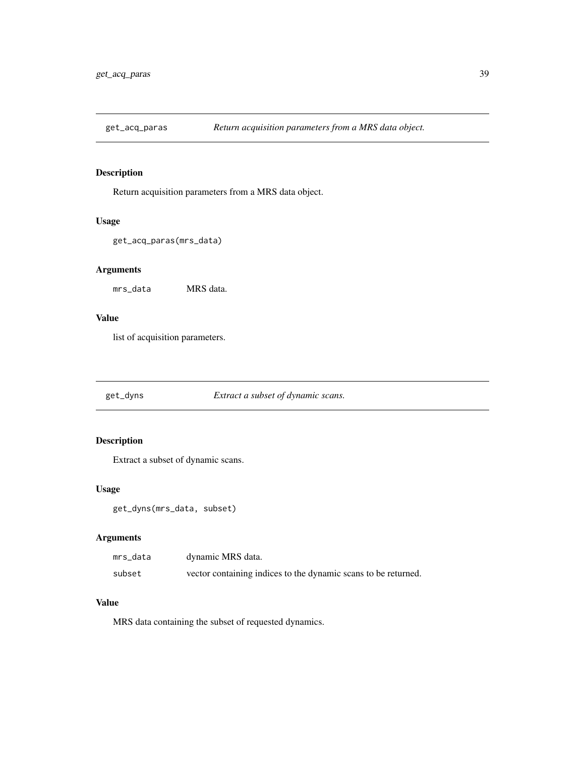## get_acq_paras — *Return acquisition parameters from a MRS data object.*

### Description

Return acquisition parameters from a MRS data object.

### Usage

```
get_acq_paras(mrs_data)
```

### Arguments

| | |
|---|---|
| mrs_data | MRS data. |

### Value

list of acquisition parameters.

## get_dyns — *Extract a subset of dynamic scans.*

### Description

Extract a subset of dynamic scans.

### Usage

```
get_dyns(mrs_data, subset)
```

### Arguments

| | |
|---|---|
| mrs_data | dynamic MRS data. |
| subset | vector containing indices to the dynamic scans to be returned. |

### Value

MRS data containing the subset of requested dynamics.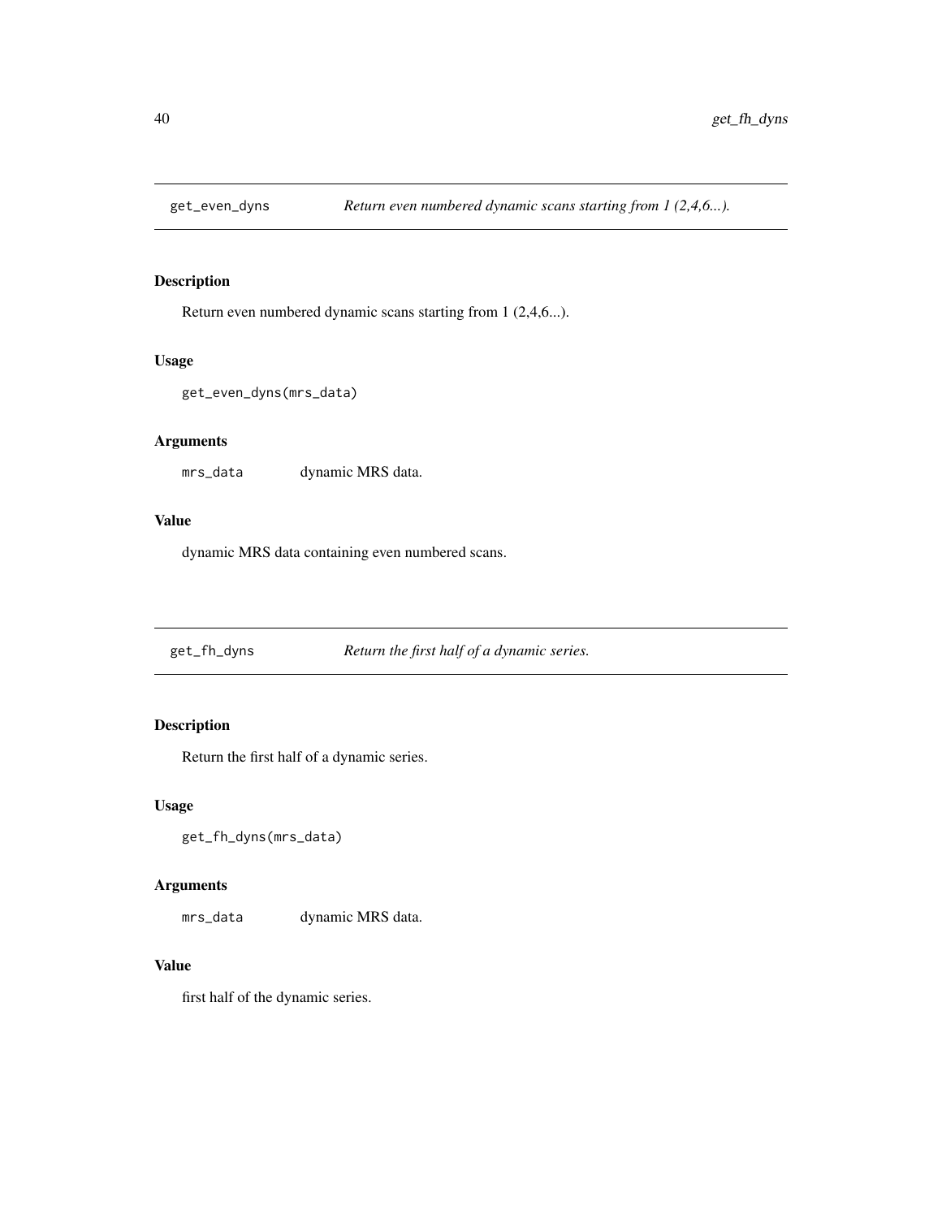## get_even_dyns — *Return even numbered dynamic scans starting from 1 (2,4,6...).*

### Description

Return even numbered dynamic scans starting from 1 (2,4,6...).

### Usage

```
get_even_dyns(mrs_data)
```

### Arguments

| | |
|---|---|
| mrs_data | dynamic MRS data. |

### Value

dynamic MRS data containing even numbered scans.

## get_fh_dyns — *Return the first half of a dynamic series.*

### Description

Return the first half of a dynamic series.

### Usage

```
get_fh_dyns(mrs_data)
```

### Arguments

| | |
|---|---|
| mrs_data | dynamic MRS data. |

### Value

first half of the dynamic series.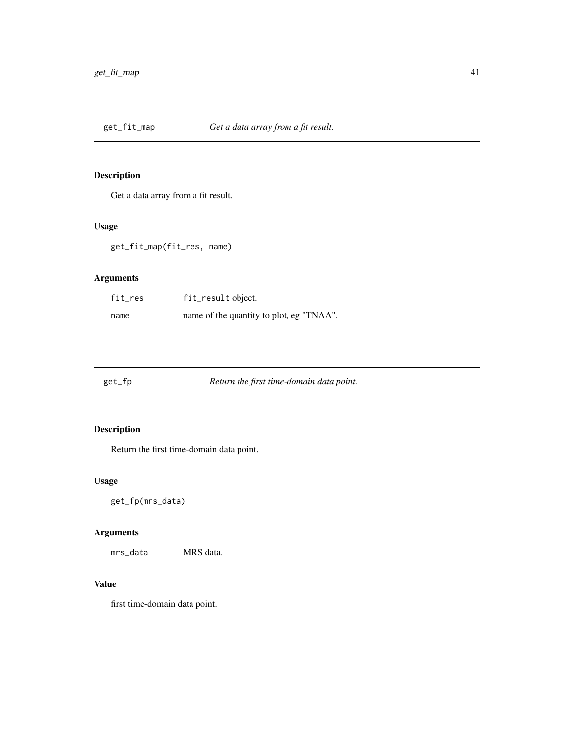## get_fit_map — *Get a data array from a fit result.*

### Description

Get a data array from a fit result.

### Usage

```
get_fit_map(fit_res, name)
```

### Arguments

| | |
|---|---|
| `fit_res` | `fit_result` object. |
| `name` | name of the quantity to plot, eg "TNAA". |

## get_fp — *Return the first time-domain data point.*

### Description

Return the first time-domain data point.

### Usage

```
get_fp(mrs_data)
```

### Arguments

| | |
|---|---|
| `mrs_data` | MRS data. |

### Value

first time-domain data point.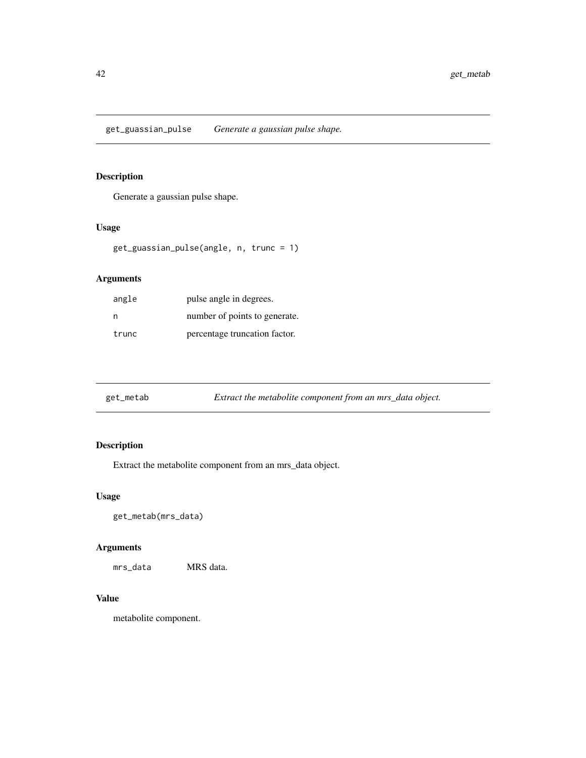## get_guassian_pulse *Generate a gaussian pulse shape.*

### Description

Generate a gaussian pulse shape.

### Usage

```
get_guassian_pulse(angle, n, trunc = 1)
```

### Arguments

| | |
|---|---|
| angle | pulse angle in degrees. |
| n | number of points to generate. |
| trunc | percentage truncation factor. |

## get_metab *Extract the metabolite component from an mrs_data object.*

### Description

Extract the metabolite component from an mrs_data object.

### Usage

```
get_metab(mrs_data)
```

### Arguments

| | |
|---|---|
| mrs_data | MRS data. |

### Value

metabolite component.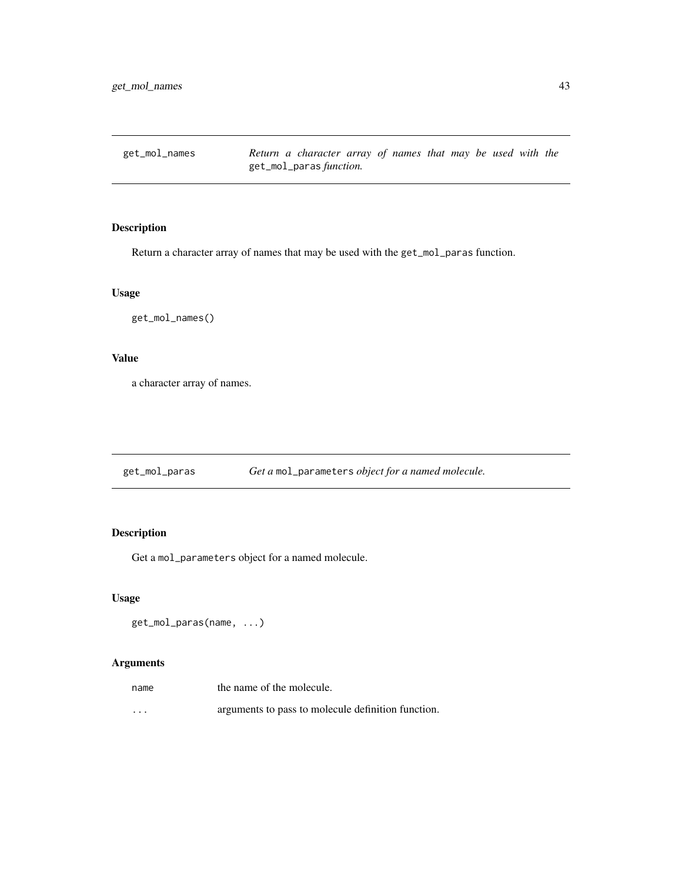## get_mol_names

*Return a character array of names that may be used with the* `get_mol_paras` *function.*

### Description

Return a character array of names that may be used with the `get_mol_paras` function.

### Usage

```
get_mol_names()
```

### Value

a character array of names.

## get_mol_paras

*Get a* `mol_parameters` *object for a named molecule.*

### Description

Get a `mol_parameters` object for a named molecule.

### Usage

```
get_mol_paras(name, ...)
```

### Arguments

| | |
|---|---|
| `name` | the name of the molecule. |
| `...` | arguments to pass to molecule definition function. |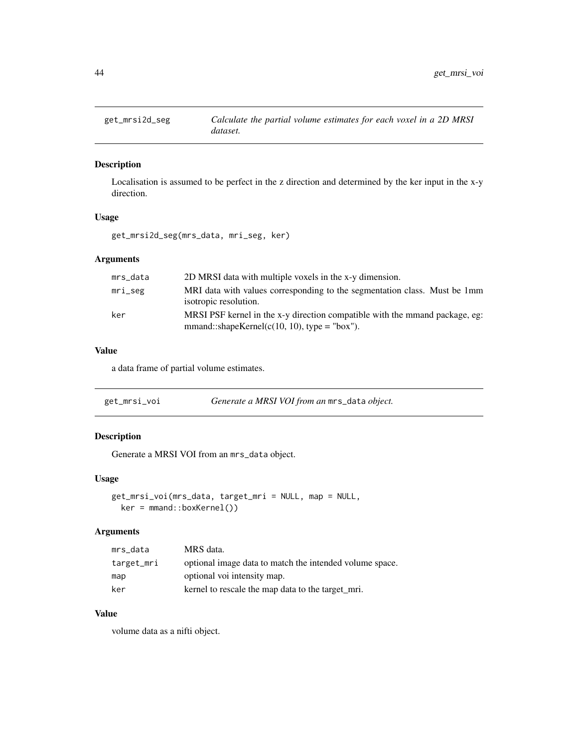## get_mrsi2d_seg — *Calculate the partial volume estimates for each voxel in a 2D MRSI dataset.*

### Description

Localisation is assumed to be perfect in the z direction and determined by the ker input in the x-y direction.

### Usage

```
get_mrsi2d_seg(mrs_data, mri_seg, ker)
```

### Arguments

| | |
|---|---|
| mrs_data | 2D MRSI data with multiple voxels in the x-y dimension. |
| mri_seg | MRI data with values corresponding to the segmentation class. Must be 1mm isotropic resolution. |
| ker | MRSI PSF kernel in the x-y direction compatible with the mmand package, eg: mmand::shapeKernel(c(10, 10), type = "box"). |

### Value

a data frame of partial volume estimates.

## get_mrsi_voi — *Generate a MRSI VOI from an `mrs_data` object.*

### Description

Generate a MRSI VOI from an `mrs_data` object.

### Usage

```
get_mrsi_voi(mrs_data, target_mri = NULL, map = NULL,
  ker = mmand::boxKernel())
```

### Arguments

| | |
|---|---|
| mrs_data | MRS data. |
| target_mri | optional image data to match the intended volume space. |
| map | optional voi intensity map. |
| ker | kernel to rescale the map data to the target_mri. |

### Value

volume data as a nifti object.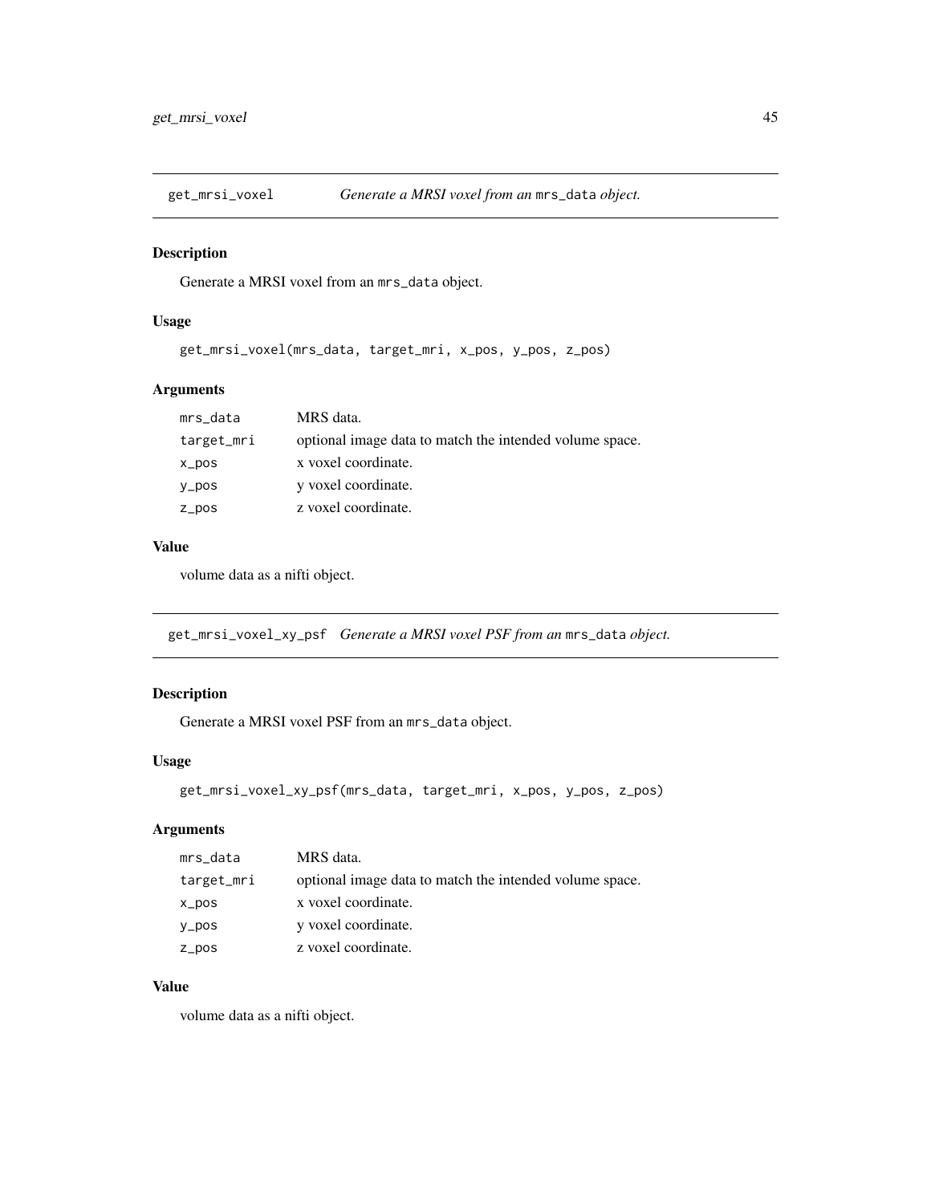## get_mrsi_voxel — *Generate a MRSI voxel from an* `mrs_data` *object.*

### Description

Generate a MRSI voxel from an `mrs_data` object.

### Usage

```
get_mrsi_voxel(mrs_data, target_mri, x_pos, y_pos, z_pos)
```

### Arguments

| | |
|---|---|
| `mrs_data` | MRS data. |
| `target_mri` | optional image data to match the intended volume space. |
| `x_pos` | x voxel coordinate. |
| `y_pos` | y voxel coordinate. |
| `z_pos` | z voxel coordinate. |

### Value

volume data as a nifti object.

## get_mrsi_voxel_xy_psf — *Generate a MRSI voxel PSF from an* `mrs_data` *object.*

### Description

Generate a MRSI voxel PSF from an `mrs_data` object.

### Usage

```
get_mrsi_voxel_xy_psf(mrs_data, target_mri, x_pos, y_pos, z_pos)
```

### Arguments

| | |
|---|---|
| `mrs_data` | MRS data. |
| `target_mri` | optional image data to match the intended volume space. |
| `x_pos` | x voxel coordinate. |
| `y_pos` | y voxel coordinate. |
| `z_pos` | z voxel coordinate. |

### Value

volume data as a nifti object.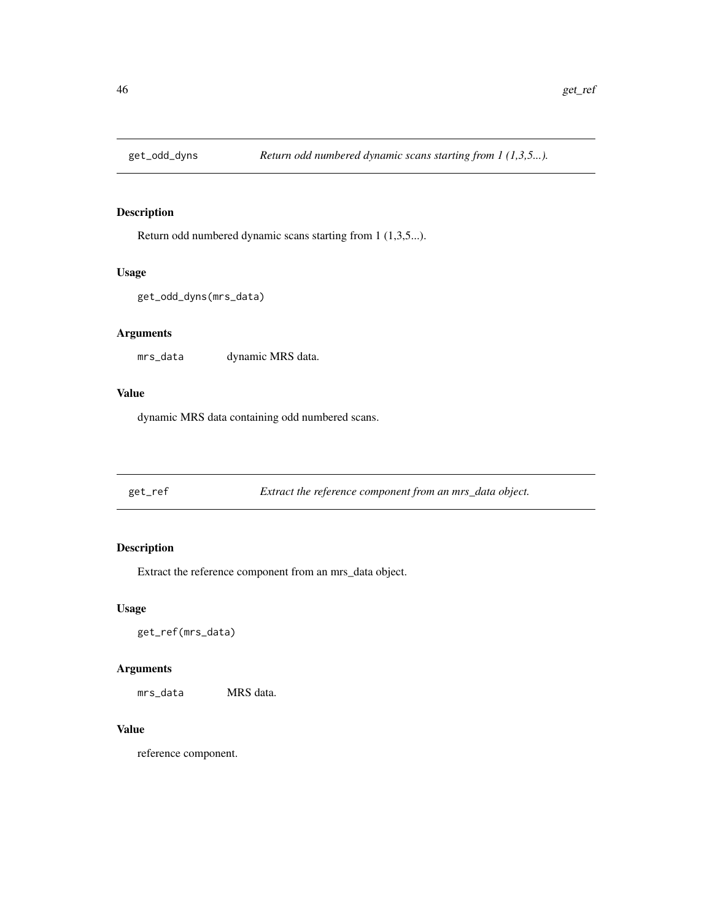## get_odd_dyns *Return odd numbered dynamic scans starting from 1 (1,3,5...).*

### Description

Return odd numbered dynamic scans starting from 1 (1,3,5...).

### Usage

```
get_odd_dyns(mrs_data)
```

### Arguments

| | |
|---|---|
| mrs_data | dynamic MRS data. |

### Value

dynamic MRS data containing odd numbered scans.

## get_ref *Extract the reference component from an mrs_data object.*

### Description

Extract the reference component from an mrs_data object.

### Usage

```
get_ref(mrs_data)
```

### Arguments

| | |
|---|---|
| mrs_data | MRS data. |

### Value

reference component.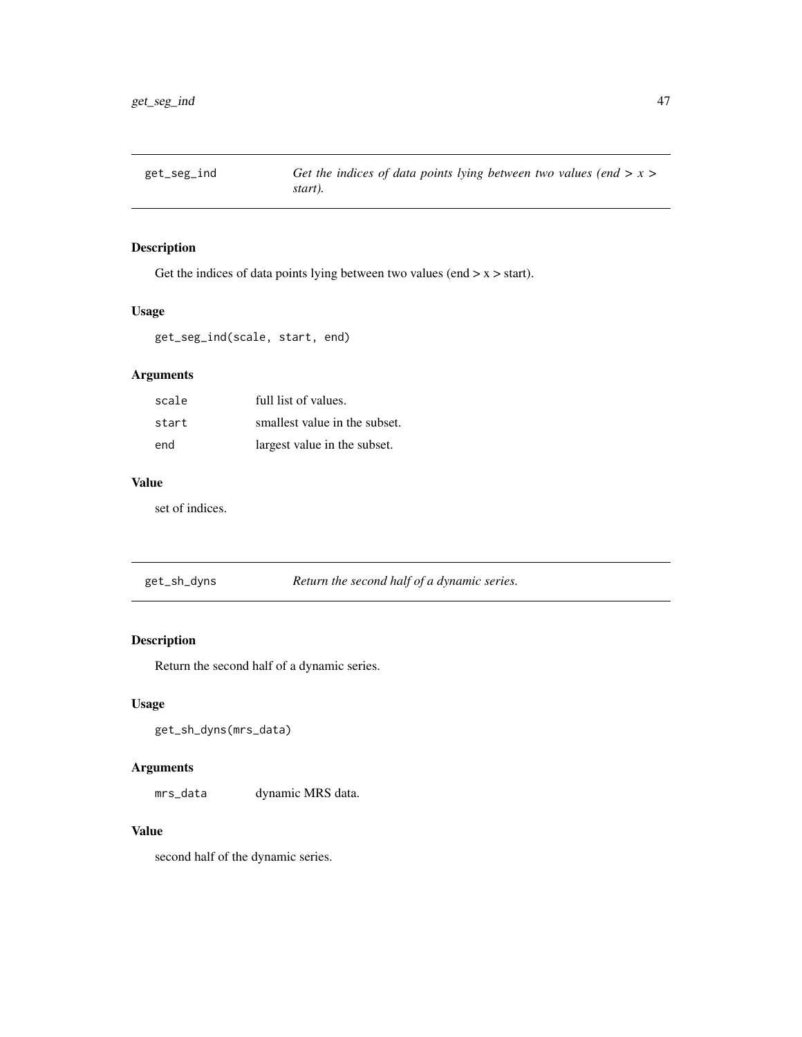## get_seg_ind — *Get the indices of data points lying between two values (end > x > start).*

### Description

Get the indices of data points lying between two values (end > x > start).

### Usage

```
get_seg_ind(scale, start, end)
```

### Arguments

| | |
|---|---|
| scale | full list of values. |
| start | smallest value in the subset. |
| end | largest value in the subset. |

### Value

set of indices.

## get_sh_dyns — *Return the second half of a dynamic series.*

### Description

Return the second half of a dynamic series.

### Usage

```
get_sh_dyns(mrs_data)
```

### Arguments

| | |
|---|---|
| mrs_data | dynamic MRS data. |

### Value

second half of the dynamic series.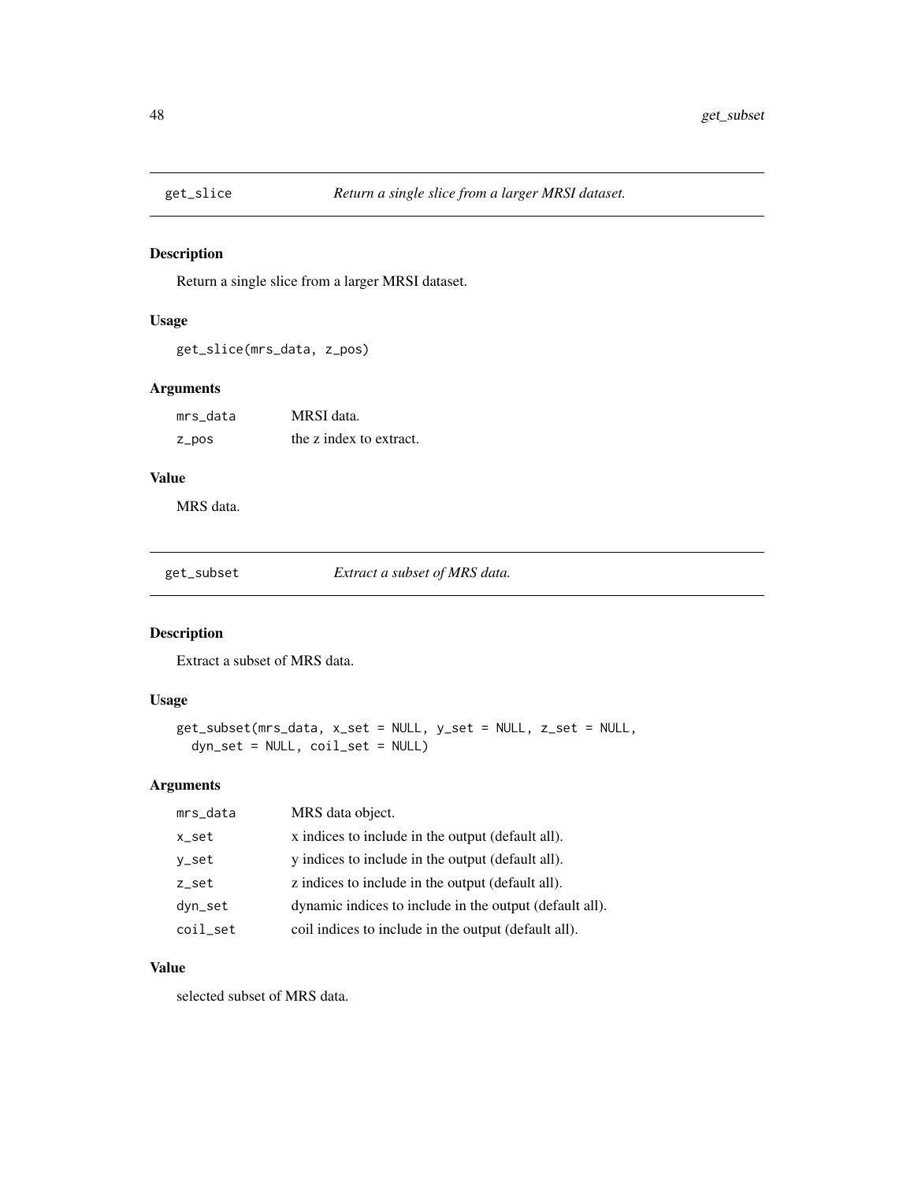## get_slice — *Return a single slice from a larger MRSI dataset.*

### Description

Return a single slice from a larger MRSI dataset.

### Usage

```
get_slice(mrs_data, z_pos)
```

### Arguments

| | |
|---|---|
| mrs_data | MRSI data. |
| z_pos | the z index to extract. |

### Value

MRS data.

## get_subset — *Extract a subset of MRS data.*

### Description

Extract a subset of MRS data.

### Usage

```
get_subset(mrs_data, x_set = NULL, y_set = NULL, z_set = NULL,
  dyn_set = NULL, coil_set = NULL)
```

### Arguments

| | |
|---|---|
| mrs_data | MRS data object. |
| x_set | x indices to include in the output (default all). |
| y_set | y indices to include in the output (default all). |
| z_set | z indices to include in the output (default all). |
| dyn_set | dynamic indices to include in the output (default all). |
| coil_set | coil indices to include in the output (default all). |

### Value

selected subset of MRS data.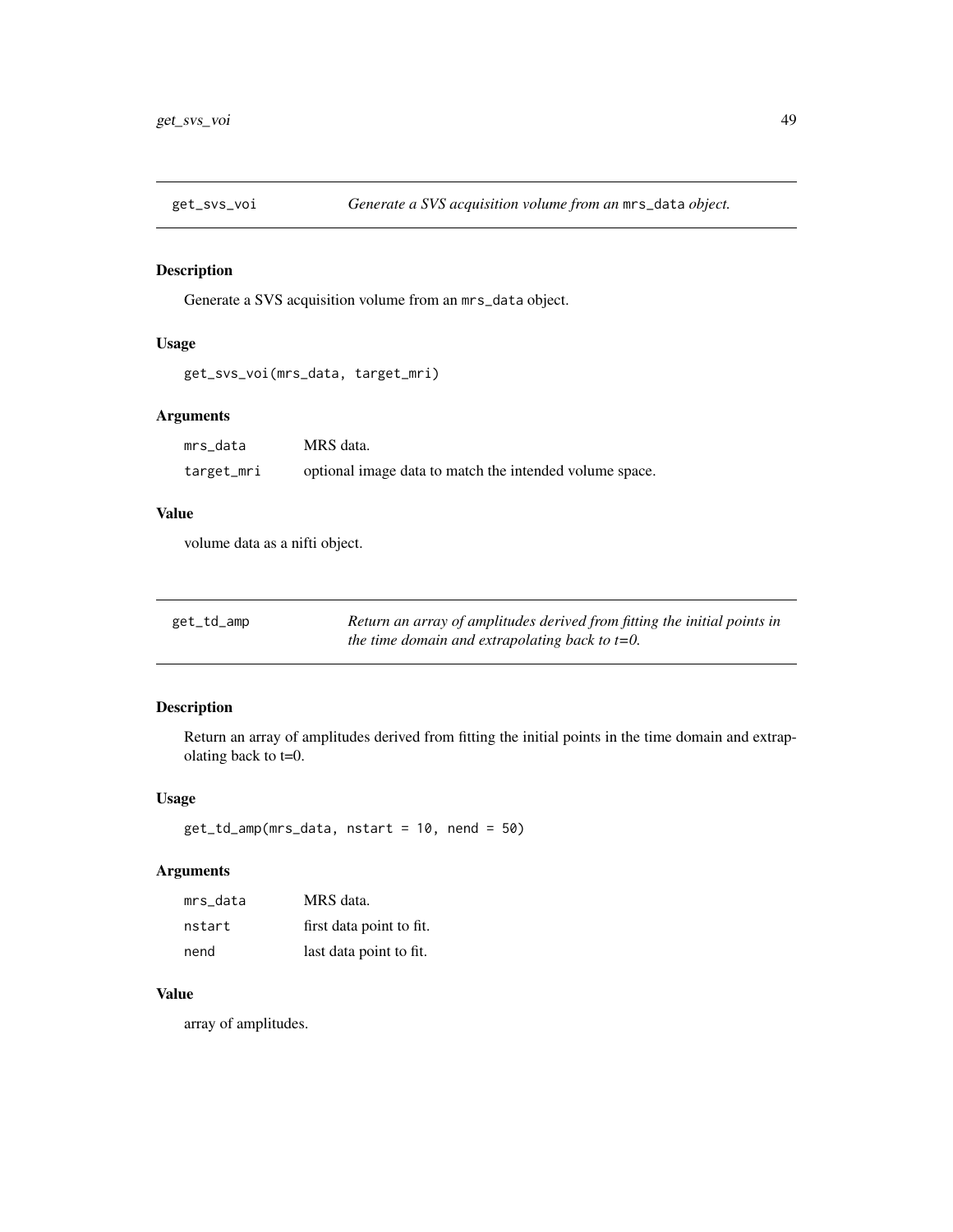## get_svs_voi — *Generate a SVS acquisition volume from an* `mrs_data` *object.*

### Description

Generate a SVS acquisition volume from an `mrs_data` object.

### Usage

```
get_svs_voi(mrs_data, target_mri)
```

### Arguments

| | |
|---|---|
| `mrs_data` | MRS data. |
| `target_mri` | optional image data to match the intended volume space. |

### Value

volume data as a nifti object.

## get_td_amp — *Return an array of amplitudes derived from fitting the initial points in the time domain and extrapolating back to t=0.*

### Description

Return an array of amplitudes derived from fitting the initial points in the time domain and extrapolating back to t=0.

### Usage

```
get_td_amp(mrs_data, nstart = 10, nend = 50)
```

### Arguments

| | |
|---|---|
| `mrs_data` | MRS data. |
| `nstart` | first data point to fit. |
| `nend` | last data point to fit. |

### Value

array of amplitudes.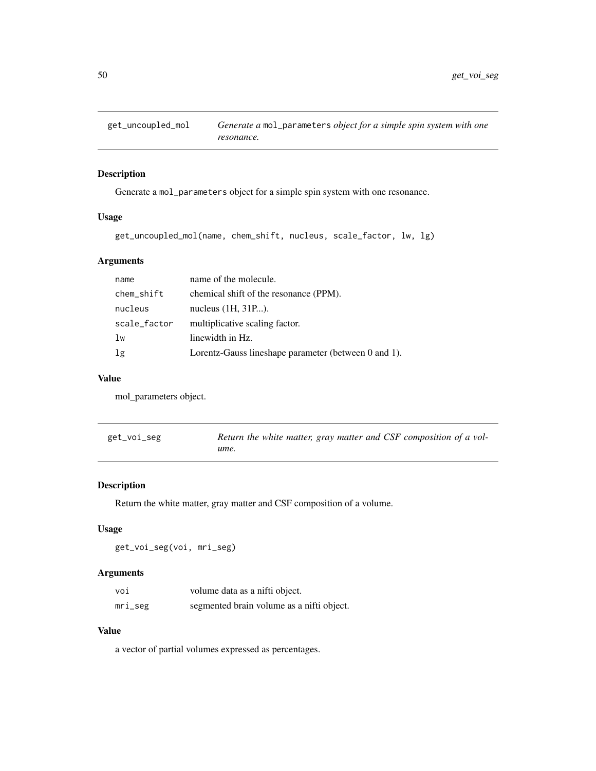## get_uncoupled_mol — *Generate a* `mol_parameters` *object for a simple spin system with one resonance.*

### Description

Generate a `mol_parameters` object for a simple spin system with one resonance.

### Usage

```
get_uncoupled_mol(name, chem_shift, nucleus, scale_factor, lw, lg)
```

### Arguments

| | |
|---|---|
| `name` | name of the molecule. |
| `chem_shift` | chemical shift of the resonance (PPM). |
| `nucleus` | nucleus (1H, 31P...). |
| `scale_factor` | multiplicative scaling factor. |
| `lw` | linewidth in Hz. |
| `lg` | Lorentz-Gauss lineshape parameter (between 0 and 1). |

### Value

mol_parameters object.

## get_voi_seg — *Return the white matter, gray matter and CSF composition of a volume.*

### Description

Return the white matter, gray matter and CSF composition of a volume.

### Usage

```
get_voi_seg(voi, mri_seg)
```

### Arguments

| | |
|---|---|
| `voi` | volume data as a nifti object. |
| `mri_seg` | segmented brain volume as a nifti object. |

### Value

a vector of partial volumes expressed as percentages.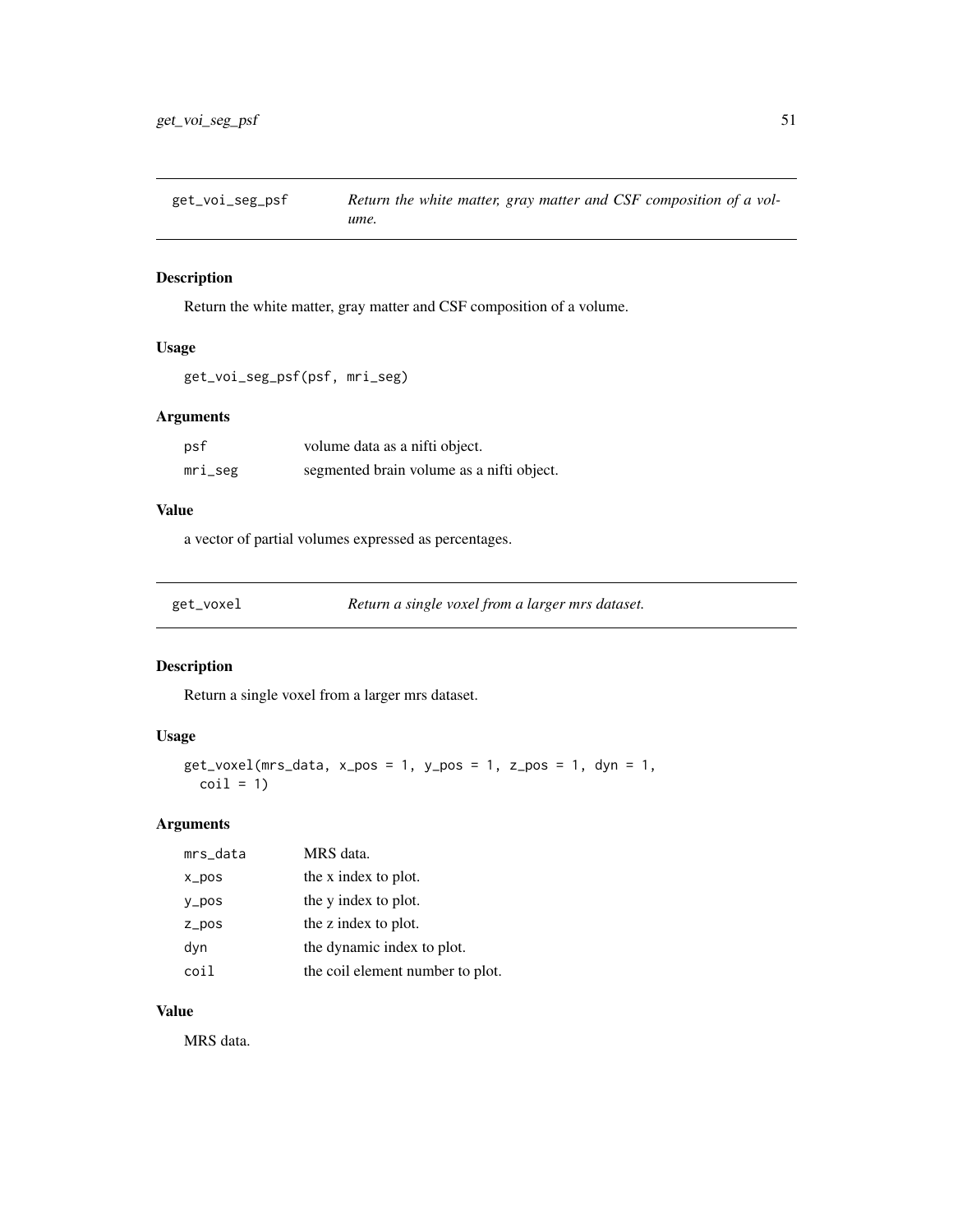## get_voi_seg_psf

*Return the white matter, gray matter and CSF composition of a volume.*

### Description

Return the white matter, gray matter and CSF composition of a volume.

### Usage

```
get_voi_seg_psf(psf, mri_seg)
```

### Arguments

| | |
|---|---|
| psf | volume data as a nifti object. |
| mri_seg | segmented brain volume as a nifti object. |

### Value

a vector of partial volumes expressed as percentages.

## get_voxel

*Return a single voxel from a larger mrs dataset.*

### Description

Return a single voxel from a larger mrs dataset.

### Usage

```
get_voxel(mrs_data, x_pos = 1, y_pos = 1, z_pos = 1, dyn = 1,
  coil = 1)
```

### Arguments

| | |
|---|---|
| mrs_data | MRS data. |
| x_pos | the x index to plot. |
| y_pos | the y index to plot. |
| z_pos | the z index to plot. |
| dyn | the dynamic index to plot. |
| coil | the coil element number to plot. |

### Value

MRS data.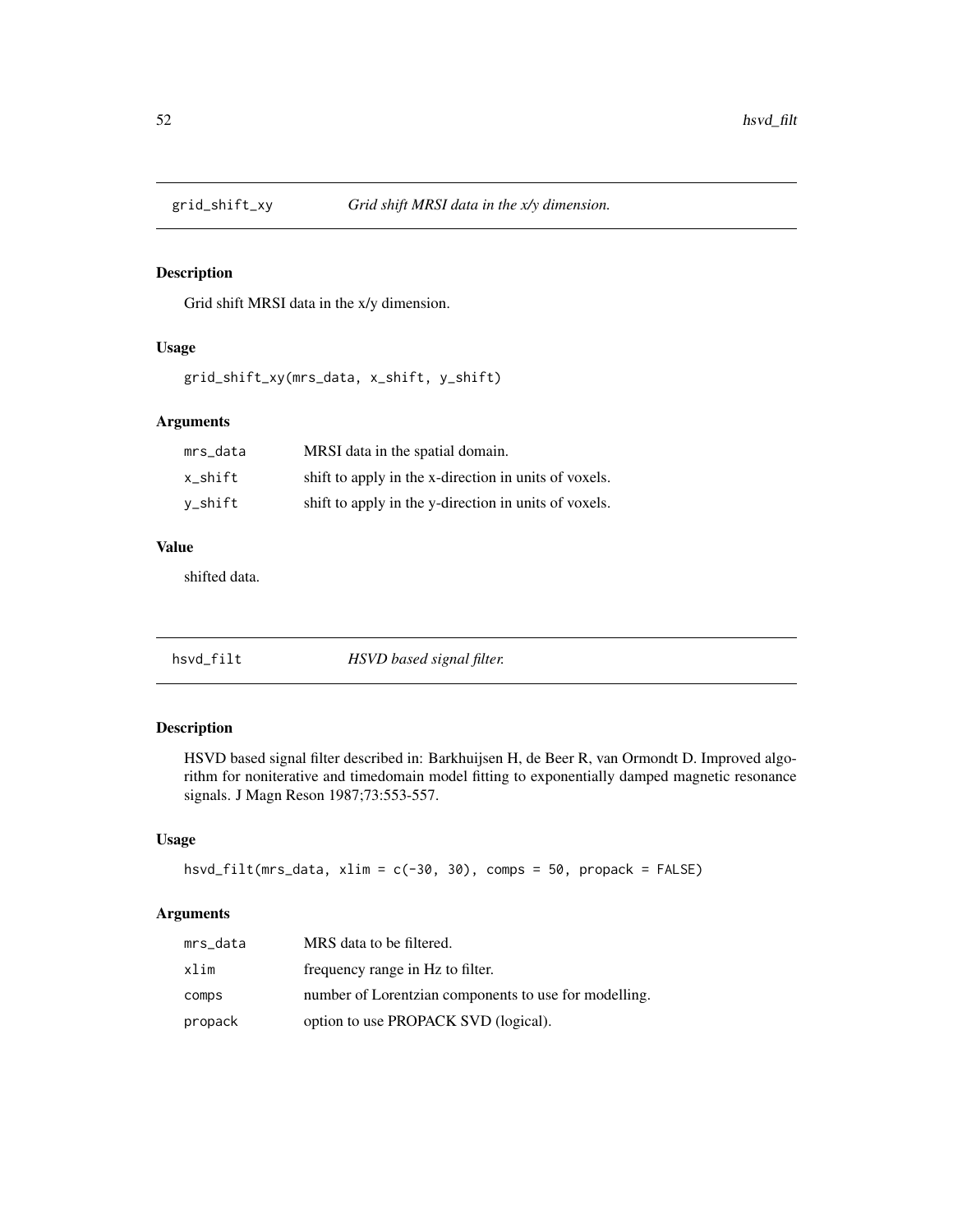## grid_shift_xy — *Grid shift MRSI data in the x/y dimension.*

### Description

Grid shift MRSI data in the x/y dimension.

### Usage

```
grid_shift_xy(mrs_data, x_shift, y_shift)
```

### Arguments

| | |
|---|---|
| mrs_data | MRSI data in the spatial domain. |
| x_shift | shift to apply in the x-direction in units of voxels. |
| y_shift | shift to apply in the y-direction in units of voxels. |

### Value

shifted data.

## hsvd_filt — *HSVD based signal filter.*

### Description

HSVD based signal filter described in: Barkhuijsen H, de Beer R, van Ormondt D. Improved algorithm for noniterative and timedomain model fitting to exponentially damped magnetic resonance signals. J Magn Reson 1987;73:553-557.

### Usage

```
hsvd_filt(mrs_data, xlim = c(-30, 30), comps = 50, propack = FALSE)
```

### Arguments

| | |
|---|---|
| mrs_data | MRS data to be filtered. |
| xlim | frequency range in Hz to filter. |
| comps | number of Lorentzian components to use for modelling. |
| propack | option to use PROPACK SVD (logical). |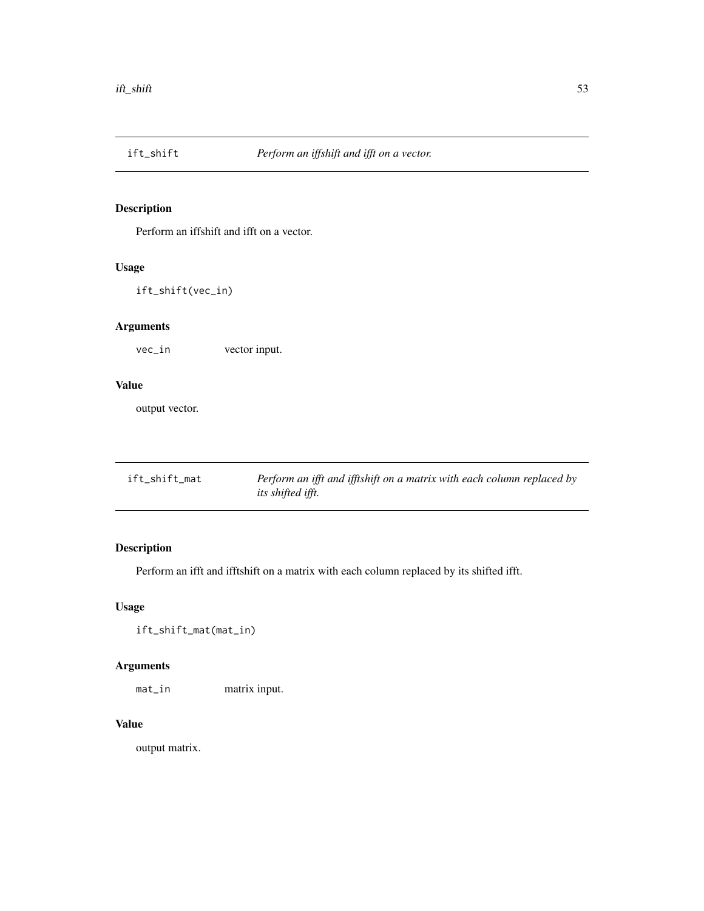## ift_shift — *Perform an iffshift and ifft on a vector.*

### Description

Perform an iffshift and ifft on a vector.

### Usage

```
ift_shift(vec_in)
```

### Arguments

| | |
|---|---|
| `vec_in` | vector input. |

### Value

output vector.

## ift_shift_mat — *Perform an ifft and ifftshift on a matrix with each column replaced by its shifted ifft.*

### Description

Perform an ifft and ifftshift on a matrix with each column replaced by its shifted ifft.

### Usage

```
ift_shift_mat(mat_in)
```

### Arguments

| | |
|---|---|
| `mat_in` | matrix input. |

### Value

output matrix.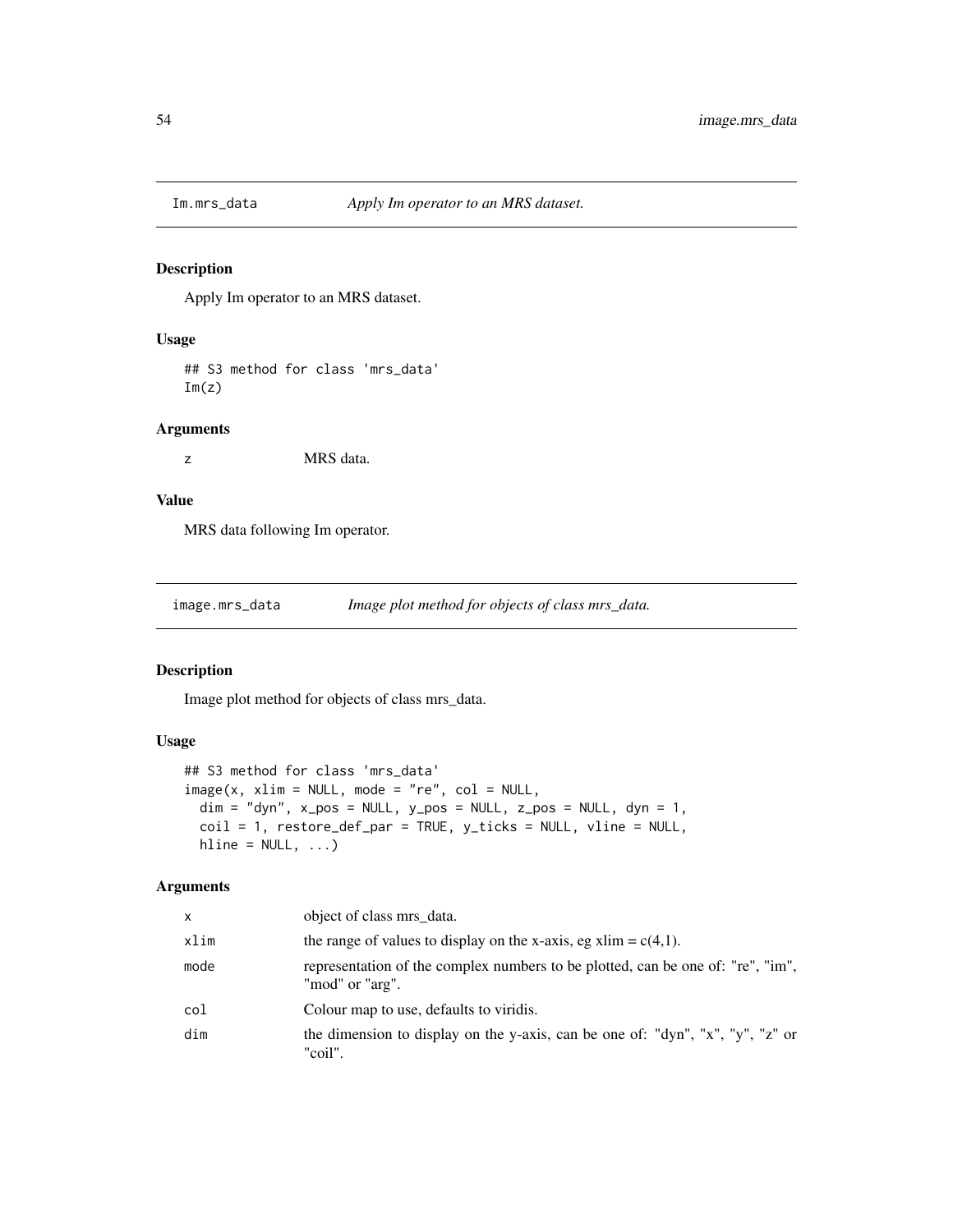## Im.mrs_data — *Apply Im operator to an MRS dataset.*

### Description

Apply Im operator to an MRS dataset.

### Usage

```
## S3 method for class 'mrs_data'
Im(z)
```

### Arguments

| | |
|---|---|
| z | MRS data. |

### Value

MRS data following Im operator.

## image.mrs_data — *Image plot method for objects of class mrs_data.*

### Description

Image plot method for objects of class mrs_data.

### Usage

```
## S3 method for class 'mrs_data'
image(x, xlim = NULL, mode = "re", col = NULL,
  dim = "dyn", x_pos = NULL, y_pos = NULL, z_pos = NULL, dyn = 1,
  coil = 1, restore_def_par = TRUE, y_ticks = NULL, vline = NULL,
  hline = NULL, ...)
```

### Arguments

| | |
|---|---|
| x | object of class mrs_data. |
| xlim | the range of values to display on the x-axis, eg xlim = c(4,1). |
| mode | representation of the complex numbers to be plotted, can be one of: "re", "im", "mod" or "arg". |
| col | Colour map to use, defaults to viridis. |
| dim | the dimension to display on the y-axis, can be one of: "dyn", "x", "y", "z" or "coil". |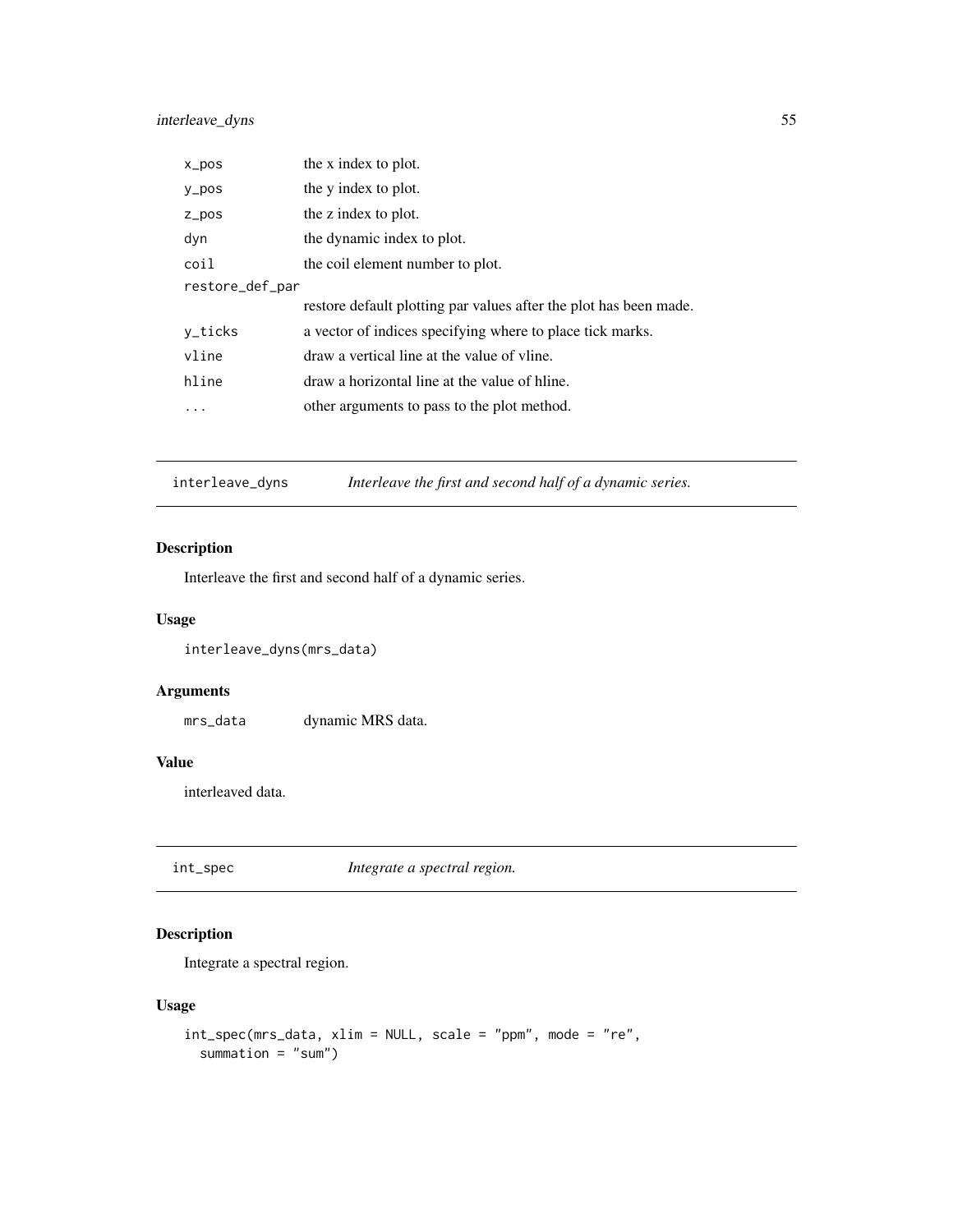| | |
|---|---|
| x_pos | the x index to plot. |
| y_pos | the y index to plot. |
| z_pos | the z index to plot. |
| dyn | the dynamic index to plot. |
| coil | the coil element number to plot. |
| restore_def_par | restore default plotting par values after the plot has been made. |
| y_ticks | a vector of indices specifying where to place tick marks. |
| vline | draw a vertical line at the value of vline. |
| hline | draw a horizontal line at the value of hline. |
| ... | other arguments to pass to the plot method. |

## interleave_dyns — *Interleave the first and second half of a dynamic series.*

### Description

Interleave the first and second half of a dynamic series.

### Usage

```
interleave_dyns(mrs_data)
```

### Arguments

| | |
|---|---|
| mrs_data | dynamic MRS data. |

### Value

interleaved data.

## int_spec — *Integrate a spectral region.*

### Description

Integrate a spectral region.

### Usage

```
int_spec(mrs_data, xlim = NULL, scale = "ppm", mode = "re",
  summation = "sum")
```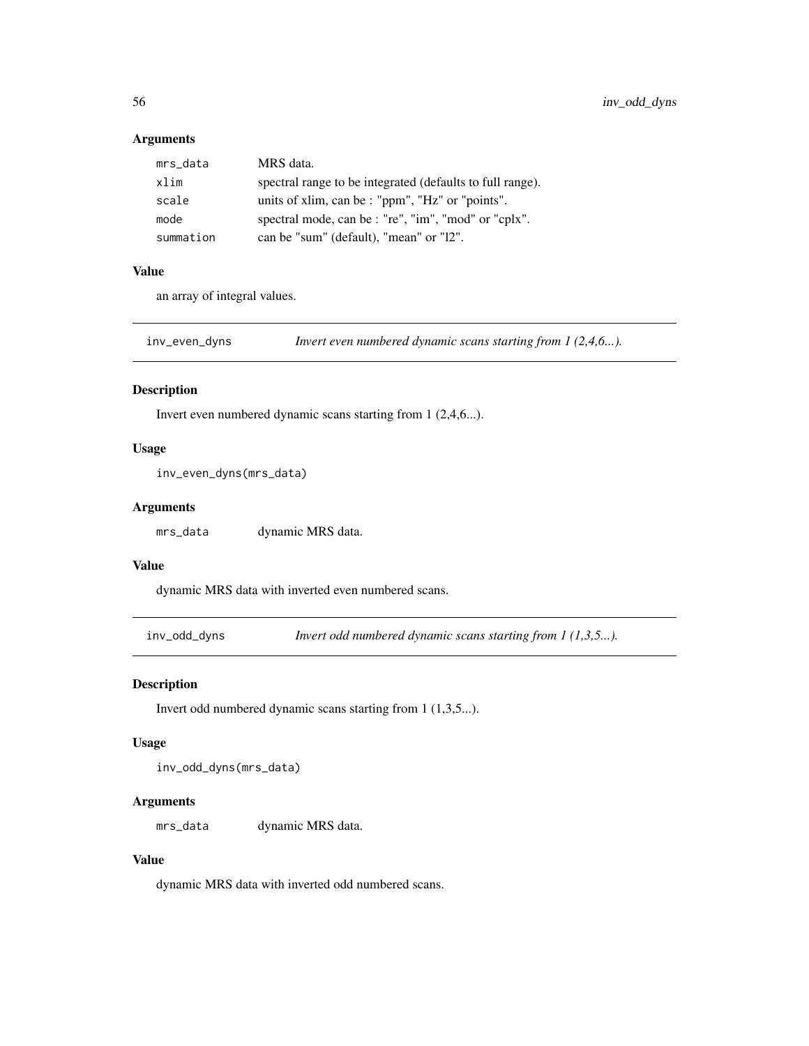### Arguments

| | |
|---|---|
| `mrs_data` | MRS data. |
| `xlim` | spectral range to be integrated (defaults to full range). |
| `scale` | units of xlim, can be : "ppm", "Hz" or "points". |
| `mode` | spectral mode, can be : "re", "im", "mod" or "cplx". |
| `summation` | can be "sum" (default), "mean" or "l2". |

### Value

an array of integral values.

---

## `inv_even_dyns` *Invert even numbered dynamic scans starting from 1 (2,4,6...).*

---

### Description

Invert even numbered dynamic scans starting from 1 (2,4,6...).

### Usage

```
inv_even_dyns(mrs_data)
```

### Arguments

| | |
|---|---|
| `mrs_data` | dynamic MRS data. |

### Value

dynamic MRS data with inverted even numbered scans.

---

## `inv_odd_dyns` *Invert odd numbered dynamic scans starting from 1 (1,3,5...).*

---

### Description

Invert odd numbered dynamic scans starting from 1 (1,3,5...).

### Usage

```
inv_odd_dyns(mrs_data)
```

### Arguments

| | |
|---|---|
| `mrs_data` | dynamic MRS data. |

### Value

dynamic MRS data with inverted odd numbered scans.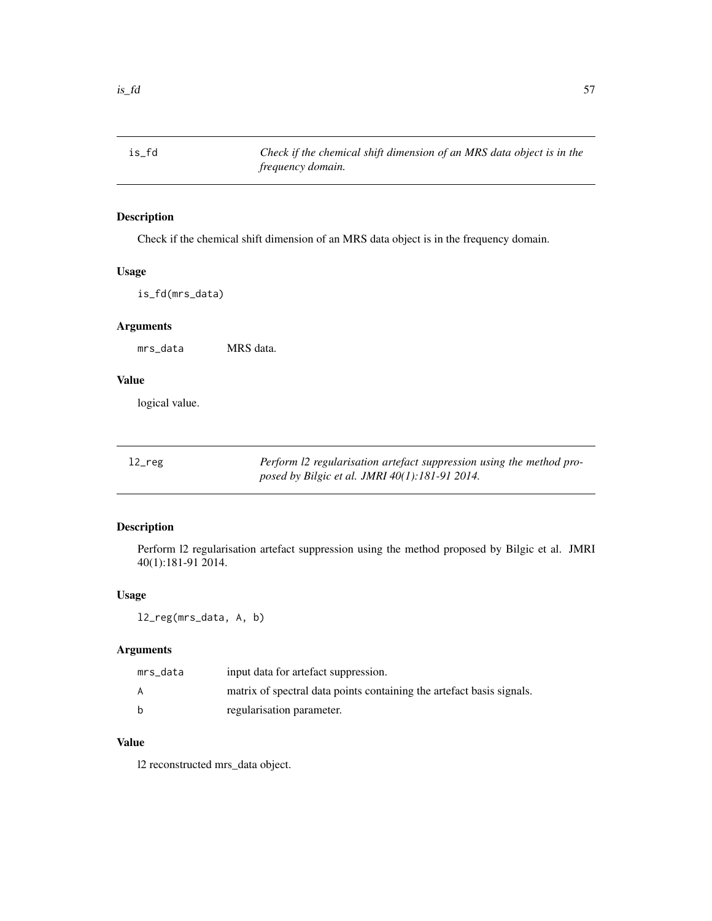## is_fd

*Check if the chemical shift dimension of an MRS data object is in the frequency domain.*

### Description

Check if the chemical shift dimension of an MRS data object is in the frequency domain.

### Usage

```
is_fd(mrs_data)
```

### Arguments

| | |
|---|---|
| `mrs_data` | MRS data. |

### Value

logical value.

## l2_reg

*Perform l2 regularisation artefact suppression using the method proposed by Bilgic et al. JMRI 40(1):181-91 2014.*

### Description

Perform l2 regularisation artefact suppression using the method proposed by Bilgic et al. JMRI 40(1):181-91 2014.

### Usage

```
l2_reg(mrs_data, A, b)
```

### Arguments

| | |
|---|---|
| `mrs_data` | input data for artefact suppression. |
| `A` | matrix of spectral data points containing the artefact basis signals. |
| `b` | regularisation parameter. |

### Value

l2 reconstructed mrs_data object.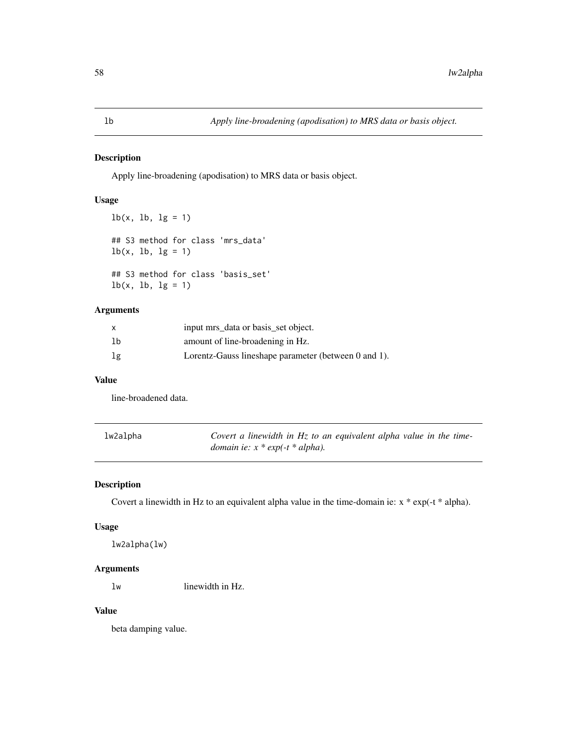## lb — *Apply line-broadening (apodisation) to MRS data or basis object.*

### Description

Apply line-broadening (apodisation) to MRS data or basis object.

### Usage

```
lb(x, lb, lg = 1)

## S3 method for class 'mrs_data'
lb(x, lb, lg = 1)

## S3 method for class 'basis_set'
lb(x, lb, lg = 1)
```

### Arguments

| | |
|---|---|
| x | input mrs_data or basis_set object. |
| lb | amount of line-broadening in Hz. |
| lg | Lorentz-Gauss lineshape parameter (between 0 and 1). |

### Value

line-broadened data.

## lw2alpha — *Covert a linewidth in Hz to an equivalent alpha value in the time-domain ie: x * exp(-t * alpha).*

### Description

Covert a linewidth in Hz to an equivalent alpha value in the time-domain ie: x * exp(-t * alpha).

### Usage

```
lw2alpha(lw)
```

### Arguments

| | |
|---|---|
| lw | linewidth in Hz. |

### Value

beta damping value.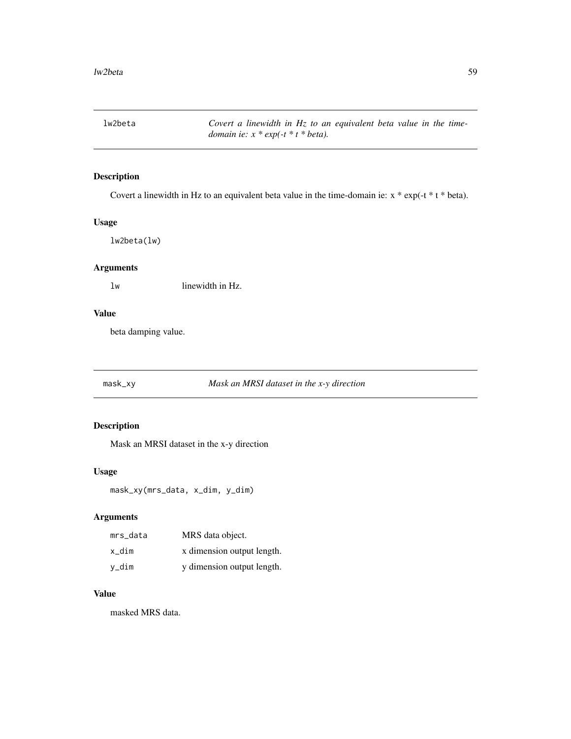## lw2beta — *Covert a linewidth in Hz to an equivalent beta value in the time-domain ie: x * exp(-t * t * beta).*

### Description

Covert a linewidth in Hz to an equivalent beta value in the time-domain ie: x * exp(-t * t * beta).

### Usage

```
lw2beta(lw)
```

### Arguments

| | |
|---|---|
| `lw` | linewidth in Hz. |

### Value

beta damping value.

## mask_xy — *Mask an MRSI dataset in the x-y direction*

### Description

Mask an MRSI dataset in the x-y direction

### Usage

```
mask_xy(mrs_data, x_dim, y_dim)
```

### Arguments

| | |
|---|---|
| `mrs_data` | MRS data object. |
| `x_dim` | x dimension output length. |
| `y_dim` | y dimension output length. |

### Value

masked MRS data.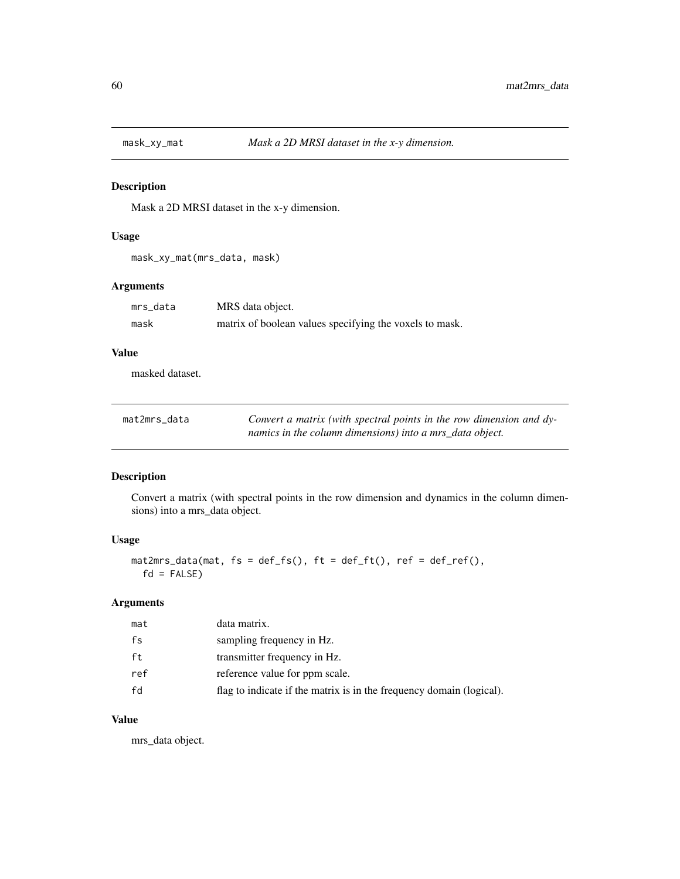## mask_xy_mat

*Mask a 2D MRSI dataset in the x-y dimension.*

### Description

Mask a 2D MRSI dataset in the x-y dimension.

### Usage

```
mask_xy_mat(mrs_data, mask)
```

### Arguments

| | |
|---|---|
| mrs_data | MRS data object. |
| mask | matrix of boolean values specifying the voxels to mask. |

### Value

masked dataset.

## mat2mrs_data

*Convert a matrix (with spectral points in the row dimension and dynamics in the column dimensions) into a mrs_data object.*

### Description

Convert a matrix (with spectral points in the row dimension and dynamics in the column dimensions) into a mrs_data object.

### Usage

```
mat2mrs_data(mat, fs = def_fs(), ft = def_ft(), ref = def_ref(),
  fd = FALSE)
```

### Arguments

| | |
|---|---|
| mat | data matrix. |
| fs | sampling frequency in Hz. |
| ft | transmitter frequency in Hz. |
| ref | reference value for ppm scale. |
| fd | flag to indicate if the matrix is in the frequency domain (logical). |

### Value

mrs_data object.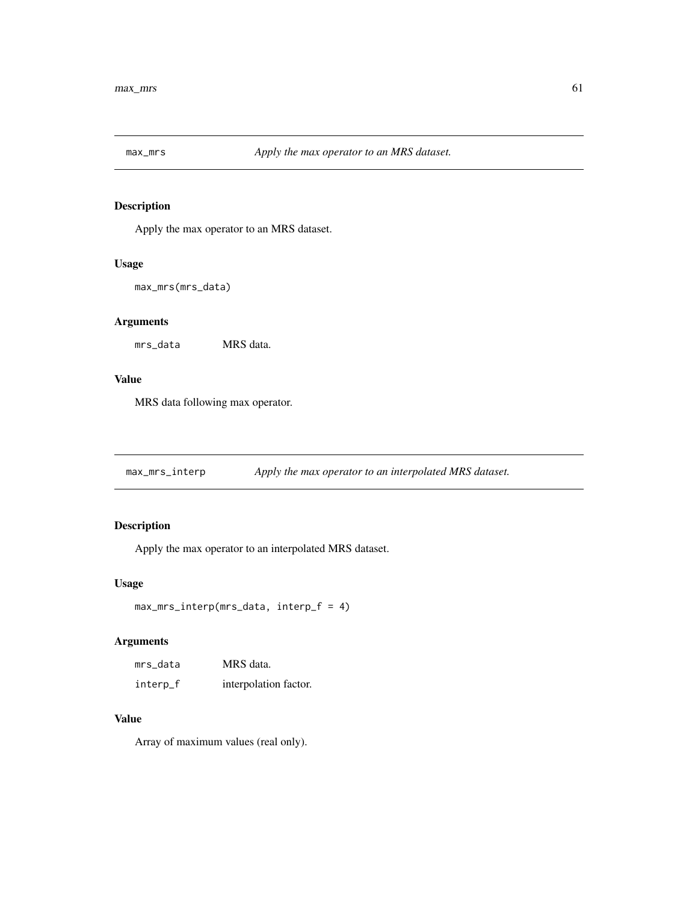## max_mrs — *Apply the max operator to an MRS dataset.*

### Description

Apply the max operator to an MRS dataset.

### Usage

```
max_mrs(mrs_data)
```

### Arguments

| | |
|---|---|
| mrs_data | MRS data. |

### Value

MRS data following max operator.

## max_mrs_interp — *Apply the max operator to an interpolated MRS dataset.*

### Description

Apply the max operator to an interpolated MRS dataset.

### Usage

```
max_mrs_interp(mrs_data, interp_f = 4)
```

### Arguments

| | |
|---|---|
| mrs_data | MRS data. |
| interp_f | interpolation factor. |

### Value

Array of maximum values (real only).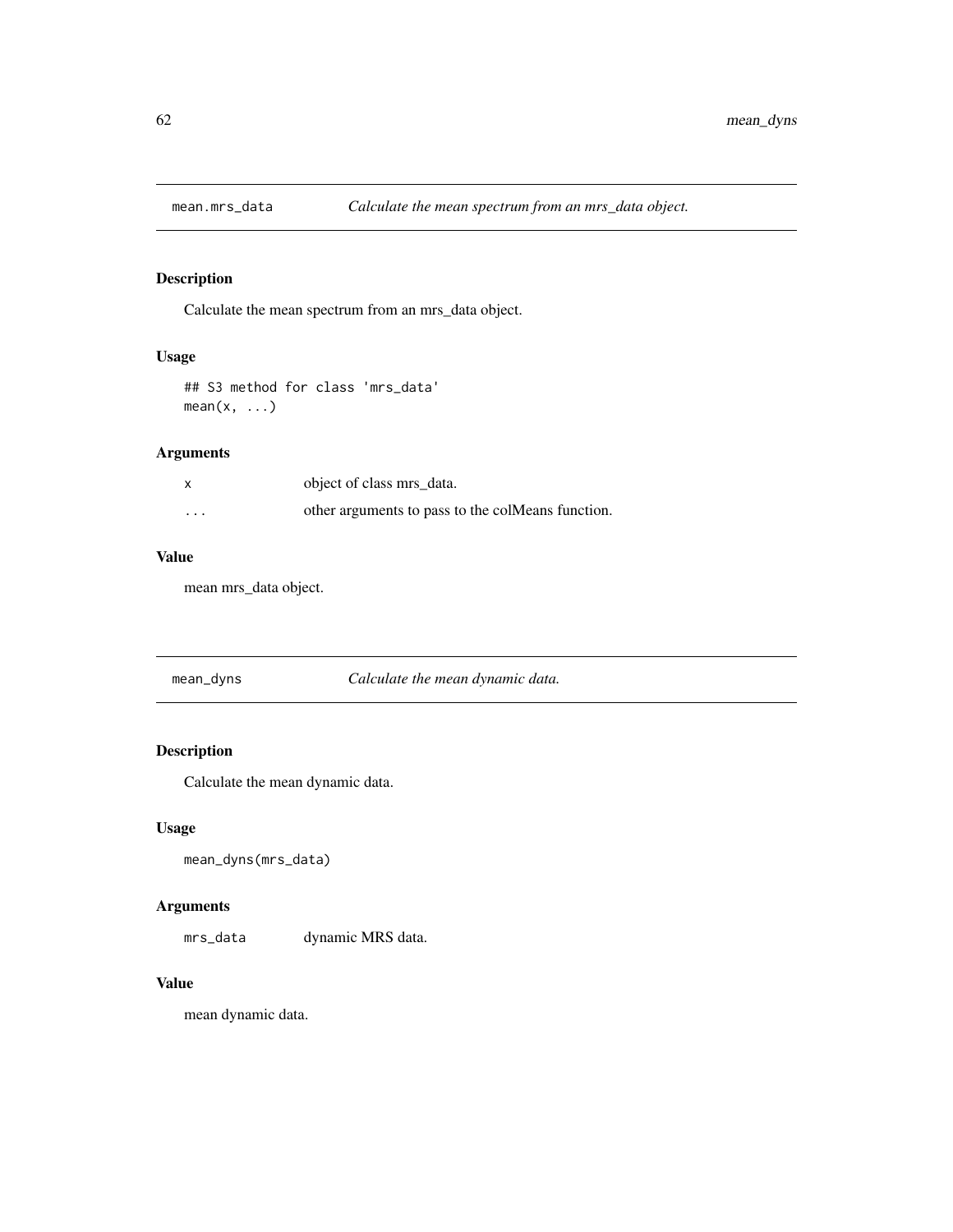## mean.mrs_data — *Calculate the mean spectrum from an mrs_data object.*

### Description

Calculate the mean spectrum from an mrs_data object.

### Usage

```
## S3 method for class 'mrs_data'
mean(x, ...)
```

### Arguments

| | |
|---|---|
| `x` | object of class mrs_data. |
| `...` | other arguments to pass to the colMeans function. |

### Value

mean mrs_data object.

## mean_dyns — *Calculate the mean dynamic data.*

### Description

Calculate the mean dynamic data.

### Usage

```
mean_dyns(mrs_data)
```

### Arguments

| | |
|---|---|
| `mrs_data` | dynamic MRS data. |

### Value

mean dynamic data.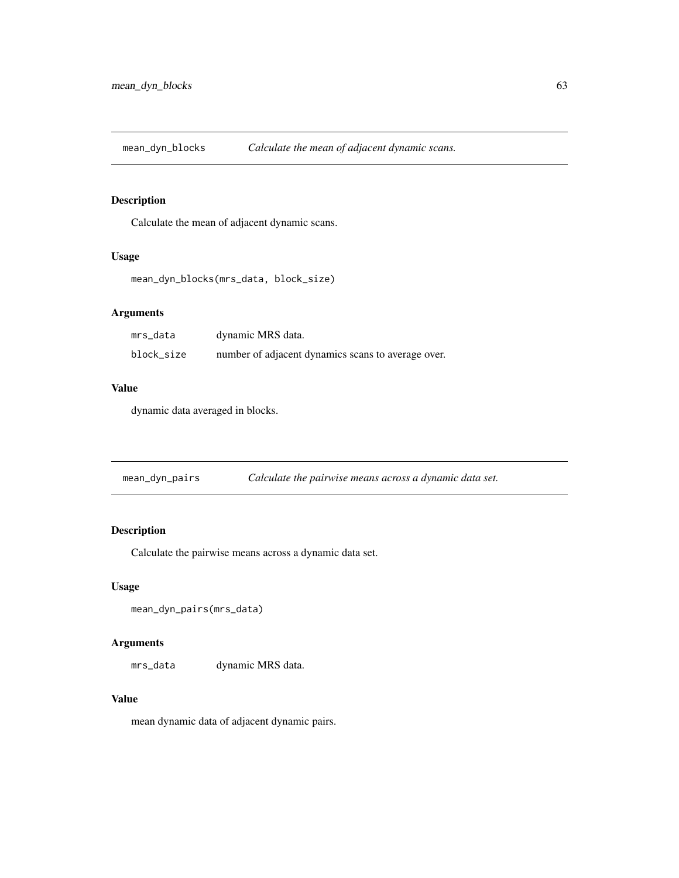## mean_dyn_blocks *Calculate the mean of adjacent dynamic scans.*

### Description

Calculate the mean of adjacent dynamic scans.

### Usage

```
mean_dyn_blocks(mrs_data, block_size)
```

### Arguments

| | |
|---|---|
| mrs_data | dynamic MRS data. |
| block_size | number of adjacent dynamics scans to average over. |

### Value

dynamic data averaged in blocks.

## mean_dyn_pairs *Calculate the pairwise means across a dynamic data set.*

### Description

Calculate the pairwise means across a dynamic data set.

### Usage

```
mean_dyn_pairs(mrs_data)
```

### Arguments

| | |
|---|---|
| mrs_data | dynamic MRS data. |

### Value

mean dynamic data of adjacent dynamic pairs.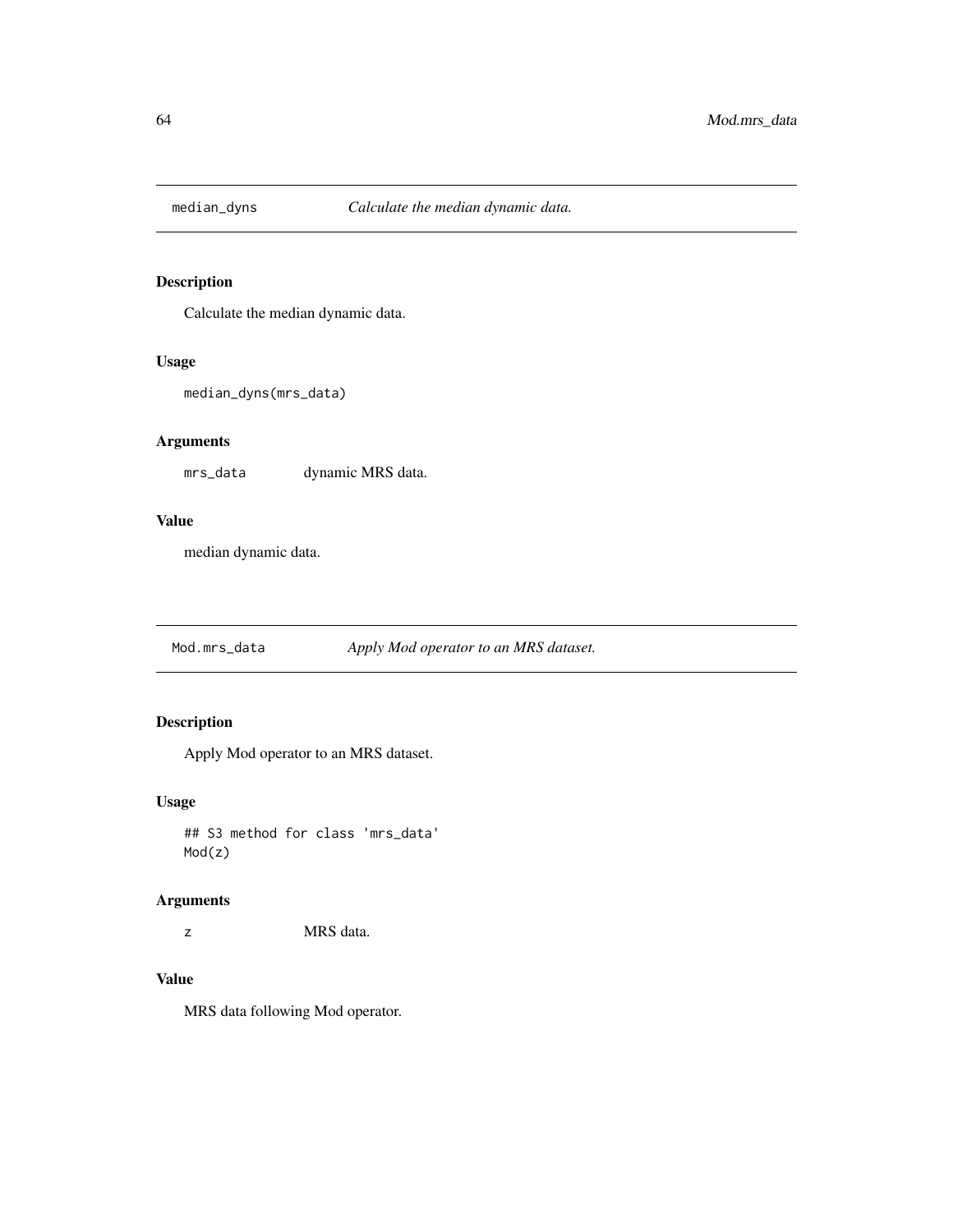## median_dyns    *Calculate the median dynamic data.*

### Description

Calculate the median dynamic data.

### Usage

```
median_dyns(mrs_data)
```

### Arguments

| | |
|---|---|
| mrs_data | dynamic MRS data. |

### Value

median dynamic data.

## Mod.mrs_data    *Apply Mod operator to an MRS dataset.*

### Description

Apply Mod operator to an MRS dataset.

### Usage

```
## S3 method for class 'mrs_data'
Mod(z)
```

### Arguments

| | |
|---|---|
| z | MRS data. |

### Value

MRS data following Mod operator.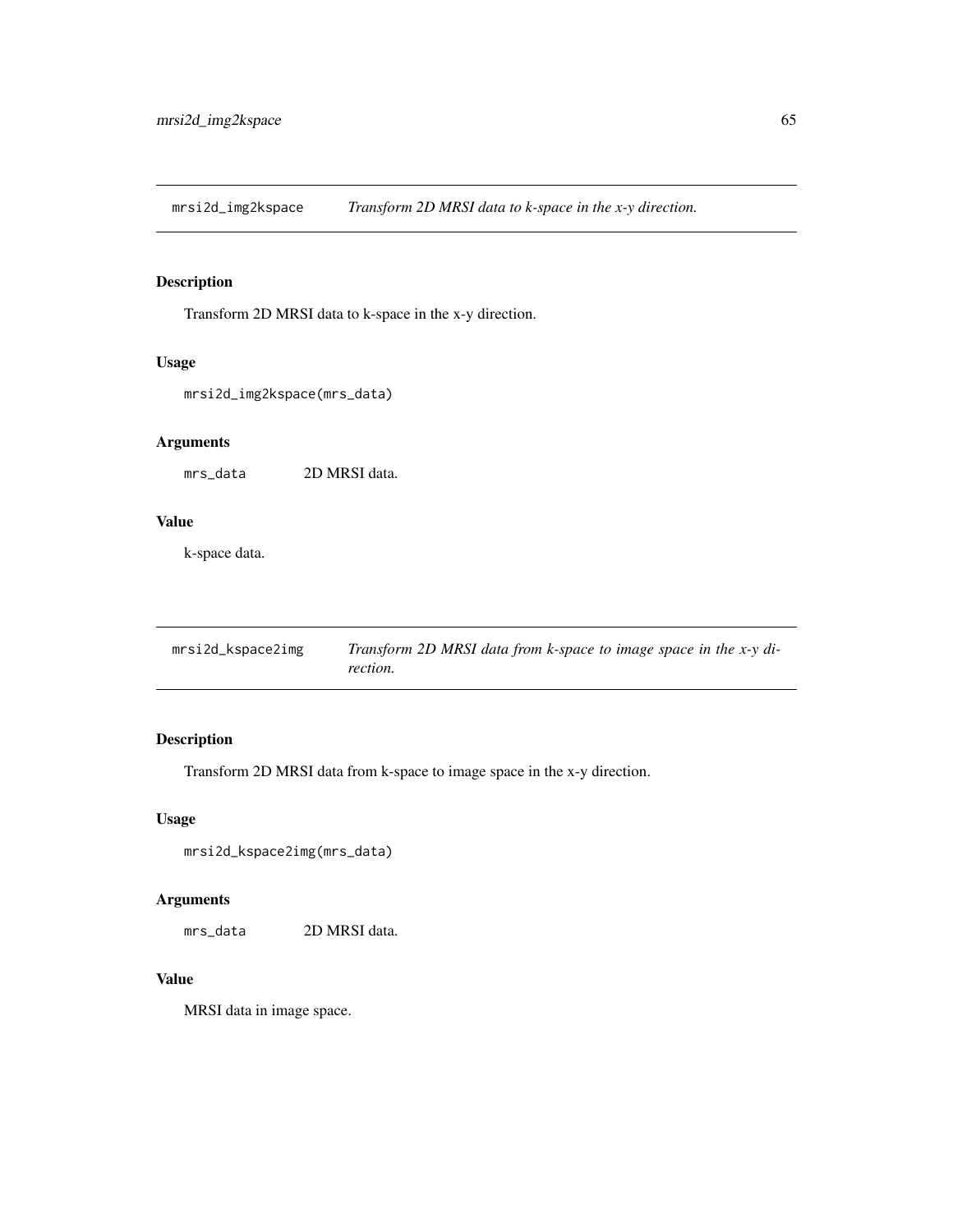## mrsi2d_img2kspace — *Transform 2D MRSI data to k-space in the x-y direction.*

### Description

Transform 2D MRSI data to k-space in the x-y direction.

### Usage

```
mrsi2d_img2kspace(mrs_data)
```

### Arguments

| | |
|---|---|
| `mrs_data` | 2D MRSI data. |

### Value

k-space data.

## mrsi2d_kspace2img — *Transform 2D MRSI data from k-space to image space in the x-y direction.*

### Description

Transform 2D MRSI data from k-space to image space in the x-y direction.

### Usage

```
mrsi2d_kspace2img(mrs_data)
```

### Arguments

| | |
|---|---|
| `mrs_data` | 2D MRSI data. |

### Value

MRSI data in image space.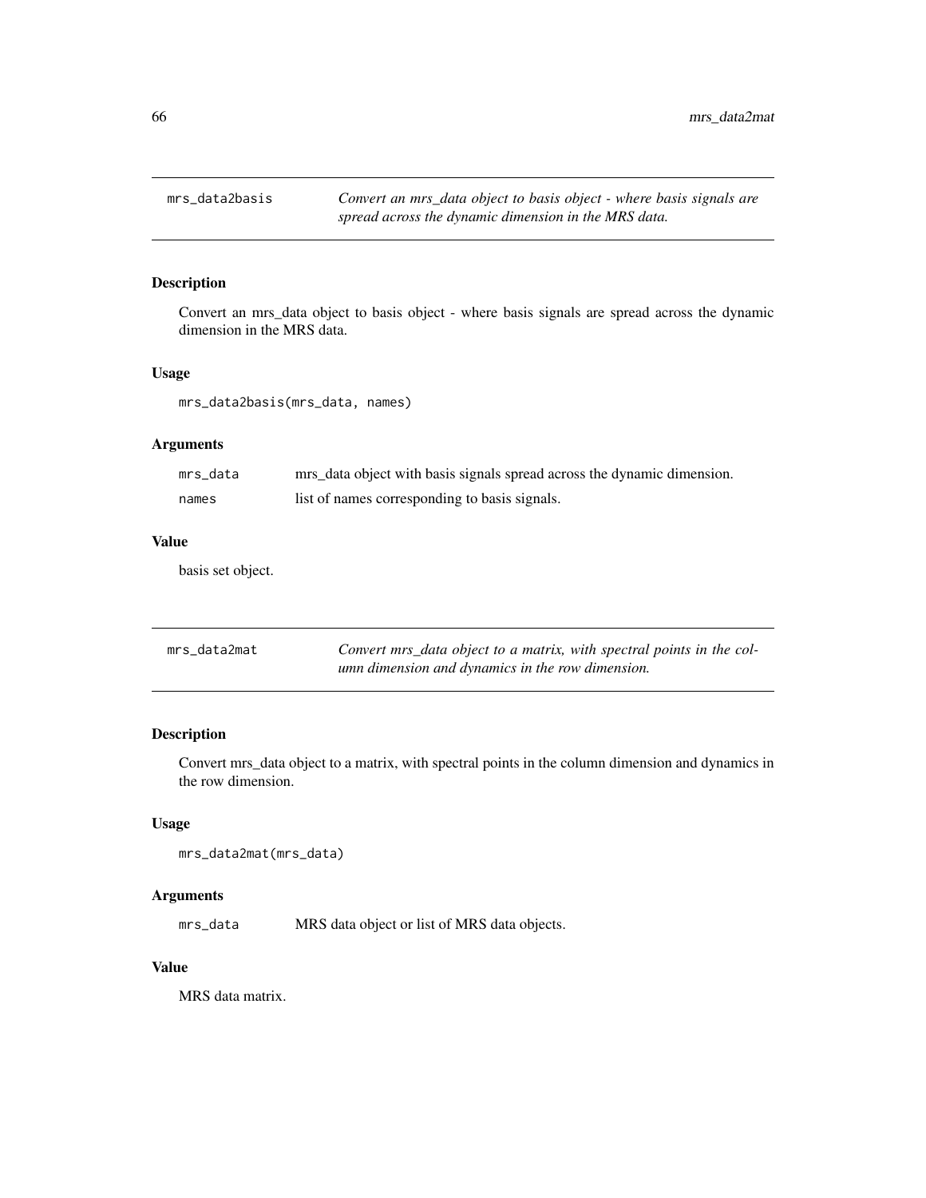## mrs_data2basis

*Convert an mrs_data object to basis object - where basis signals are spread across the dynamic dimension in the MRS data.*

### Description

Convert an mrs_data object to basis object - where basis signals are spread across the dynamic dimension in the MRS data.

### Usage

```
mrs_data2basis(mrs_data, names)
```

### Arguments

| | |
|---|---|
| `mrs_data` | mrs_data object with basis signals spread across the dynamic dimension. |
| `names` | list of names corresponding to basis signals. |

### Value

basis set object.

## mrs_data2mat

*Convert mrs_data object to a matrix, with spectral points in the column dimension and dynamics in the row dimension.*

### Description

Convert mrs_data object to a matrix, with spectral points in the column dimension and dynamics in the row dimension.

### Usage

```
mrs_data2mat(mrs_data)
```

### Arguments

| | |
|---|---|
| `mrs_data` | MRS data object or list of MRS data objects. |

### Value

MRS data matrix.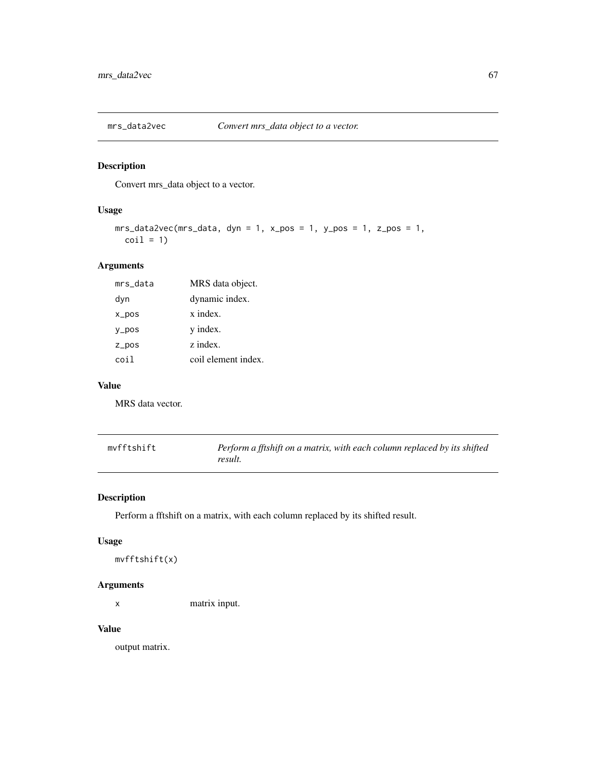## mrs_data2vec — *Convert mrs_data object to a vector.*

### Description

Convert mrs_data object to a vector.

### Usage

```
mrs_data2vec(mrs_data, dyn = 1, x_pos = 1, y_pos = 1, z_pos = 1,
  coil = 1)
```

### Arguments

| | |
|---|---|
| mrs_data | MRS data object. |
| dyn | dynamic index. |
| x_pos | x index. |
| y_pos | y index. |
| z_pos | z index. |
| coil | coil element index. |

### Value

MRS data vector.

## mvfftshift — *Perform a fftshift on a matrix, with each column replaced by its shifted result.*

### Description

Perform a fftshift on a matrix, with each column replaced by its shifted result.

### Usage

```
mvfftshift(x)
```

### Arguments

| | |
|---|---|
| x | matrix input. |

### Value

output matrix.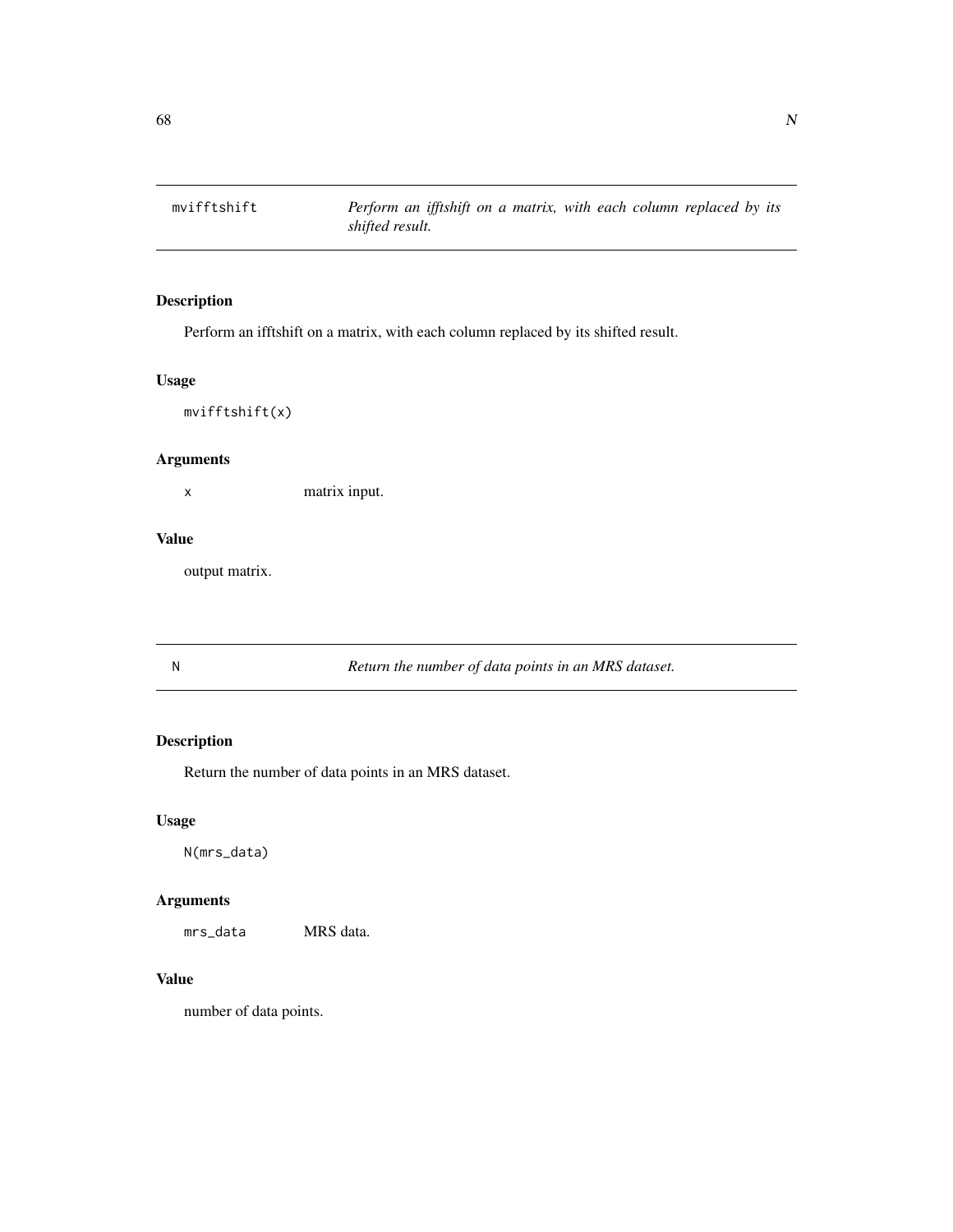## mvifftshift

*Perform an ifftshift on a matrix, with each column replaced by its shifted result.*

### Description

Perform an ifftshift on a matrix, with each column replaced by its shifted result.

### Usage

```
mvifftshift(x)
```

### Arguments

`x` matrix input.

### Value

output matrix.

## N

*Return the number of data points in an MRS dataset.*

### Description

Return the number of data points in an MRS dataset.

### Usage

```
N(mrs_data)
```

### Arguments

`mrs_data` MRS data.

### Value

number of data points.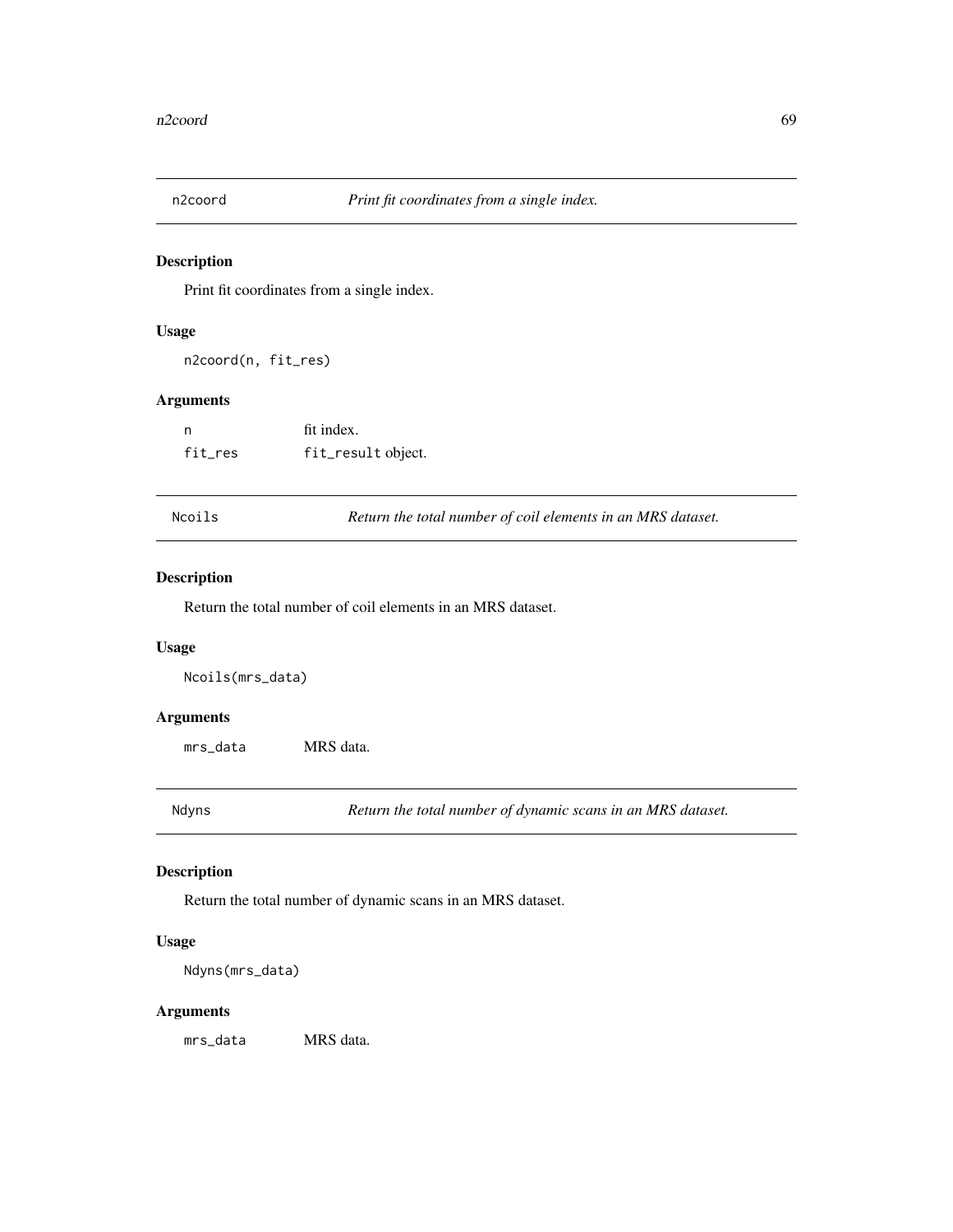## n2coord — *Print fit coordinates from a single index.*

### Description

Print fit coordinates from a single index.

### Usage

```
n2coord(n, fit_res)
```

### Arguments

| | |
|---|---|
| n | fit index. |
| fit_res | fit_result object. |

## Ncoils — *Return the total number of coil elements in an MRS dataset.*

### Description

Return the total number of coil elements in an MRS dataset.

### Usage

```
Ncoils(mrs_data)
```

### Arguments

| | |
|---|---|
| mrs_data | MRS data. |

## Ndyns — *Return the total number of dynamic scans in an MRS dataset.*

### Description

Return the total number of dynamic scans in an MRS dataset.

### Usage

```
Ndyns(mrs_data)
```

### Arguments

| | |
|---|---|
| mrs_data | MRS data. |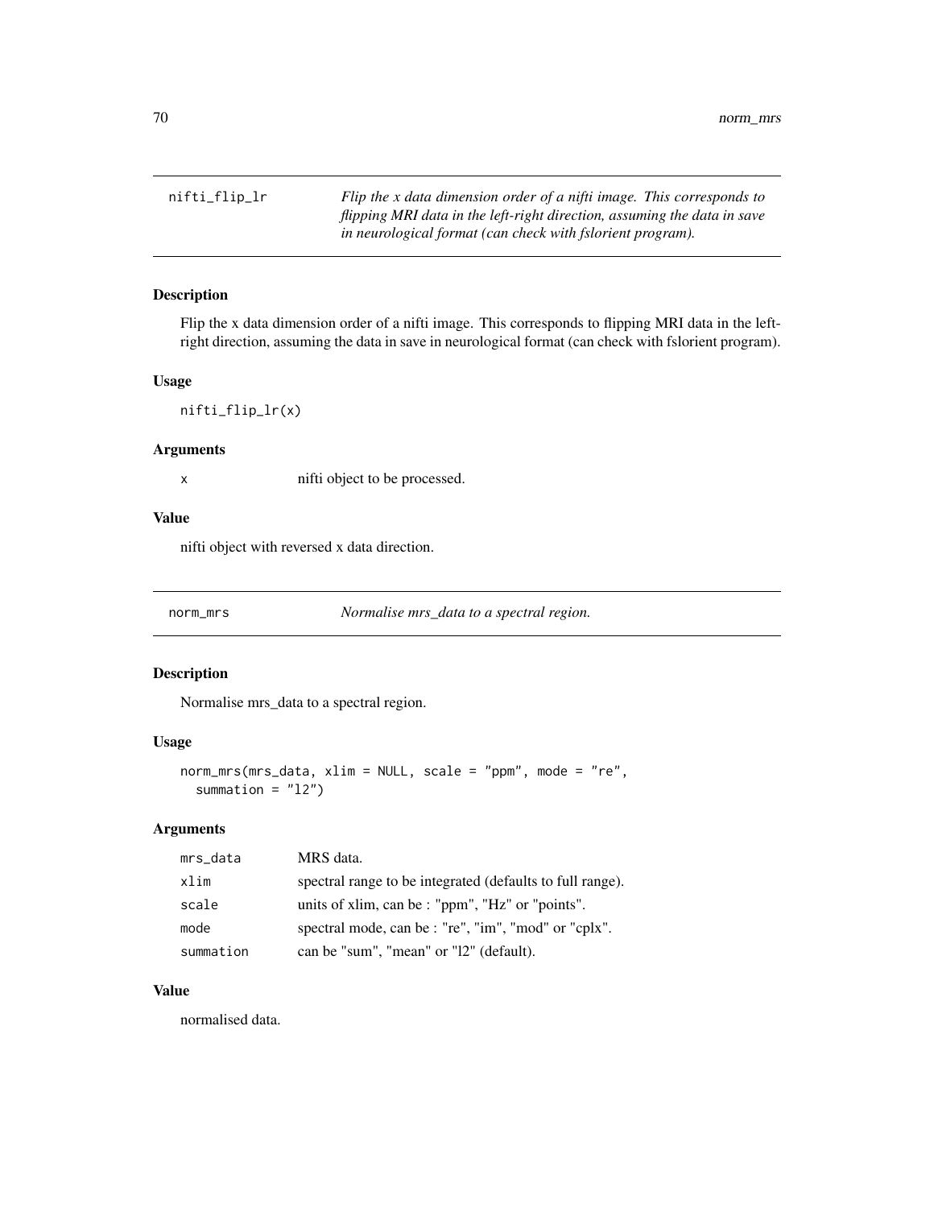## nifti_flip_lr

*Flip the x data dimension order of a nifti image. This corresponds to flipping MRI data in the left-right direction, assuming the data in save in neurological format (can check with fslorient program).*

### Description

Flip the x data dimension order of a nifti image. This corresponds to flipping MRI data in the left-right direction, assuming the data in save in neurological format (can check with fslorient program).

### Usage

```
nifti_flip_lr(x)
```

### Arguments

| | |
|---|---|
| x | nifti object to be processed. |

### Value

nifti object with reversed x data direction.

## norm_mrs

*Normalise mrs_data to a spectral region.*

### Description

Normalise mrs_data to a spectral region.

### Usage

```
norm_mrs(mrs_data, xlim = NULL, scale = "ppm", mode = "re",
  summation = "l2")
```

### Arguments

| | |
|---|---|
| mrs_data | MRS data. |
| xlim | spectral range to be integrated (defaults to full range). |
| scale | units of xlim, can be : "ppm", "Hz" or "points". |
| mode | spectral mode, can be : "re", "im", "mod" or "cplx". |
| summation | can be "sum", "mean" or "l2" (default). |

### Value

normalised data.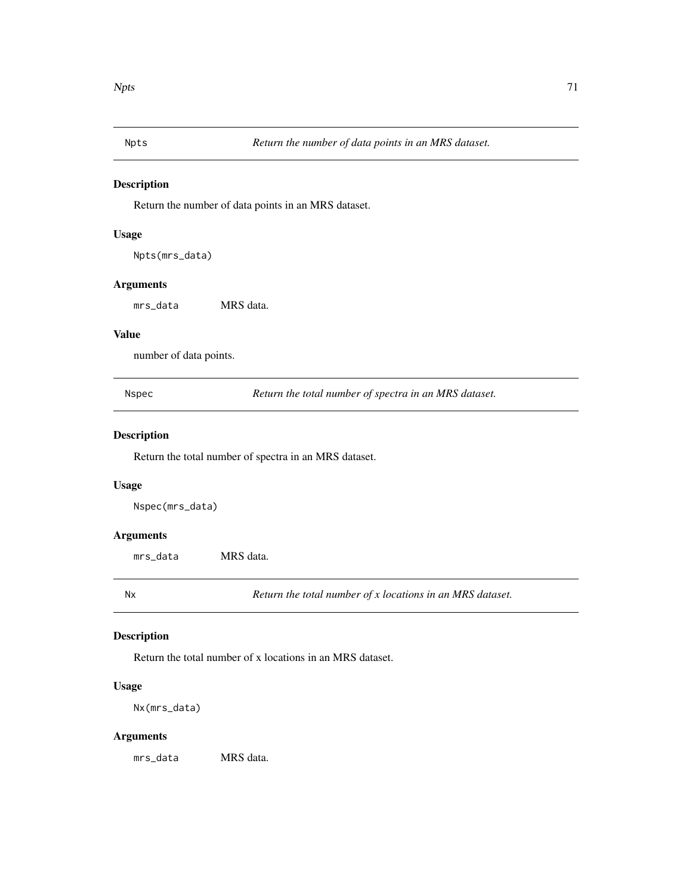## Npts — *Return the number of data points in an MRS dataset.*

### Description

Return the number of data points in an MRS dataset.

### Usage

```
Npts(mrs_data)
```

### Arguments

| | |
|---|---|
| `mrs_data` | MRS data. |

### Value

number of data points.

## Nspec — *Return the total number of spectra in an MRS dataset.*

### Description

Return the total number of spectra in an MRS dataset.

### Usage

```
Nspec(mrs_data)
```

### Arguments

| | |
|---|---|
| `mrs_data` | MRS data. |

## Nx — *Return the total number of x locations in an MRS dataset.*

### Description

Return the total number of x locations in an MRS dataset.

### Usage

```
Nx(mrs_data)
```

### Arguments

| | |
|---|---|
| `mrs_data` | MRS data. |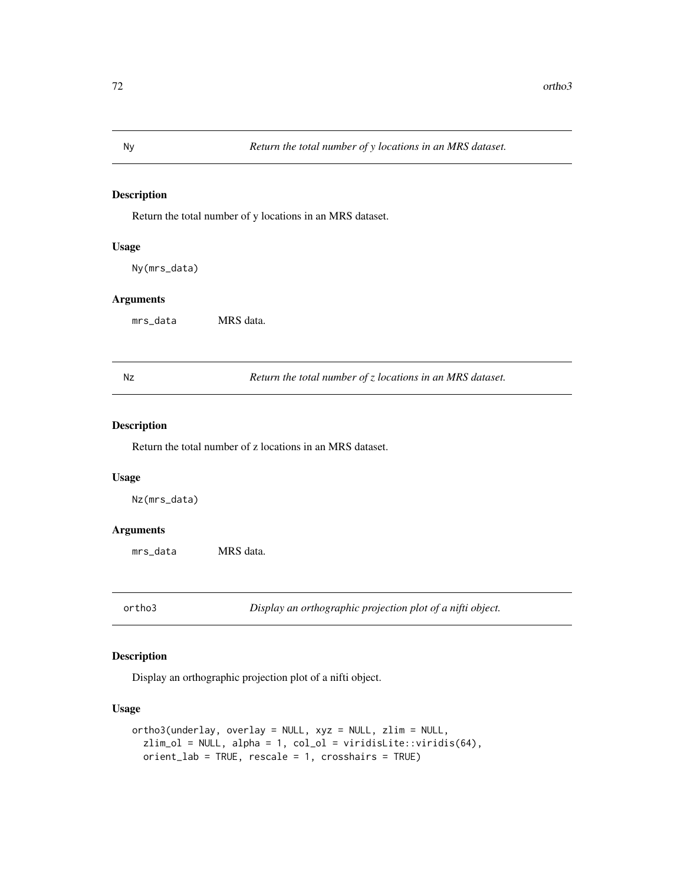## Ny *Return the total number of y locations in an MRS dataset.*

### Description

Return the total number of y locations in an MRS dataset.

### Usage

```
Ny(mrs_data)
```

### Arguments

| | |
|---|---|
| mrs_data | MRS data. |

## Nz *Return the total number of z locations in an MRS dataset.*

### Description

Return the total number of z locations in an MRS dataset.

### Usage

```
Nz(mrs_data)
```

### Arguments

| | |
|---|---|
| mrs_data | MRS data. |

## ortho3 *Display an orthographic projection plot of a nifti object.*

### Description

Display an orthographic projection plot of a nifti object.

### Usage

```
ortho3(underlay, overlay = NULL, xyz = NULL, zlim = NULL,
  zlim_ol = NULL, alpha = 1, col_ol = viridisLite::viridis(64),
  orient_lab = TRUE, rescale = 1, crosshairs = TRUE)
```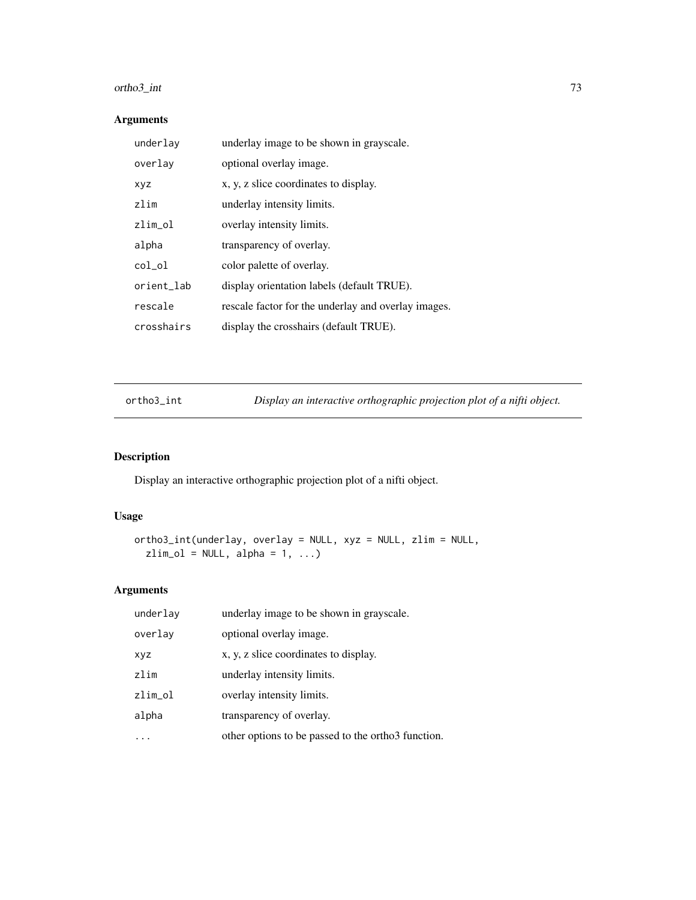## Arguments

| | |
|---|---|
| underlay | underlay image to be shown in grayscale. |
| overlay | optional overlay image. |
| xyz | x, y, z slice coordinates to display. |
| zlim | underlay intensity limits. |
| zlim_ol | overlay intensity limits. |
| alpha | transparency of overlay. |
| col_ol | color palette of overlay. |
| orient_lab | display orientation labels (default TRUE). |
| rescale | rescale factor for the underlay and overlay images. |
| crosshairs | display the crosshairs (default TRUE). |

---

`ortho3_int` *Display an interactive orthographic projection plot of a nifti object.*

---

## Description

Display an interactive orthographic projection plot of a nifti object.

## Usage

```
ortho3_int(underlay, overlay = NULL, xyz = NULL, zlim = NULL,
  zlim_ol = NULL, alpha = 1, ...)
```

## Arguments

| | |
|---|---|
| underlay | underlay image to be shown in grayscale. |
| overlay | optional overlay image. |
| xyz | x, y, z slice coordinates to display. |
| zlim | underlay intensity limits. |
| zlim_ol | overlay intensity limits. |
| alpha | transparency of overlay. |
| ... | other options to be passed to the ortho3 function. |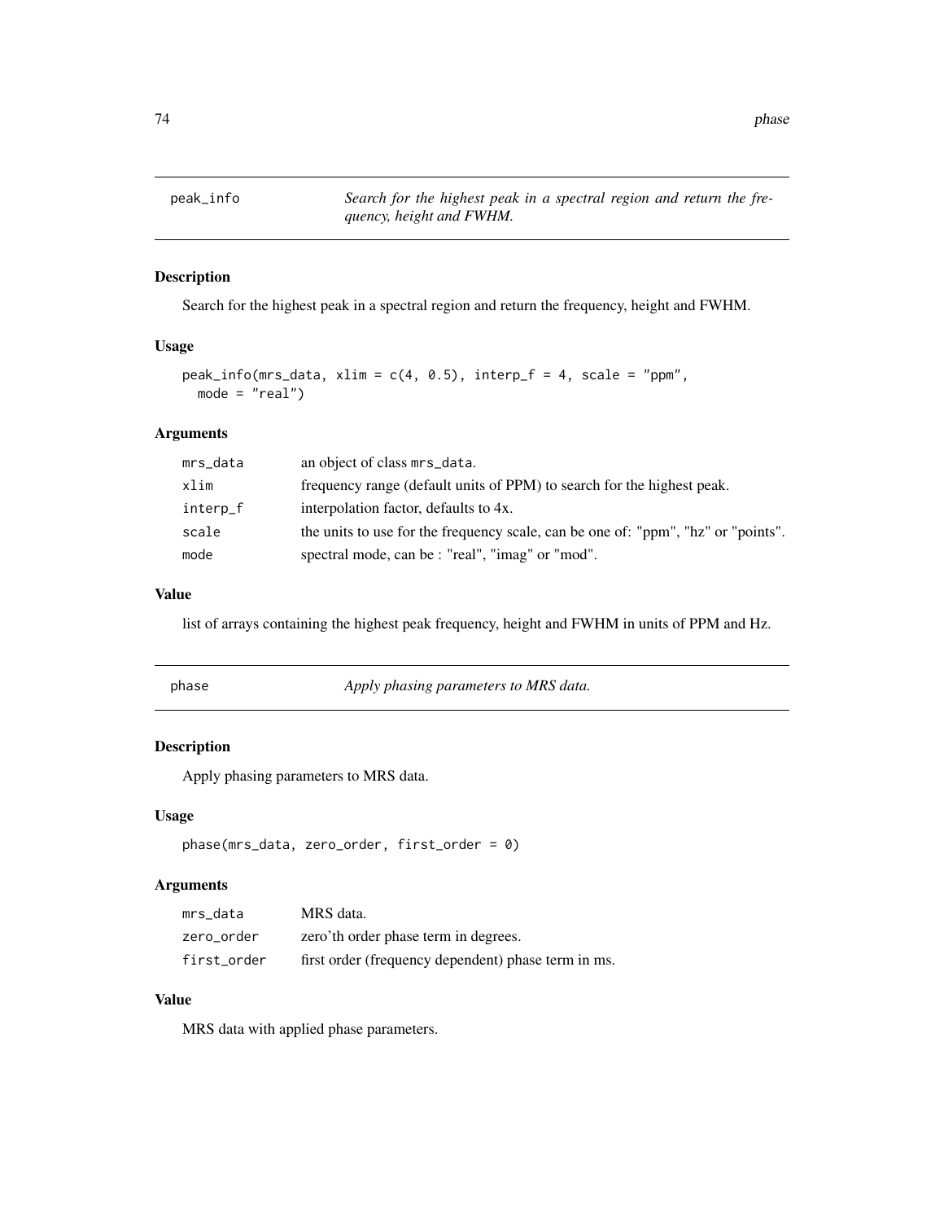## peak_info

*Search for the highest peak in a spectral region and return the frequency, height and FWHM.*

### Description

Search for the highest peak in a spectral region and return the frequency, height and FWHM.

### Usage

```
peak_info(mrs_data, xlim = c(4, 0.5), interp_f = 4, scale = "ppm",
  mode = "real")
```

### Arguments

| | |
|---|---|
| mrs_data | an object of class mrs_data. |
| xlim | frequency range (default units of PPM) to search for the highest peak. |
| interp_f | interpolation factor, defaults to 4x. |
| scale | the units to use for the frequency scale, can be one of: "ppm", "hz" or "points". |
| mode | spectral mode, can be : "real", "imag" or "mod". |

### Value

list of arrays containing the highest peak frequency, height and FWHM in units of PPM and Hz.

## phase

*Apply phasing parameters to MRS data.*

### Description

Apply phasing parameters to MRS data.

### Usage

```
phase(mrs_data, zero_order, first_order = 0)
```

### Arguments

| | |
|---|---|
| mrs_data | MRS data. |
| zero_order | zero'th order phase term in degrees. |
| first_order | first order (frequency dependent) phase term in ms. |

### Value

MRS data with applied phase parameters.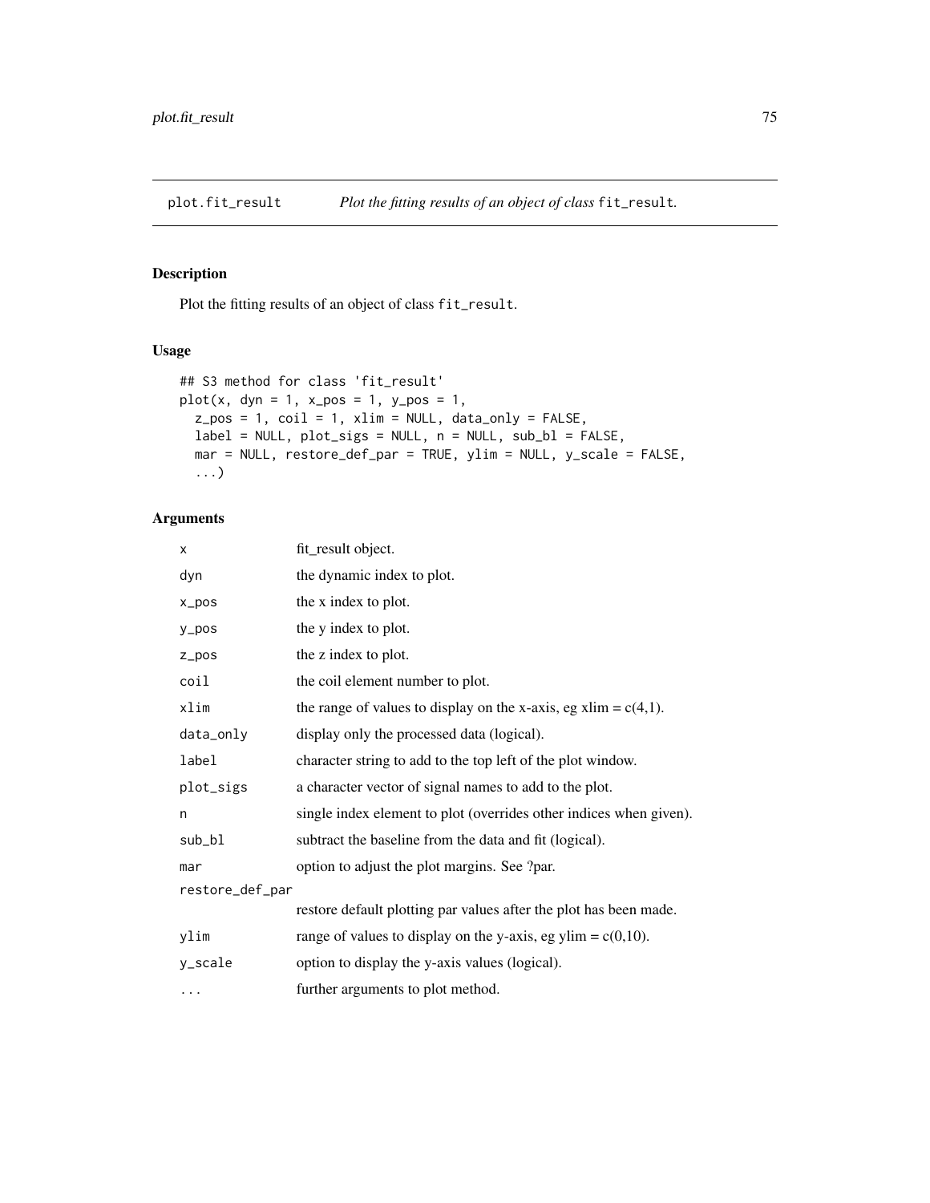## plot.fit_result — *Plot the fitting results of an object of class* `fit_result`.

### Description

Plot the fitting results of an object of class `fit_result`.

### Usage

```
## S3 method for class 'fit_result'
plot(x, dyn = 1, x_pos = 1, y_pos = 1,
  z_pos = 1, coil = 1, xlim = NULL, data_only = FALSE,
  label = NULL, plot_sigs = NULL, n = NULL, sub_bl = FALSE,
  mar = NULL, restore_def_par = TRUE, ylim = NULL, y_scale = FALSE,
  ...)
```

### Arguments

| | |
|---|---|
| `x` | fit_result object. |
| `dyn` | the dynamic index to plot. |
| `x_pos` | the x index to plot. |
| `y_pos` | the y index to plot. |
| `z_pos` | the z index to plot. |
| `coil` | the coil element number to plot. |
| `xlim` | the range of values to display on the x-axis, eg xlim = c(4,1). |
| `data_only` | display only the processed data (logical). |
| `label` | character string to add to the top left of the plot window. |
| `plot_sigs` | a character vector of signal names to add to the plot. |
| `n` | single index element to plot (overrides other indices when given). |
| `sub_bl` | subtract the baseline from the data and fit (logical). |
| `mar` | option to adjust the plot margins. See ?par. |
| `restore_def_par` | restore default plotting par values after the plot has been made. |
| `ylim` | range of values to display on the y-axis, eg ylim = c(0,10). |
| `y_scale` | option to display the y-axis values (logical). |
| `...` | further arguments to plot method. |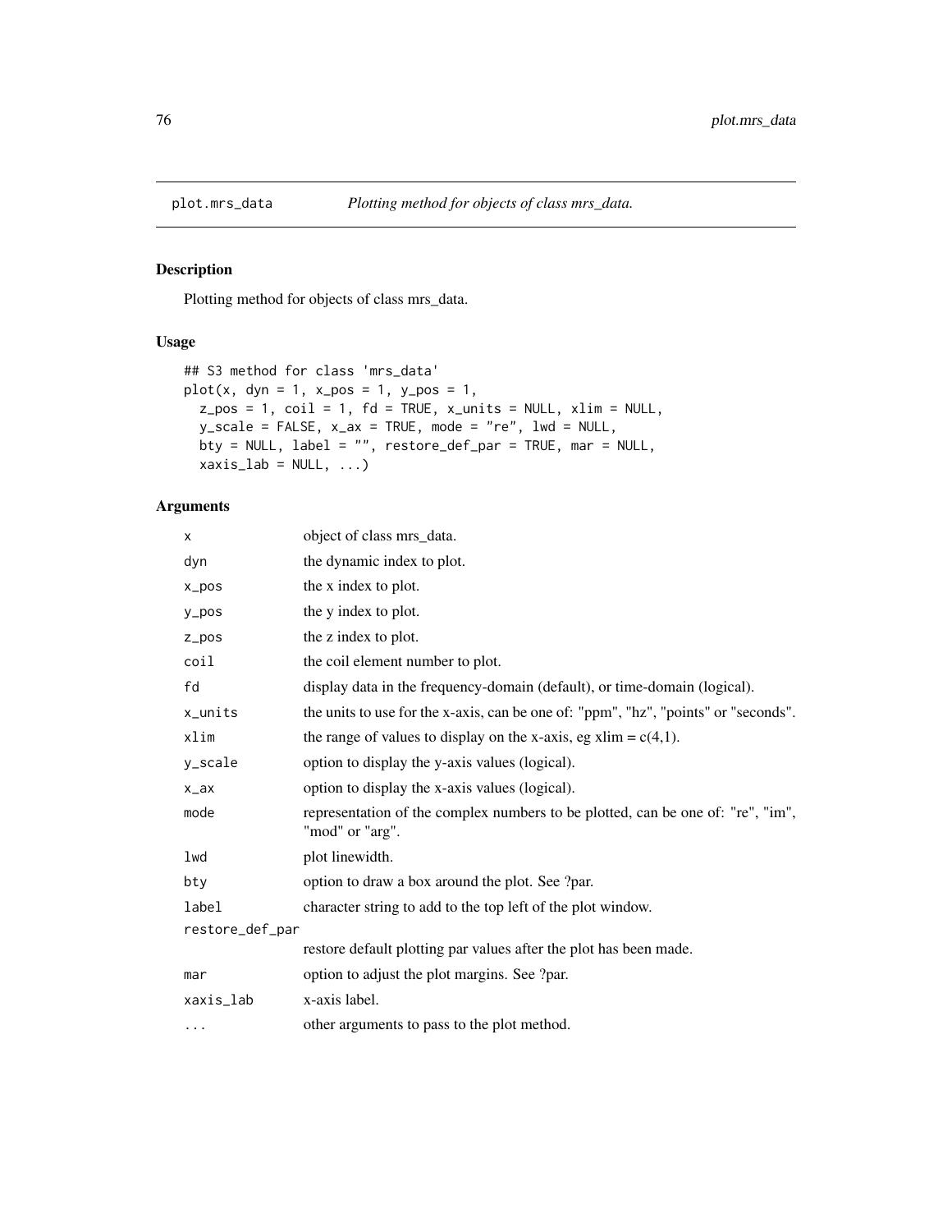## plot.mrs_data *Plotting method for objects of class mrs_data.*

### Description

Plotting method for objects of class mrs_data.

### Usage

```
## S3 method for class 'mrs_data'
plot(x, dyn = 1, x_pos = 1, y_pos = 1,
  z_pos = 1, coil = 1, fd = TRUE, x_units = NULL, xlim = NULL,
  y_scale = FALSE, x_ax = TRUE, mode = "re", lwd = NULL,
  bty = NULL, label = "", restore_def_par = TRUE, mar = NULL,
  xaxis_lab = NULL, ...)
```

### Arguments

| | |
|---|---|
| x | object of class mrs_data. |
| dyn | the dynamic index to plot. |
| x_pos | the x index to plot. |
| y_pos | the y index to plot. |
| z_pos | the z index to plot. |
| coil | the coil element number to plot. |
| fd | display data in the frequency-domain (default), or time-domain (logical). |
| x_units | the units to use for the x-axis, can be one of: "ppm", "hz", "points" or "seconds". |
| xlim | the range of values to display on the x-axis, eg xlim = c(4,1). |
| y_scale | option to display the y-axis values (logical). |
| x_ax | option to display the x-axis values (logical). |
| mode | representation of the complex numbers to be plotted, can be one of: "re", "im", "mod" or "arg". |
| lwd | plot linewidth. |
| bty | option to draw a box around the plot. See ?par. |
| label | character string to add to the top left of the plot window. |
| restore_def_par | restore default plotting par values after the plot has been made. |
| mar | option to adjust the plot margins. See ?par. |
| xaxis_lab | x-axis label. |
| ... | other arguments to pass to the plot method. |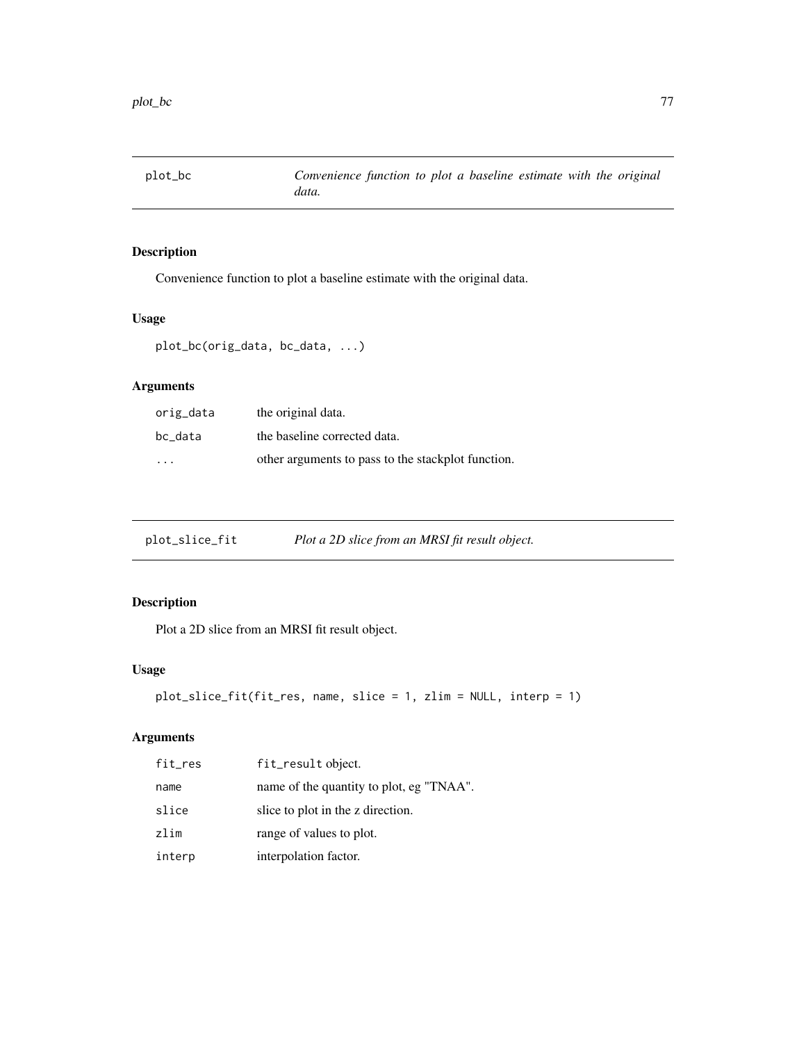## plot_bc

*Convenience function to plot a baseline estimate with the original data.*

### Description

Convenience function to plot a baseline estimate with the original data.

### Usage

```
plot_bc(orig_data, bc_data, ...)
```

### Arguments

| | |
|---|---|
| `orig_data` | the original data. |
| `bc_data` | the baseline corrected data. |
| `...` | other arguments to pass to the stackplot function. |

## plot_slice_fit

*Plot a 2D slice from an MRSI fit result object.*

### Description

Plot a 2D slice from an MRSI fit result object.

### Usage

```
plot_slice_fit(fit_res, name, slice = 1, zlim = NULL, interp = 1)
```

### Arguments

| | |
|---|---|
| `fit_res` | `fit_result` object. |
| `name` | name of the quantity to plot, eg "TNAA". |
| `slice` | slice to plot in the z direction. |
| `zlim` | range of values to plot. |
| `interp` | interpolation factor. |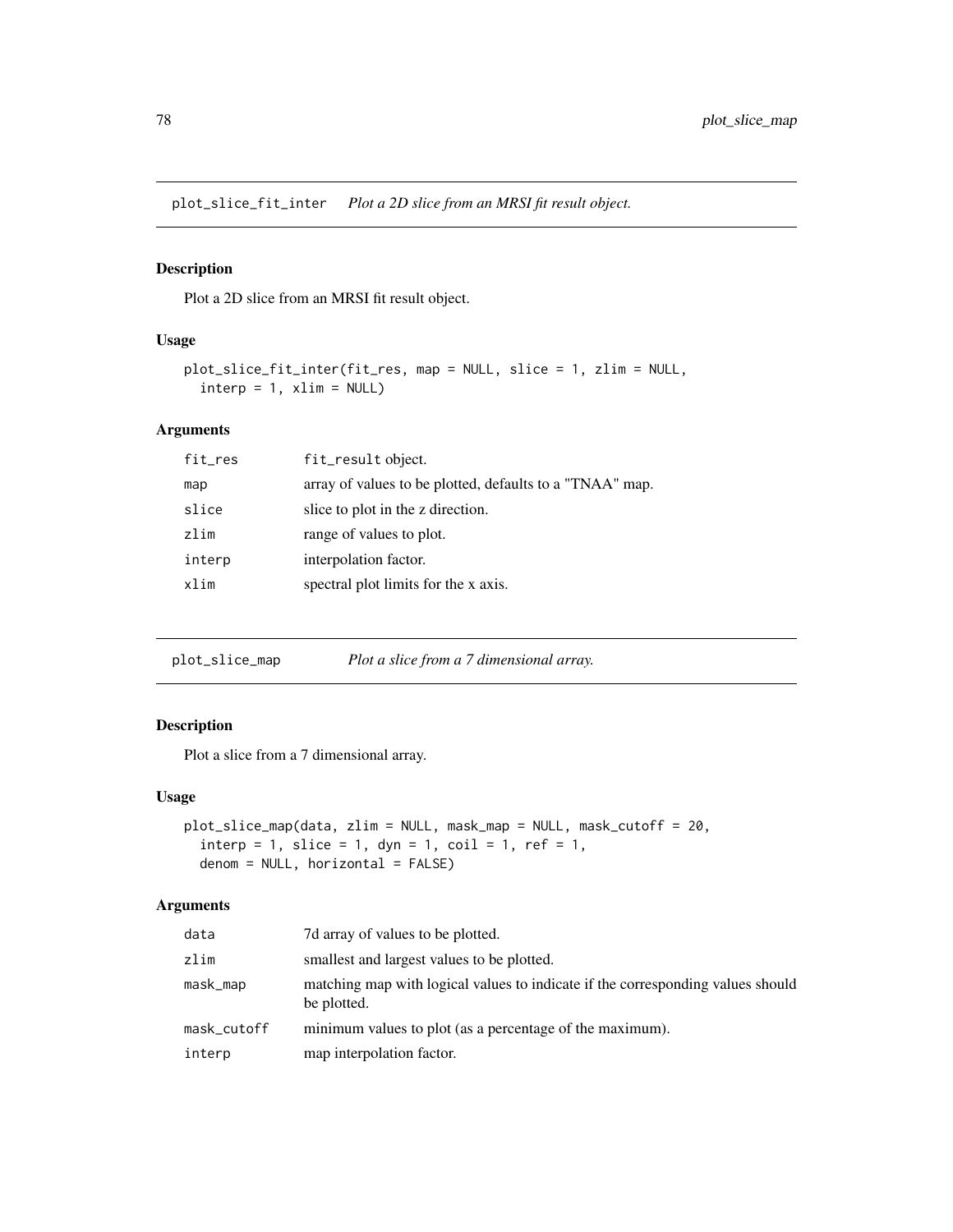## plot_slice_fit_inter — *Plot a 2D slice from an MRSI fit result object.*

### Description

Plot a 2D slice from an MRSI fit result object.

### Usage

```
plot_slice_fit_inter(fit_res, map = NULL, slice = 1, zlim = NULL,
  interp = 1, xlim = NULL)
```

### Arguments

| | |
|---|---|
| fit_res | fit_result object. |
| map | array of values to be plotted, defaults to a "TNAA" map. |
| slice | slice to plot in the z direction. |
| zlim | range of values to plot. |
| interp | interpolation factor. |
| xlim | spectral plot limits for the x axis. |

## plot_slice_map — *Plot a slice from a 7 dimensional array.*

### Description

Plot a slice from a 7 dimensional array.

### Usage

```
plot_slice_map(data, zlim = NULL, mask_map = NULL, mask_cutoff = 20,
  interp = 1, slice = 1, dyn = 1, coil = 1, ref = 1,
  denom = NULL, horizontal = FALSE)
```

### Arguments

| | |
|---|---|
| data | 7d array of values to be plotted. |
| zlim | smallest and largest values to be plotted. |
| mask_map | matching map with logical values to indicate if the corresponding values should be plotted. |
| mask_cutoff | minimum values to plot (as a percentage of the maximum). |
| interp | map interpolation factor. |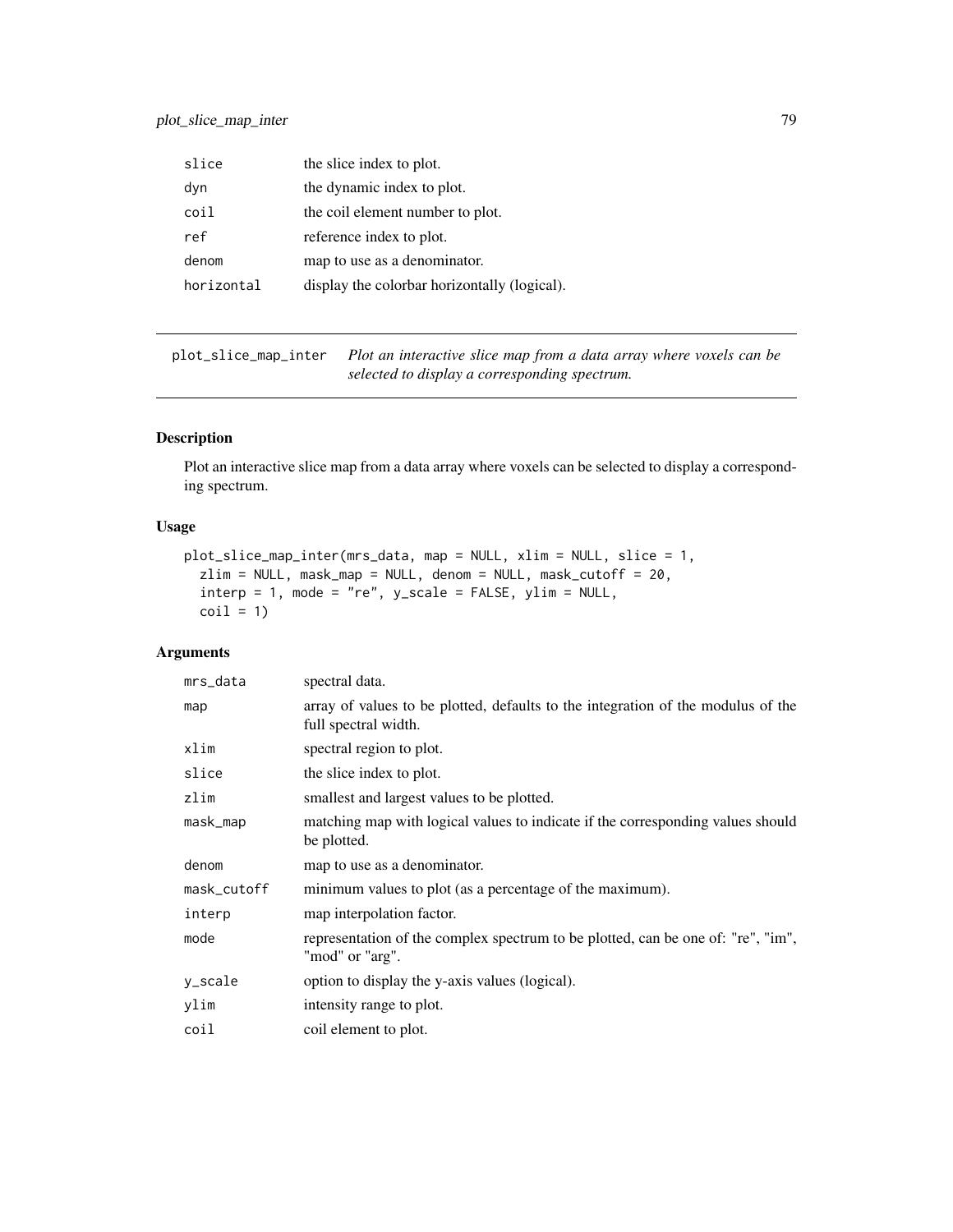| | |
|---|---|
| slice | the slice index to plot. |
| dyn | the dynamic index to plot. |
| coil | the coil element number to plot. |
| ref | reference index to plot. |
| denom | map to use as a denominator. |
| horizontal | display the colorbar horizontally (logical). |

---

## plot_slice_map_inter

*Plot an interactive slice map from a data array where voxels can be selected to display a corresponding spectrum.*

---

### Description

Plot an interactive slice map from a data array where voxels can be selected to display a corresponding spectrum.

### Usage

```
plot_slice_map_inter(mrs_data, map = NULL, xlim = NULL, slice = 1,
  zlim = NULL, mask_map = NULL, denom = NULL, mask_cutoff = 20,
  interp = 1, mode = "re", y_scale = FALSE, ylim = NULL,
  coil = 1)
```

### Arguments

| | |
|---|---|
| mrs_data | spectral data. |
| map | array of values to be plotted, defaults to the integration of the modulus of the full spectral width. |
| xlim | spectral region to plot. |
| slice | the slice index to plot. |
| zlim | smallest and largest values to be plotted. |
| mask_map | matching map with logical values to indicate if the corresponding values should be plotted. |
| denom | map to use as a denominator. |
| mask_cutoff | minimum values to plot (as a percentage of the maximum). |
| interp | map interpolation factor. |
| mode | representation of the complex spectrum to be plotted, can be one of: "re", "im", "mod" or "arg". |
| y_scale | option to display the y-axis values (logical). |
| ylim | intensity range to plot. |
| coil | coil element to plot. |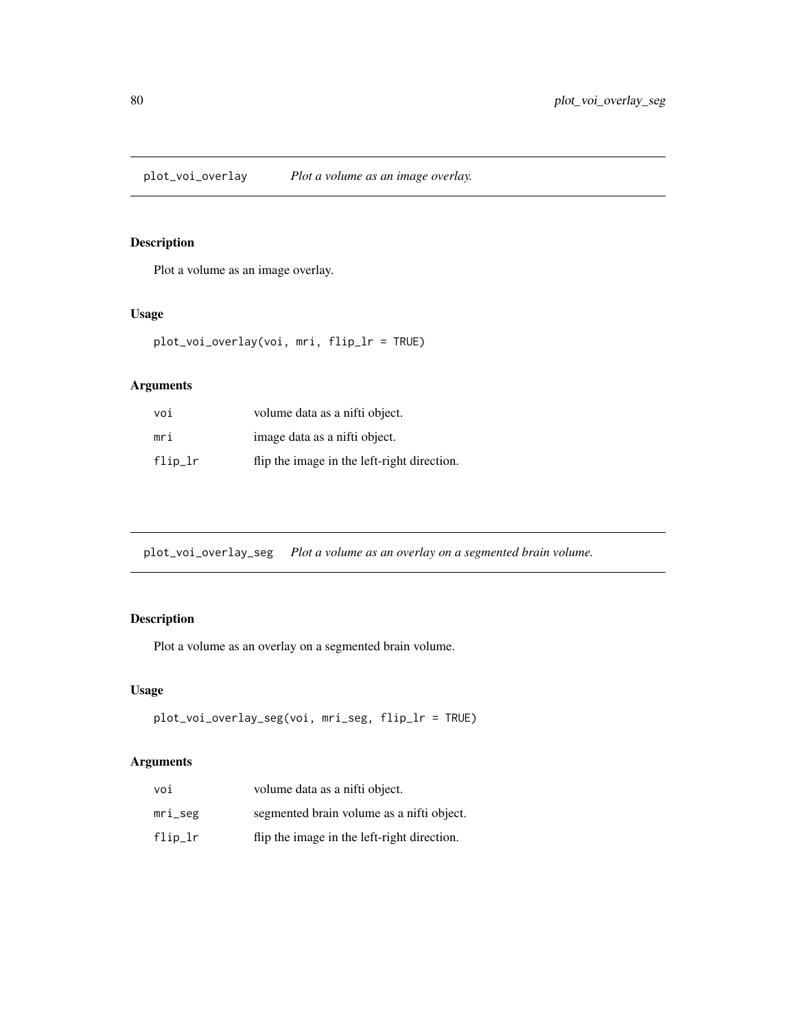## plot_voi_overlay *Plot a volume as an image overlay.*

### Description

Plot a volume as an image overlay.

### Usage

```
plot_voi_overlay(voi, mri, flip_lr = TRUE)
```

### Arguments

| | |
|---|---|
| voi | volume data as a nifti object. |
| mri | image data as a nifti object. |
| flip_lr | flip the image in the left-right direction. |

## plot_voi_overlay_seg *Plot a volume as an overlay on a segmented brain volume.*

### Description

Plot a volume as an overlay on a segmented brain volume.

### Usage

```
plot_voi_overlay_seg(voi, mri_seg, flip_lr = TRUE)
```

### Arguments

| | |
|---|---|
| voi | volume data as a nifti object. |
| mri_seg | segmented brain volume as a nifti object. |
| flip_lr | flip the image in the left-right direction. |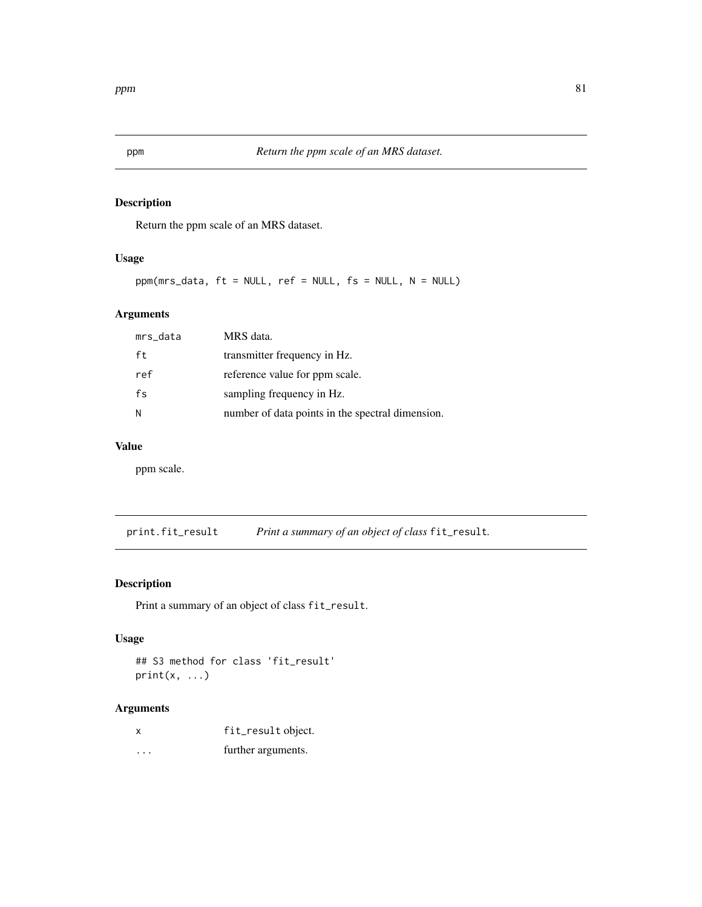## ppm — *Return the ppm scale of an MRS dataset.*

### Description

Return the ppm scale of an MRS dataset.

### Usage

```
ppm(mrs_data, ft = NULL, ref = NULL, fs = NULL, N = NULL)
```

### Arguments

| | |
|---|---|
| `mrs_data` | MRS data. |
| `ft` | transmitter frequency in Hz. |
| `ref` | reference value for ppm scale. |
| `fs` | sampling frequency in Hz. |
| `N` | number of data points in the spectral dimension. |

### Value

ppm scale.

## print.fit_result — *Print a summary of an object of class* `fit_result`*.*

### Description

Print a summary of an object of class `fit_result`.

### Usage

```
## S3 method for class 'fit_result'
print(x, ...)
```

### Arguments

| | |
|---|---|
| `x` | `fit_result` object. |
| `...` | further arguments. |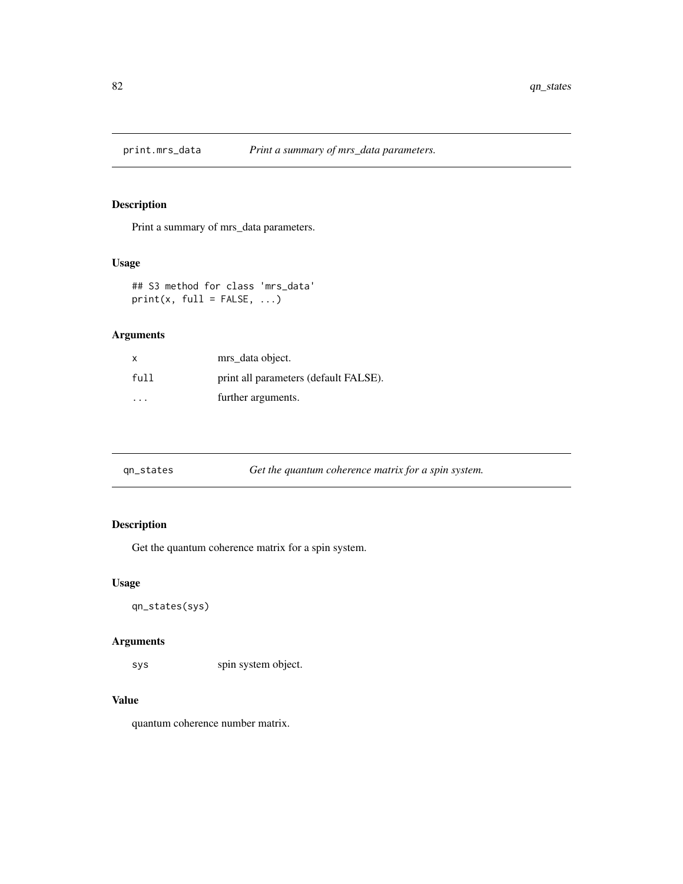## print.mrs_data    *Print a summary of mrs_data parameters.*

### Description

Print a summary of mrs_data parameters.

### Usage

```
## S3 method for class 'mrs_data'
print(x, full = FALSE, ...)
```

### Arguments

| | |
|---|---|
| x | mrs_data object. |
| full | print all parameters (default FALSE). |
| ... | further arguments. |

## qn_states    *Get the quantum coherence matrix for a spin system.*

### Description

Get the quantum coherence matrix for a spin system.

### Usage

```
qn_states(sys)
```

### Arguments

| | |
|---|---|
| sys | spin system object. |

### Value

quantum coherence number matrix.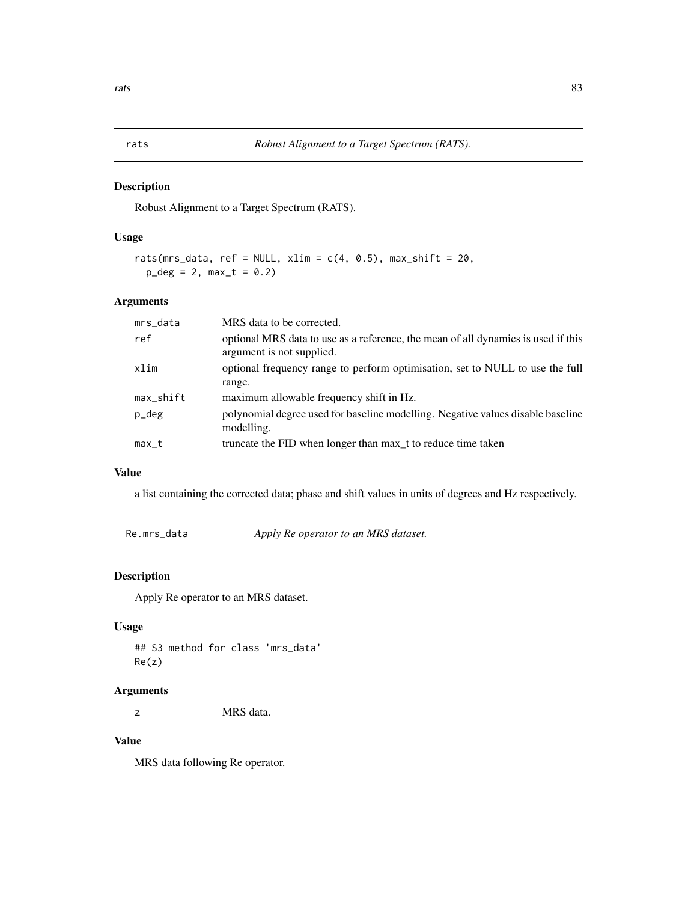## rats — *Robust Alignment to a Target Spectrum (RATS).*

### Description

Robust Alignment to a Target Spectrum (RATS).

### Usage

```
rats(mrs_data, ref = NULL, xlim = c(4, 0.5), max_shift = 20,
  p_deg = 2, max_t = 0.2)
```

### Arguments

| Argument | Description |
|---|---|
| mrs_data | MRS data to be corrected. |
| ref | optional MRS data to use as a reference, the mean of all dynamics is used if this argument is not supplied. |
| xlim | optional frequency range to perform optimisation, set to NULL to use the full range. |
| max_shift | maximum allowable frequency shift in Hz. |
| p_deg | polynomial degree used for baseline modelling. Negative values disable baseline modelling. |
| max_t | truncate the FID when longer than max_t to reduce time taken |

### Value

a list containing the corrected data; phase and shift values in units of degrees and Hz respectively.

## Re.mrs_data — *Apply Re operator to an MRS dataset.*

### Description

Apply Re operator to an MRS dataset.

### Usage

```
## S3 method for class 'mrs_data'
Re(z)
```

### Arguments

| Argument | Description |
|---|---|
| z | MRS data. |

### Value

MRS data following Re operator.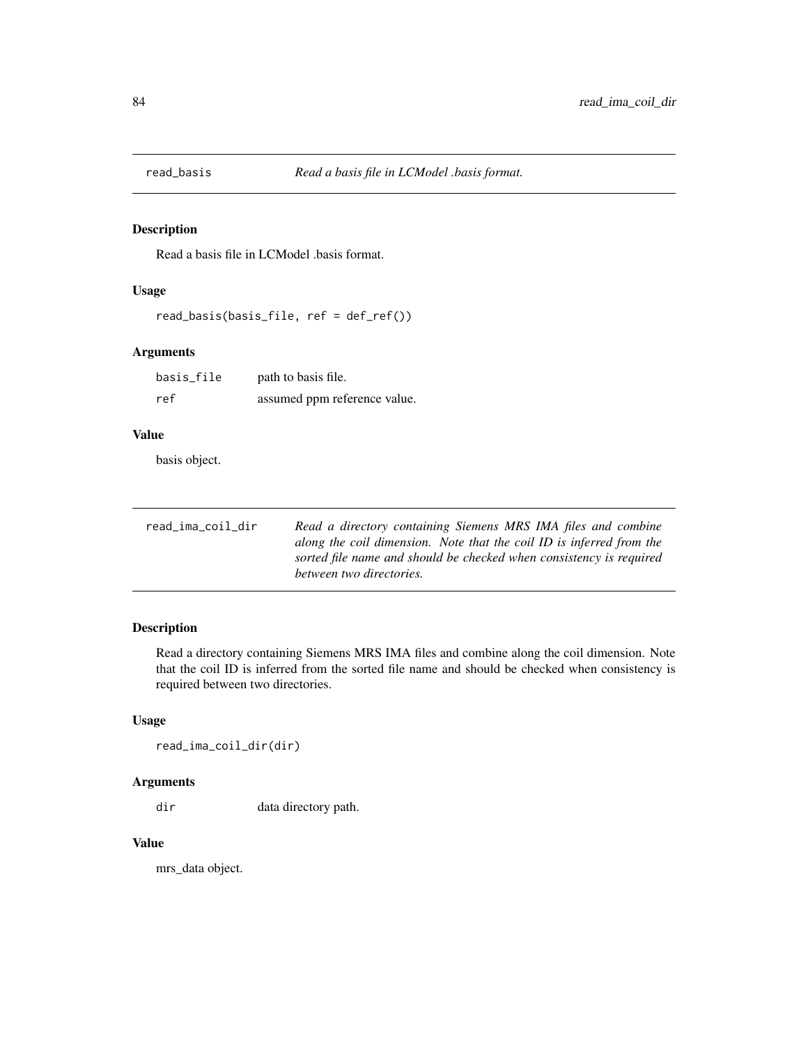## read_basis — *Read a basis file in LCModel .basis format.*

### Description

Read a basis file in LCModel .basis format.

### Usage

```
read_basis(basis_file, ref = def_ref())
```

### Arguments

| | |
|---|---|
| basis_file | path to basis file. |
| ref | assumed ppm reference value. |

### Value

basis object.

## read_ima_coil_dir — *Read a directory containing Siemens MRS IMA files and combine along the coil dimension. Note that the coil ID is inferred from the sorted file name and should be checked when consistency is required between two directories.*

### Description

Read a directory containing Siemens MRS IMA files and combine along the coil dimension. Note that the coil ID is inferred from the sorted file name and should be checked when consistency is required between two directories.

### Usage

```
read_ima_coil_dir(dir)
```

### Arguments

| | |
|---|---|
| dir | data directory path. |

### Value

mrs_data object.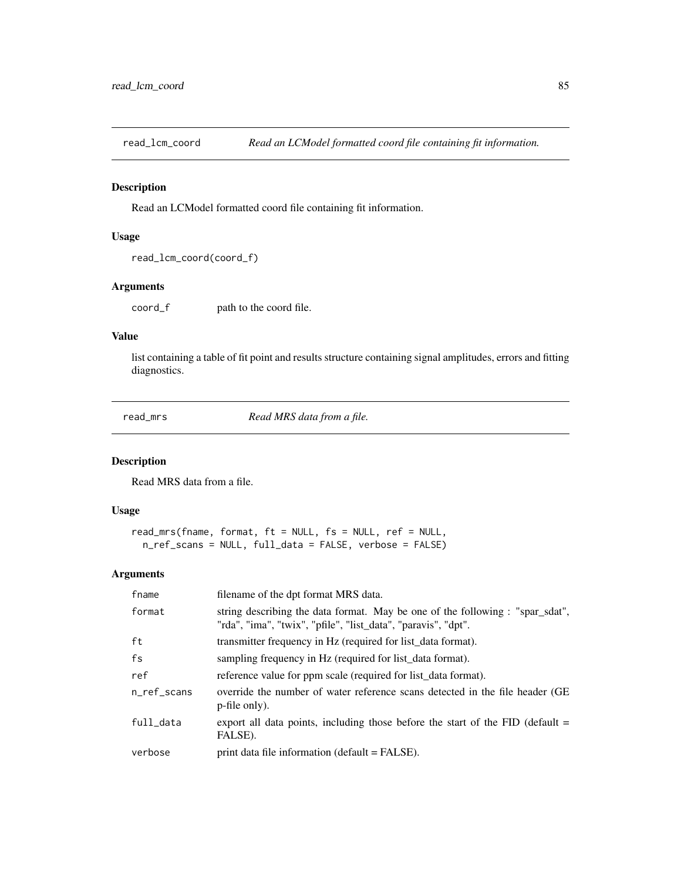## read_lcm_coord *Read an LCModel formatted coord file containing fit information.*

### Description

Read an LCModel formatted coord file containing fit information.

### Usage

```
read_lcm_coord(coord_f)
```

### Arguments

| | |
|---|---|
| coord_f | path to the coord file. |

### Value

list containing a table of fit point and results structure containing signal amplitudes, errors and fitting diagnostics.

## read_mrs *Read MRS data from a file.*

### Description

Read MRS data from a file.

### Usage

```
read_mrs(fname, format, ft = NULL, fs = NULL, ref = NULL,
  n_ref_scans = NULL, full_data = FALSE, verbose = FALSE)
```

### Arguments

| | |
|---|---|
| fname | filename of the dpt format MRS data. |
| format | string describing the data format. May be one of the following : "spar_sdat", "rda", "ima", "twix", "pfile", "list_data", "paravis", "dpt". |
| ft | transmitter frequency in Hz (required for list_data format). |
| fs | sampling frequency in Hz (required for list_data format). |
| ref | reference value for ppm scale (required for list_data format). |
| n_ref_scans | override the number of water reference scans detected in the file header (GE p-file only). |
| full_data | export all data points, including those before the start of the FID (default = FALSE). |
| verbose | print data file information (default = FALSE). |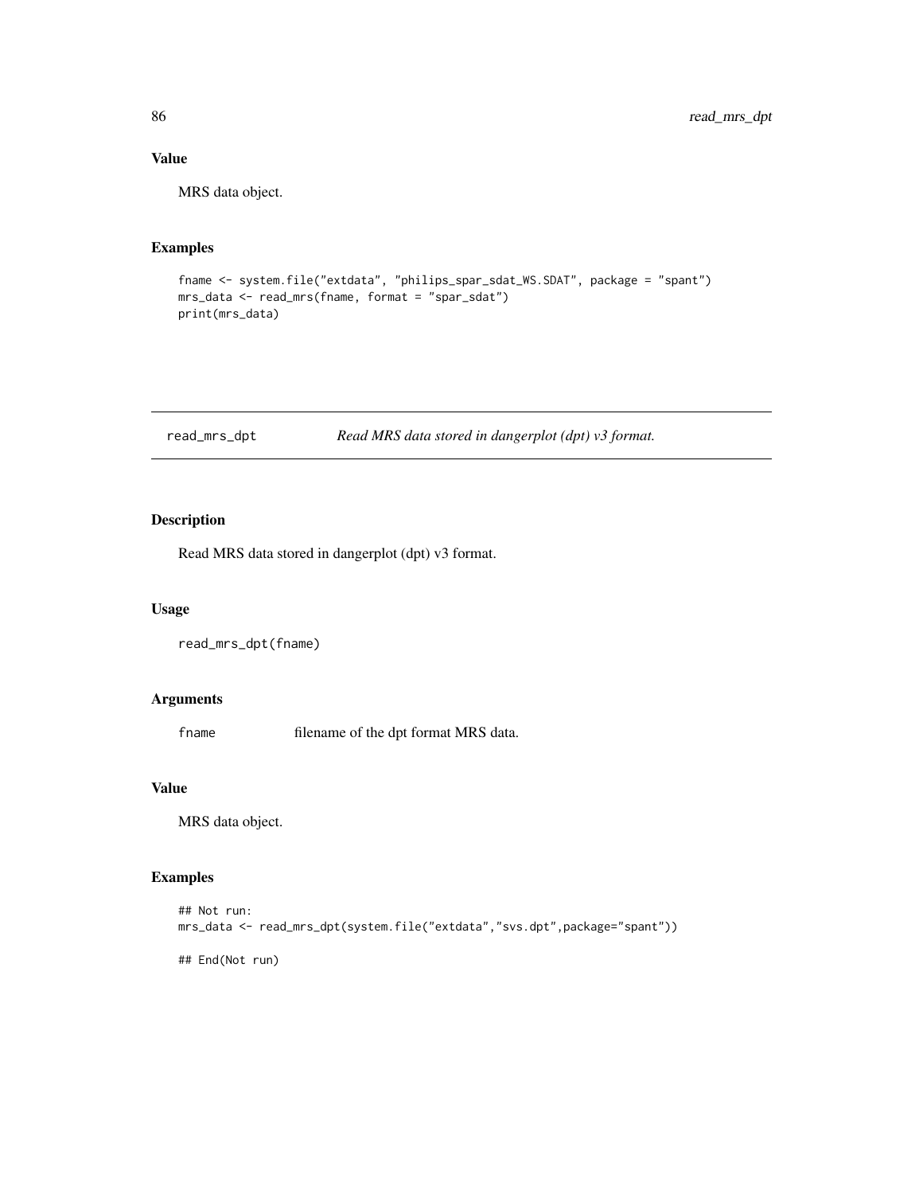### Value

MRS data object.

### Examples

```
fname <- system.file("extdata", "philips_spar_sdat_WS.SDAT", package = "spant")
mrs_data <- read_mrs(fname, format = "spar_sdat")
print(mrs_data)
```

---

## read_mrs_dpt — *Read MRS data stored in dangerplot (dpt) v3 format.*

---

### Description

Read MRS data stored in dangerplot (dpt) v3 format.

### Usage

```
read_mrs_dpt(fname)
```

### Arguments

| | |
|---|---|
| `fname` | filename of the dpt format MRS data. |

### Value

MRS data object.

### Examples

```
## Not run:
mrs_data <- read_mrs_dpt(system.file("extdata","svs.dpt",package="spant"))

## End(Not run)
```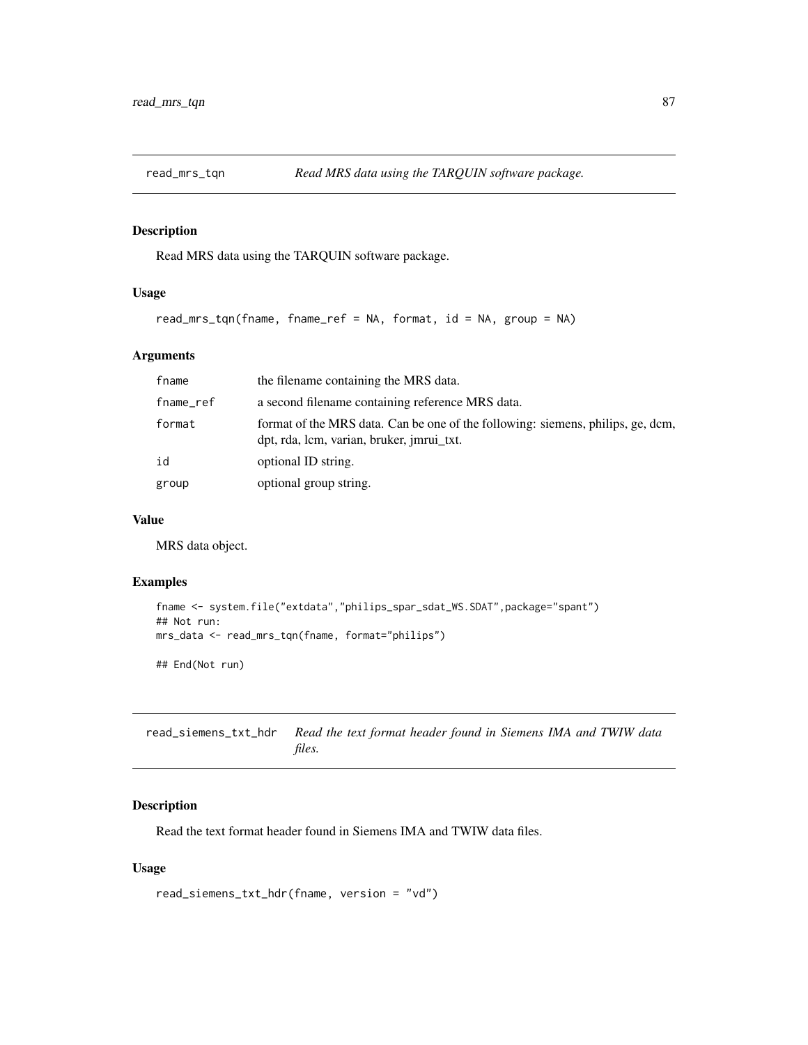## read_mrs_tqn — *Read MRS data using the TARQUIN software package.*

### Description

Read MRS data using the TARQUIN software package.

### Usage

```
read_mrs_tqn(fname, fname_ref = NA, format, id = NA, group = NA)
```

### Arguments

| | |
|---|---|
| fname | the filename containing the MRS data. |
| fname_ref | a second filename containing reference MRS data. |
| format | format of the MRS data. Can be one of the following: siemens, philips, ge, dcm, dpt, rda, lcm, varian, bruker, jmrui_txt. |
| id | optional ID string. |
| group | optional group string. |

### Value

MRS data object.

### Examples

```
fname <- system.file("extdata","philips_spar_sdat_WS.SDAT",package="spant")
## Not run:
mrs_data <- read_mrs_tqn(fname, format="philips")

## End(Not run)
```

## read_siemens_txt_hdr — *Read the text format header found in Siemens IMA and TWIW data files.*

### Description

Read the text format header found in Siemens IMA and TWIW data files.

### Usage

```
read_siemens_txt_hdr(fname, version = "vd")
```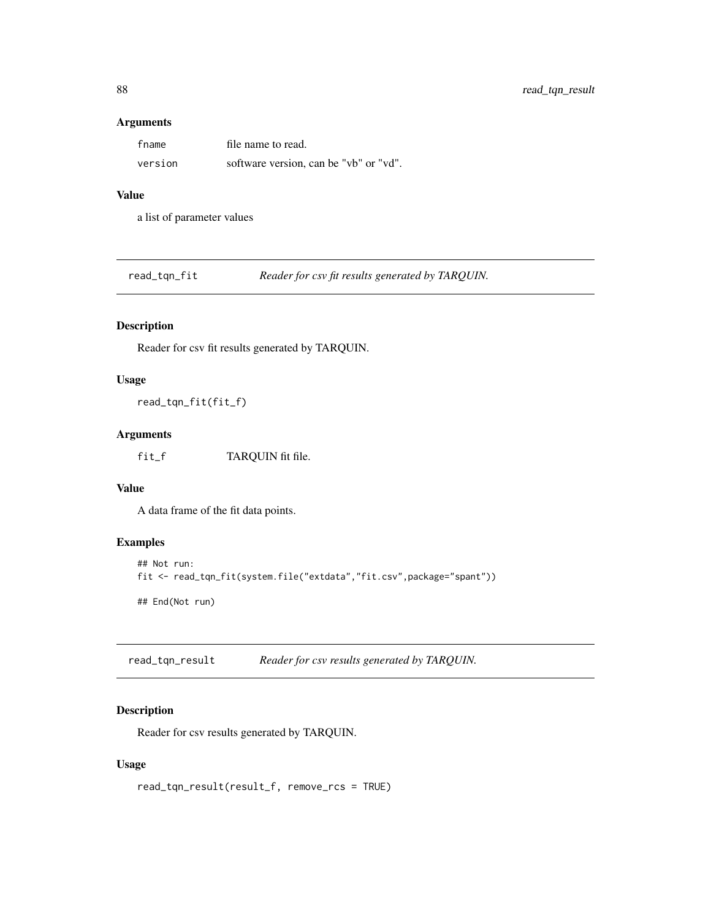### Arguments

| | |
|---|---|
| fname | file name to read. |
| version | software version, can be "vb" or "vd". |

### Value

a list of parameter values

---

## read_tqn_fit *Reader for csv fit results generated by TARQUIN.*

### Description

Reader for csv fit results generated by TARQUIN.

### Usage

```
read_tqn_fit(fit_f)
```

### Arguments

| | |
|---|---|
| fit_f | TARQUIN fit file. |

### Value

A data frame of the fit data points.

### Examples

```
## Not run:
fit <- read_tqn_fit(system.file("extdata","fit.csv",package="spant"))

## End(Not run)
```

---

## read_tqn_result *Reader for csv results generated by TARQUIN.*

### Description

Reader for csv results generated by TARQUIN.

### Usage

```
read_tqn_result(result_f, remove_rcs = TRUE)
```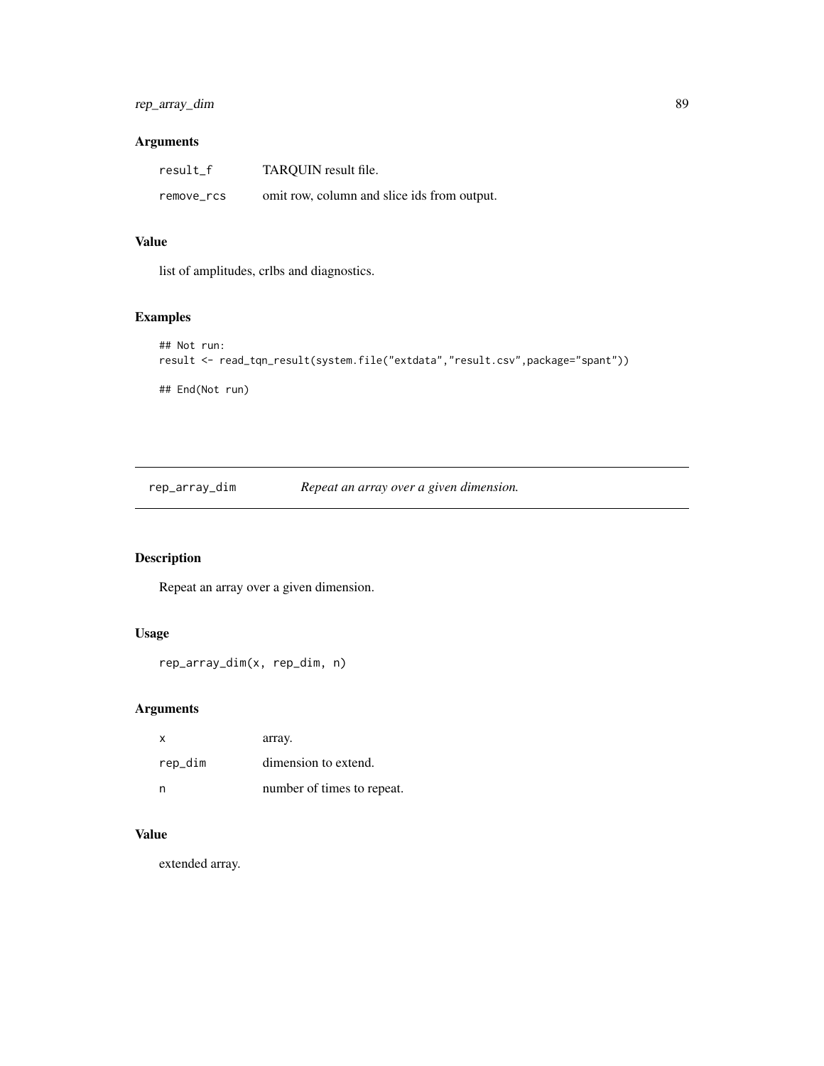## Arguments

| | |
|---|---|
| `result_f` | TARQUIN result file. |
| `remove_rcs` | omit row, column and slice ids from output. |

## Value

list of amplitudes, crlbs and diagnostics.

## Examples

```
## Not run:
result <- read_tqn_result(system.file("extdata","result.csv",package="spant"))

## End(Not run)
```

---

# rep_array_dim — *Repeat an array over a given dimension.*

## Description

Repeat an array over a given dimension.

## Usage

```
rep_array_dim(x, rep_dim, n)
```

## Arguments

| | |
|---|---|
| `x` | array. |
| `rep_dim` | dimension to extend. |
| `n` | number of times to repeat. |

## Value

extended array.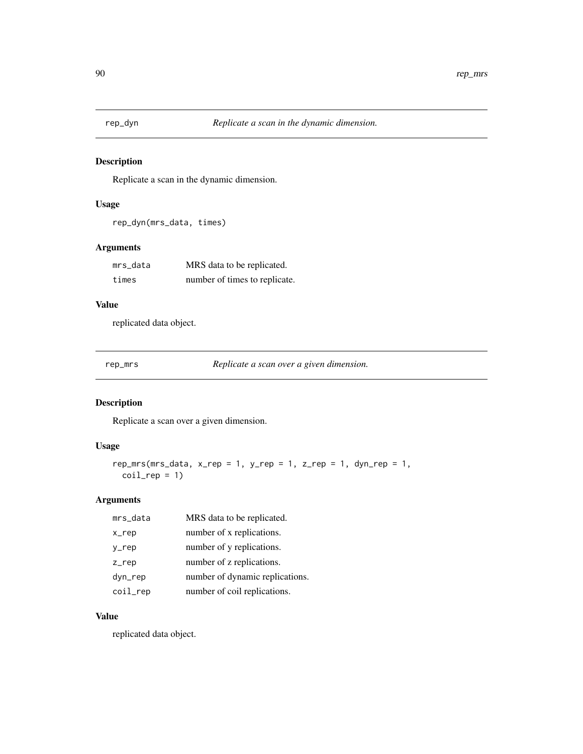## rep_dyn — *Replicate a scan in the dynamic dimension.*

### Description

Replicate a scan in the dynamic dimension.

### Usage

```
rep_dyn(mrs_data, times)
```

### Arguments

| | |
|---|---|
| mrs_data | MRS data to be replicated. |
| times | number of times to replicate. |

### Value

replicated data object.

## rep_mrs — *Replicate a scan over a given dimension.*

### Description

Replicate a scan over a given dimension.

### Usage

```
rep_mrs(mrs_data, x_rep = 1, y_rep = 1, z_rep = 1, dyn_rep = 1,
  coil_rep = 1)
```

### Arguments

| | |
|---|---|
| mrs_data | MRS data to be replicated. |
| x_rep | number of x replications. |
| y_rep | number of y replications. |
| z_rep | number of z replications. |
| dyn_rep | number of dynamic replications. |
| coil_rep | number of coil replications. |

### Value

replicated data object.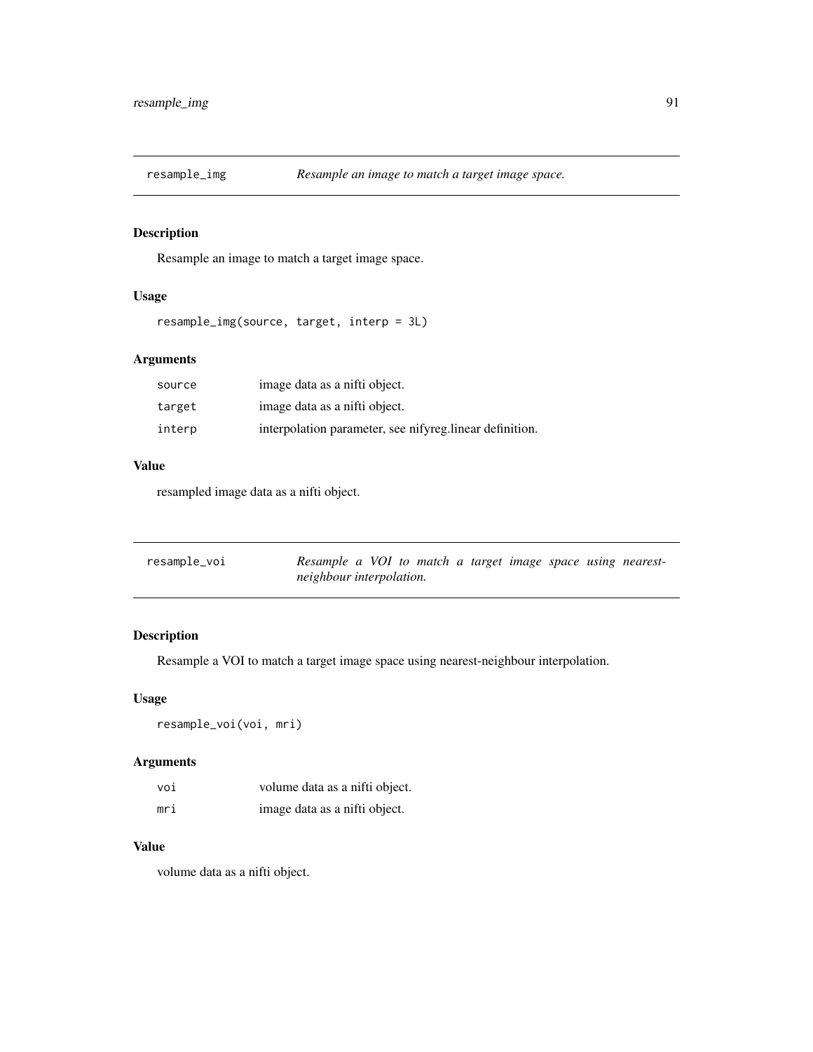## resample_img — *Resample an image to match a target image space.*

### Description

Resample an image to match a target image space.

### Usage

```
resample_img(source, target, interp = 3L)
```

### Arguments

| | |
|---|---|
| source | image data as a nifti object. |
| target | image data as a nifti object. |
| interp | interpolation parameter, see nifyreg.linear definition. |

### Value

resampled image data as a nifti object.

## resample_voi — *Resample a VOI to match a target image space using nearest-neighbour interpolation.*

### Description

Resample a VOI to match a target image space using nearest-neighbour interpolation.

### Usage

```
resample_voi(voi, mri)
```

### Arguments

| | |
|---|---|
| voi | volume data as a nifti object. |
| mri | image data as a nifti object. |

### Value

volume data as a nifti object.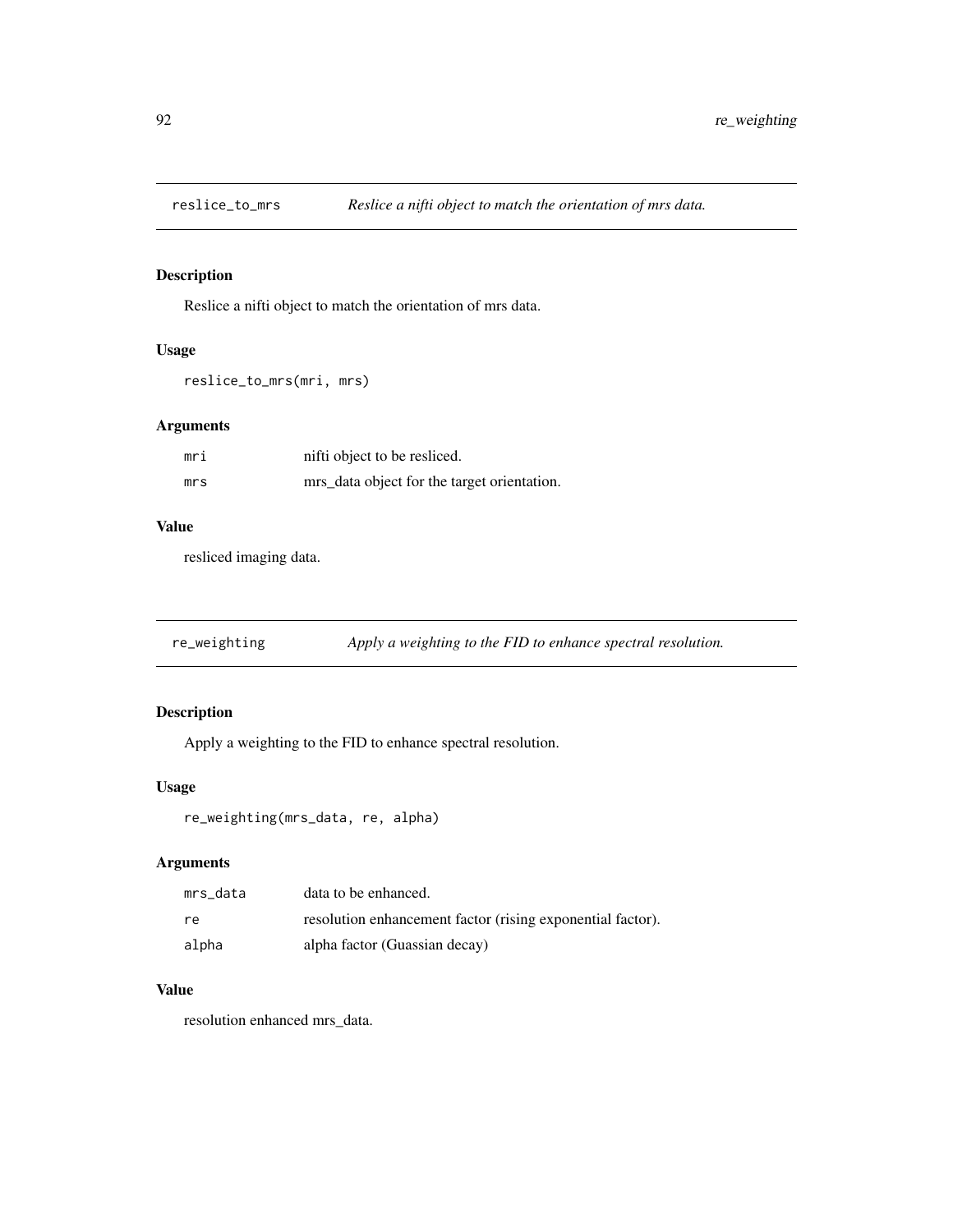## reslice_to_mrs *Reslice a nifti object to match the orientation of mrs data.*

### Description

Reslice a nifti object to match the orientation of mrs data.

### Usage

```
reslice_to_mrs(mri, mrs)
```

### Arguments

| | |
|---|---|
| `mri` | nifti object to be resliced. |
| `mrs` | mrs_data object for the target orientation. |

### Value

resliced imaging data.

## re_weighting *Apply a weighting to the FID to enhance spectral resolution.*

### Description

Apply a weighting to the FID to enhance spectral resolution.

### Usage

```
re_weighting(mrs_data, re, alpha)
```

### Arguments

| | |
|---|---|
| `mrs_data` | data to be enhanced. |
| `re` | resolution enhancement factor (rising exponential factor). |
| `alpha` | alpha factor (Guassian decay) |

### Value

resolution enhanced mrs_data.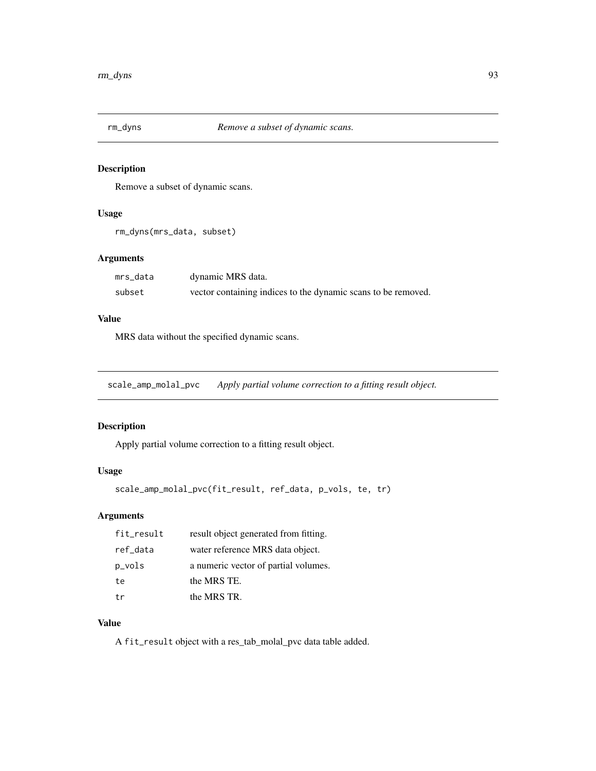## rm_dyns — *Remove a subset of dynamic scans.*

### Description

Remove a subset of dynamic scans.

### Usage

```
rm_dyns(mrs_data, subset)
```

### Arguments

| | |
|---|---|
| `mrs_data` | dynamic MRS data. |
| `subset` | vector containing indices to the dynamic scans to be removed. |

### Value

MRS data without the specified dynamic scans.

## scale_amp_molal_pvc — *Apply partial volume correction to a fitting result object.*

### Description

Apply partial volume correction to a fitting result object.

### Usage

```
scale_amp_molal_pvc(fit_result, ref_data, p_vols, te, tr)
```

### Arguments

| | |
|---|---|
| `fit_result` | result object generated from fitting. |
| `ref_data` | water reference MRS data object. |
| `p_vols` | a numeric vector of partial volumes. |
| `te` | the MRS TE. |
| `tr` | the MRS TR. |

### Value

A `fit_result` object with a res_tab_molal_pvc data table added.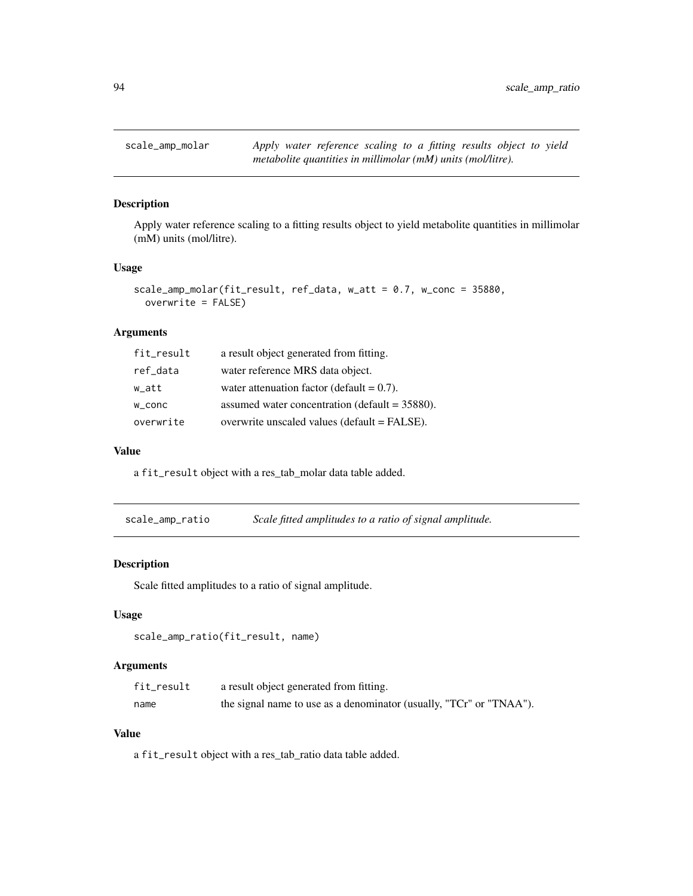## scale_amp_molar

*Apply water reference scaling to a fitting results object to yield metabolite quantities in millimolar (mM) units (mol/litre).*

### Description

Apply water reference scaling to a fitting results object to yield metabolite quantities in millimolar (mM) units (mol/litre).

### Usage

```
scale_amp_molar(fit_result, ref_data, w_att = 0.7, w_conc = 35880,
  overwrite = FALSE)
```

### Arguments

| | |
|---|---|
| fit_result | a result object generated from fitting. |
| ref_data | water reference MRS data object. |
| w_att | water attenuation factor (default = 0.7). |
| w_conc | assumed water concentration (default = 35880). |
| overwrite | overwrite unscaled values (default = FALSE). |

### Value

a `fit_result` object with a res_tab_molar data table added.

## scale_amp_ratio

*Scale fitted amplitudes to a ratio of signal amplitude.*

### Description

Scale fitted amplitudes to a ratio of signal amplitude.

### Usage

```
scale_amp_ratio(fit_result, name)
```

### Arguments

| | |
|---|---|
| fit_result | a result object generated from fitting. |
| name | the signal name to use as a denominator (usually, "TCr" or "TNAA"). |

### Value

a `fit_result` object with a res_tab_ratio data table added.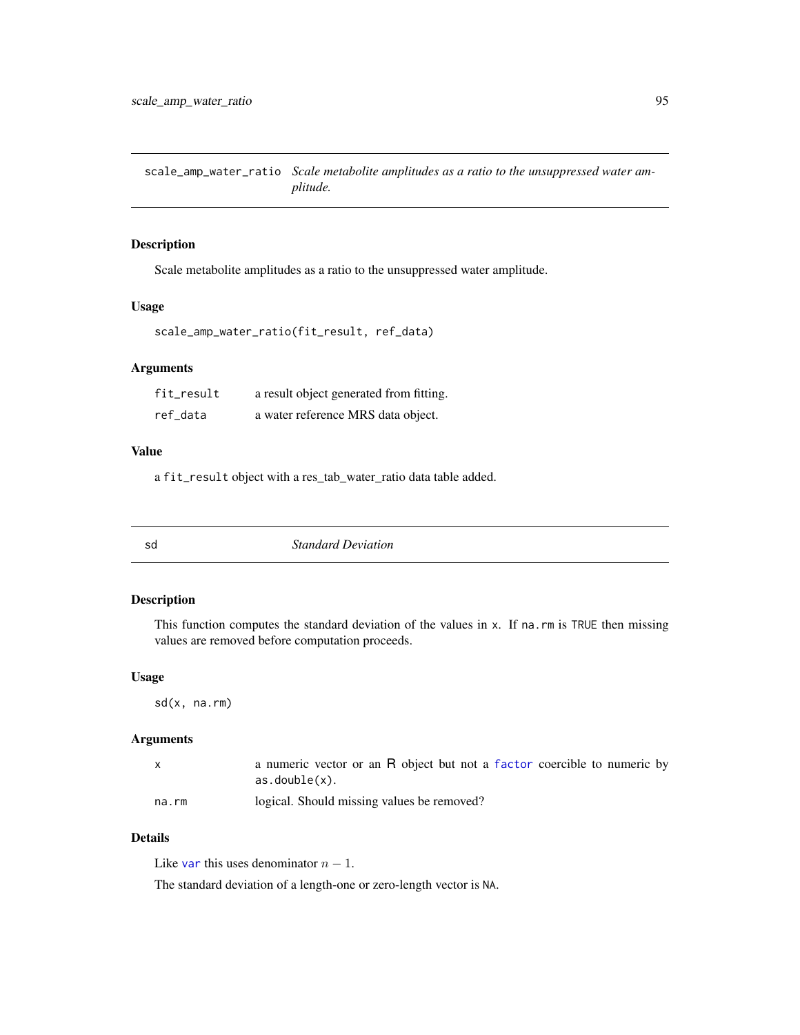## scale_amp_water_ratio — *Scale metabolite amplitudes as a ratio to the unsuppressed water amplitude.*

### Description

Scale metabolite amplitudes as a ratio to the unsuppressed water amplitude.

### Usage

```
scale_amp_water_ratio(fit_result, ref_data)
```

### Arguments

| | |
|---|---|
| `fit_result` | a result object generated from fitting. |
| `ref_data` | a water reference MRS data object. |

### Value

a `fit_result` object with a res_tab_water_ratio data table added.

## sd — *Standard Deviation*

### Description

This function computes the standard deviation of the values in `x`. If `na.rm` is `TRUE` then missing values are removed before computation proceeds.

### Usage

```
sd(x, na.rm)
```

### Arguments

| | |
|---|---|
| `x` | a numeric vector or an R object but not a `factor` coercible to numeric by `as.double(x)`. |
| `na.rm` | logical. Should missing values be removed? |

### Details

Like `var` this uses denominator $n - 1$.

The standard deviation of a length-one or zero-length vector is `NA`.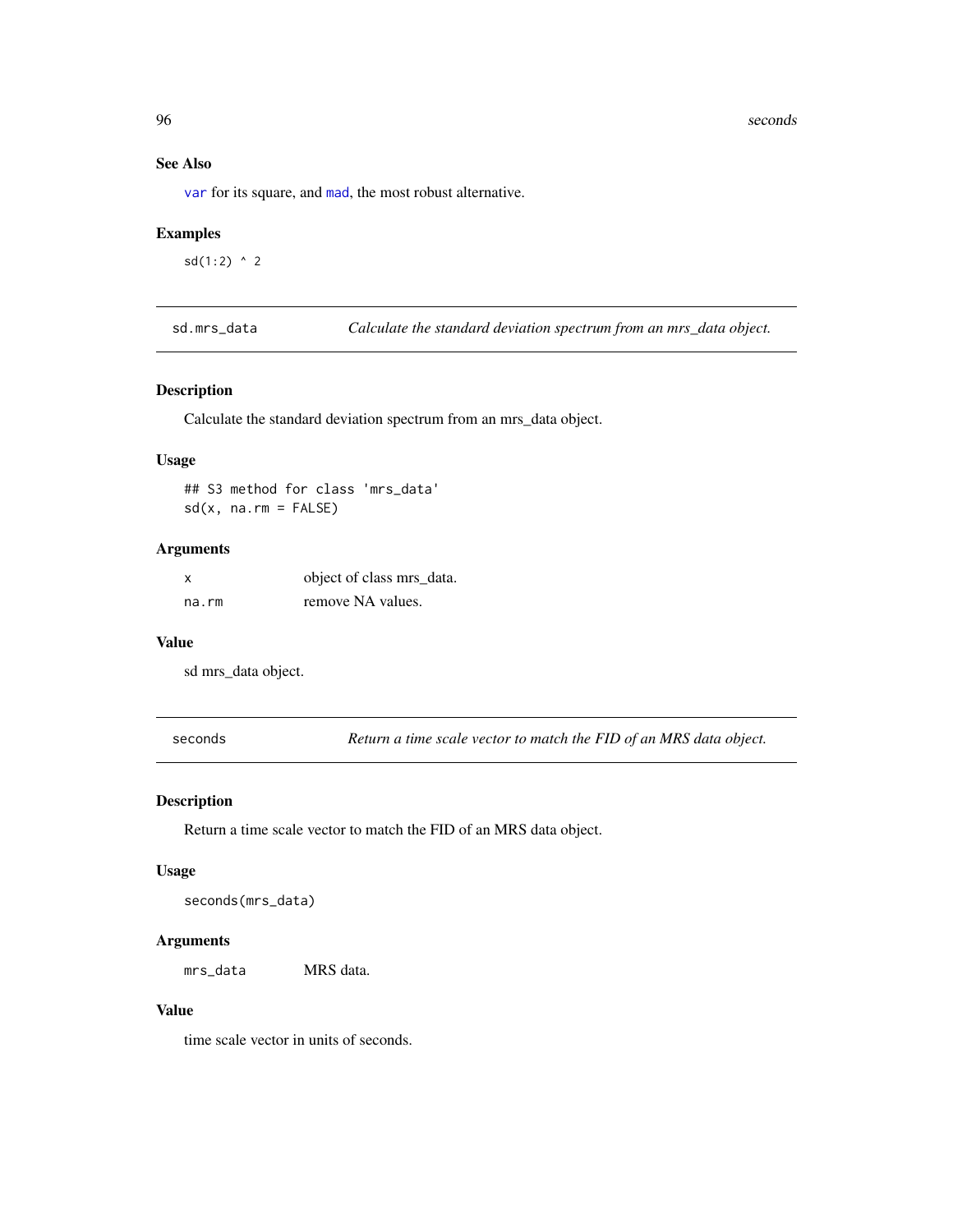### See Also

`var` for its square, and `mad`, the most robust alternative.

### Examples

```
sd(1:2) ^ 2
```

---

## sd.mrs_data — *Calculate the standard deviation spectrum from an mrs_data object.*

### Description

Calculate the standard deviation spectrum from an mrs_data object.

### Usage

```
## S3 method for class 'mrs_data'
sd(x, na.rm = FALSE)
```

### Arguments

| | |
|---|---|
| `x` | object of class mrs_data. |
| `na.rm` | remove NA values. |

### Value

sd mrs_data object.

---

## seconds — *Return a time scale vector to match the FID of an MRS data object.*

### Description

Return a time scale vector to match the FID of an MRS data object.

### Usage

```
seconds(mrs_data)
```

### Arguments

| | |
|---|---|
| `mrs_data` | MRS data. |

### Value

time scale vector in units of seconds.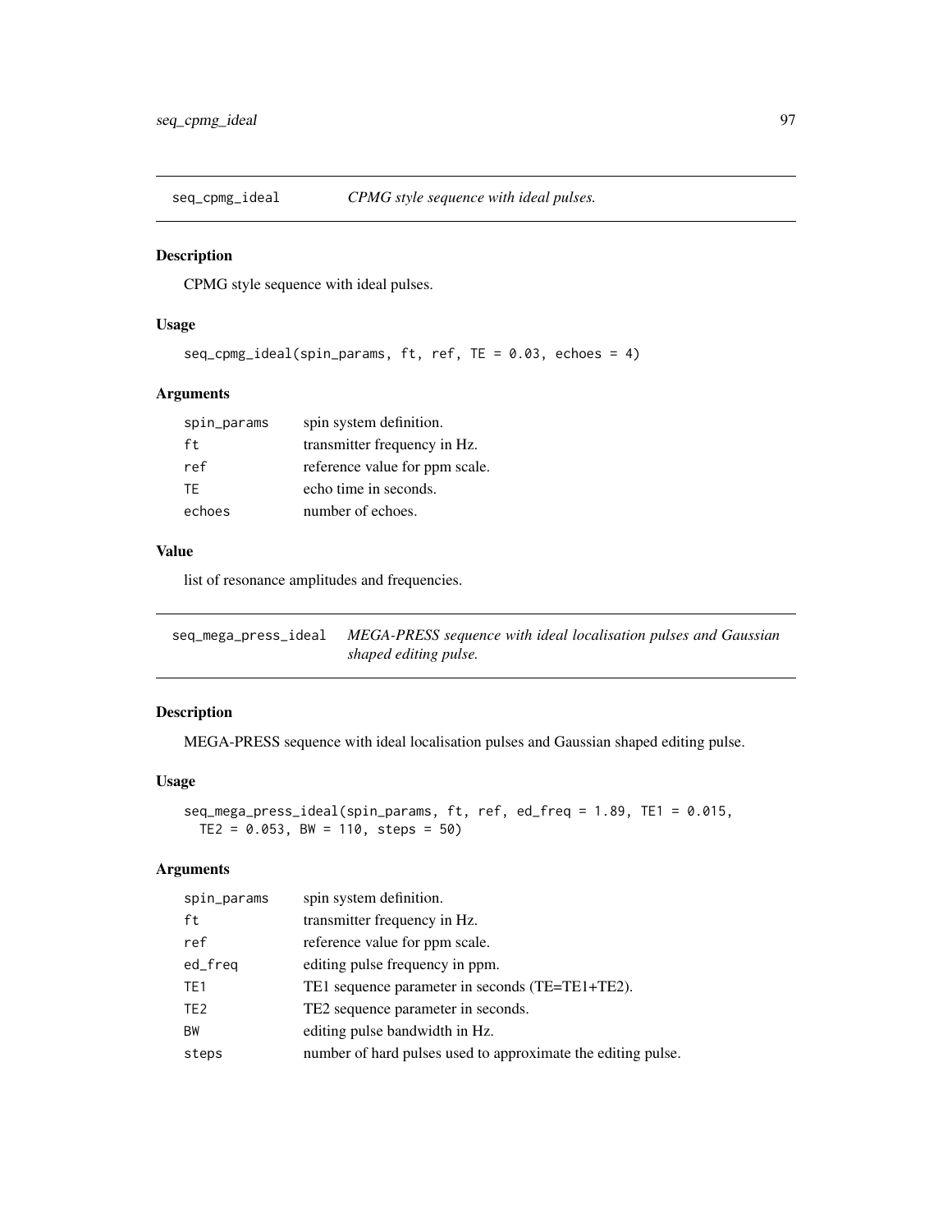## seq_cpmg_ideal — *CPMG style sequence with ideal pulses.*

### Description

CPMG style sequence with ideal pulses.

### Usage

```
seq_cpmg_ideal(spin_params, ft, ref, TE = 0.03, echoes = 4)
```

### Arguments

| | |
|---|---|
| `spin_params` | spin system definition. |
| `ft` | transmitter frequency in Hz. |
| `ref` | reference value for ppm scale. |
| `TE` | echo time in seconds. |
| `echoes` | number of echoes. |

### Value

list of resonance amplitudes and frequencies.

## seq_mega_press_ideal — *MEGA-PRESS sequence with ideal localisation pulses and Gaussian shaped editing pulse.*

### Description

MEGA-PRESS sequence with ideal localisation pulses and Gaussian shaped editing pulse.

### Usage

```
seq_mega_press_ideal(spin_params, ft, ref, ed_freq = 1.89, TE1 = 0.015,
  TE2 = 0.053, BW = 110, steps = 50)
```

### Arguments

| | |
|---|---|
| `spin_params` | spin system definition. |
| `ft` | transmitter frequency in Hz. |
| `ref` | reference value for ppm scale. |
| `ed_freq` | editing pulse frequency in ppm. |
| `TE1` | TE1 sequence parameter in seconds (TE=TE1+TE2). |
| `TE2` | TE2 sequence parameter in seconds. |
| `BW` | editing pulse bandwidth in Hz. |
| `steps` | number of hard pulses used to approximate the editing pulse. |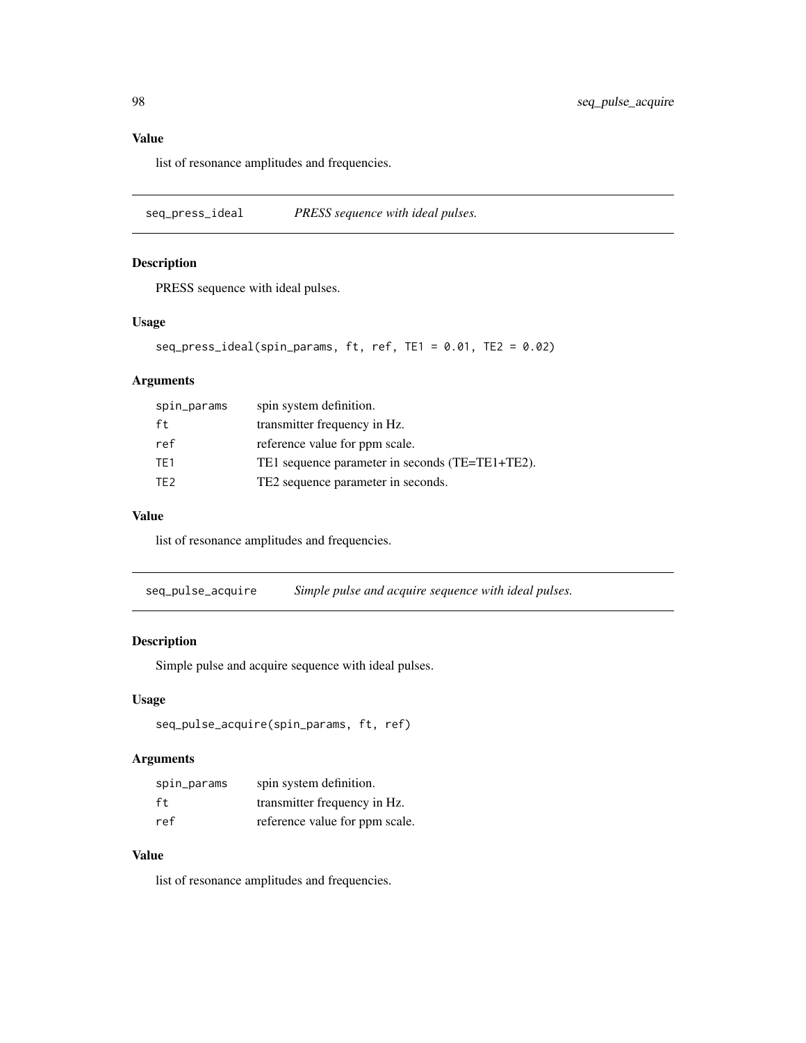## Value

list of resonance amplitudes and frequencies.

---

## seq_press_ideal — *PRESS sequence with ideal pulses.*

### Description

PRESS sequence with ideal pulses.

### Usage

```
seq_press_ideal(spin_params, ft, ref, TE1 = 0.01, TE2 = 0.02)
```

### Arguments

| | |
|---|---|
| spin_params | spin system definition. |
| ft | transmitter frequency in Hz. |
| ref | reference value for ppm scale. |
| TE1 | TE1 sequence parameter in seconds (TE=TE1+TE2). |
| TE2 | TE2 sequence parameter in seconds. |

### Value

list of resonance amplitudes and frequencies.

---

## seq_pulse_acquire — *Simple pulse and acquire sequence with ideal pulses.*

### Description

Simple pulse and acquire sequence with ideal pulses.

### Usage

```
seq_pulse_acquire(spin_params, ft, ref)
```

### Arguments

| | |
|---|---|
| spin_params | spin system definition. |
| ft | transmitter frequency in Hz. |
| ref | reference value for ppm scale. |

### Value

list of resonance amplitudes and frequencies.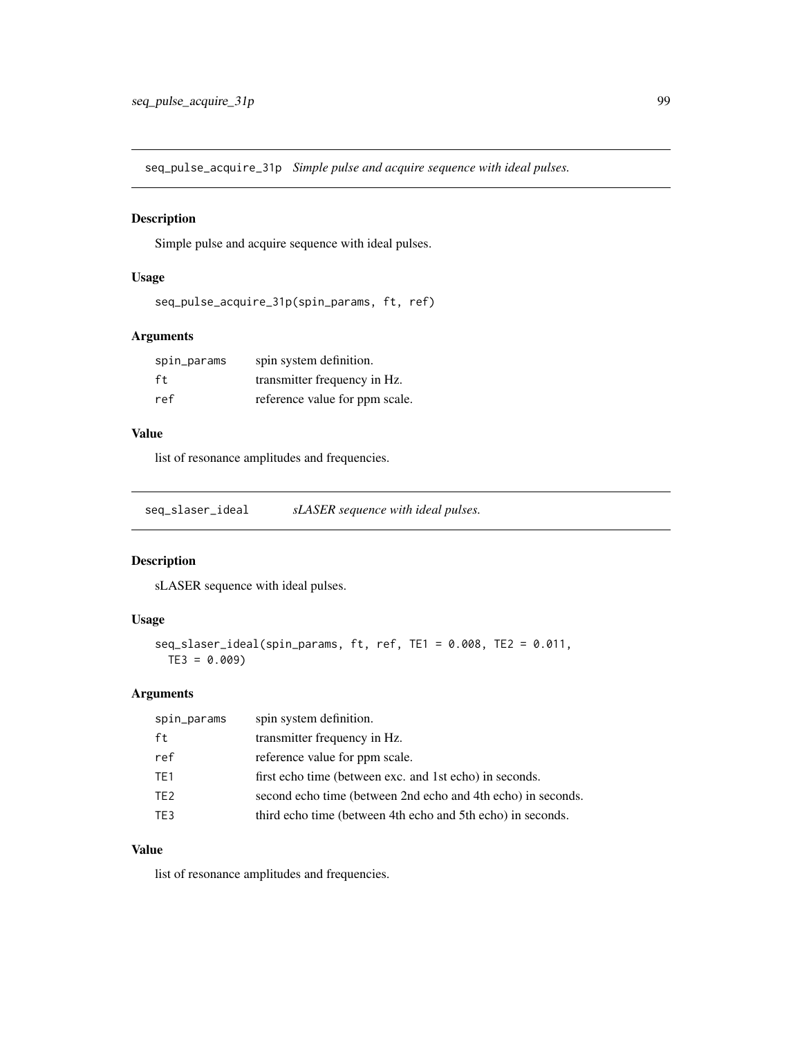## seq_pulse_acquire_31p *Simple pulse and acquire sequence with ideal pulses.*

### Description

Simple pulse and acquire sequence with ideal pulses.

### Usage

```
seq_pulse_acquire_31p(spin_params, ft, ref)
```

### Arguments

| | |
|---|---|
| spin_params | spin system definition. |
| ft | transmitter frequency in Hz. |
| ref | reference value for ppm scale. |

### Value

list of resonance amplitudes and frequencies.

## seq_slaser_ideal *sLASER sequence with ideal pulses.*

### Description

sLASER sequence with ideal pulses.

### Usage

```
seq_slaser_ideal(spin_params, ft, ref, TE1 = 0.008, TE2 = 0.011,
  TE3 = 0.009)
```

### Arguments

| | |
|---|---|
| spin_params | spin system definition. |
| ft | transmitter frequency in Hz. |
| ref | reference value for ppm scale. |
| TE1 | first echo time (between exc. and 1st echo) in seconds. |
| TE2 | second echo time (between 2nd echo and 4th echo) in seconds. |
| TE3 | third echo time (between 4th echo and 5th echo) in seconds. |

### Value

list of resonance amplitudes and frequencies.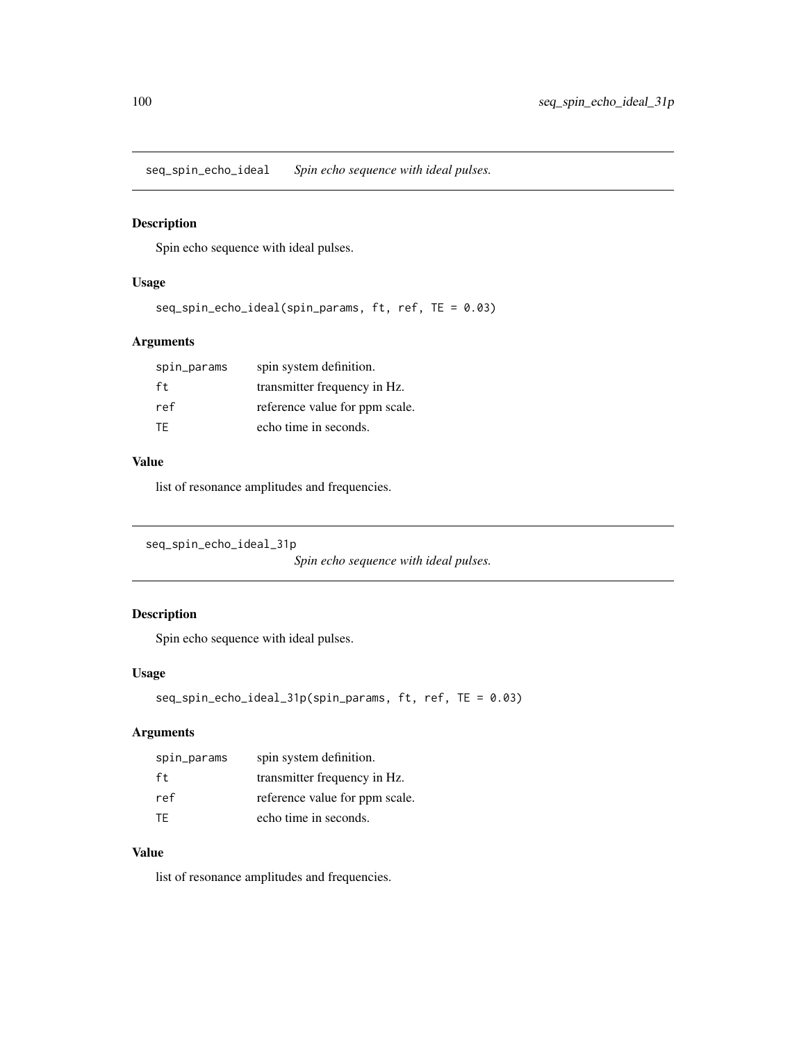## seq_spin_echo_ideal    *Spin echo sequence with ideal pulses.*

### Description

Spin echo sequence with ideal pulses.

### Usage

```
seq_spin_echo_ideal(spin_params, ft, ref, TE = 0.03)
```

### Arguments

| | |
|---|---|
| spin_params | spin system definition. |
| ft | transmitter frequency in Hz. |
| ref | reference value for ppm scale. |
| TE | echo time in seconds. |

### Value

list of resonance amplitudes and frequencies.

## seq_spin_echo_ideal_31p    *Spin echo sequence with ideal pulses.*

### Description

Spin echo sequence with ideal pulses.

### Usage

```
seq_spin_echo_ideal_31p(spin_params, ft, ref, TE = 0.03)
```

### Arguments

| | |
|---|---|
| spin_params | spin system definition. |
| ft | transmitter frequency in Hz. |
| ref | reference value for ppm scale. |
| TE | echo time in seconds. |

### Value

list of resonance amplitudes and frequencies.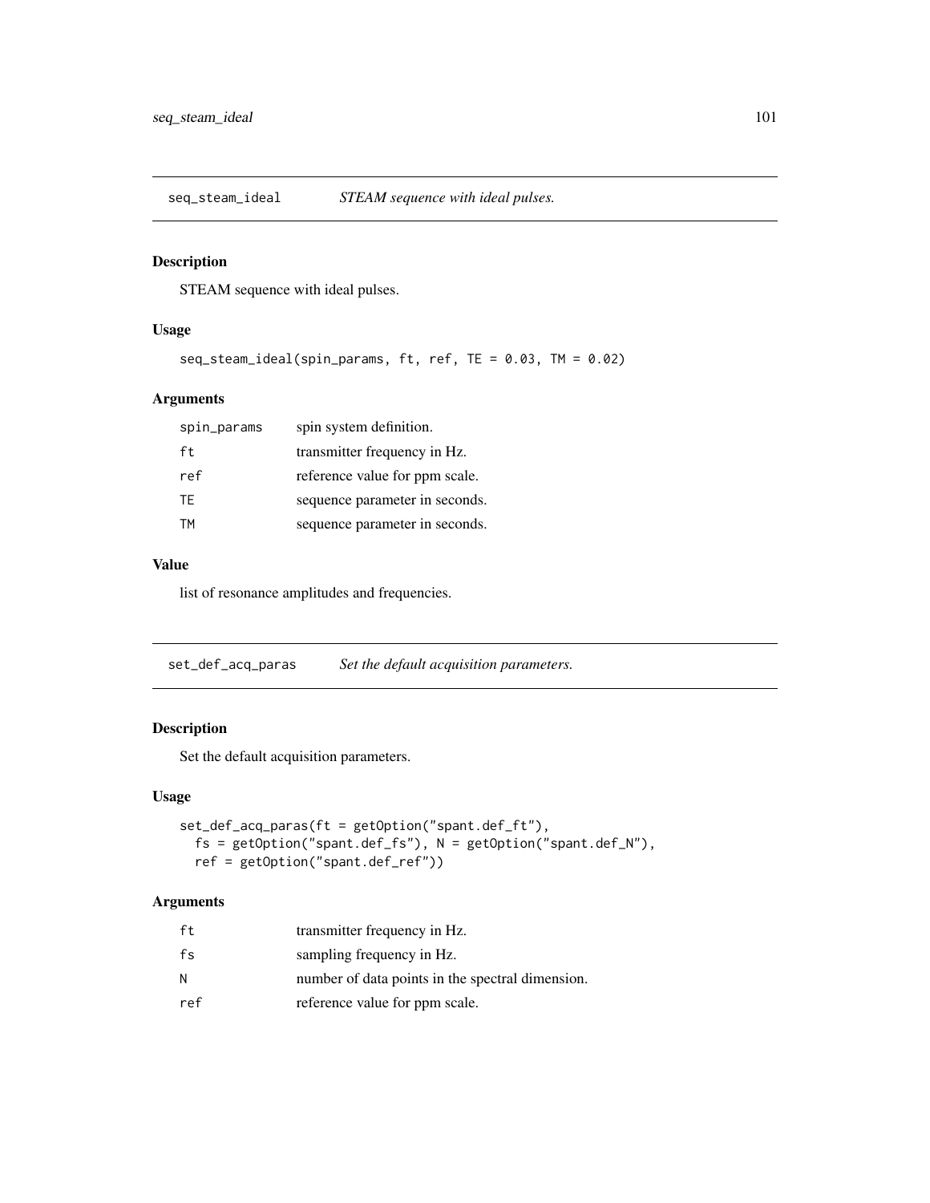## seq_steam_ideal — *STEAM sequence with ideal pulses.*

### Description

STEAM sequence with ideal pulses.

### Usage

```
seq_steam_ideal(spin_params, ft, ref, TE = 0.03, TM = 0.02)
```

### Arguments

| | |
|---|---|
| spin_params | spin system definition. |
| ft | transmitter frequency in Hz. |
| ref | reference value for ppm scale. |
| TE | sequence parameter in seconds. |
| TM | sequence parameter in seconds. |

### Value

list of resonance amplitudes and frequencies.

## set_def_acq_paras — *Set the default acquisition parameters.*

### Description

Set the default acquisition parameters.

### Usage

```
set_def_acq_paras(ft = getOption("spant.def_ft"),
  fs = getOption("spant.def_fs"), N = getOption("spant.def_N"),
  ref = getOption("spant.def_ref"))
```

### Arguments

| | |
|---|---|
| ft | transmitter frequency in Hz. |
| fs | sampling frequency in Hz. |
| N | number of data points in the spectral dimension. |
| ref | reference value for ppm scale. |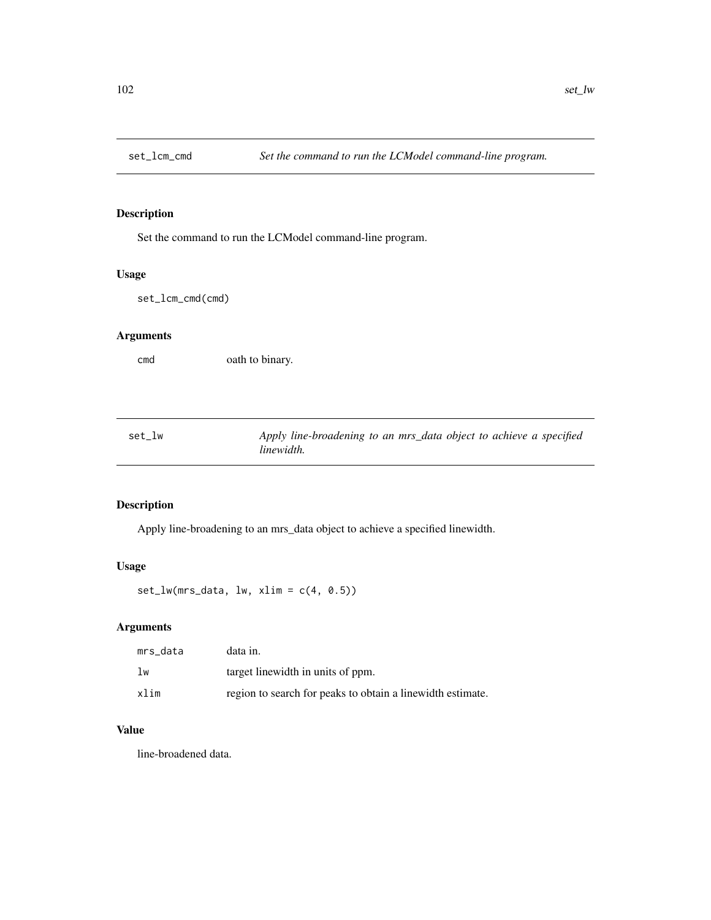## set_lcm_cmd — *Set the command to run the LCModel command-line program.*

### Description

Set the command to run the LCModel command-line program.

### Usage

```
set_lcm_cmd(cmd)
```

### Arguments

| | |
|---|---|
| cmd | oath to binary. |

## set_lw — *Apply line-broadening to an mrs_data object to achieve a specified linewidth.*

### Description

Apply line-broadening to an mrs_data object to achieve a specified linewidth.

### Usage

```
set_lw(mrs_data, lw, xlim = c(4, 0.5))
```

### Arguments

| | |
|---|---|
| mrs_data | data in. |
| lw | target linewidth in units of ppm. |
| xlim | region to search for peaks to obtain a linewidth estimate. |

### Value

line-broadened data.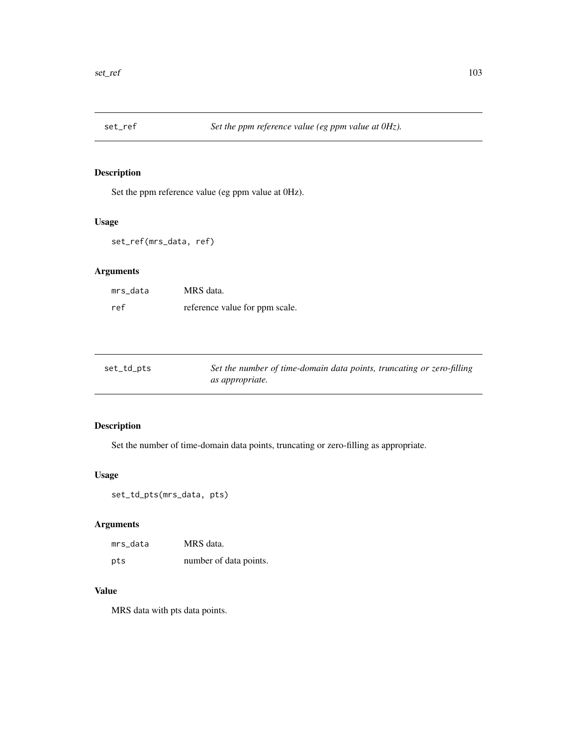## set_ref — *Set the ppm reference value (eg ppm value at 0Hz).*

### Description

Set the ppm reference value (eg ppm value at 0Hz).

### Usage

```
set_ref(mrs_data, ref)
```

### Arguments

| | |
|---|---|
| `mrs_data` | MRS data. |
| `ref` | reference value for ppm scale. |

## set_td_pts — *Set the number of time-domain data points, truncating or zero-filling as appropriate.*

### Description

Set the number of time-domain data points, truncating or zero-filling as appropriate.

### Usage

```
set_td_pts(mrs_data, pts)
```

### Arguments

| | |
|---|---|
| `mrs_data` | MRS data. |
| `pts` | number of data points. |

### Value

MRS data with pts data points.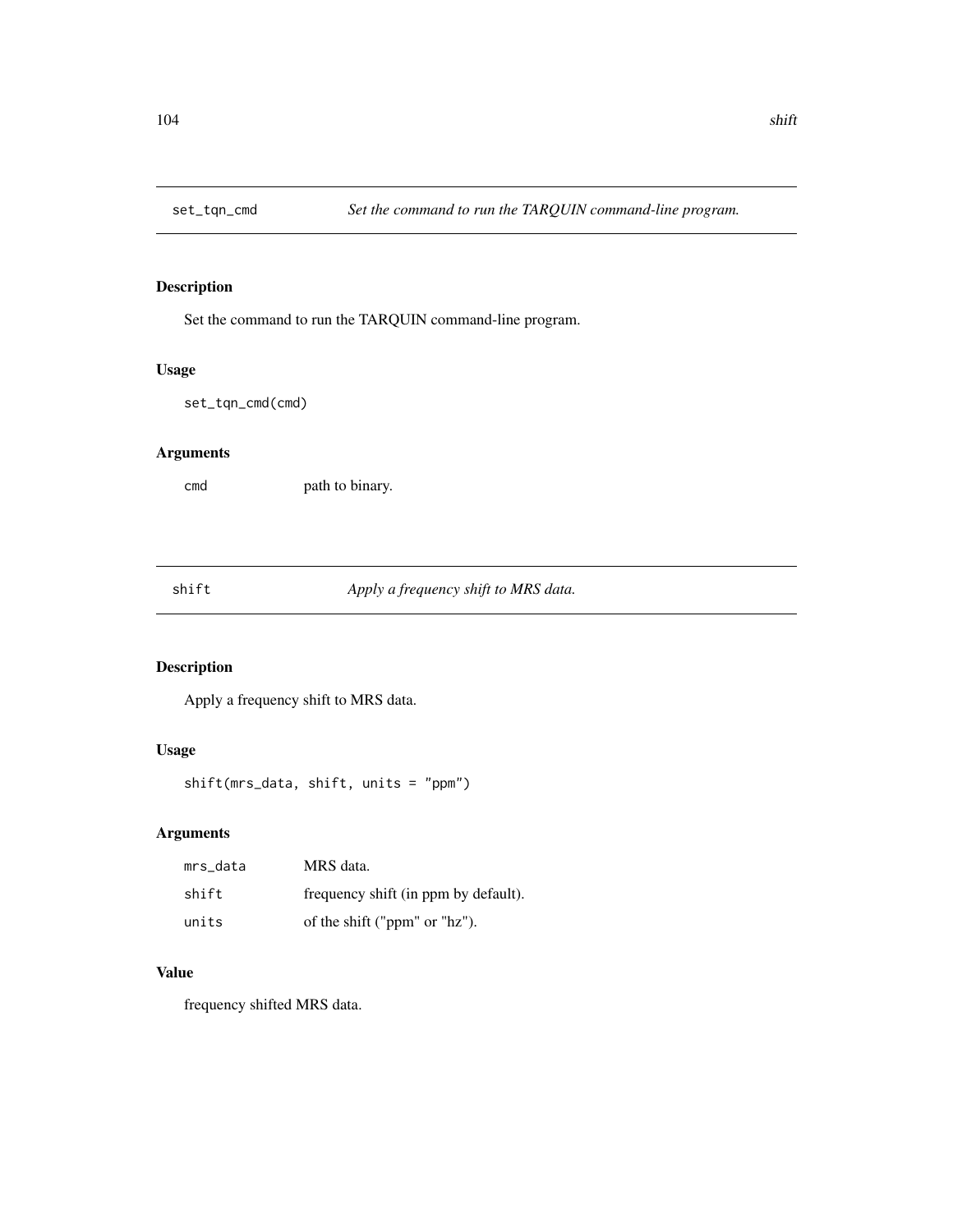## set_tqn_cmd — *Set the command to run the TARQUIN command-line program.*

### Description

Set the command to run the TARQUIN command-line program.

### Usage

```
set_tqn_cmd(cmd)
```

### Arguments

| | |
|---|---|
| cmd | path to binary. |

## shift — *Apply a frequency shift to MRS data.*

### Description

Apply a frequency shift to MRS data.

### Usage

```
shift(mrs_data, shift, units = "ppm")
```

### Arguments

| | |
|---|---|
| mrs_data | MRS data. |
| shift | frequency shift (in ppm by default). |
| units | of the shift ("ppm" or "hz"). |

### Value

frequency shifted MRS data.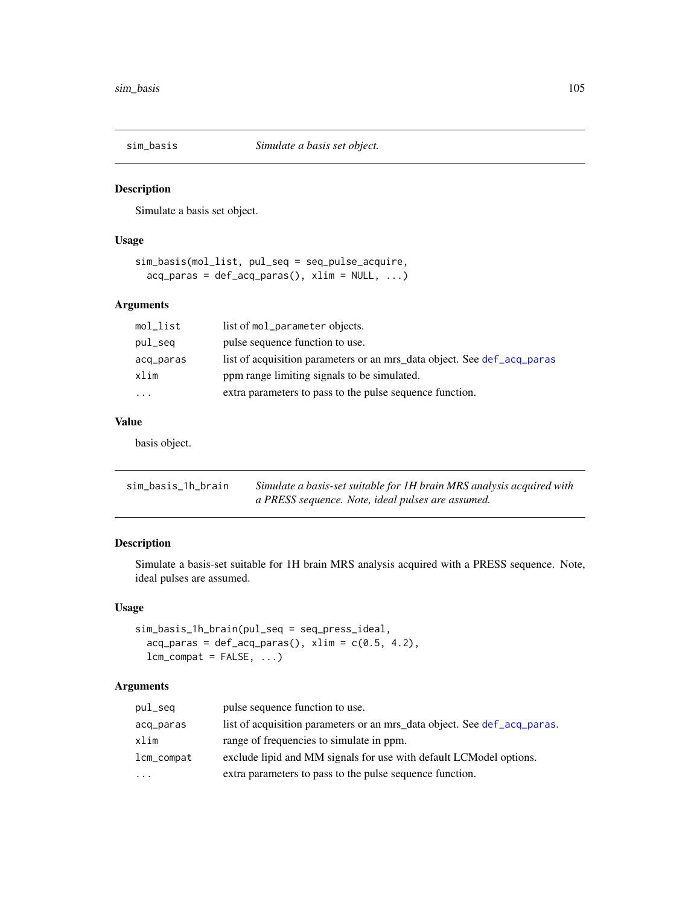## sim_basis — *Simulate a basis set object.*

### Description

Simulate a basis set object.

### Usage

```
sim_basis(mol_list, pul_seq = seq_pulse_acquire,
  acq_paras = def_acq_paras(), xlim = NULL, ...)
```

### Arguments

| | |
|---|---|
| mol_list | list of mol_parameter objects. |
| pul_seq | pulse sequence function to use. |
| acq_paras | list of acquisition parameters or an mrs_data object. See def_acq_paras |
| xlim | ppm range limiting signals to be simulated. |
| ... | extra parameters to pass to the pulse sequence function. |

### Value

basis object.

## sim_basis_1h_brain — *Simulate a basis-set suitable for 1H brain MRS analysis acquired with a PRESS sequence. Note, ideal pulses are assumed.*

### Description

Simulate a basis-set suitable for 1H brain MRS analysis acquired with a PRESS sequence. Note, ideal pulses are assumed.

### Usage

```
sim_basis_1h_brain(pul_seq = seq_press_ideal,
  acq_paras = def_acq_paras(), xlim = c(0.5, 4.2),
  lcm_compat = FALSE, ...)
```

### Arguments

| | |
|---|---|
| pul_seq | pulse sequence function to use. |
| acq_paras | list of acquisition parameters or an mrs_data object. See def_acq_paras. |
| xlim | range of frequencies to simulate in ppm. |
| lcm_compat | exclude lipid and MM signals for use with default LCModel options. |
| ... | extra parameters to pass to the pulse sequence function. |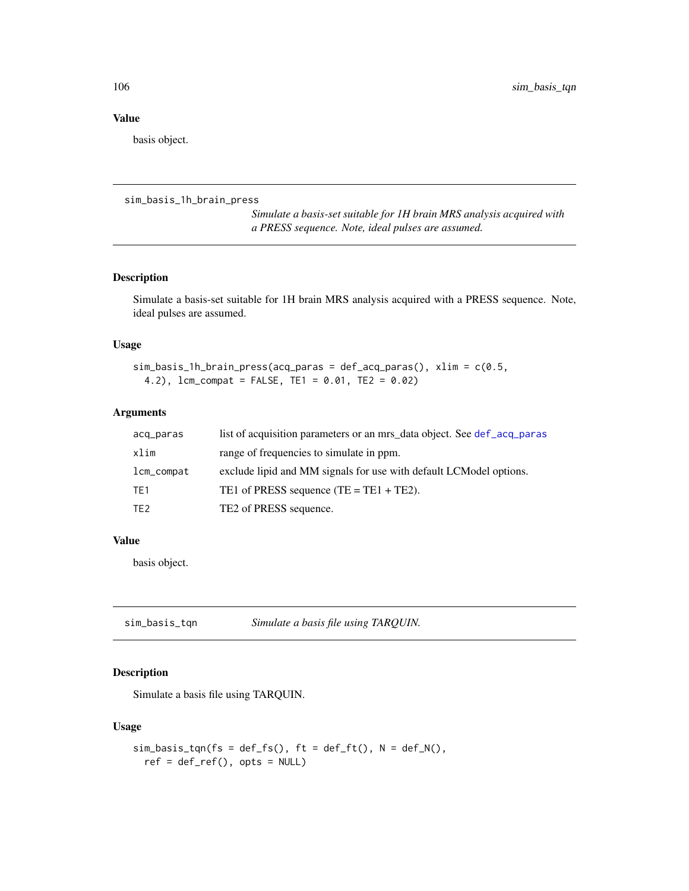## Value

basis object.

---

## sim_basis_1h_brain_press

*Simulate a basis-set suitable for 1H brain MRS analysis acquired with a PRESS sequence. Note, ideal pulses are assumed.*

### Description

Simulate a basis-set suitable for 1H brain MRS analysis acquired with a PRESS sequence. Note, ideal pulses are assumed.

### Usage

```
sim_basis_1h_brain_press(acq_paras = def_acq_paras(), xlim = c(0.5,
  4.2), lcm_compat = FALSE, TE1 = 0.01, TE2 = 0.02)
```

### Arguments

| | |
|---|---|
| acq_paras | list of acquisition parameters or an mrs_data object. See def_acq_paras |
| xlim | range of frequencies to simulate in ppm. |
| lcm_compat | exclude lipid and MM signals for use with default LCModel options. |
| TE1 | TE1 of PRESS sequence (TE = TE1 + TE2). |
| TE2 | TE2 of PRESS sequence. |

### Value

basis object.

---

## sim_basis_tqn

*Simulate a basis file using TARQUIN.*

### Description

Simulate a basis file using TARQUIN.

### Usage

```
sim_basis_tqn(fs = def_fs(), ft = def_ft(), N = def_N(),
  ref = def_ref(), opts = NULL)
```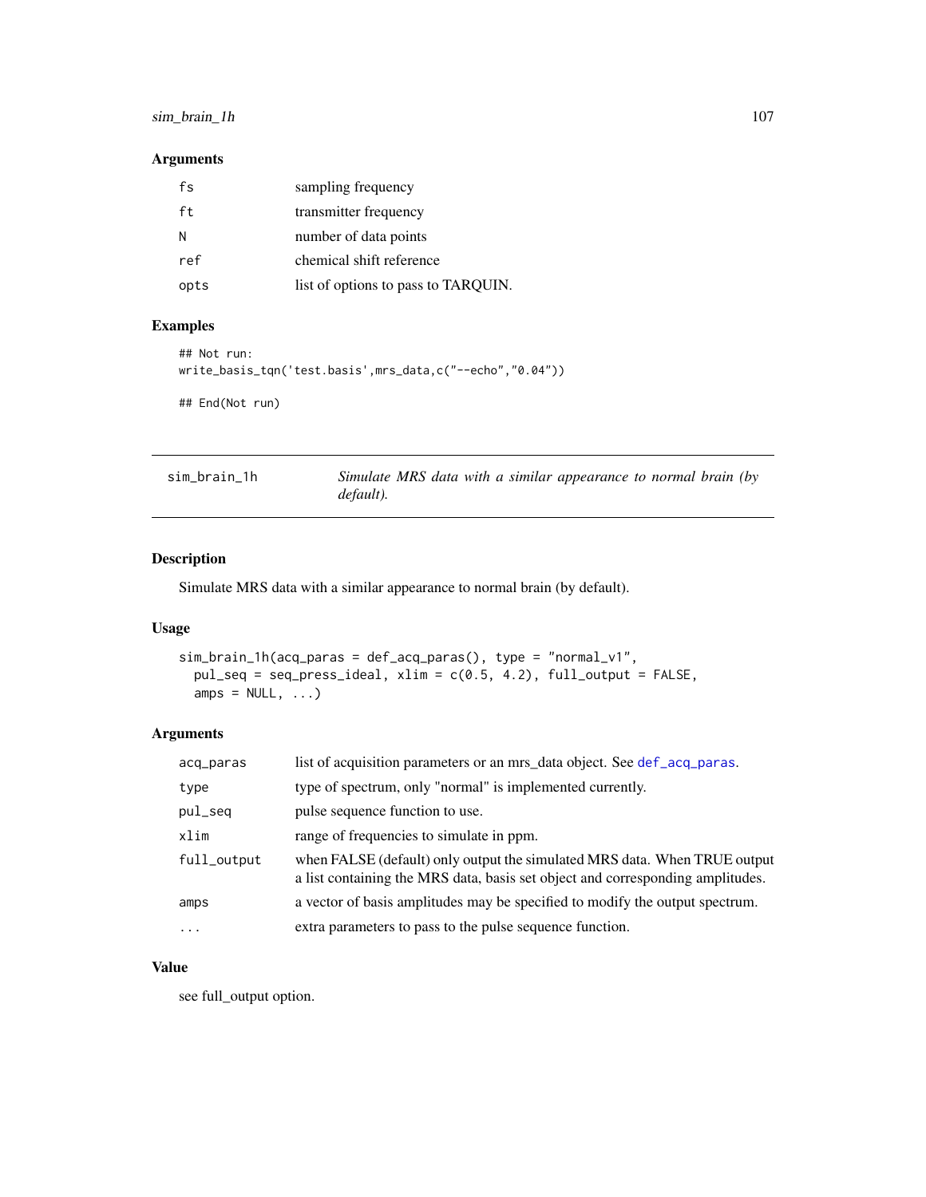### Arguments

| | |
|---|---|
| fs | sampling frequency |
| ft | transmitter frequency |
| N | number of data points |
| ref | chemical shift reference |
| opts | list of options to pass to TARQUIN. |

### Examples

```
## Not run:
write_basis_tqn('test.basis',mrs_data,c("--echo","0.04"))

## End(Not run)
```

---

## sim_brain_1h — *Simulate MRS data with a similar appearance to normal brain (by default).*

---

### Description

Simulate MRS data with a similar appearance to normal brain (by default).

### Usage

```
sim_brain_1h(acq_paras = def_acq_paras(), type = "normal_v1",
  pul_seq = seq_press_ideal, xlim = c(0.5, 4.2), full_output = FALSE,
  amps = NULL, ...)
```

### Arguments

| | |
|---|---|
| acq_paras | list of acquisition parameters or an mrs_data object. See def_acq_paras. |
| type | type of spectrum, only "normal" is implemented currently. |
| pul_seq | pulse sequence function to use. |
| xlim | range of frequencies to simulate in ppm. |
| full_output | when FALSE (default) only output the simulated MRS data. When TRUE output a list containing the MRS data, basis set object and corresponding amplitudes. |
| amps | a vector of basis amplitudes may be specified to modify the output spectrum. |
| ... | extra parameters to pass to the pulse sequence function. |

### Value

see full_output option.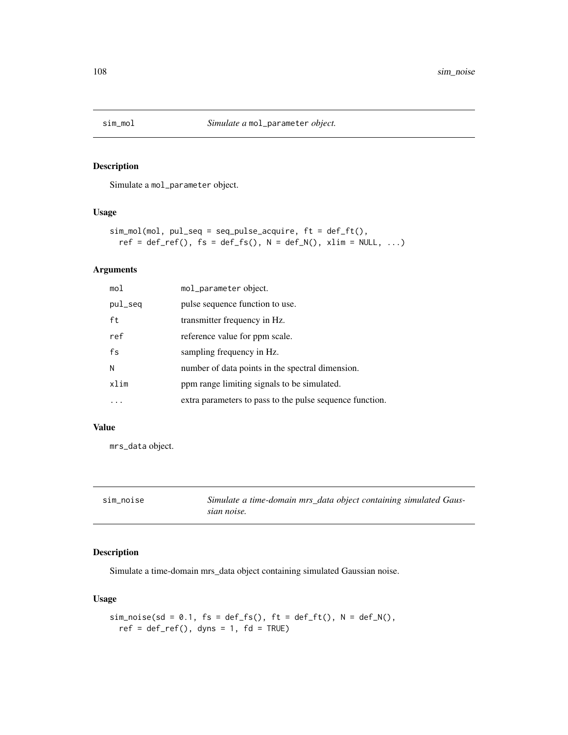## sim_mol — *Simulate a* `mol_parameter` *object.*

### Description

Simulate a `mol_parameter` object.

### Usage

```
sim_mol(mol, pul_seq = seq_pulse_acquire, ft = def_ft(),
  ref = def_ref(), fs = def_fs(), N = def_N(), xlim = NULL, ...)
```

### Arguments

| | |
|---|---|
| mol | `mol_parameter` object. |
| pul_seq | pulse sequence function to use. |
| ft | transmitter frequency in Hz. |
| ref | reference value for ppm scale. |
| fs | sampling frequency in Hz. |
| N | number of data points in the spectral dimension. |
| xlim | ppm range limiting signals to be simulated. |
| ... | extra parameters to pass to the pulse sequence function. |

### Value

`mrs_data` object.

## sim_noise — *Simulate a time-domain mrs_data object containing simulated Gaussian noise.*

### Description

Simulate a time-domain mrs_data object containing simulated Gaussian noise.

### Usage

```
sim_noise(sd = 0.1, fs = def_fs(), ft = def_ft(), N = def_N(),
  ref = def_ref(), dyns = 1, fd = TRUE)
```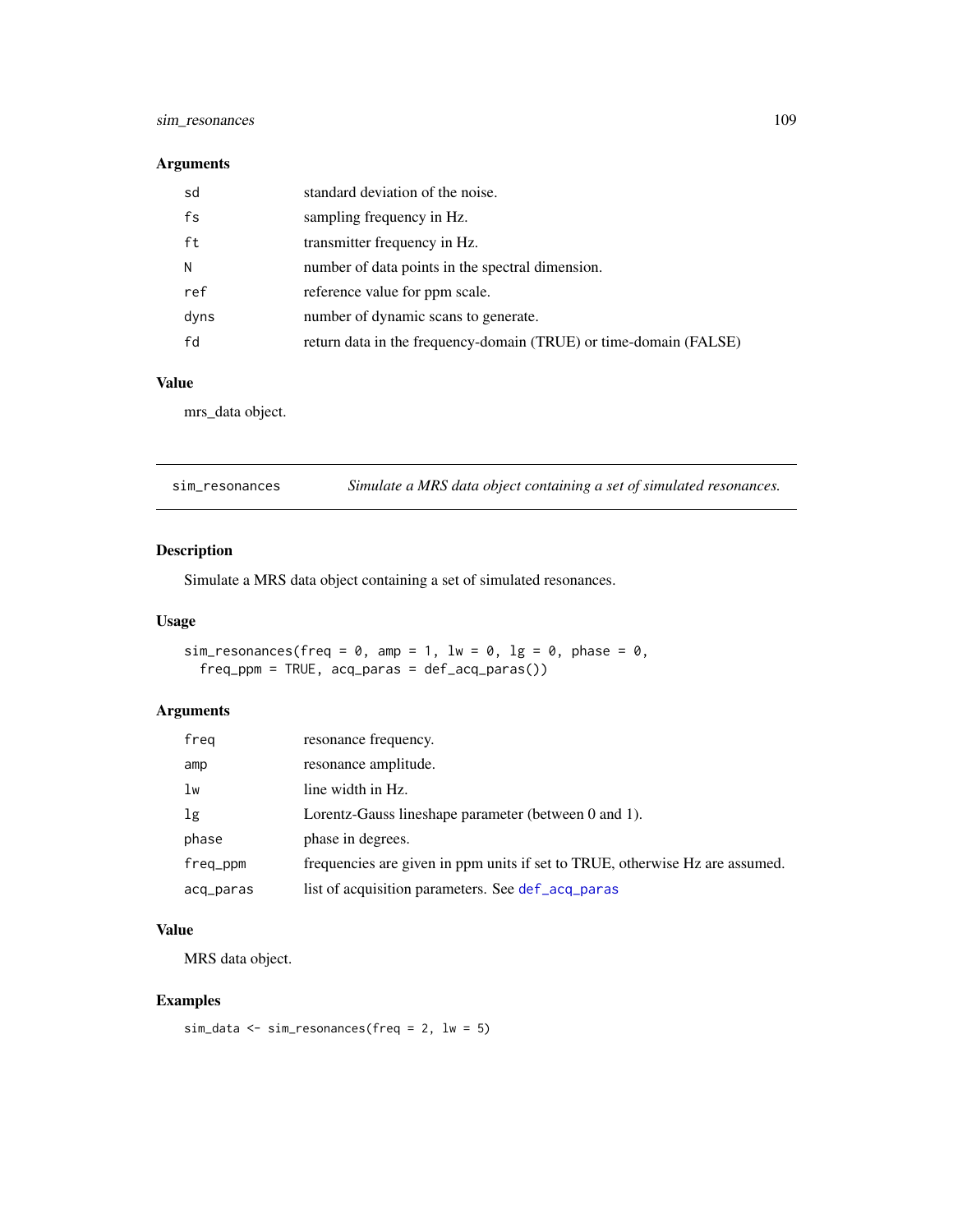### Arguments

| | |
|---|---|
| sd | standard deviation of the noise. |
| fs | sampling frequency in Hz. |
| ft | transmitter frequency in Hz. |
| N | number of data points in the spectral dimension. |
| ref | reference value for ppm scale. |
| dyns | number of dynamic scans to generate. |
| fd | return data in the frequency-domain (TRUE) or time-domain (FALSE) |

### Value

mrs_data object.

---

## sim_resonances — *Simulate a MRS data object containing a set of simulated resonances.*

---

### Description

Simulate a MRS data object containing a set of simulated resonances.

### Usage

```
sim_resonances(freq = 0, amp = 1, lw = 0, lg = 0, phase = 0,
  freq_ppm = TRUE, acq_paras = def_acq_paras())
```

### Arguments

| | |
|---|---|
| freq | resonance frequency. |
| amp | resonance amplitude. |
| lw | line width in Hz. |
| lg | Lorentz-Gauss lineshape parameter (between 0 and 1). |
| phase | phase in degrees. |
| freq_ppm | frequencies are given in ppm units if set to TRUE, otherwise Hz are assumed. |
| acq_paras | list of acquisition parameters. See def_acq_paras |

### Value

MRS data object.

### Examples

```
sim_data <- sim_resonances(freq = 2, lw = 5)
```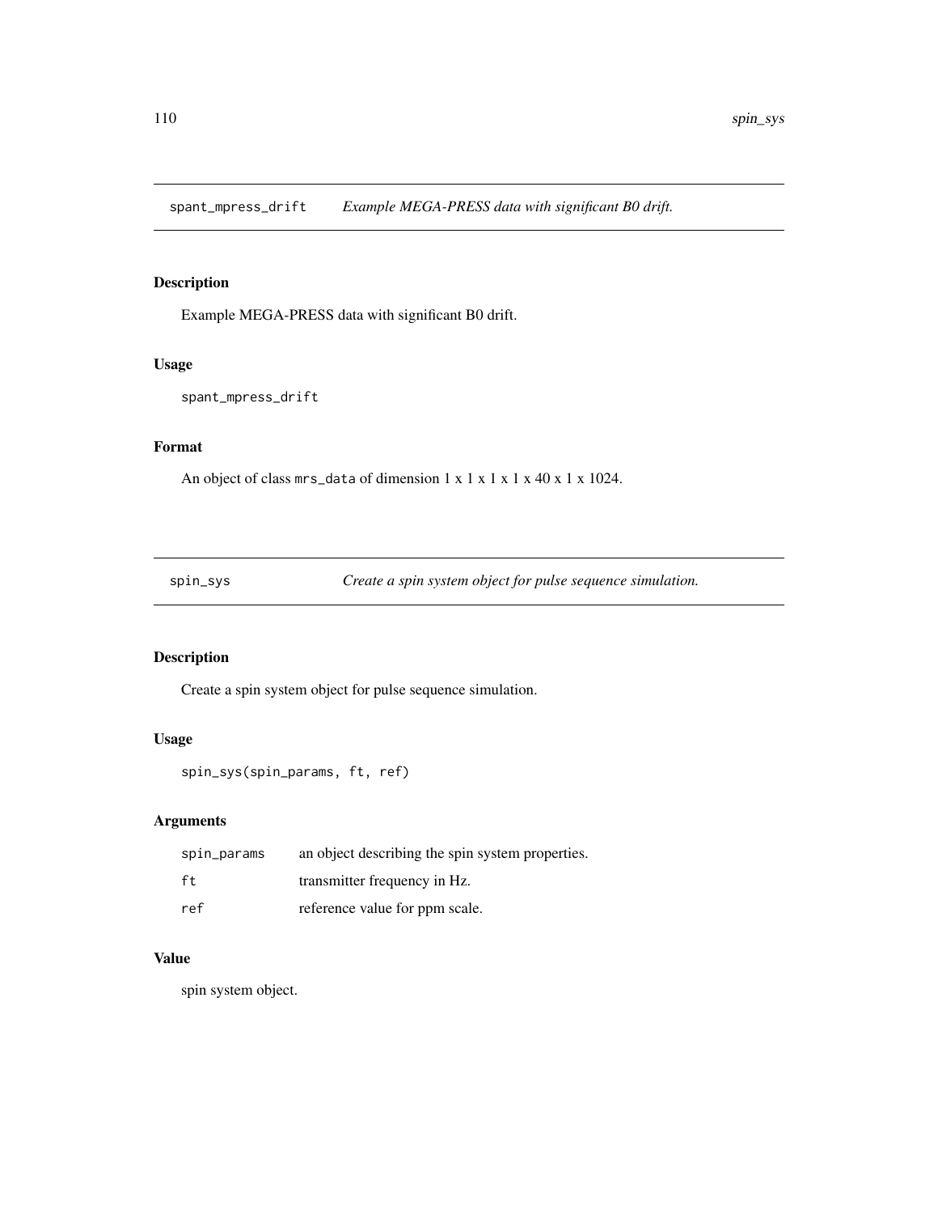## spant_mpress_drift *Example MEGA-PRESS data with significant B0 drift.*

### Description

Example MEGA-PRESS data with significant B0 drift.

### Usage

```
spant_mpress_drift
```

### Format

An object of class `mrs_data` of dimension 1 x 1 x 1 x 1 x 40 x 1 x 1024.

## spin_sys *Create a spin system object for pulse sequence simulation.*

### Description

Create a spin system object for pulse sequence simulation.

### Usage

```
spin_sys(spin_params, ft, ref)
```

### Arguments

| | |
|---|---|
| `spin_params` | an object describing the spin system properties. |
| `ft` | transmitter frequency in Hz. |
| `ref` | reference value for ppm scale. |

### Value

spin system object.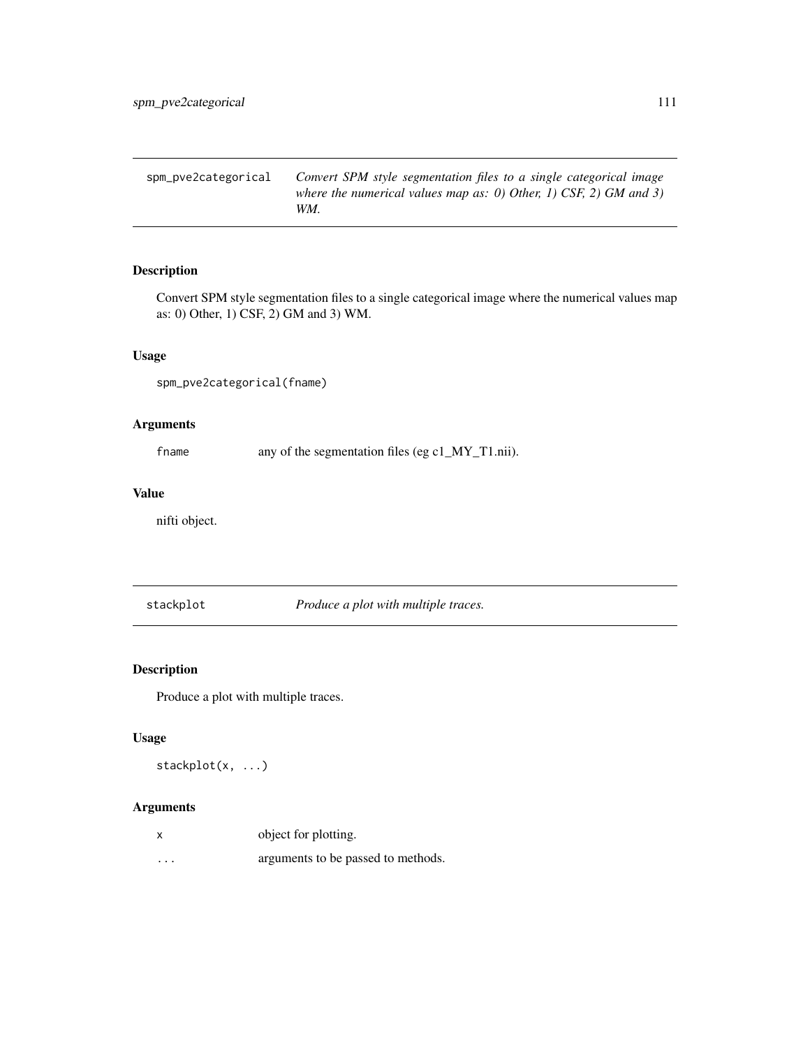## spm_pve2categorical

*Convert SPM style segmentation files to a single categorical image where the numerical values map as: 0) Other, 1) CSF, 2) GM and 3) WM.*

### Description

Convert SPM style segmentation files to a single categorical image where the numerical values map as: 0) Other, 1) CSF, 2) GM and 3) WM.

### Usage

```
spm_pve2categorical(fname)
```

### Arguments

| | |
|---|---|
| fname | any of the segmentation files (eg c1_MY_T1.nii). |

### Value

nifti object.

## stackplot

*Produce a plot with multiple traces.*

### Description

Produce a plot with multiple traces.

### Usage

```
stackplot(x, ...)
```

### Arguments

| | |
|---|---|
| x | object for plotting. |
| ... | arguments to be passed to methods. |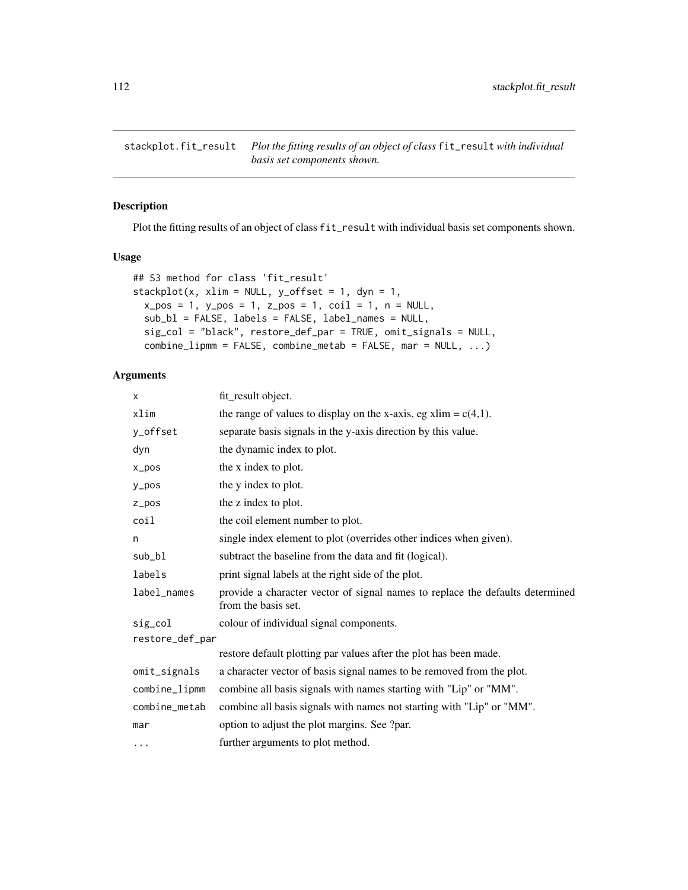stackplot.fit_result — *Plot the fitting results of an object of class* `fit_result` *with individual basis set components shown.*

## Description

Plot the fitting results of an object of class `fit_result` with individual basis set components shown.

## Usage

```
## S3 method for class 'fit_result'
stackplot(x, xlim = NULL, y_offset = 1, dyn = 1,
  x_pos = 1, y_pos = 1, z_pos = 1, coil = 1, n = NULL,
  sub_bl = FALSE, labels = FALSE, label_names = NULL,
  sig_col = "black", restore_def_par = TRUE, omit_signals = NULL,
  combine_lipmm = FALSE, combine_metab = FALSE, mar = NULL, ...)
```

## Arguments

| | |
|---|---|
| `x` | fit_result object. |
| `xlim` | the range of values to display on the x-axis, eg xlim = c(4,1). |
| `y_offset` | separate basis signals in the y-axis direction by this value. |
| `dyn` | the dynamic index to plot. |
| `x_pos` | the x index to plot. |
| `y_pos` | the y index to plot. |
| `z_pos` | the z index to plot. |
| `coil` | the coil element number to plot. |
| `n` | single index element to plot (overrides other indices when given). |
| `sub_bl` | subtract the baseline from the data and fit (logical). |
| `labels` | print signal labels at the right side of the plot. |
| `label_names` | provide a character vector of signal names to replace the defaults determined from the basis set. |
| `sig_col` | colour of individual signal components. |
| `restore_def_par` | restore default plotting par values after the plot has been made. |
| `omit_signals` | a character vector of basis signal names to be removed from the plot. |
| `combine_lipmm` | combine all basis signals with names starting with "Lip" or "MM". |
| `combine_metab` | combine all basis signals with names not starting with "Lip" or "MM". |
| `mar` | option to adjust the plot margins. See ?par. |
| `...` | further arguments to plot method. |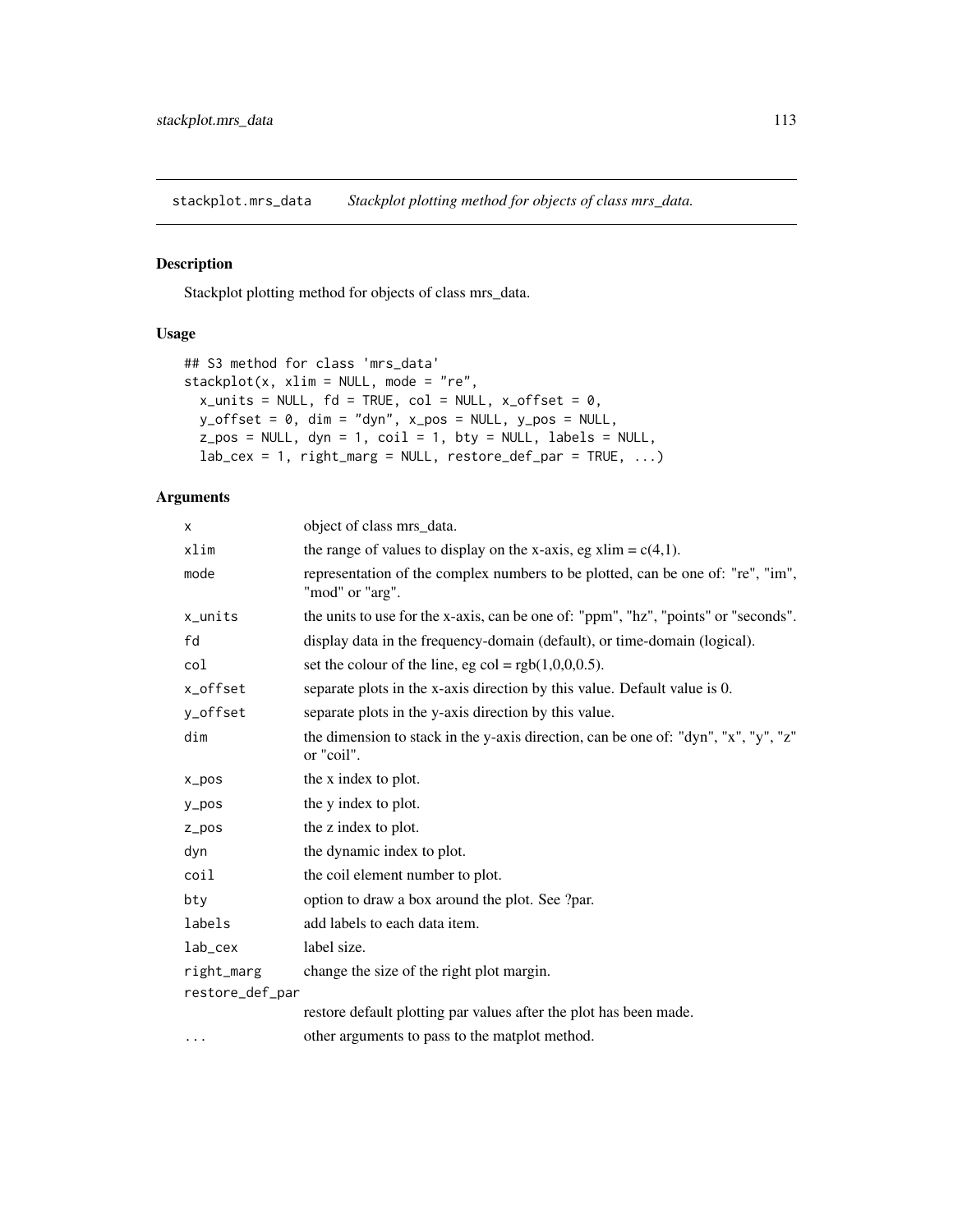## stackplot.mrs_data *Stackplot plotting method for objects of class mrs_data.*

### Description

Stackplot plotting method for objects of class mrs_data.

### Usage

```
## S3 method for class 'mrs_data'
stackplot(x, xlim = NULL, mode = "re",
  x_units = NULL, fd = TRUE, col = NULL, x_offset = 0,
  y_offset = 0, dim = "dyn", x_pos = NULL, y_pos = NULL,
  z_pos = NULL, dyn = 1, coil = 1, bty = NULL, labels = NULL,
  lab_cex = 1, right_marg = NULL, restore_def_par = TRUE, ...)
```

### Arguments

| | |
|---|---|
| x | object of class mrs_data. |
| xlim | the range of values to display on the x-axis, eg xlim = c(4,1). |
| mode | representation of the complex numbers to be plotted, can be one of: "re", "im", "mod" or "arg". |
| x_units | the units to use for the x-axis, can be one of: "ppm", "hz", "points" or "seconds". |
| fd | display data in the frequency-domain (default), or time-domain (logical). |
| col | set the colour of the line, eg col = rgb(1,0,0,0.5). |
| x_offset | separate plots in the x-axis direction by this value. Default value is 0. |
| y_offset | separate plots in the y-axis direction by this value. |
| dim | the dimension to stack in the y-axis direction, can be one of: "dyn", "x", "y", "z" or "coil". |
| x_pos | the x index to plot. |
| y_pos | the y index to plot. |
| z_pos | the z index to plot. |
| dyn | the dynamic index to plot. |
| coil | the coil element number to plot. |
| bty | option to draw a box around the plot. See ?par. |
| labels | add labels to each data item. |
| lab_cex | label size. |
| right_marg | change the size of the right plot margin. |
| restore_def_par | restore default plotting par values after the plot has been made. |
| ... | other arguments to pass to the matplot method. |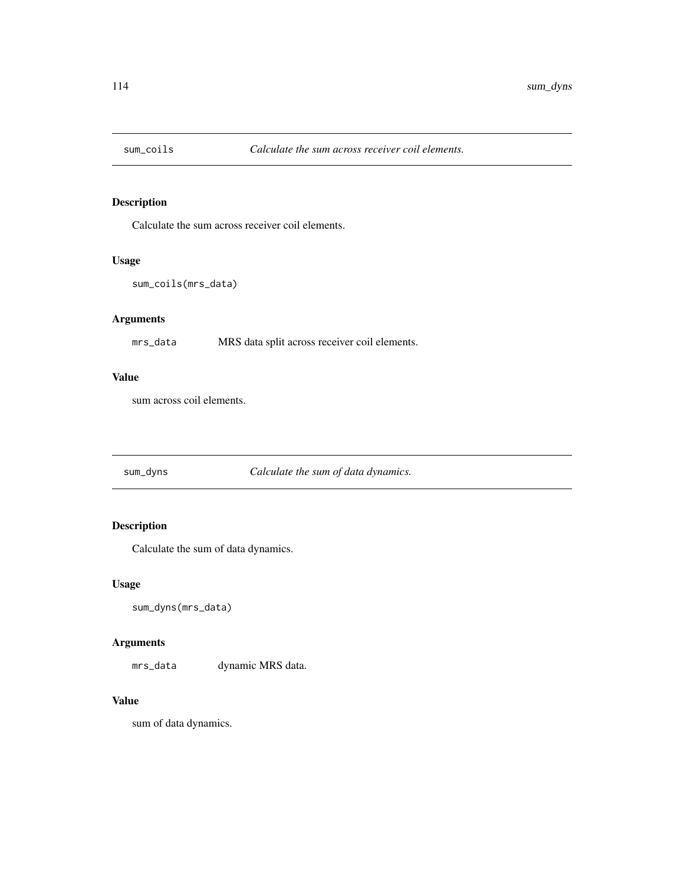## sum_coils — *Calculate the sum across receiver coil elements.*

### Description

Calculate the sum across receiver coil elements.

### Usage

```
sum_coils(mrs_data)
```

### Arguments

| | |
|---|---|
| `mrs_data` | MRS data split across receiver coil elements. |

### Value

sum across coil elements.

## sum_dyns — *Calculate the sum of data dynamics.*

### Description

Calculate the sum of data dynamics.

### Usage

```
sum_dyns(mrs_data)
```

### Arguments

| | |
|---|---|
| `mrs_data` | dynamic MRS data. |

### Value

sum of data dynamics.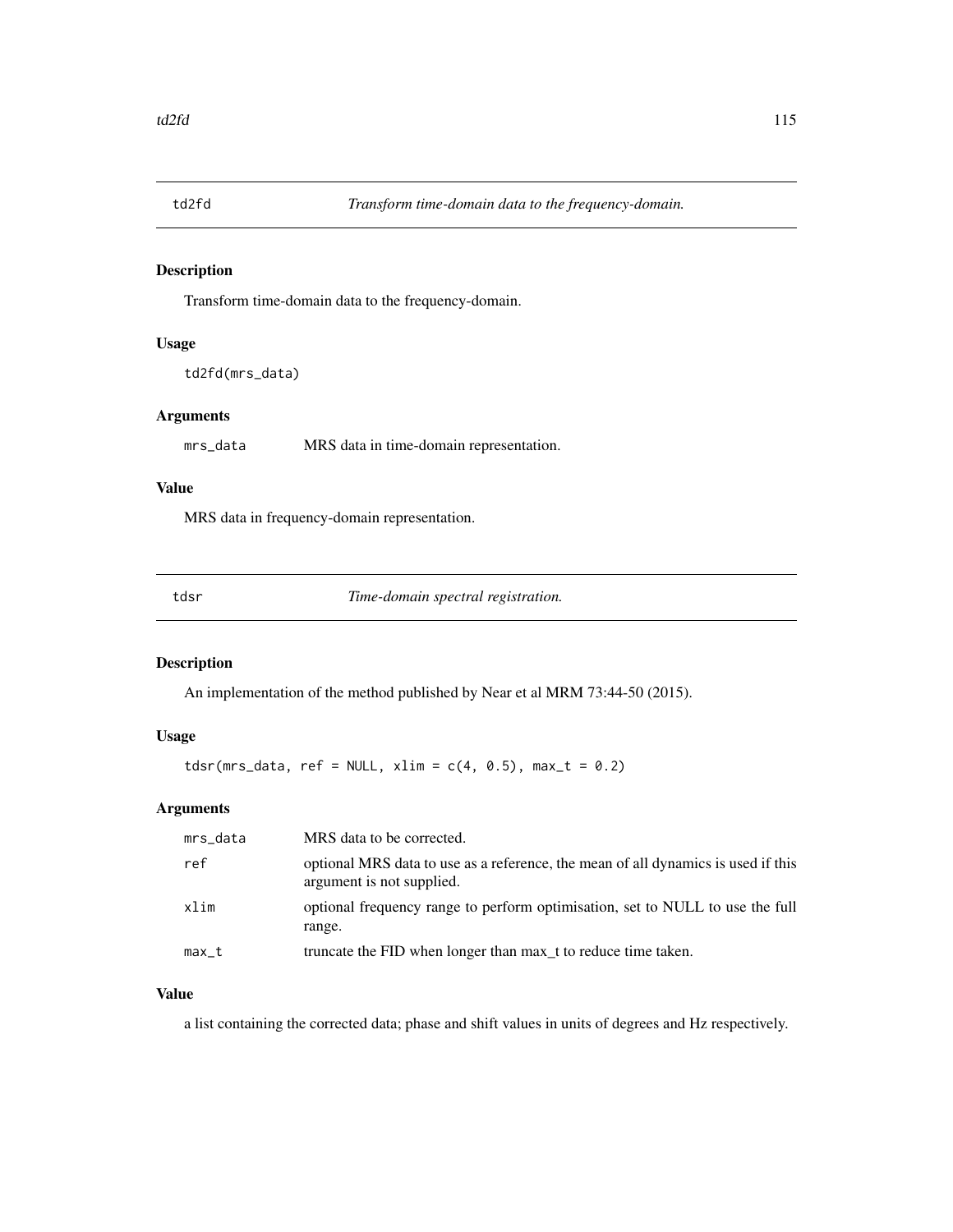## td2fd — *Transform time-domain data to the frequency-domain.*

### Description

Transform time-domain data to the frequency-domain.

### Usage

```
td2fd(mrs_data)
```

### Arguments

| | |
|---|---|
| mrs_data | MRS data in time-domain representation. |

### Value

MRS data in frequency-domain representation.

## tdsr — *Time-domain spectral registration.*

### Description

An implementation of the method published by Near et al MRM 73:44-50 (2015).

### Usage

```
tdsr(mrs_data, ref = NULL, xlim = c(4, 0.5), max_t = 0.2)
```

### Arguments

| | |
|---|---|
| mrs_data | MRS data to be corrected. |
| ref | optional MRS data to use as a reference, the mean of all dynamics is used if this argument is not supplied. |
| xlim | optional frequency range to perform optimisation, set to NULL to use the full range. |
| max_t | truncate the FID when longer than max_t to reduce time taken. |

### Value

a list containing the corrected data; phase and shift values in units of degrees and Hz respectively.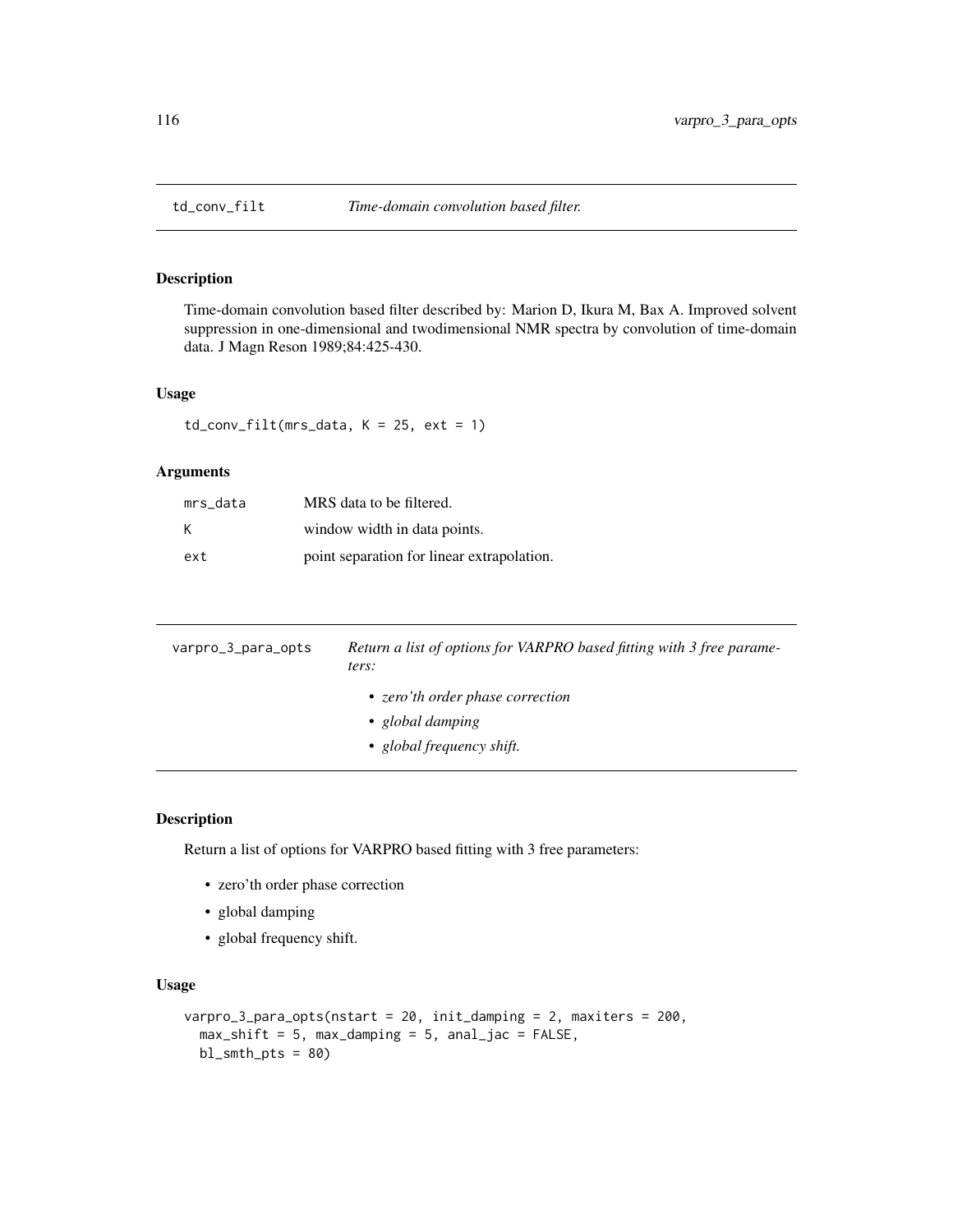## td_conv_filt — *Time-domain convolution based filter.*

### Description

Time-domain convolution based filter described by: Marion D, Ikura M, Bax A. Improved solvent suppression in one-dimensional and twodimensional NMR spectra by convolution of time-domain data. J Magn Reson 1989;84:425-430.

### Usage

```
td_conv_filt(mrs_data, K = 25, ext = 1)
```

### Arguments

| | |
|---|---|
| mrs_data | MRS data to be filtered. |
| K | window width in data points. |
| ext | point separation for linear extrapolation. |

## varpro_3_para_opts — *Return a list of options for VARPRO based fitting with 3 free parameters:*

- *zero'th order phase correction*
- *global damping*
- *global frequency shift.*

### Description

Return a list of options for VARPRO based fitting with 3 free parameters:

- zero'th order phase correction
- global damping
- global frequency shift.

### Usage

```
varpro_3_para_opts(nstart = 20, init_damping = 2, maxiters = 200,
  max_shift = 5, max_damping = 5, anal_jac = FALSE,
  bl_smth_pts = 80)
```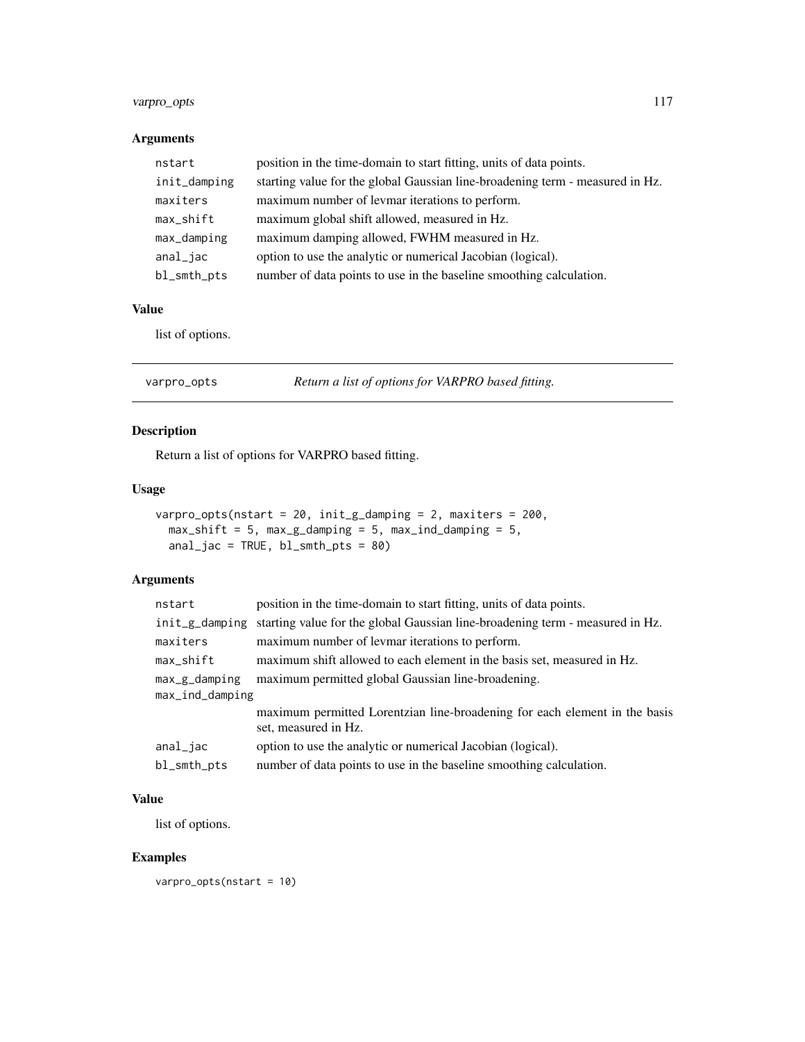### Arguments

| | |
|---|---|
| nstart | position in the time-domain to start fitting, units of data points. |
| init_damping | starting value for the global Gaussian line-broadening term - measured in Hz. |
| maxiters | maximum number of levmar iterations to perform. |
| max_shift | maximum global shift allowed, measured in Hz. |
| max_damping | maximum damping allowed, FWHM measured in Hz. |
| anal_jac | option to use the analytic or numerical Jacobian (logical). |
| bl_smth_pts | number of data points to use in the baseline smoothing calculation. |

### Value

list of options.

---

## varpro_opts — *Return a list of options for VARPRO based fitting.*

### Description

Return a list of options for VARPRO based fitting.

### Usage

```
varpro_opts(nstart = 20, init_g_damping = 2, maxiters = 200,
  max_shift = 5, max_g_damping = 5, max_ind_damping = 5,
  anal_jac = TRUE, bl_smth_pts = 80)
```

### Arguments

| | |
|---|---|
| nstart | position in the time-domain to start fitting, units of data points. |
| init_g_damping | starting value for the global Gaussian line-broadening term - measured in Hz. |
| maxiters | maximum number of levmar iterations to perform. |
| max_shift | maximum shift allowed to each element in the basis set, measured in Hz. |
| max_g_damping | maximum permitted global Gaussian line-broadening. |
| max_ind_damping | maximum permitted Lorentzian line-broadening for each element in the basis set, measured in Hz. |
| anal_jac | option to use the analytic or numerical Jacobian (logical). |
| bl_smth_pts | number of data points to use in the baseline smoothing calculation. |

### Value

list of options.

### Examples

```
varpro_opts(nstart = 10)
```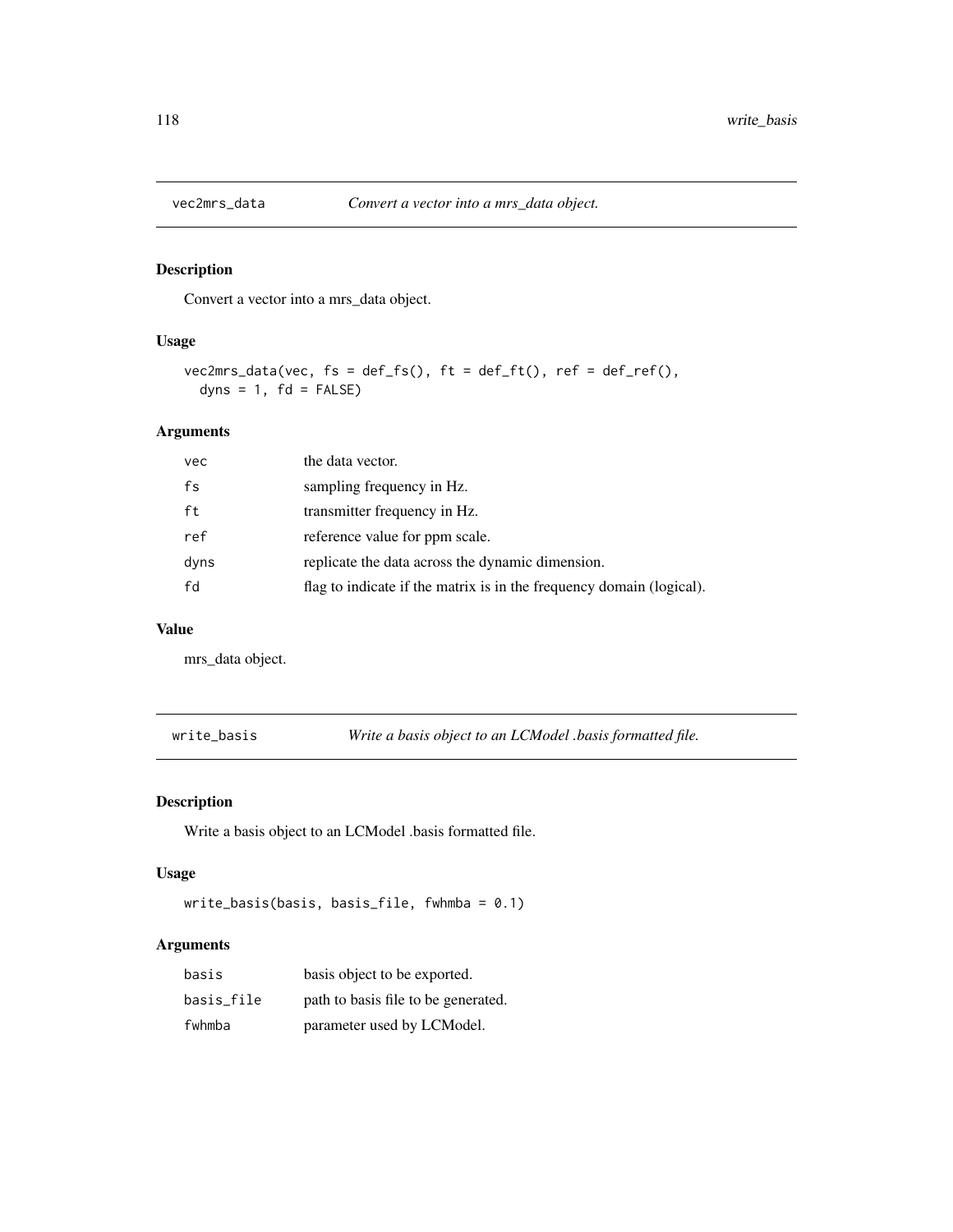## vec2mrs_data — *Convert a vector into a mrs_data object.*

### Description

Convert a vector into a mrs_data object.

### Usage

```
vec2mrs_data(vec, fs = def_fs(), ft = def_ft(), ref = def_ref(),
  dyns = 1, fd = FALSE)
```

### Arguments

| | |
|---|---|
| vec | the data vector. |
| fs | sampling frequency in Hz. |
| ft | transmitter frequency in Hz. |
| ref | reference value for ppm scale. |
| dyns | replicate the data across the dynamic dimension. |
| fd | flag to indicate if the matrix is in the frequency domain (logical). |

### Value

mrs_data object.

## write_basis — *Write a basis object to an LCModel .basis formatted file.*

### Description

Write a basis object to an LCModel .basis formatted file.

### Usage

```
write_basis(basis, basis_file, fwhmba = 0.1)
```

### Arguments

| | |
|---|---|
| basis | basis object to be exported. |
| basis_file | path to basis file to be generated. |
| fwhmba | parameter used by LCModel. |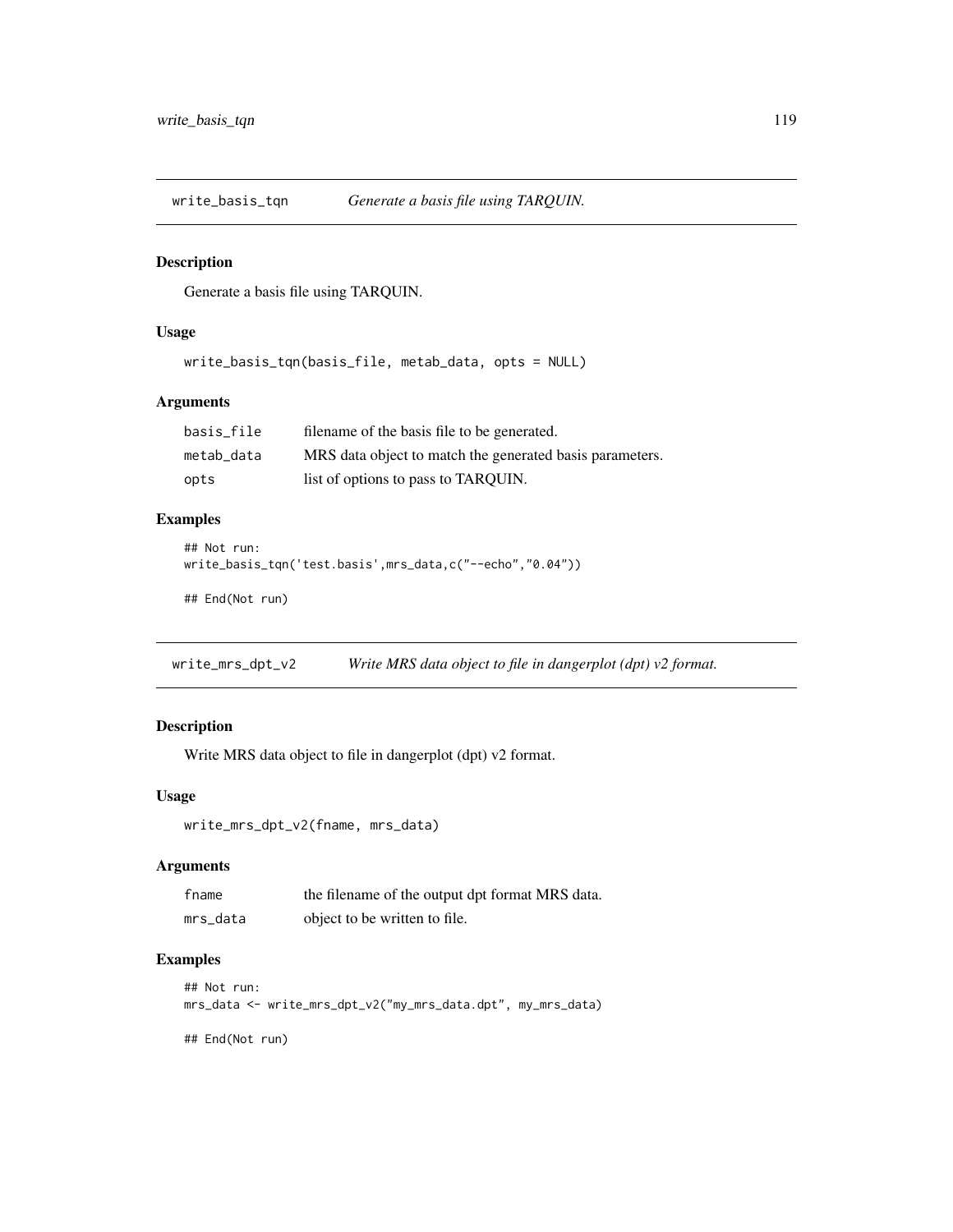## write_basis_tqn — *Generate a basis file using TARQUIN.*

### Description

Generate a basis file using TARQUIN.

### Usage

```
write_basis_tqn(basis_file, metab_data, opts = NULL)
```

### Arguments

| | |
|---|---|
| basis_file | filename of the basis file to be generated. |
| metab_data | MRS data object to match the generated basis parameters. |
| opts | list of options to pass to TARQUIN. |

### Examples

```
## Not run:
write_basis_tqn('test.basis',mrs_data,c("--echo","0.04"))

## End(Not run)
```

## write_mrs_dpt_v2 — *Write MRS data object to file in dangerplot (dpt) v2 format.*

### Description

Write MRS data object to file in dangerplot (dpt) v2 format.

### Usage

```
write_mrs_dpt_v2(fname, mrs_data)
```

### Arguments

| | |
|---|---|
| fname | the filename of the output dpt format MRS data. |
| mrs_data | object to be written to file. |

### Examples

```
## Not run:
mrs_data <- write_mrs_dpt_v2("my_mrs_data.dpt", my_mrs_data)

## End(Not run)
```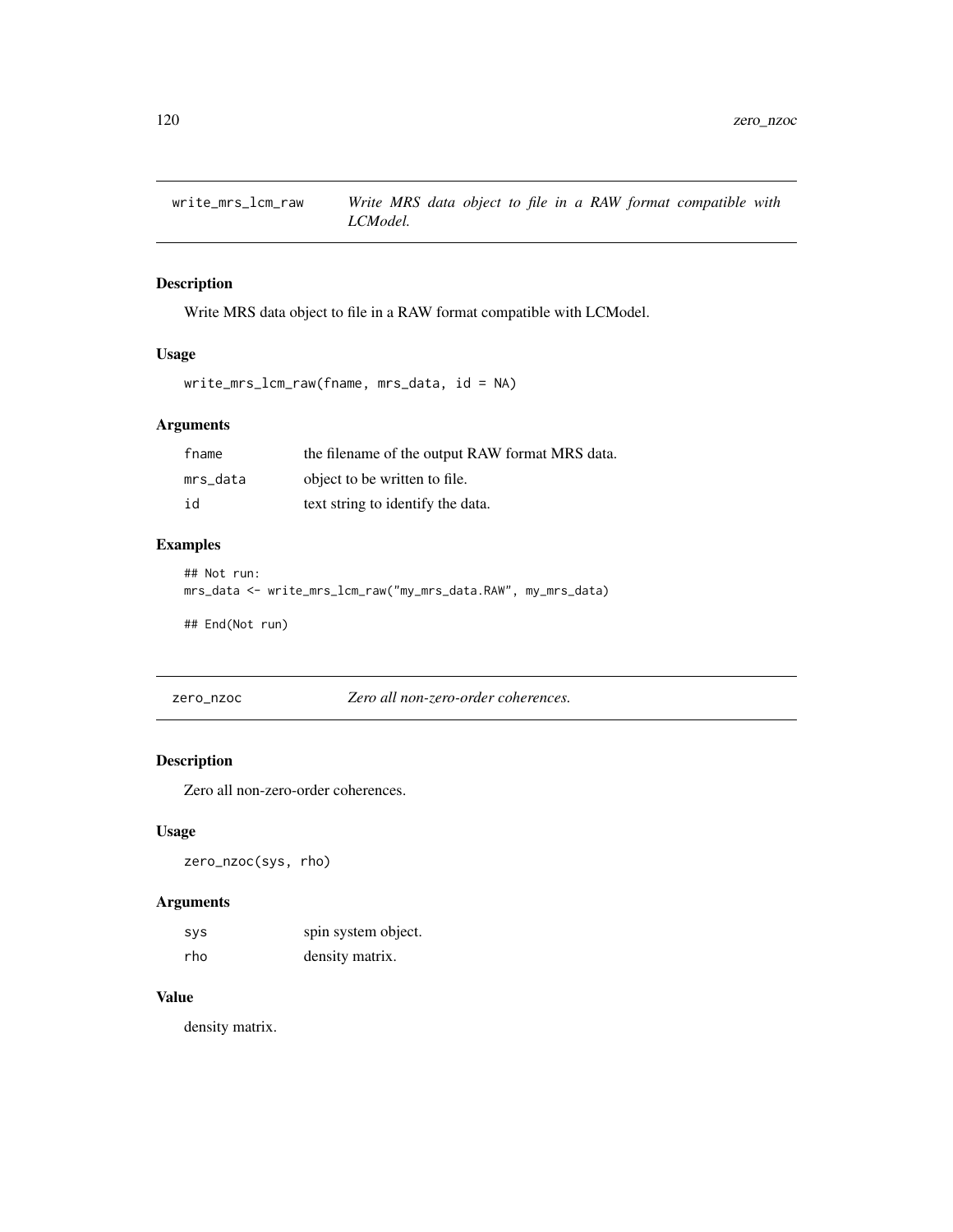## write_mrs_lcm_raw *Write MRS data object to file in a RAW format compatible with LCModel.*

### Description

Write MRS data object to file in a RAW format compatible with LCModel.

### Usage

```
write_mrs_lcm_raw(fname, mrs_data, id = NA)
```

### Arguments

| | |
|---|---|
| fname | the filename of the output RAW format MRS data. |
| mrs_data | object to be written to file. |
| id | text string to identify the data. |

### Examples

```
## Not run:
mrs_data <- write_mrs_lcm_raw("my_mrs_data.RAW", my_mrs_data)

## End(Not run)
```

## zero_nzoc *Zero all non-zero-order coherences.*

### Description

Zero all non-zero-order coherences.

### Usage

```
zero_nzoc(sys, rho)
```

### Arguments

| | |
|---|---|
| sys | spin system object. |
| rho | density matrix. |

### Value

density matrix.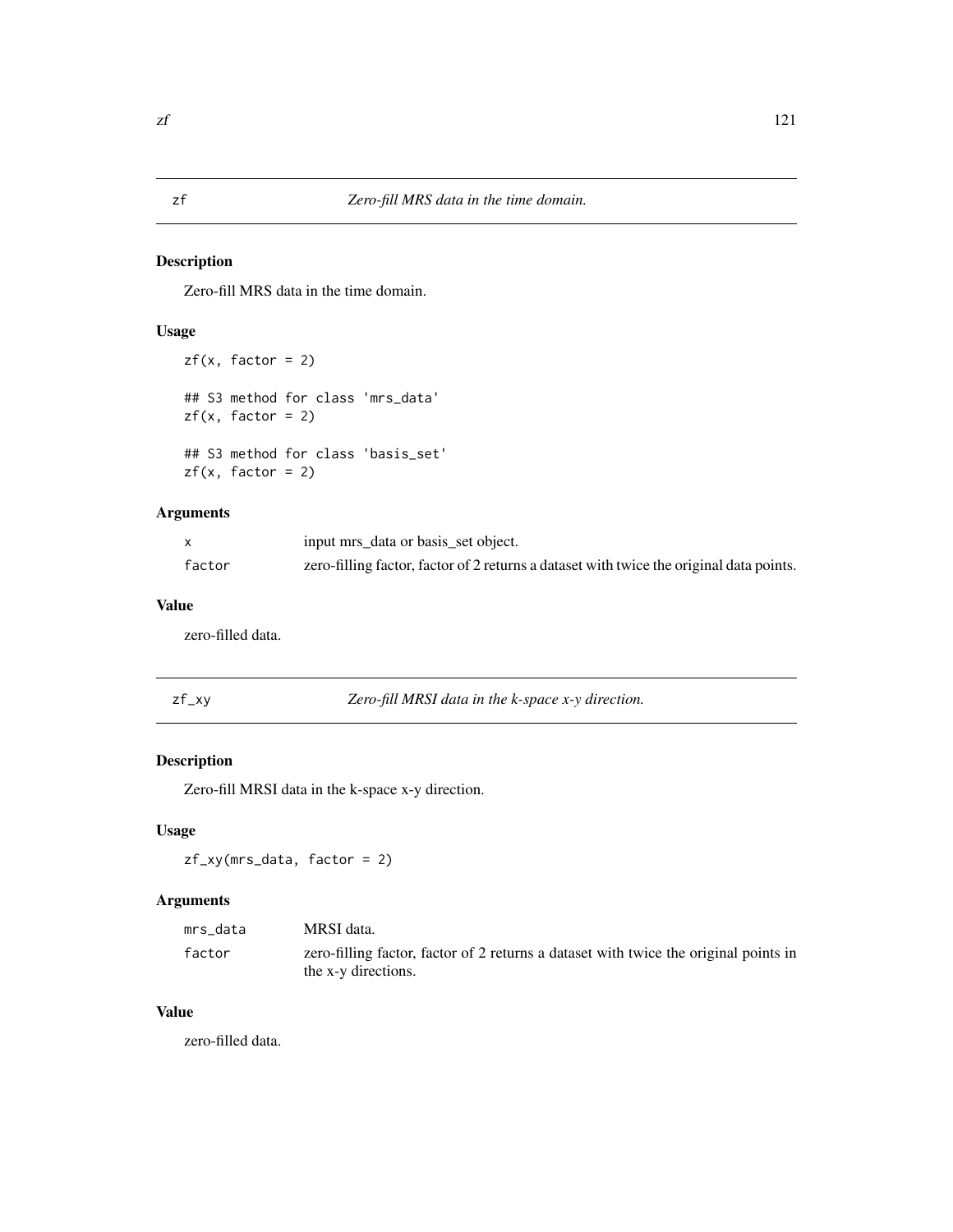## zf — *Zero-fill MRS data in the time domain.*

### Description

Zero-fill MRS data in the time domain.

### Usage

```
zf(x, factor = 2)

## S3 method for class 'mrs_data'
zf(x, factor = 2)

## S3 method for class 'basis_set'
zf(x, factor = 2)
```

### Arguments

| | |
|---|---|
| x | input mrs_data or basis_set object. |
| factor | zero-filling factor, factor of 2 returns a dataset with twice the original data points. |

### Value

zero-filled data.

## zf_xy — *Zero-fill MRSI data in the k-space x-y direction.*

### Description

Zero-fill MRSI data in the k-space x-y direction.

### Usage

```
zf_xy(mrs_data, factor = 2)
```

### Arguments

| | |
|---|---|
| mrs_data | MRSI data. |
| factor | zero-filling factor, factor of 2 returns a dataset with twice the original points in the x-y directions. |

### Value

zero-filled data.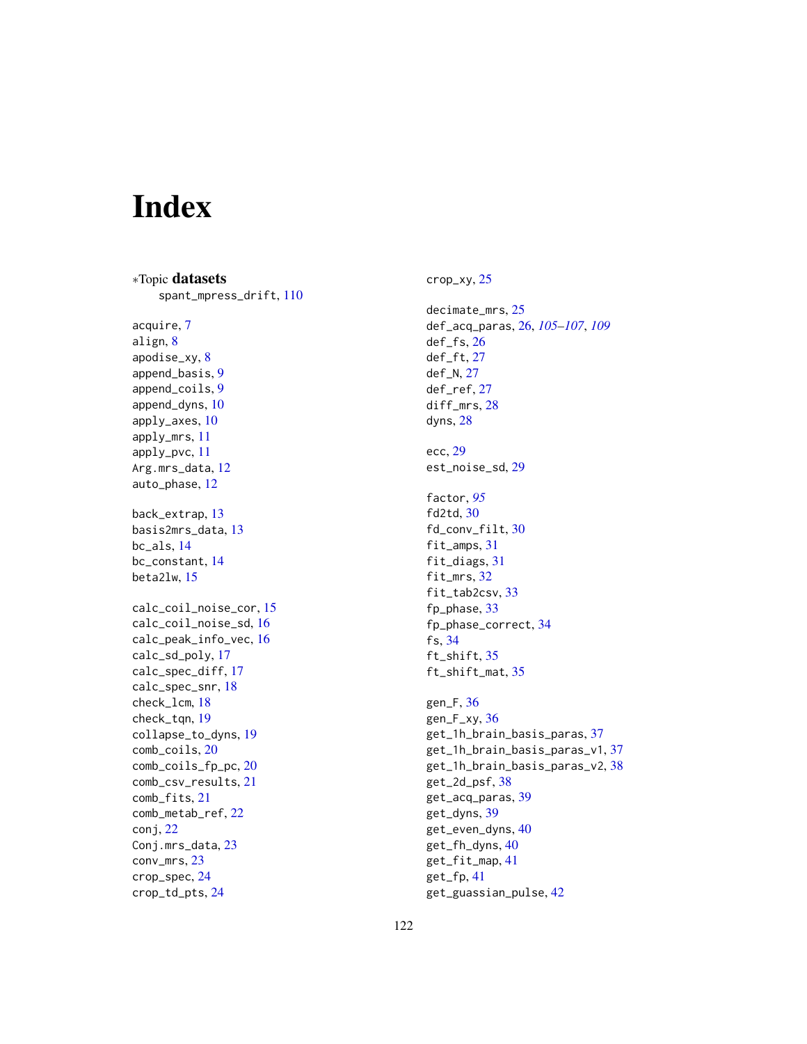# Index

*Topic **datasets**

spant_mpress_drift, 110

acquire, 7
align, 8
apodise_xy, 8
append_basis, 9
append_coils, 9
append_dyns, 10
apply_axes, 10
apply_mrs, 11
apply_pvc, 11
Arg.mrs_data, 12
auto_phase, 12

back_extrap, 13
basis2mrs_data, 13
bc_als, 14
bc_constant, 14
beta2lw, 15

calc_coil_noise_cor, 15
calc_coil_noise_sd, 16
calc_peak_info_vec, 16
calc_sd_poly, 17
calc_spec_diff, 17
calc_spec_snr, 18
check_lcm, 18
check_tqn, 19
collapse_to_dyns, 19
comb_coils, 20
comb_coils_fp_pc, 20
comb_csv_results, 21
comb_fits, 21
comb_metab_ref, 22
conj, 22
Conj.mrs_data, 23
conv_mrs, 23
crop_spec, 24
crop_td_pts, 24
crop_xy, 25

decimate_mrs, 25
def_acq_paras, 26, *105–107*, *109*
def_fs, 26
def_ft, 27
def_N, 27
def_ref, 27
diff_mrs, 28
dyns, 28

ecc, 29
est_noise_sd, 29

factor, *95*
fd2td, 30
fd_conv_filt, 30
fit_amps, 31
fit_diags, 31
fit_mrs, 32
fit_tab2csv, 33
fp_phase, 33
fp_phase_correct, 34
fs, 34
ft_shift, 35
ft_shift_mat, 35

gen_F, 36
gen_F_xy, 36
get_1h_brain_basis_paras, 37
get_1h_brain_basis_paras_v1, 37
get_1h_brain_basis_paras_v2, 38
get_2d_psf, 38
get_acq_paras, 39
get_dyns, 39
get_even_dyns, 40
get_fh_dyns, 40
get_fit_map, 41
get_fp, 41
get_guassian_pulse, 42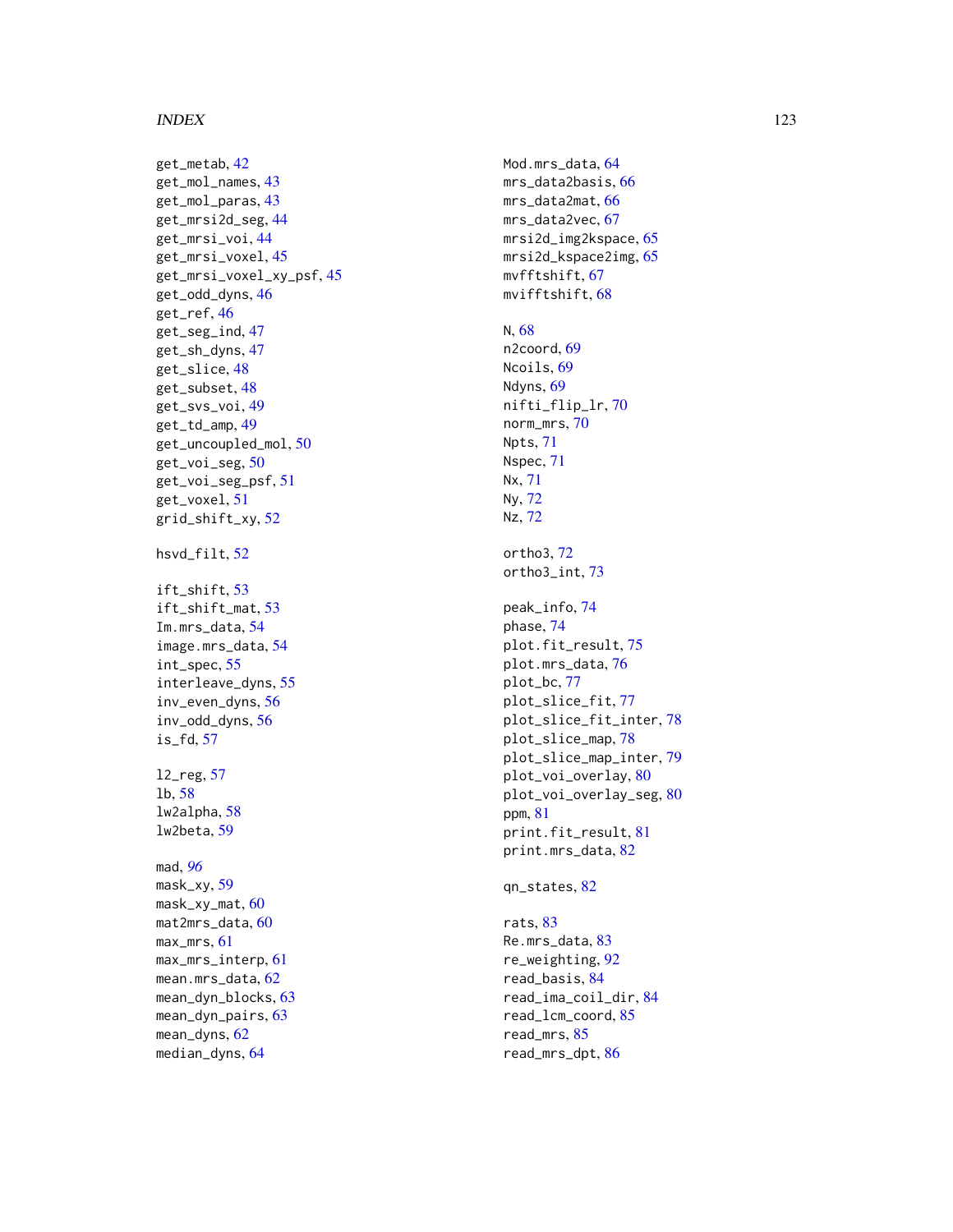get_metab, 42
get_mol_names, 43
get_mol_paras, 43
get_mrsi2d_seg, 44
get_mrsi_voi, 44
get_mrsi_voxel, 45
get_mrsi_voxel_xy_psf, 45
get_odd_dyns, 46
get_ref, 46
get_seg_ind, 47
get_sh_dyns, 47
get_slice, 48
get_subset, 48
get_svs_voi, 49
get_td_amp, 49
get_uncoupled_mol, 50
get_voi_seg, 50
get_voi_seg_psf, 51
get_voxel, 51
grid_shift_xy, 52

hsvd_filt, 52

ift_shift, 53
ift_shift_mat, 53
Im.mrs_data, 54
image.mrs_data, 54
int_spec, 55
interleave_dyns, 55
inv_even_dyns, 56
inv_odd_dyns, 56
is_fd, 57

l2_reg, 57
lb, 58
lw2alpha, 58
lw2beta, 59

mad, *96*
mask_xy, 59
mask_xy_mat, 60
mat2mrs_data, 60
max_mrs, 61
max_mrs_interp, 61
mean.mrs_data, 62
mean_dyn_blocks, 63
mean_dyn_pairs, 63
mean_dyns, 62
median_dyns, 64
Mod.mrs_data, 64
mrs_data2basis, 66
mrs_data2mat, 66
mrs_data2vec, 67
mrsi2d_img2kspace, 65
mrsi2d_kspace2img, 65
mvfftshift, 67
mvifftshift, 68

N, 68
n2coord, 69
Ncoils, 69
Ndyns, 69
nifti_flip_lr, 70
norm_mrs, 70
Npts, 71
Nspec, 71
Nx, 71
Ny, 72
Nz, 72

ortho3, 72
ortho3_int, 73

peak_info, 74
phase, 74
plot.fit_result, 75
plot.mrs_data, 76
plot_bc, 77
plot_slice_fit, 77
plot_slice_fit_inter, 78
plot_slice_map, 78
plot_slice_map_inter, 79
plot_voi_overlay, 80
plot_voi_overlay_seg, 80
ppm, 81
print.fit_result, 81
print.mrs_data, 82

qn_states, 82

rats, 83
Re.mrs_data, 83
re_weighting, 92
read_basis, 84
read_ima_coil_dir, 84
read_lcm_coord, 85
read_mrs, 85
read_mrs_dpt, 86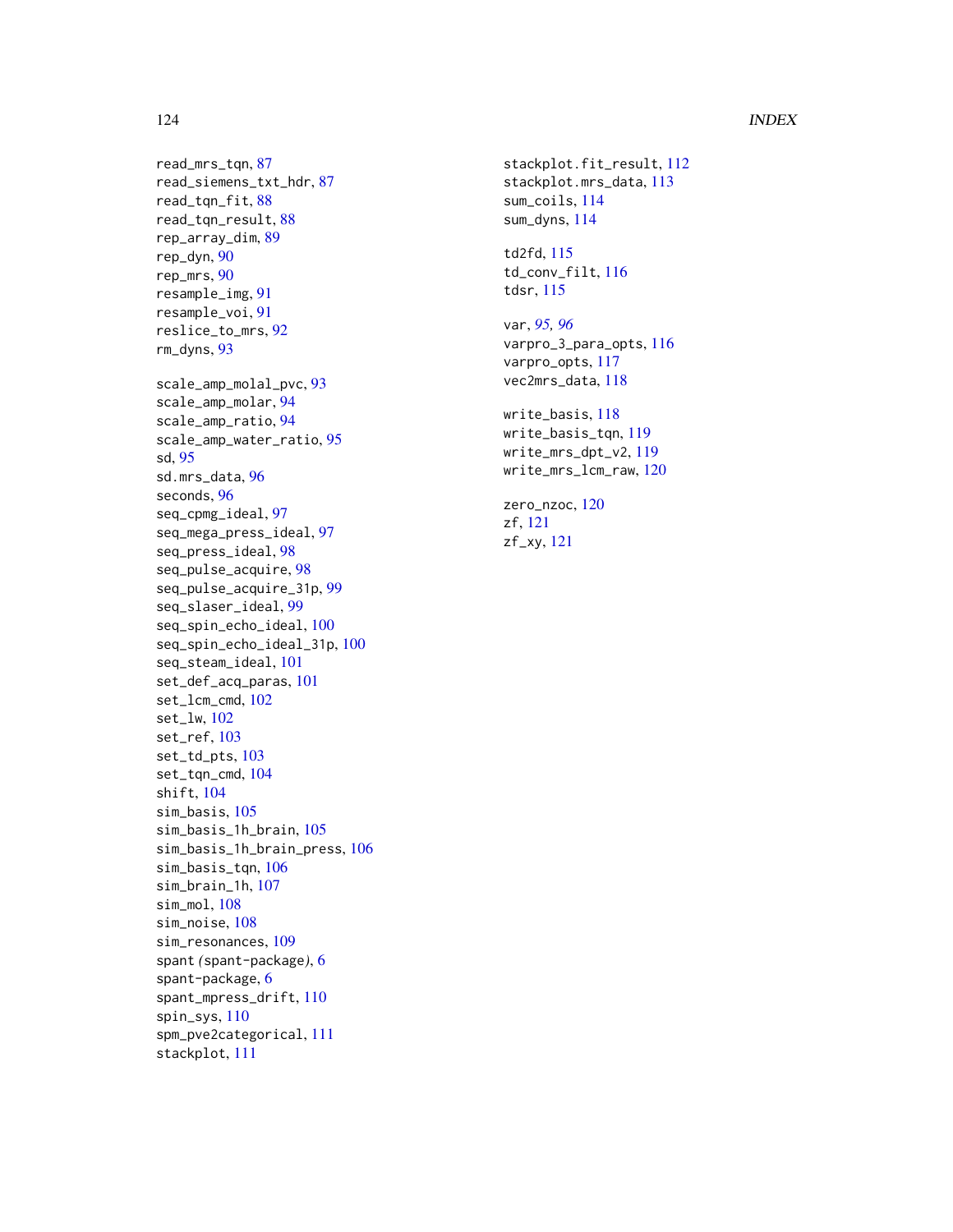read_mrs_tqn, 87
read_siemens_txt_hdr, 87
read_tqn_fit, 88
read_tqn_result, 88
rep_array_dim, 89
rep_dyn, 90
rep_mrs, 90
resample_img, 91
resample_voi, 91
reslice_to_mrs, 92
rm_dyns, 93

scale_amp_molal_pvc, 93
scale_amp_molar, 94
scale_amp_ratio, 94
scale_amp_water_ratio, 95
sd, 95
sd.mrs_data, 96
seconds, 96
seq_cpmg_ideal, 97
seq_mega_press_ideal, 97
seq_press_ideal, 98
seq_pulse_acquire, 98
seq_pulse_acquire_31p, 99
seq_slaser_ideal, 99
seq_spin_echo_ideal, 100
seq_spin_echo_ideal_31p, 100
seq_steam_ideal, 101
set_def_acq_paras, 101
set_lcm_cmd, 102
set_lw, 102
set_ref, 103
set_td_pts, 103
set_tqn_cmd, 104
shift, 104
sim_basis, 105
sim_basis_1h_brain, 105
sim_basis_1h_brain_press, 106
sim_basis_tqn, 106
sim_brain_1h, 107
sim_mol, 108
sim_noise, 108
sim_resonances, 109
spant *(spant-package)*, 6
spant-package, 6
spant_mpress_drift, 110
spin_sys, 110
spm_pve2categorical, 111
stackplot, 111
stackplot.fit_result, 112
stackplot.mrs_data, 113
sum_coils, 114
sum_dyns, 114

td2fd, 115
td_conv_filt, 116
tdsr, 115

var, *95, 96*
varpro_3_para_opts, 116
varpro_opts, 117
vec2mrs_data, 118

write_basis, 118
write_basis_tqn, 119
write_mrs_dpt_v2, 119
write_mrs_lcm_raw, 120

zero_nzoc, 120
zf, 121
zf_xy, 121